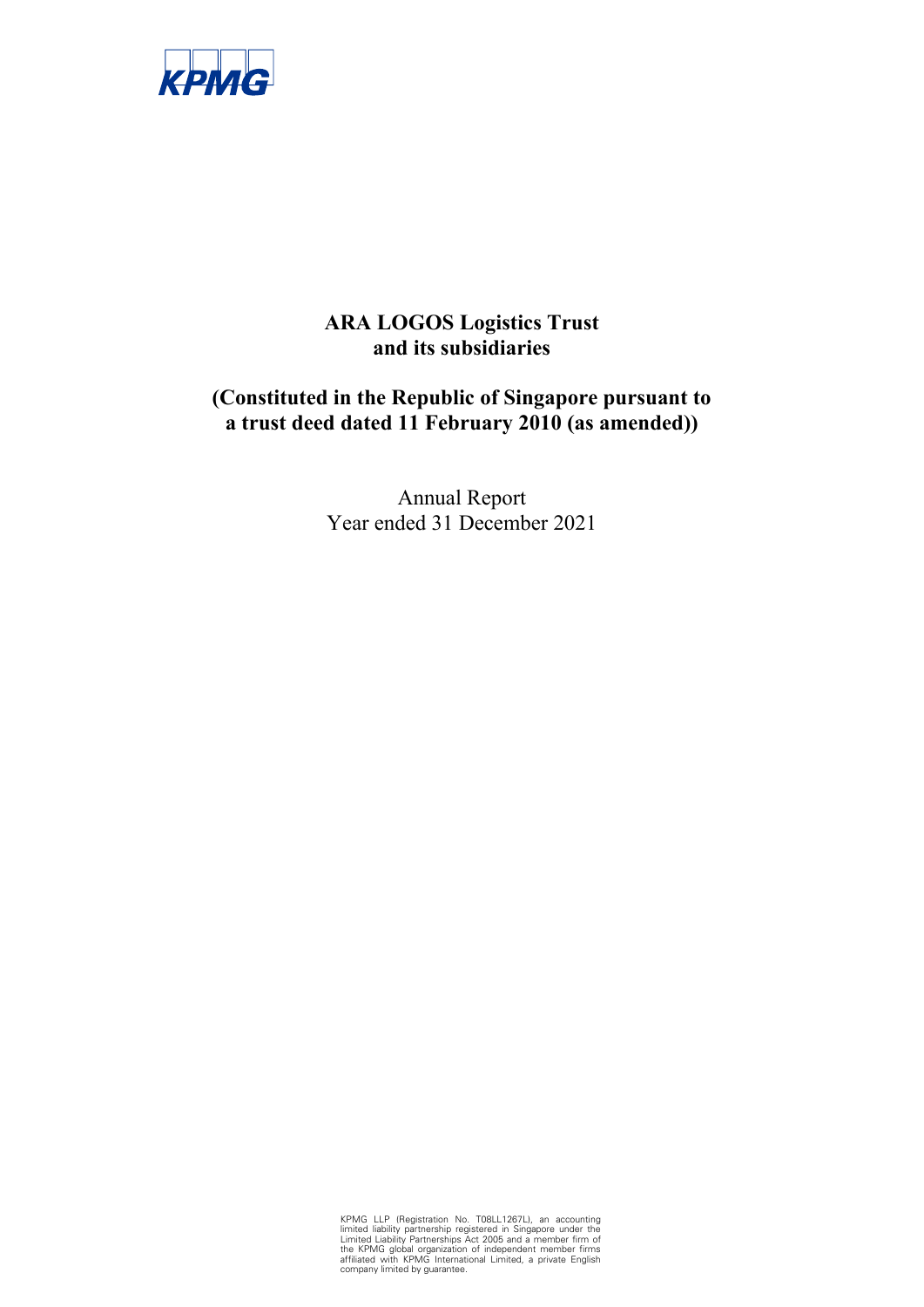KPMG

# ARA LOGOS Logistics Trust and its subsidiaries

## (Constituted in the Republic of Singapore pursuant to a trust deed dated 11 February 2010 (as amended))

Annual Report
Year ended 31 December 2021

KPMG LLP (Registration No. T08LL1267L), an accounting limited liability partnership registered in Singapore under the Limited Liability Partnerships Act 2005 and a member firm of the KPMG global organization of independent member firms affiliated with KPMG International Limited, a private English company limited by guarantee.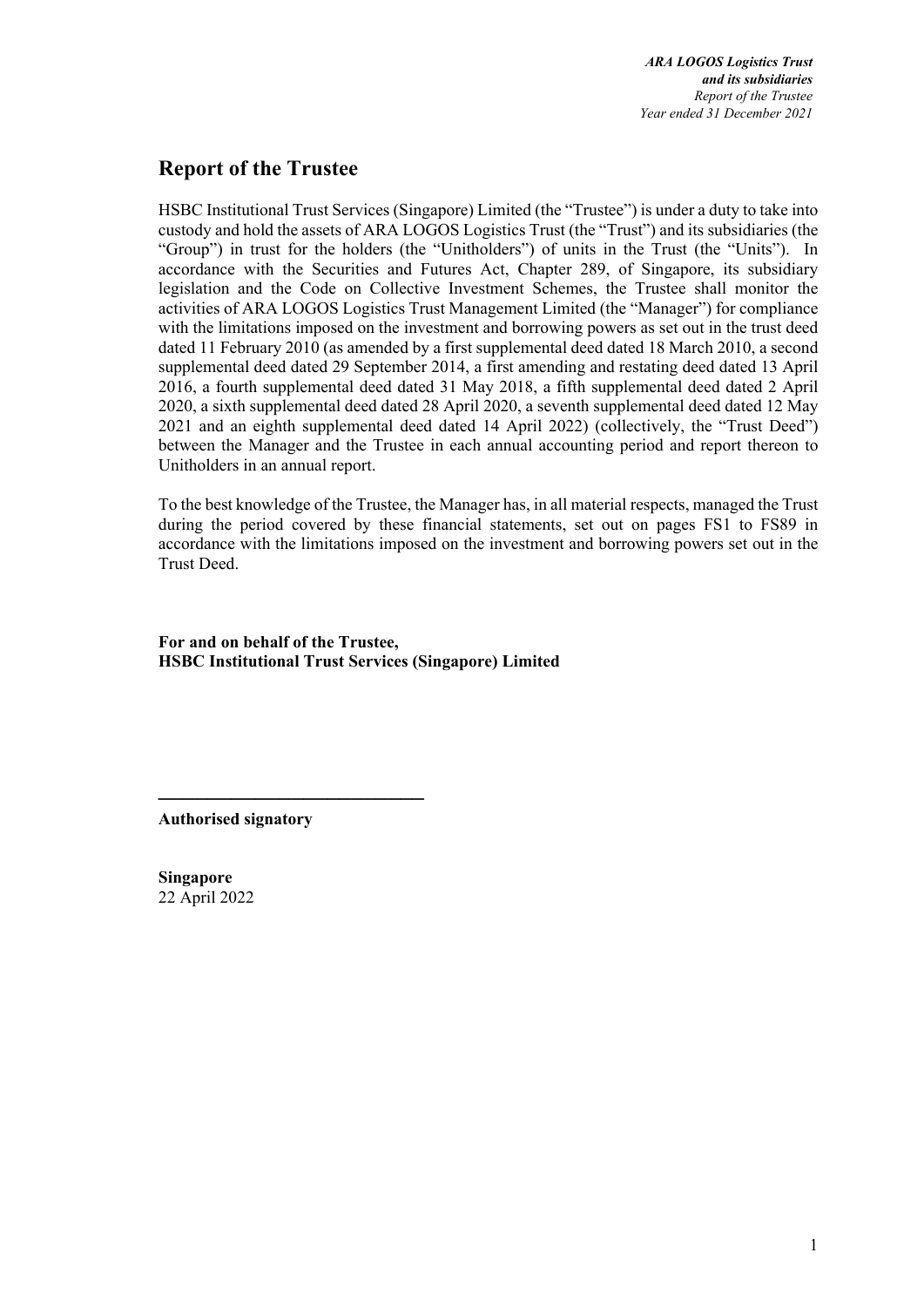# Report of the Trustee

HSBC Institutional Trust Services (Singapore) Limited (the "Trustee") is under a duty to take into custody and hold the assets of ARA LOGOS Logistics Trust (the "Trust") and its subsidiaries (the "Group") in trust for the holders (the "Unitholders") of units in the Trust (the "Units"). In accordance with the Securities and Futures Act, Chapter 289, of Singapore, its subsidiary legislation and the Code on Collective Investment Schemes, the Trustee shall monitor the activities of ARA LOGOS Logistics Trust Management Limited (the "Manager") for compliance with the limitations imposed on the investment and borrowing powers as set out in the trust deed dated 11 February 2010 (as amended by a first supplemental deed dated 18 March 2010, a second supplemental deed dated 29 September 2014, a first amending and restating deed dated 13 April 2016, a fourth supplemental deed dated 31 May 2018, a fifth supplemental deed dated 2 April 2020, a sixth supplemental deed dated 28 April 2020, a seventh supplemental deed dated 12 May 2021 and an eighth supplemental deed dated 14 April 2022) (collectively, the "Trust Deed") between the Manager and the Trustee in each annual accounting period and report thereon to Unitholders in an annual report.

To the best knowledge of the Trustee, the Manager has, in all material respects, managed the Trust during the period covered by these financial statements, set out on pages FS1 to FS89 in accordance with the limitations imposed on the investment and borrowing powers set out in the Trust Deed.

**For and on behalf of the Trustee,**
**HSBC Institutional Trust Services (Singapore) Limited**

**Authorised signatory**

**Singapore**
22 April 2022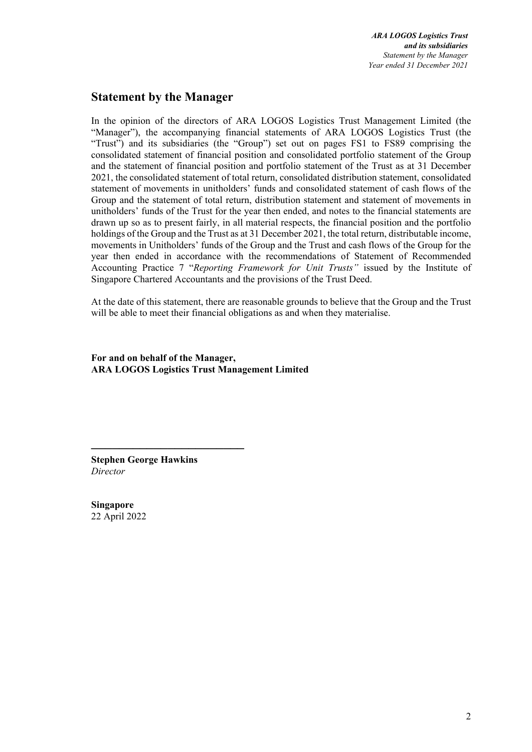## Statement by the Manager

In the opinion of the directors of ARA LOGOS Logistics Trust Management Limited (the "Manager"), the accompanying financial statements of ARA LOGOS Logistics Trust (the "Trust") and its subsidiaries (the "Group") set out on pages FS1 to FS89 comprising the consolidated statement of financial position and consolidated portfolio statement of the Group and the statement of financial position and portfolio statement of the Trust as at 31 December 2021, the consolidated statement of total return, consolidated distribution statement, consolidated statement of movements in unitholders' funds and consolidated statement of cash flows of the Group and the statement of total return, distribution statement and statement of movements in unitholders' funds of the Trust for the year then ended, and notes to the financial statements are drawn up so as to present fairly, in all material respects, the financial position and the portfolio holdings of the Group and the Trust as at 31 December 2021, the total return, distributable income, movements in Unitholders' funds of the Group and the Trust and cash flows of the Group for the year then ended in accordance with the recommendations of Statement of Recommended Accounting Practice 7 "*Reporting Framework for Unit Trusts"* issued by the Institute of Singapore Chartered Accountants and the provisions of the Trust Deed.

At the date of this statement, there are reasonable grounds to believe that the Group and the Trust will be able to meet their financial obligations as and when they materialise.

**For and on behalf of the Manager,**
**ARA LOGOS Logistics Trust Management Limited**

**Stephen George Hawkins**
*Director*

**Singapore**
22 April 2022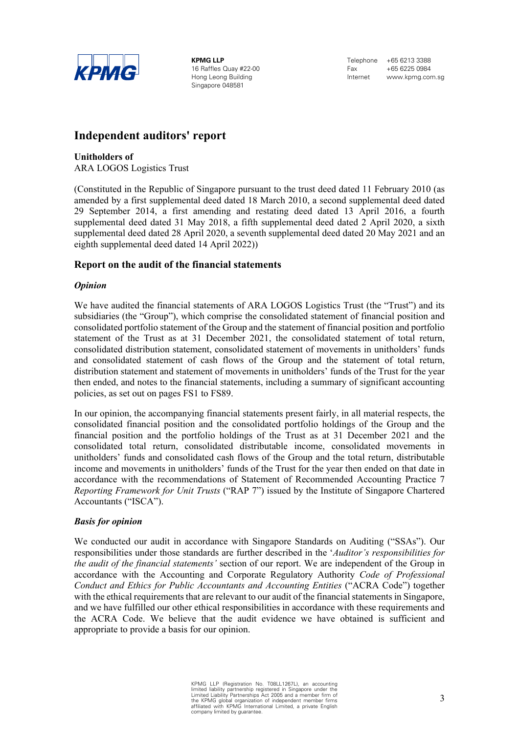KPMG LLP
16 Raffles Quay #22-00
Hong Leong Building
Singapore 048581

Telephone +65 6213 3388
Fax +65 6225 0984
Internet www.kpmg.com.sg

# Independent auditors' report

**Unitholders of**
ARA LOGOS Logistics Trust

(Constituted in the Republic of Singapore pursuant to the trust deed dated 11 February 2010 (as amended by a first supplemental deed dated 18 March 2010, a second supplemental deed dated 29 September 2014, a first amending and restating deed dated 13 April 2016, a fourth supplemental deed dated 31 May 2018, a fifth supplemental deed dated 2 April 2020, a sixth supplemental deed dated 28 April 2020, a seventh supplemental deed dated 20 May 2021 and an eighth supplemental deed dated 14 April 2022))

## Report on the audit of the financial statements

### *Opinion*

We have audited the financial statements of ARA LOGOS Logistics Trust (the "Trust") and its subsidiaries (the "Group"), which comprise the consolidated statement of financial position and consolidated portfolio statement of the Group and the statement of financial position and portfolio statement of the Trust as at 31 December 2021, the consolidated statement of total return, consolidated distribution statement, consolidated statement of movements in unitholders' funds and consolidated statement of cash flows of the Group and the statement of total return, distribution statement and statement of movements in unitholders' funds of the Trust for the year then ended, and notes to the financial statements, including a summary of significant accounting policies, as set out on pages FS1 to FS89.

In our opinion, the accompanying financial statements present fairly, in all material respects, the consolidated financial position and the consolidated portfolio holdings of the Group and the financial position and the portfolio holdings of the Trust as at 31 December 2021 and the consolidated total return, consolidated distributable income, consolidated movements in unitholders' funds and consolidated cash flows of the Group and the total return, distributable income and movements in unitholders' funds of the Trust for the year then ended on that date in accordance with the recommendations of Statement of Recommended Accounting Practice 7 *Reporting Framework for Unit Trusts* ("RAP 7") issued by the Institute of Singapore Chartered Accountants ("ISCA").

### *Basis for opinion*

We conducted our audit in accordance with Singapore Standards on Auditing ("SSAs"). Our responsibilities under those standards are further described in the '*Auditor's responsibilities for the audit of the financial statements'* section of our report. We are independent of the Group in accordance with the Accounting and Corporate Regulatory Authority *Code of Professional Conduct and Ethics for Public Accountants and Accounting Entities* ("ACRA Code") together with the ethical requirements that are relevant to our audit of the financial statements in Singapore, and we have fulfilled our other ethical responsibilities in accordance with these requirements and the ACRA Code. We believe that the audit evidence we have obtained is sufficient and appropriate to provide a basis for our opinion.

KPMG LLP (Registration No. T08LL1267L), an accounting limited liability partnership registered in Singapore under the Limited Liability Partnerships Act 2005 and a member firm of the KPMG global organization of independent member firms affiliated with KPMG International Limited, a private English company limited by guarantee.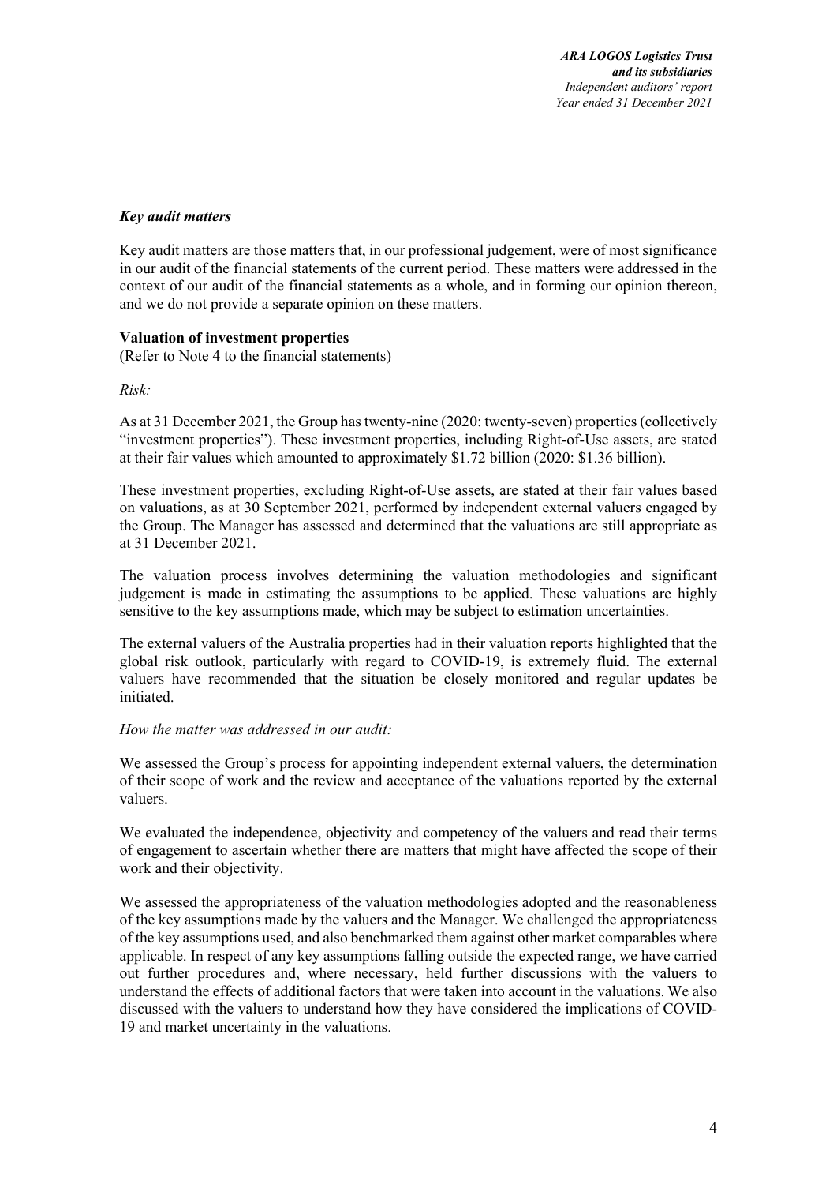### *Key audit matters*

Key audit matters are those matters that, in our professional judgement, were of most significance in our audit of the financial statements of the current period. These matters were addressed in the context of our audit of the financial statements as a whole, and in forming our opinion thereon, and we do not provide a separate opinion on these matters.

**Valuation of investment properties**
(Refer to Note 4 to the financial statements)

*Risk:*

As at 31 December 2021, the Group has twenty-nine (2020: twenty-seven) properties (collectively "investment properties"). These investment properties, including Right-of-Use assets, are stated at their fair values which amounted to approximately $1.72 billion (2020: $1.36 billion).

These investment properties, excluding Right-of-Use assets, are stated at their fair values based on valuations, as at 30 September 2021, performed by independent external valuers engaged by the Group. The Manager has assessed and determined that the valuations are still appropriate as at 31 December 2021.

The valuation process involves determining the valuation methodologies and significant judgement is made in estimating the assumptions to be applied. These valuations are highly sensitive to the key assumptions made, which may be subject to estimation uncertainties.

The external valuers of the Australia properties had in their valuation reports highlighted that the global risk outlook, particularly with regard to COVID-19, is extremely fluid. The external valuers have recommended that the situation be closely monitored and regular updates be initiated.

*How the matter was addressed in our audit:*

We assessed the Group's process for appointing independent external valuers, the determination of their scope of work and the review and acceptance of the valuations reported by the external valuers.

We evaluated the independence, objectivity and competency of the valuers and read their terms of engagement to ascertain whether there are matters that might have affected the scope of their work and their objectivity.

We assessed the appropriateness of the valuation methodologies adopted and the reasonableness of the key assumptions made by the valuers and the Manager. We challenged the appropriateness of the key assumptions used, and also benchmarked them against other market comparables where applicable. In respect of any key assumptions falling outside the expected range, we have carried out further procedures and, where necessary, held further discussions with the valuers to understand the effects of additional factors that were taken into account in the valuations. We also discussed with the valuers to understand how they have considered the implications of COVID-19 and market uncertainty in the valuations.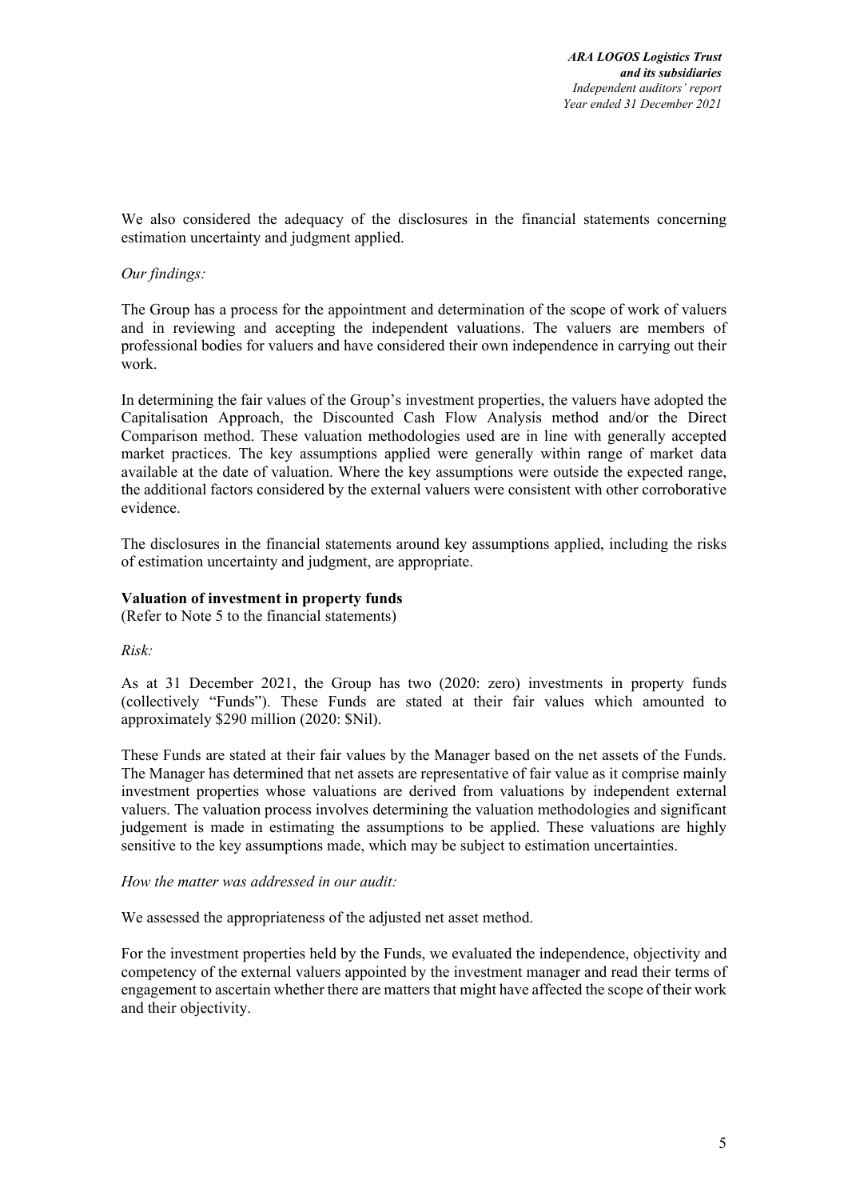We also considered the adequacy of the disclosures in the financial statements concerning estimation uncertainty and judgment applied.

*Our findings:*

The Group has a process for the appointment and determination of the scope of work of valuers and in reviewing and accepting the independent valuations. The valuers are members of professional bodies for valuers and have considered their own independence in carrying out their work.

In determining the fair values of the Group's investment properties, the valuers have adopted the Capitalisation Approach, the Discounted Cash Flow Analysis method and/or the Direct Comparison method. These valuation methodologies used are in line with generally accepted market practices. The key assumptions applied were generally within range of market data available at the date of valuation. Where the key assumptions were outside the expected range, the additional factors considered by the external valuers were consistent with other corroborative evidence.

The disclosures in the financial statements around key assumptions applied, including the risks of estimation uncertainty and judgment, are appropriate.

**Valuation of investment in property funds**
(Refer to Note 5 to the financial statements)

*Risk:*

As at 31 December 2021, the Group has two (2020: zero) investments in property funds (collectively "Funds"). These Funds are stated at their fair values which amounted to approximately $290 million (2020: $Nil).

These Funds are stated at their fair values by the Manager based on the net assets of the Funds. The Manager has determined that net assets are representative of fair value as it comprise mainly investment properties whose valuations are derived from valuations by independent external valuers. The valuation process involves determining the valuation methodologies and significant judgement is made in estimating the assumptions to be applied. These valuations are highly sensitive to the key assumptions made, which may be subject to estimation uncertainties.

*How the matter was addressed in our audit:*

We assessed the appropriateness of the adjusted net asset method.

For the investment properties held by the Funds, we evaluated the independence, objectivity and competency of the external valuers appointed by the investment manager and read their terms of engagement to ascertain whether there are matters that might have affected the scope of their work and their objectivity.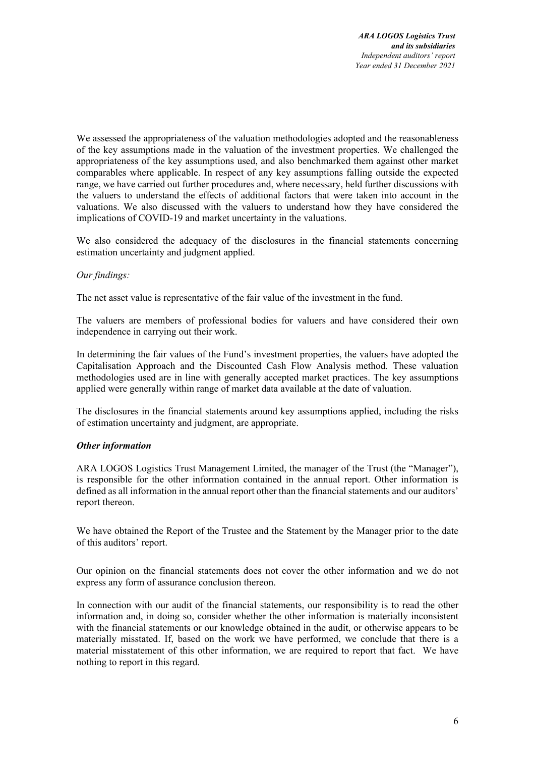We assessed the appropriateness of the valuation methodologies adopted and the reasonableness of the key assumptions made in the valuation of the investment properties. We challenged the appropriateness of the key assumptions used, and also benchmarked them against other market comparables where applicable. In respect of any key assumptions falling outside the expected range, we have carried out further procedures and, where necessary, held further discussions with the valuers to understand the effects of additional factors that were taken into account in the valuations. We also discussed with the valuers to understand how they have considered the implications of COVID-19 and market uncertainty in the valuations.

We also considered the adequacy of the disclosures in the financial statements concerning estimation uncertainty and judgment applied.

*Our findings:*

The net asset value is representative of the fair value of the investment in the fund.

The valuers are members of professional bodies for valuers and have considered their own independence in carrying out their work.

In determining the fair values of the Fund's investment properties, the valuers have adopted the Capitalisation Approach and the Discounted Cash Flow Analysis method. These valuation methodologies used are in line with generally accepted market practices. The key assumptions applied were generally within range of market data available at the date of valuation.

The disclosures in the financial statements around key assumptions applied, including the risks of estimation uncertainty and judgment, are appropriate.

***Other information***

ARA LOGOS Logistics Trust Management Limited, the manager of the Trust (the "Manager"), is responsible for the other information contained in the annual report. Other information is defined as all information in the annual report other than the financial statements and our auditors' report thereon.

We have obtained the Report of the Trustee and the Statement by the Manager prior to the date of this auditors' report.

Our opinion on the financial statements does not cover the other information and we do not express any form of assurance conclusion thereon.

In connection with our audit of the financial statements, our responsibility is to read the other information and, in doing so, consider whether the other information is materially inconsistent with the financial statements or our knowledge obtained in the audit, or otherwise appears to be materially misstated. If, based on the work we have performed, we conclude that there is a material misstatement of this other information, we are required to report that fact. We have nothing to report in this regard.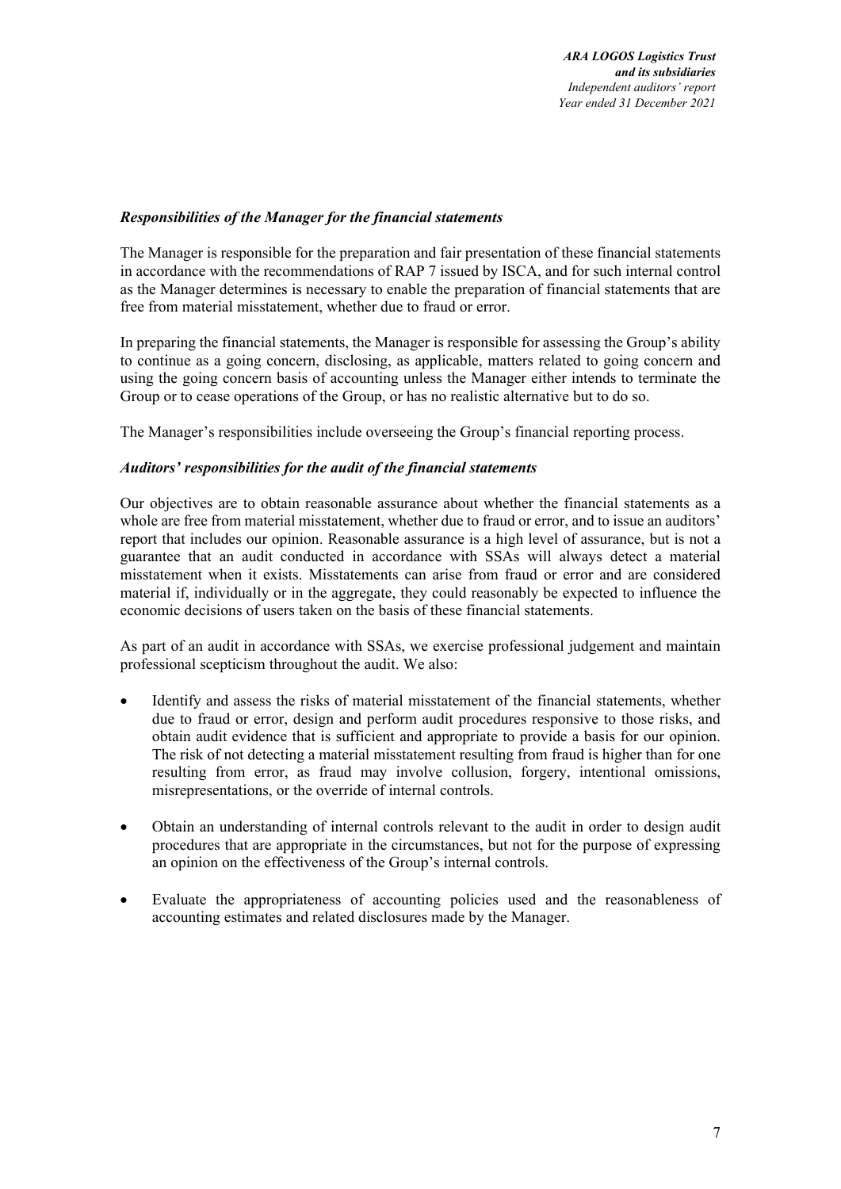***Responsibilities of the Manager for the financial statements***

The Manager is responsible for the preparation and fair presentation of these financial statements in accordance with the recommendations of RAP 7 issued by ISCA, and for such internal control as the Manager determines is necessary to enable the preparation of financial statements that are free from material misstatement, whether due to fraud or error.

In preparing the financial statements, the Manager is responsible for assessing the Group's ability to continue as a going concern, disclosing, as applicable, matters related to going concern and using the going concern basis of accounting unless the Manager either intends to terminate the Group or to cease operations of the Group, or has no realistic alternative but to do so.

The Manager's responsibilities include overseeing the Group's financial reporting process.

***Auditors' responsibilities for the audit of the financial statements***

Our objectives are to obtain reasonable assurance about whether the financial statements as a whole are free from material misstatement, whether due to fraud or error, and to issue an auditors' report that includes our opinion. Reasonable assurance is a high level of assurance, but is not a guarantee that an audit conducted in accordance with SSAs will always detect a material misstatement when it exists. Misstatements can arise from fraud or error and are considered material if, individually or in the aggregate, they could reasonably be expected to influence the economic decisions of users taken on the basis of these financial statements.

As part of an audit in accordance with SSAs, we exercise professional judgement and maintain professional scepticism throughout the audit. We also:

- Identify and assess the risks of material misstatement of the financial statements, whether due to fraud or error, design and perform audit procedures responsive to those risks, and obtain audit evidence that is sufficient and appropriate to provide a basis for our opinion. The risk of not detecting a material misstatement resulting from fraud is higher than for one resulting from error, as fraud may involve collusion, forgery, intentional omissions, misrepresentations, or the override of internal controls.

- Obtain an understanding of internal controls relevant to the audit in order to design audit procedures that are appropriate in the circumstances, but not for the purpose of expressing an opinion on the effectiveness of the Group's internal controls.

- Evaluate the appropriateness of accounting policies used and the reasonableness of accounting estimates and related disclosures made by the Manager.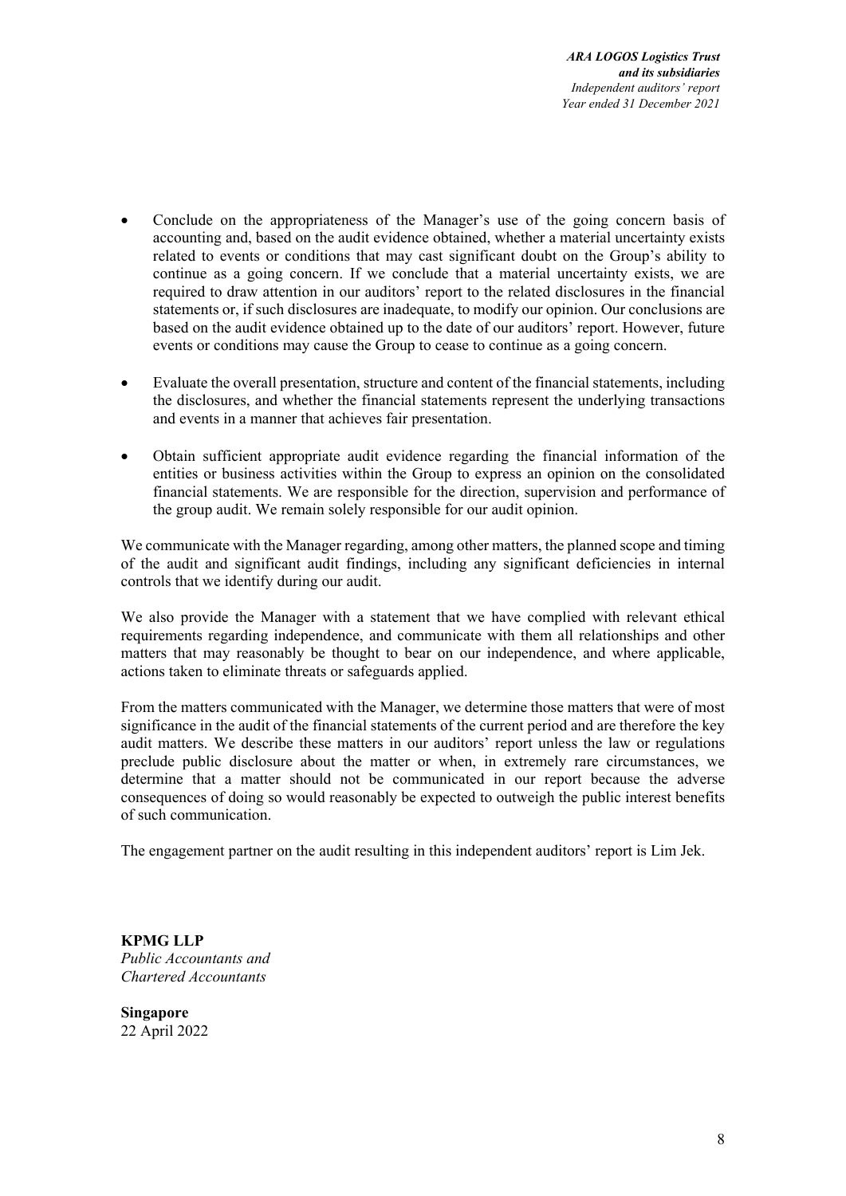- Conclude on the appropriateness of the Manager's use of the going concern basis of accounting and, based on the audit evidence obtained, whether a material uncertainty exists related to events or conditions that may cast significant doubt on the Group's ability to continue as a going concern. If we conclude that a material uncertainty exists, we are required to draw attention in our auditors' report to the related disclosures in the financial statements or, if such disclosures are inadequate, to modify our opinion. Our conclusions are based on the audit evidence obtained up to the date of our auditors' report. However, future events or conditions may cause the Group to cease to continue as a going concern.

- Evaluate the overall presentation, structure and content of the financial statements, including the disclosures, and whether the financial statements represent the underlying transactions and events in a manner that achieves fair presentation.

- Obtain sufficient appropriate audit evidence regarding the financial information of the entities or business activities within the Group to express an opinion on the consolidated financial statements. We are responsible for the direction, supervision and performance of the group audit. We remain solely responsible for our audit opinion.

We communicate with the Manager regarding, among other matters, the planned scope and timing of the audit and significant audit findings, including any significant deficiencies in internal controls that we identify during our audit.

We also provide the Manager with a statement that we have complied with relevant ethical requirements regarding independence, and communicate with them all relationships and other matters that may reasonably be thought to bear on our independence, and where applicable, actions taken to eliminate threats or safeguards applied.

From the matters communicated with the Manager, we determine those matters that were of most significance in the audit of the financial statements of the current period and are therefore the key audit matters. We describe these matters in our auditors' report unless the law or regulations preclude public disclosure about the matter or when, in extremely rare circumstances, we determine that a matter should not be communicated in our report because the adverse consequences of doing so would reasonably be expected to outweigh the public interest benefits of such communication.

The engagement partner on the audit resulting in this independent auditors' report is Lim Jek.

**KPMG LLP**
*Public Accountants and*
*Chartered Accountants*

**Singapore**
22 April 2022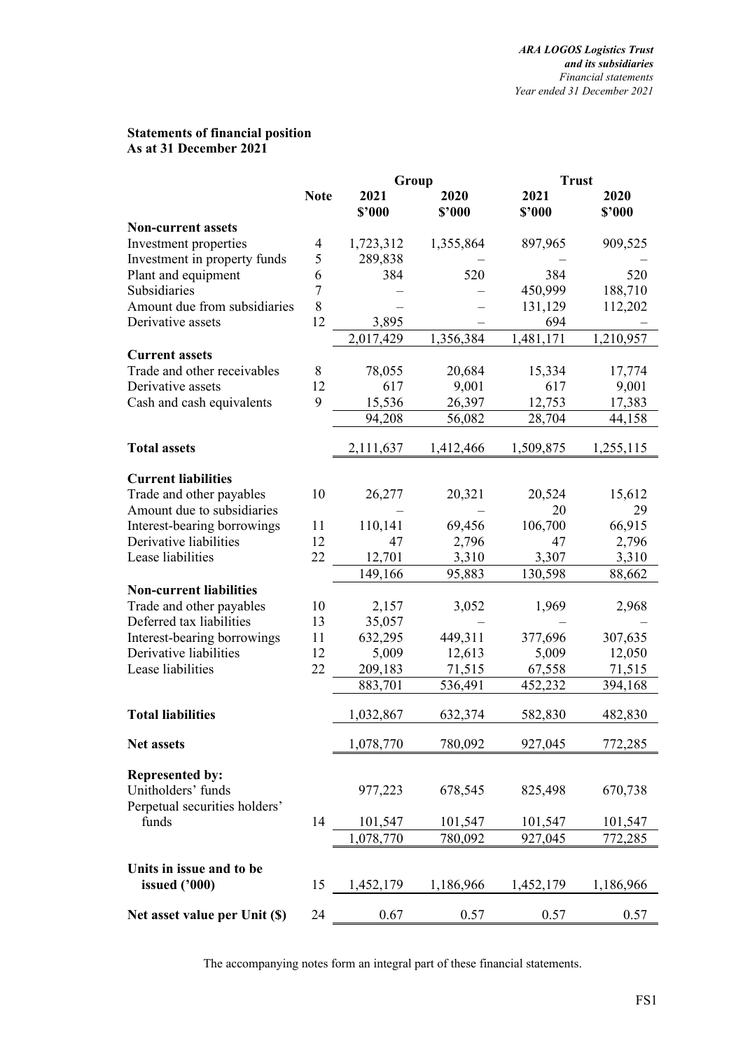## Statements of financial position
## As at 31 December 2021

| | Note | Group | | Trust | |
|---|---|---|---|---|---|
| | | 2021 | 2020 | 2021 | 2020 |
| | | $'000 | $'000 | $'000 | $'000 |
| **Non-current assets** | | | | | |
| Investment properties | 4 | 1,723,312 | 1,355,864 | 897,965 | 909,525 |
| Investment in property funds | 5 | 289,838 | – | – | – |
| Plant and equipment | 6 | 384 | 520 | 384 | 520 |
| Subsidiaries | 7 | – | – | 450,999 | 188,710 |
| Amount due from subsidiaries | 8 | – | – | 131,129 | 112,202 |
| Derivative assets | 12 | 3,895 | – | 694 | – |
| | | 2,017,429 | 1,356,384 | 1,481,171 | 1,210,957 |
| **Current assets** | | | | | |
| Trade and other receivables | 8 | 78,055 | 20,684 | 15,334 | 17,774 |
| Derivative assets | 12 | 617 | 9,001 | 617 | 9,001 |
| Cash and cash equivalents | 9 | 15,536 | 26,397 | 12,753 | 17,383 |
| | | 94,208 | 56,082 | 28,704 | 44,158 |
| **Total assets** | | 2,111,637 | 1,412,466 | 1,509,875 | 1,255,115 |
| **Current liabilities** | | | | | |
| Trade and other payables | 10 | 26,277 | 20,321 | 20,524 | 15,612 |
| Amount due to subsidiaries | | – | – | 20 | 29 |
| Interest-bearing borrowings | 11 | 110,141 | 69,456 | 106,700 | 66,915 |
| Derivative liabilities | 12 | 47 | 2,796 | 47 | 2,796 |
| Lease liabilities | 22 | 12,701 | 3,310 | 3,307 | 3,310 |
| | | 149,166 | 95,883 | 130,598 | 88,662 |
| **Non-current liabilities** | | | | | |
| Trade and other payables | 10 | 2,157 | 3,052 | 1,969 | 2,968 |
| Deferred tax liabilities | 13 | 35,057 | – | – | – |
| Interest-bearing borrowings | 11 | 632,295 | 449,311 | 377,696 | 307,635 |
| Derivative liabilities | 12 | 5,009 | 12,613 | 5,009 | 12,050 |
| Lease liabilities | 22 | 209,183 | 71,515 | 67,558 | 71,515 |
| | | 883,701 | 536,491 | 452,232 | 394,168 |
| **Total liabilities** | | 1,032,867 | 632,374 | 582,830 | 482,830 |
| **Net assets** | | 1,078,770 | 780,092 | 927,045 | 772,285 |
| **Represented by:** | | | | | |
| Unitholders' funds | | 977,223 | 678,545 | 825,498 | 670,738 |
| Perpetual securities holders' funds | 14 | 101,547 | 101,547 | 101,547 | 101,547 |
| | | 1,078,770 | 780,092 | 927,045 | 772,285 |
| **Units in issue and to be issued ('000)** | 15 | 1,452,179 | 1,186,966 | 1,452,179 | 1,186,966 |
| **Net asset value per Unit ($)** | 24 | 0.67 | 0.57 | 0.57 | 0.57 |

The accompanying notes form an integral part of these financial statements.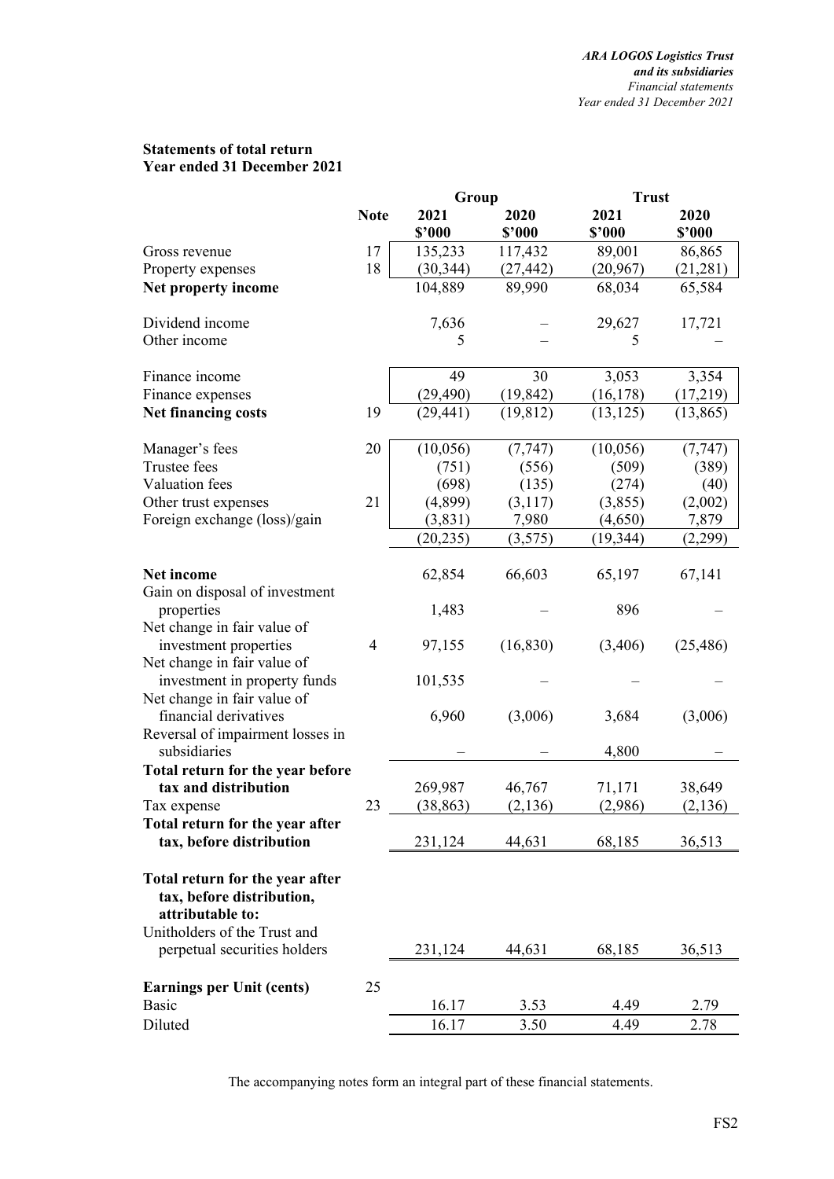**Statements of total return**
**Year ended 31 December 2021**

| | Note | Group | | Trust | |
|---|---|---|---|---|---|
| | | 2021 | 2020 | 2021 | 2020 |
| | | $'000 | $'000 | $'000 | $'000 |
| Gross revenue | 17 | 135,233 | 117,432 | 89,001 | 86,865 |
| Property expenses | 18 | (30,344) | (27,442) | (20,967) | (21,281) |
| **Net property income** | | 104,889 | 89,990 | 68,034 | 65,584 |
| | | | | | |
| Dividend income | | 7,636 | – | 29,627 | 17,721 |
| Other income | | 5 | – | 5 | – |
| | | | | | |
| Finance income | | 49 | 30 | 3,053 | 3,354 |
| Finance expenses | | (29,490) | (19,842) | (16,178) | (17,219) |
| **Net financing costs** | 19 | (29,441) | (19,812) | (13,125) | (13,865) |
| | | | | | |
| Manager's fees | 20 | (10,056) | (7,747) | (10,056) | (7,747) |
| Trustee fees | | (751) | (556) | (509) | (389) |
| Valuation fees | | (698) | (135) | (274) | (40) |
| Other trust expenses | 21 | (4,899) | (3,117) | (3,855) | (2,002) |
| Foreign exchange (loss)/gain | | (3,831) | 7,980 | (4,650) | 7,879 |
| | | (20,235) | (3,575) | (19,344) | (2,299) |
| | | | | | |
| **Net income** | | 62,854 | 66,603 | 65,197 | 67,141 |
| Gain on disposal of investment properties | | 1,483 | – | 896 | – |
| Net change in fair value of investment properties | 4 | 97,155 | (16,830) | (3,406) | (25,486) |
| Net change in fair value of investment in property funds | | 101,535 | – | – | – |
| Net change in fair value of financial derivatives | | 6,960 | (3,006) | 3,684 | (3,006) |
| Reversal of impairment losses in subsidiaries | | – | – | 4,800 | – |
| **Total return for the year before tax and distribution** | | 269,987 | 46,767 | 71,171 | 38,649 |
| Tax expense | 23 | (38,863) | (2,136) | (2,986) | (2,136) |
| **Total return for the year after tax, before distribution** | | 231,124 | 44,631 | 68,185 | 36,513 |
| | | | | | |
| **Total return for the year after tax, before distribution, attributable to:** | | | | | |
| Unitholders of the Trust and perpetual securities holders | | 231,124 | 44,631 | 68,185 | 36,513 |
| | | | | | |
| **Earnings per Unit (cents)** | 25 | | | | |
| Basic | | 16.17 | 3.53 | 4.49 | 2.79 |
| Diluted | | 16.17 | 3.50 | 4.49 | 2.78 |

The accompanying notes form an integral part of these financial statements.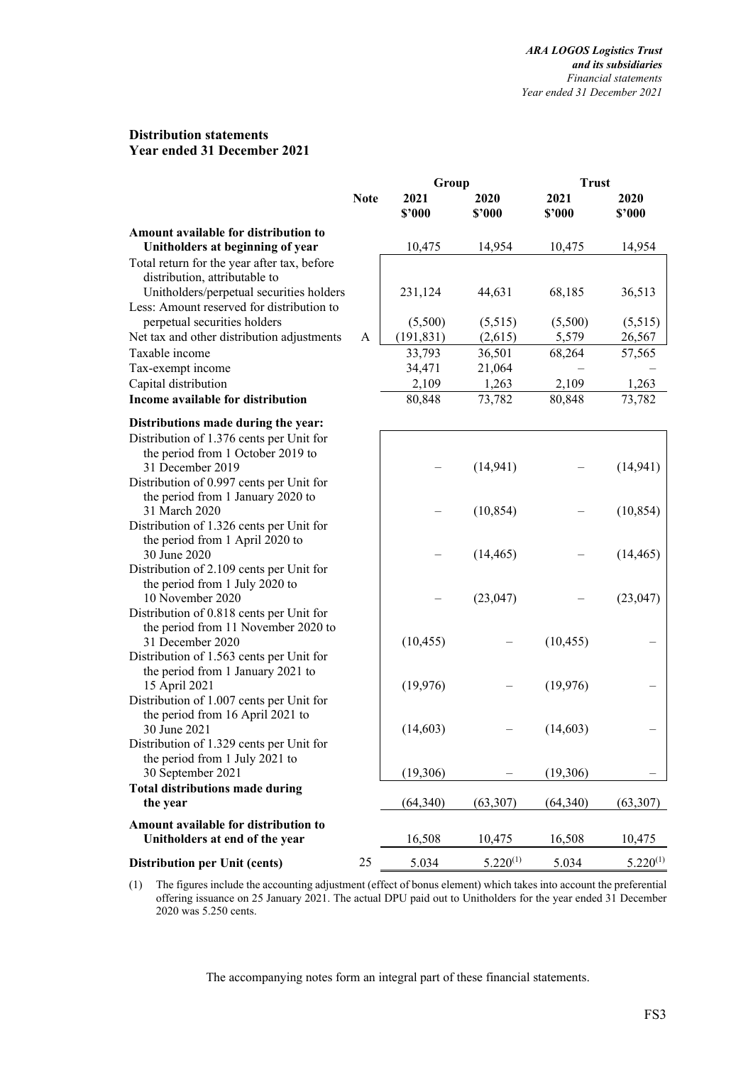## Distribution statements
## Year ended 31 December 2021

| | Note | Group 2021 $'000 | Group 2020 $'000 | Trust 2021 $'000 | Trust 2020 $'000 |
|---|---|---|---|---|---|
| **Amount available for distribution to Unitholders at beginning of year** | | 10,475 | 14,954 | 10,475 | 14,954 |
| Total return for the year after tax, before distribution, attributable to Unitholders/perpetual securities holders | | 231,124 | 44,631 | 68,185 | 36,513 |
| Less: Amount reserved for distribution to perpetual securities holders | | (5,500) | (5,515) | (5,500) | (5,515) |
| Net tax and other distribution adjustments | A | (191,831) | (2,615) | 5,579 | 26,567 |
| Taxable income | | 33,793 | 36,501 | 68,264 | 57,565 |
| Tax-exempt income | | 34,471 | 21,064 | – | – |
| Capital distribution | | 2,109 | 1,263 | 2,109 | 1,263 |
| **Income available for distribution** | | 80,848 | 73,782 | 80,848 | 73,782 |
| **Distributions made during the year:** | | | | | |
| Distribution of 1.376 cents per Unit for the period from 1 October 2019 to 31 December 2019 | | – | (14,941) | – | (14,941) |
| Distribution of 0.997 cents per Unit for the period from 1 January 2020 to 31 March 2020 | | – | (10,854) | – | (10,854) |
| Distribution of 1.326 cents per Unit for the period from 1 April 2020 to 30 June 2020 | | – | (14,465) | – | (14,465) |
| Distribution of 2.109 cents per Unit for the period from 1 July 2020 to 10 November 2020 | | – | (23,047) | – | (23,047) |
| Distribution of 0.818 cents per Unit for the period from 11 November 2020 to 31 December 2020 | | (10,455) | – | (10,455) | – |
| Distribution of 1.563 cents per Unit for the period from 1 January 2021 to 15 April 2021 | | (19,976) | – | (19,976) | – |
| Distribution of 1.007 cents per Unit for the period from 16 April 2021 to 30 June 2021 | | (14,603) | – | (14,603) | – |
| Distribution of 1.329 cents per Unit for the period from 1 July 2021 to 30 September 2021 | | (19,306) | – | (19,306) | – |
| **Total distributions made during the year** | | (64,340) | (63,307) | (64,340) | (63,307) |
| **Amount available for distribution to Unitholders at end of the year** | | 16,508 | 10,475 | 16,508 | 10,475 |
| **Distribution per Unit (cents)** | 25 | 5.034 | 5.220(1) | 5.034 | 5.220(1) |

(1) The figures include the accounting adjustment (effect of bonus element) which takes into account the preferential offering issuance on 25 January 2021. The actual DPU paid out to Unitholders for the year ended 31 December 2020 was 5.250 cents.

The accompanying notes form an integral part of these financial statements.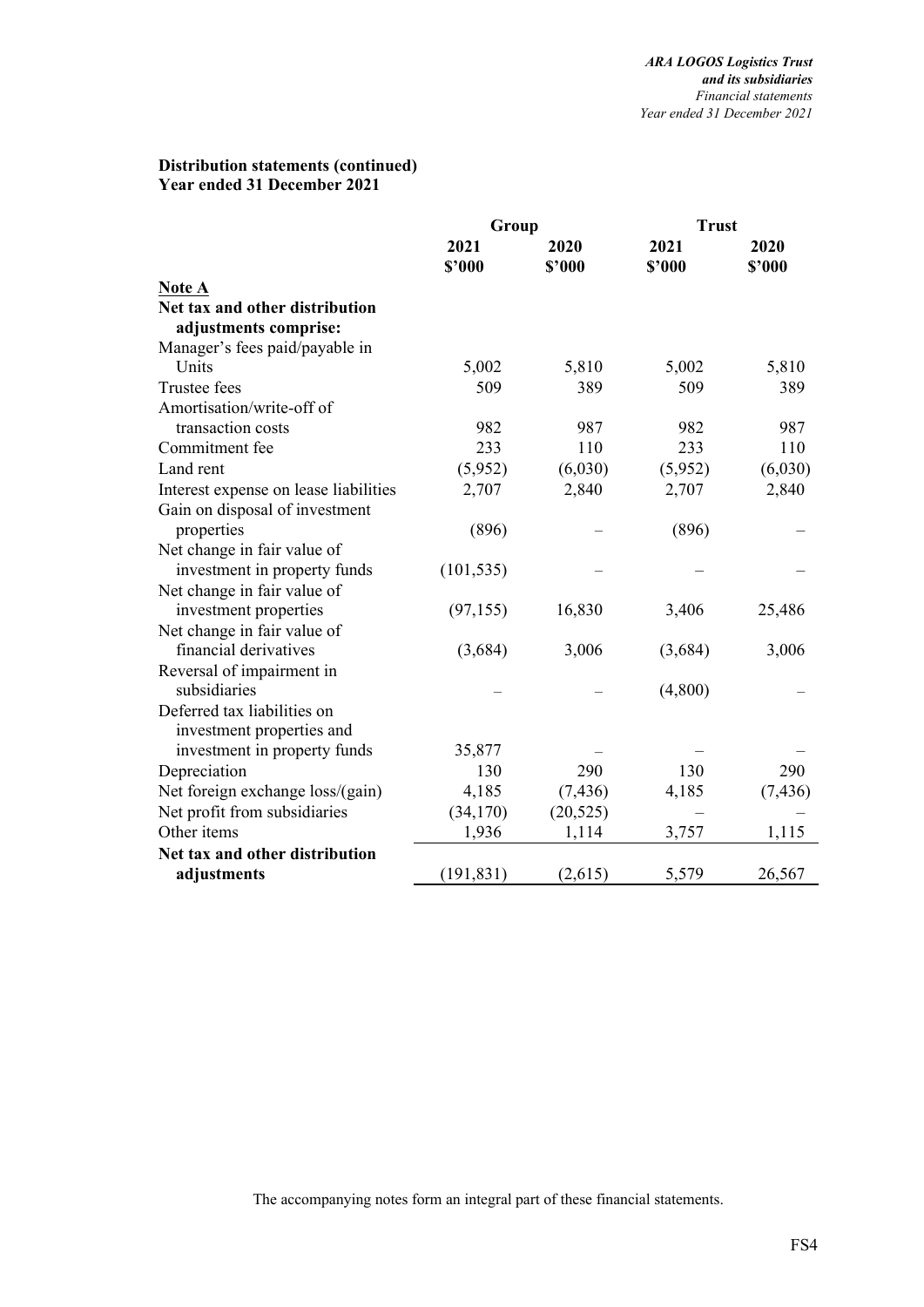**Distribution statements (continued)**
**Year ended 31 December 2021**

| | Group | | Trust | |
|---|---|---|---|---|
| | 2021 | 2020 | 2021 | 2020 |
| | $'000 | $'000 | $'000 | $'000 |
| **Note A** | | | | |
| **Net tax and other distribution adjustments comprise:** | | | | |
| Manager's fees paid/payable in Units | 5,002 | 5,810 | 5,002 | 5,810 |
| Trustee fees | 509 | 389 | 509 | 389 |
| Amortisation/write-off of transaction costs | 982 | 987 | 982 | 987 |
| Commitment fee | 233 | 110 | 233 | 110 |
| Land rent | (5,952) | (6,030) | (5,952) | (6,030) |
| Interest expense on lease liabilities | 2,707 | 2,840 | 2,707 | 2,840 |
| Gain on disposal of investment properties | (896) | – | (896) | – |
| Net change in fair value of investment in property funds | (101,535) | – | – | – |
| Net change in fair value of investment properties | (97,155) | 16,830 | 3,406 | 25,486 |
| Net change in fair value of financial derivatives | (3,684) | 3,006 | (3,684) | 3,006 |
| Reversal of impairment in subsidiaries | – | – | (4,800) | – |
| Deferred tax liabilities on investment properties and investment in property funds | 35,877 | – | – | – |
| Depreciation | 130 | 290 | 130 | 290 |
| Net foreign exchange loss/(gain) | 4,185 | (7,436) | 4,185 | (7,436) |
| Net profit from subsidiaries | (34,170) | (20,525) | – | – |
| Other items | 1,936 | 1,114 | 3,757 | 1,115 |
| **Net tax and other distribution adjustments** | (191,831) | (2,615) | 5,579 | 26,567 |

The accompanying notes form an integral part of these financial statements.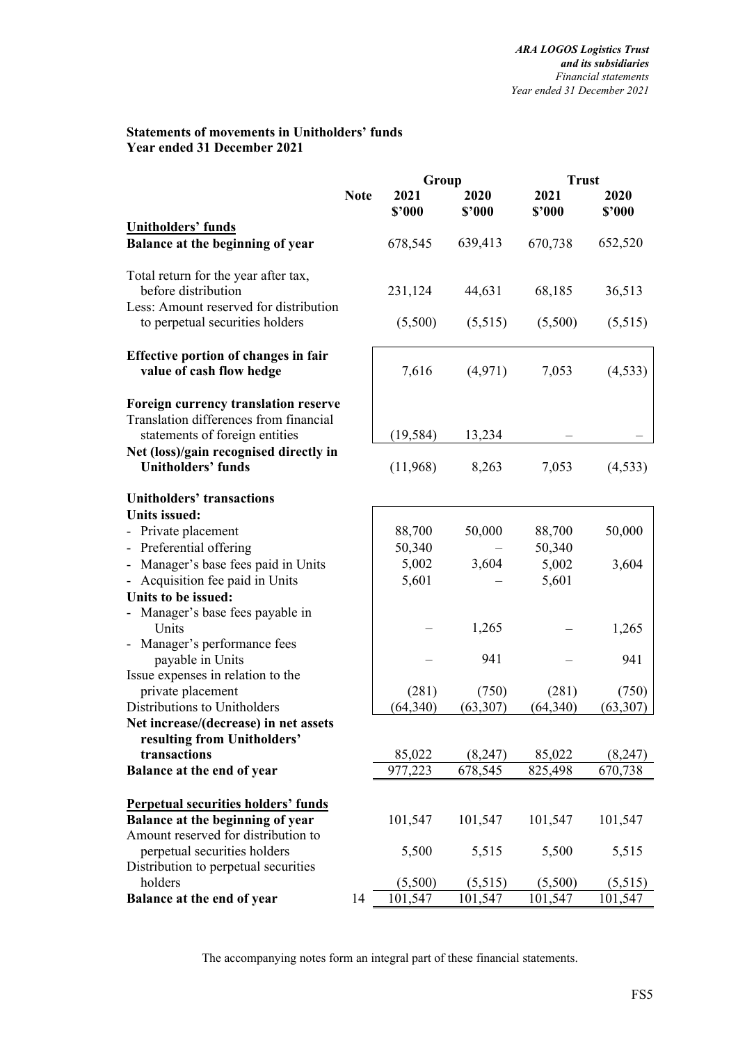## Statements of movements in Unitholders' funds
## Year ended 31 December 2021

| | Note | Group | | Trust | |
|---|---|---|---|---|---|
| | | 2021 | 2020 | 2021 | 2020 |
| | | $'000 | $'000 | $'000 | $'000 |
| **Unitholders' funds** | | | | | |
| **Balance at the beginning of year** | | 678,545 | 639,413 | 670,738 | 652,520 |
| Total return for the year after tax, before distribution | | 231,124 | 44,631 | 68,185 | 36,513 |
| Less: Amount reserved for distribution to perpetual securities holders | | (5,500) | (5,515) | (5,500) | (5,515) |
| **Effective portion of changes in fair value of cash flow hedge** | | 7,616 | (4,971) | 7,053 | (4,533) |
| **Foreign currency translation reserve** | | | | | |
| Translation differences from financial statements of foreign entities | | (19,584) | 13,234 | – | – |
| **Net (loss)/gain recognised directly in Unitholders' funds** | | (11,968) | 8,263 | 7,053 | (4,533) |
| **Unitholders' transactions** | | | | | |
| **Units issued:** | | | | | |
| - Private placement | | 88,700 | 50,000 | 88,700 | 50,000 |
| - Preferential offering | | 50,340 | – | 50,340 | |
| - Manager's base fees paid in Units | | 5,002 | 3,604 | 5,002 | 3,604 |
| - Acquisition fee paid in Units | | 5,601 | – | 5,601 | |
| **Units to be issued:** | | | | | |
| - Manager's base fees payable in Units | | – | 1,265 | – | 1,265 |
| - Manager's performance fees payable in Units | | – | 941 | – | 941 |
| Issue expenses in relation to the private placement | | (281) | (750) | (281) | (750) |
| Distributions to Unitholders | | (64,340) | (63,307) | (64,340) | (63,307) |
| **Net increase/(decrease) in net assets resulting from Unitholders' transactions** | | 85,022 | (8,247) | 85,022 | (8,247) |
| **Balance at the end of year** | | 977,223 | 678,545 | 825,498 | 670,738 |
| **Perpetual securities holders' funds** | | | | | |
| **Balance at the beginning of year** | | 101,547 | 101,547 | 101,547 | 101,547 |
| Amount reserved for distribution to perpetual securities holders | | 5,500 | 5,515 | 5,500 | 5,515 |
| Distribution to perpetual securities holders | | (5,500) | (5,515) | (5,500) | (5,515) |
| **Balance at the end of year** | 14 | 101,547 | 101,547 | 101,547 | 101,547 |

The accompanying notes form an integral part of these financial statements.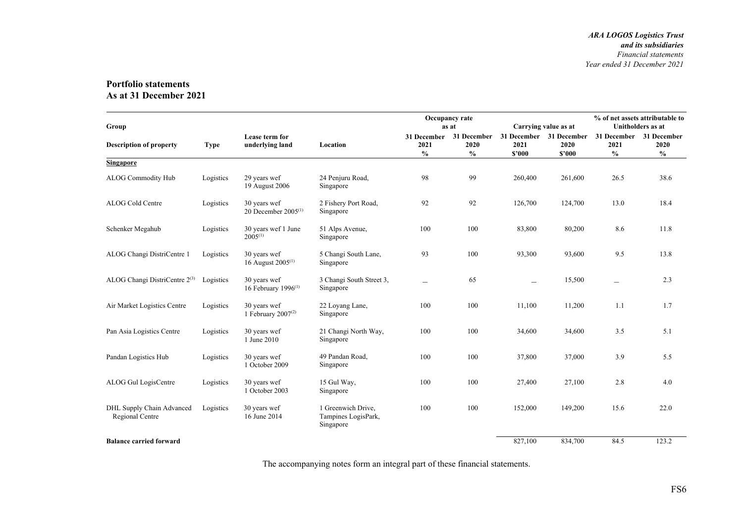## Portfolio statements
## As at 31 December 2021

| Group | | | | Occupancy rate as at | | Carrying value as at | | % of net assets attributable to Unitholders as at | |
|---|---|---|---|---|---|---|---|---|---|
| Description of property | Type | Lease term for underlying land | Location | 31 December 2021 | 31 December 2020 | 31 December 2021 | 31 December 2020 | 31 December 2021 | 31 December 2020 |
| | | | | % | % | $'000 | $'000 | % | % |
| **Singapore** | | | | | | | | | |
| ALOG Commodity Hub | Logistics | 29 years wef 19 August 2006 | 24 Penjuru Road, Singapore | 98 | 99 | 260,400 | 261,600 | 26.5 | 38.6 |
| ALOG Cold Centre | Logistics | 30 years wef 20 December 2005[1] | 2 Fishery Port Road, Singapore | 92 | 92 | 126,700 | 124,700 | 13.0 | 18.4 |
| Schenker Megahub | Logistics | 30 years wef 1 June 2005[1] | 51 Alps Avenue, Singapore | 100 | 100 | 83,800 | 80,200 | 8.6 | 11.8 |
| ALOG Changi DistriCentre 1 | Logistics | 30 years wef 16 August 2005[1] | 5 Changi South Lane, Singapore | 93 | 100 | 93,300 | 93,600 | 9.5 | 13.8 |
| ALOG Changi DistriCentre 2[3] | Logistics | 30 years wef 16 February 1996[1] | 3 Changi South Street 3, Singapore | – | 65 | – | 15,500 | – | 2.3 |
| Air Market Logistics Centre | Logistics | 30 years wef 1 February 2007[2] | 22 Loyang Lane, Singapore | 100 | 100 | 11,100 | 11,200 | 1.1 | 1.7 |
| Pan Asia Logistics Centre | Logistics | 30 years wef 1 June 2010 | 21 Changi North Way, Singapore | 100 | 100 | 34,600 | 34,600 | 3.5 | 5.1 |
| Pandan Logistics Hub | Logistics | 30 years wef 1 October 2009 | 49 Pandan Road, Singapore | 100 | 100 | 37,800 | 37,000 | 3.9 | 5.5 |
| ALOG Gul LogisCentre | Logistics | 30 years wef 1 October 2003 | 15 Gul Way, Singapore | 100 | 100 | 27,400 | 27,100 | 2.8 | 4.0 |
| DHL Supply Chain Advanced Regional Centre | Logistics | 30 years wef 16 June 2014 | 1 Greenwich Drive, Tampines LogisPark, Singapore | 100 | 100 | 152,000 | 149,200 | 15.6 | 22.0 |
| **Balance carried forward** | | | | | | 827,100 | 834,700 | 84.5 | 123.2 |

The accompanying notes form an integral part of these financial statements.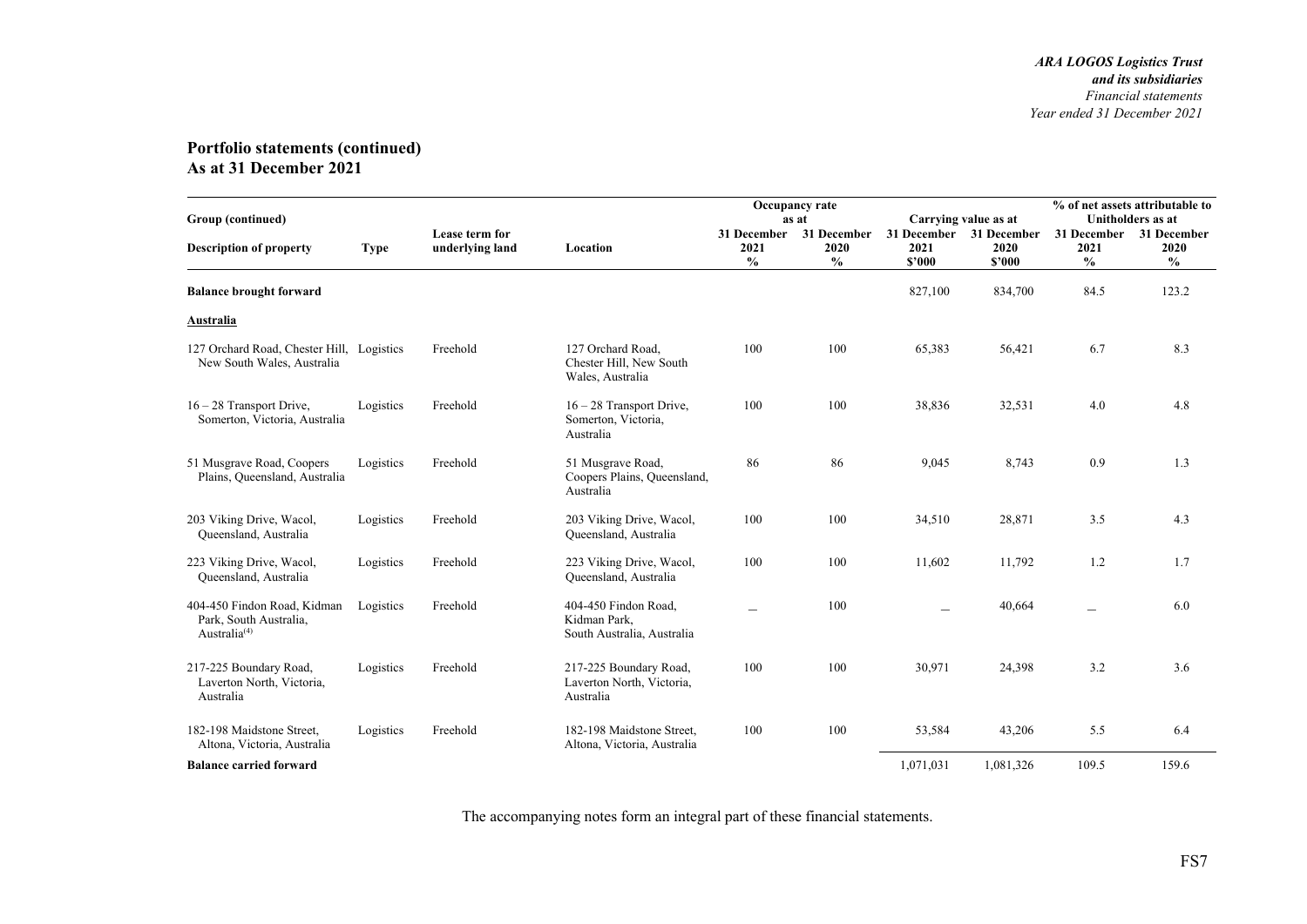## Portfolio statements (continued)
## As at 31 December 2021

| Group (continued) | | | | Occupancy rate as at | | Carrying value as at | | % of net assets attributable to Unitholders as at | |
|---|---|---|---|---|---|---|---|---|---|
| Description of property | Type | Lease term for underlying land | Location | 31 December 2021 % | 31 December 2020 % | 31 December 2021 $'000 | 31 December 2020 $'000 | 31 December 2021 % | 31 December 2020 % |
| **Balance brought forward** | | | | | | 827,100 | 834,700 | 84.5 | 123.2 |
| **Australia** | | | | | | | | | |
| 127 Orchard Road, Chester Hill, New South Wales, Australia | Logistics | Freehold | 127 Orchard Road, Chester Hill, New South Wales, Australia | 100 | 100 | 65,383 | 56,421 | 6.7 | 8.3 |
| 16 – 28 Transport Drive, Somerton, Victoria, Australia | Logistics | Freehold | 16 – 28 Transport Drive, Somerton, Victoria, Australia | 100 | 100 | 38,836 | 32,531 | 4.0 | 4.8 |
| 51 Musgrave Road, Coopers Plains, Queensland, Australia | Logistics | Freehold | 51 Musgrave Road, Coopers Plains, Queensland, Australia | 86 | 86 | 9,045 | 8,743 | 0.9 | 1.3 |
| 203 Viking Drive, Wacol, Queensland, Australia | Logistics | Freehold | 203 Viking Drive, Wacol, Queensland, Australia | 100 | 100 | 34,510 | 28,871 | 3.5 | 4.3 |
| 223 Viking Drive, Wacol, Queensland, Australia | Logistics | Freehold | 223 Viking Drive, Wacol, Queensland, Australia | 100 | 100 | 11,602 | 11,792 | 1.2 | 1.7 |
| 404-450 Findon Road, Kidman Park, South Australia, Australia[(4)] | Logistics | Freehold | 404-450 Findon Road, Kidman Park, South Australia, Australia | – | 100 | – | 40,664 | – | 6.0 |
| 217-225 Boundary Road, Laverton North, Victoria, Australia | Logistics | Freehold | 217-225 Boundary Road, Laverton North, Victoria, Australia | 100 | 100 | 30,971 | 24,398 | 3.2 | 3.6 |
| 182-198 Maidstone Street, Altona, Victoria, Australia | Logistics | Freehold | 182-198 Maidstone Street, Altona, Victoria, Australia | 100 | 100 | 53,584 | 43,206 | 5.5 | 6.4 |
| **Balance carried forward** | | | | | | 1,071,031 | 1,081,326 | 109.5 | 159.6 |

The accompanying notes form an integral part of these financial statements.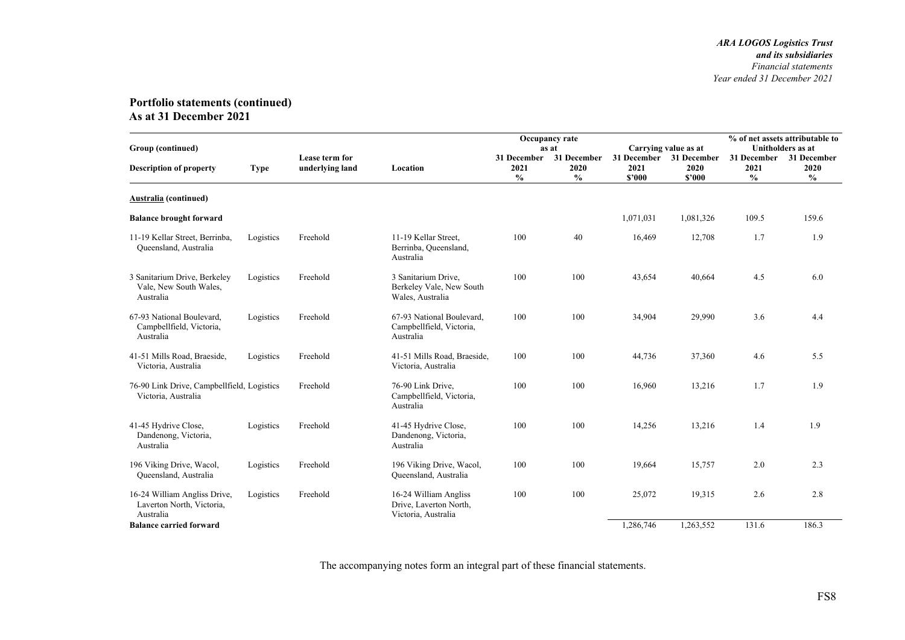## Portfolio statements (continued)
## As at 31 December 2021

| Group (continued) | | | | Occupancy rate as at | | Carrying value as at | | % of net assets attributable to Unitholders as at | |
|---|---|---|---|---|---|---|---|---|---|
| Description of property | Type | Lease term for underlying land | Location | 31 December 2021 % | 31 December 2020 % | 31 December 2021 $'000 | 31 December 2020 $'000 | 31 December 2021 % | 31 December 2020 % |
| **Australia (continued)** | | | | | | | | | |
| **Balance brought forward** | | | | | | 1,071,031 | 1,081,326 | 109.5 | 159.6 |
| 11-19 Kellar Street, Berrinba, Queensland, Australia | Logistics | Freehold | 11-19 Kellar Street, Berrinba, Queensland, Australia | 100 | 40 | 16,469 | 12,708 | 1.7 | 1.9 |
| 3 Sanitarium Drive, Berkeley Vale, New South Wales, Australia | Logistics | Freehold | 3 Sanitarium Drive, Berkeley Vale, New South Wales, Australia | 100 | 100 | 43,654 | 40,664 | 4.5 | 6.0 |
| 67-93 National Boulevard, Campbellfield, Victoria, Australia | Logistics | Freehold | 67-93 National Boulevard, Campbellfield, Victoria, Australia | 100 | 100 | 34,904 | 29,990 | 3.6 | 4.4 |
| 41-51 Mills Road, Braeside, Victoria, Australia | Logistics | Freehold | 41-51 Mills Road, Braeside, Victoria, Australia | 100 | 100 | 44,736 | 37,360 | 4.6 | 5.5 |
| 76-90 Link Drive, Campbellfield, Victoria, Australia | Logistics | Freehold | 76-90 Link Drive, Campbellfield, Victoria, Australia | 100 | 100 | 16,960 | 13,216 | 1.7 | 1.9 |
| 41-45 Hydrive Close, Dandenong, Victoria, Australia | Logistics | Freehold | 41-45 Hydrive Close, Dandenong, Victoria, Australia | 100 | 100 | 14,256 | 13,216 | 1.4 | 1.9 |
| 196 Viking Drive, Wacol, Queensland, Australia | Logistics | Freehold | 196 Viking Drive, Wacol, Queensland, Australia | 100 | 100 | 19,664 | 15,757 | 2.0 | 2.3 |
| 16-24 William Angliss Drive, Laverton North, Victoria, Australia | Logistics | Freehold | 16-24 William Angliss Drive, Laverton North, Victoria, Australia | 100 | 100 | 25,072 | 19,315 | 2.6 | 2.8 |
| **Balance carried forward** | | | | | | 1,286,746 | 1,263,552 | 131.6 | 186.3 |

The accompanying notes form an integral part of these financial statements.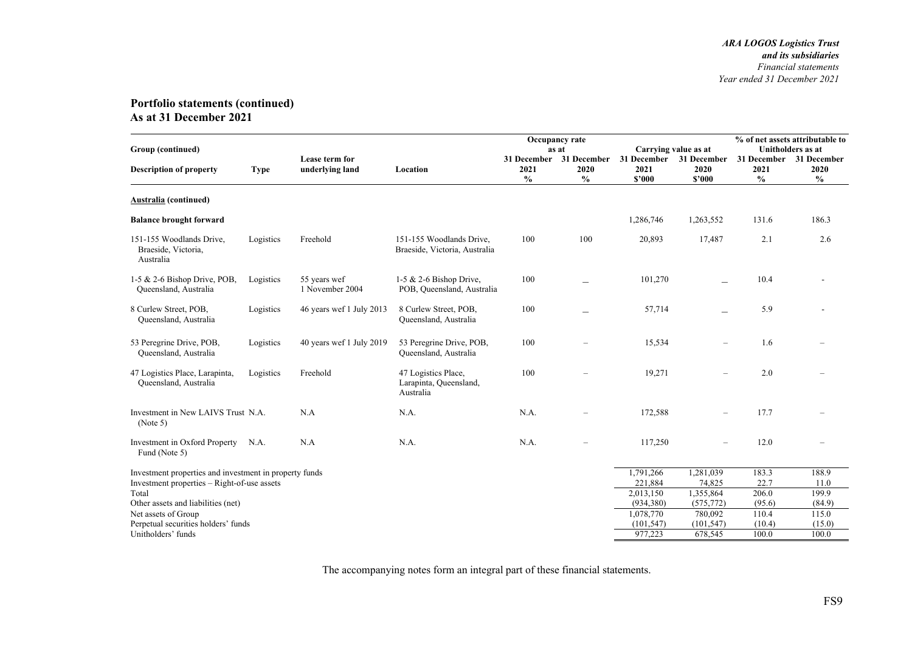## Portfolio statements (continued)
## As at 31 December 2021

| Group (continued) | | | | Occupancy rate as at | | Carrying value as at | | % of net assets attributable to Unitholders as at | |
|---|---|---|---|---|---|---|---|---|---|
| Description of property | Type | Lease term for underlying land | Location | 31 December 2021 % | 31 December 2020 % | 31 December 2021 $'000 | 31 December 2020 $'000 | 31 December 2021 % | 31 December 2020 % |
| **Australia (continued)** | | | | | | | | | |
| **Balance brought forward** | | | | | | 1,286,746 | 1,263,552 | 131.6 | 186.3 |
| 151-155 Woodlands Drive, Braeside, Victoria, Australia | Logistics | Freehold | 151-155 Woodlands Drive, Braeside, Victoria, Australia | 100 | 100 | 20,893 | 17,487 | 2.1 | 2.6 |
| 1-5 & 2-6 Bishop Drive, POB, Queensland, Australia | Logistics | 55 years wef 1 November 2004 | 1-5 & 2-6 Bishop Drive, POB, Queensland, Australia | 100 | – | 101,270 | – | 10.4 | - |
| 8 Curlew Street, POB, Queensland, Australia | Logistics | 46 years wef 1 July 2013 | 8 Curlew Street, POB, Queensland, Australia | 100 | – | 57,714 | – | 5.9 | - |
| 53 Peregrine Drive, POB, Queensland, Australia | Logistics | 40 years wef 1 July 2019 | 53 Peregrine Drive, POB, Queensland, Australia | 100 | – | 15,534 | – | 1.6 | – |
| 47 Logistics Place, Larapinta, Queensland, Australia | Logistics | Freehold | 47 Logistics Place, Larapinta, Queensland, Australia | 100 | – | 19,271 | – | 2.0 | – |
| Investment in New LAIVS Trust (Note 5) | N.A. | N.A | N.A. | N.A. | – | 172,588 | – | 17.7 | – |
| Investment in Oxford Property Fund (Note 5) | N.A. | N.A | N.A. | N.A. | – | 117,250 | – | 12.0 | – |
| Investment properties and investment in property funds | | | | | | 1,791,266 | 1,281,039 | 183.3 | 188.9 |
| Investment properties – Right-of-use assets | | | | | | 221,884 | 74,825 | 22.7 | 11.0 |
| Total | | | | | | 2,013,150 | 1,355,864 | 206.0 | 199.9 |
| Other assets and liabilities (net) | | | | | | (934,380) | (575,772) | (95.6) | (84.9) |
| Net assets of Group | | | | | | 1,078,770 | 780,092 | 110.4 | 115.0 |
| Perpetual securities holders' funds | | | | | | (101,547) | (101,547) | (10.4) | (15.0) |
| Unitholders' funds | | | | | | 977,223 | 678,545 | 100.0 | 100.0 |

The accompanying notes form an integral part of these financial statements.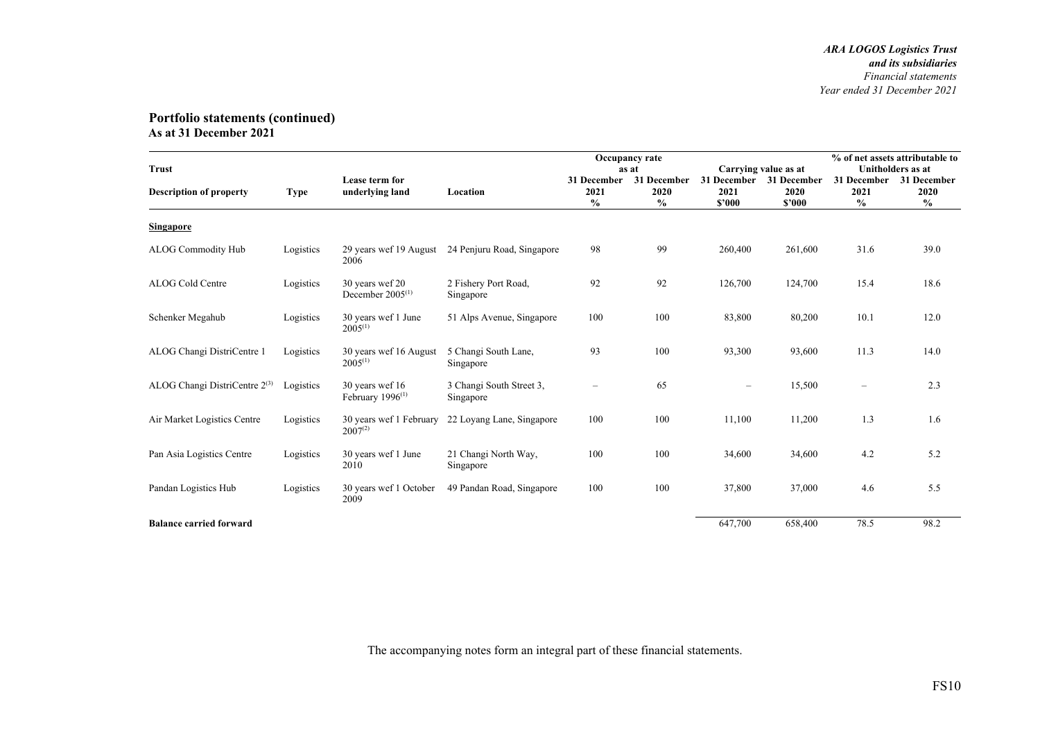## Portfolio statements (continued)
### As at 31 December 2021

| Trust | | | | Occupancy rate as at | | Carrying value as at | | % of net assets attributable to Unitholders as at | |
|---|---|---|---|---|---|---|---|---|---|
| Description of property | Type | Lease term for underlying land | Location | 31 December 2021 % | 31 December 2020 % | 31 December 2021 $'000 | 31 December 2020 $'000 | 31 December 2021 % | 31 December 2020 % |
| **Singapore** | | | | | | | | | |
| ALOG Commodity Hub | Logistics | 29 years wef 19 August 2006 | 24 Penjuru Road, Singapore | 98 | 99 | 260,400 | 261,600 | 31.6 | 39.0 |
| ALOG Cold Centre | Logistics | 30 years wef 20 December 2005[(1)] | 2 Fishery Port Road, Singapore | 92 | 92 | 126,700 | 124,700 | 15.4 | 18.6 |
| Schenker Megahub | Logistics | 30 years wef 1 June 2005[(1)] | 51 Alps Avenue, Singapore | 100 | 100 | 83,800 | 80,200 | 10.1 | 12.0 |
| ALOG Changi DistriCentre 1 | Logistics | 30 years wef 16 August 2005[(1)] | 5 Changi South Lane, Singapore | 93 | 100 | 93,300 | 93,600 | 11.3 | 14.0 |
| ALOG Changi DistriCentre 2[(3)] | Logistics | 30 years wef 16 February 1996[(1)] | 3 Changi South Street 3, Singapore | – | 65 | – | 15,500 | – | 2.3 |
| Air Market Logistics Centre | Logistics | 30 years wef 1 February 2007[(2)] | 22 Loyang Lane, Singapore | 100 | 100 | 11,100 | 11,200 | 1.3 | 1.6 |
| Pan Asia Logistics Centre | Logistics | 30 years wef 1 June 2010 | 21 Changi North Way, Singapore | 100 | 100 | 34,600 | 34,600 | 4.2 | 5.2 |
| Pandan Logistics Hub | Logistics | 30 years wef 1 October 2009 | 49 Pandan Road, Singapore | 100 | 100 | 37,800 | 37,000 | 4.6 | 5.5 |
| **Balance carried forward** | | | | | | 647,700 | 658,400 | 78.5 | 98.2 |

The accompanying notes form an integral part of these financial statements.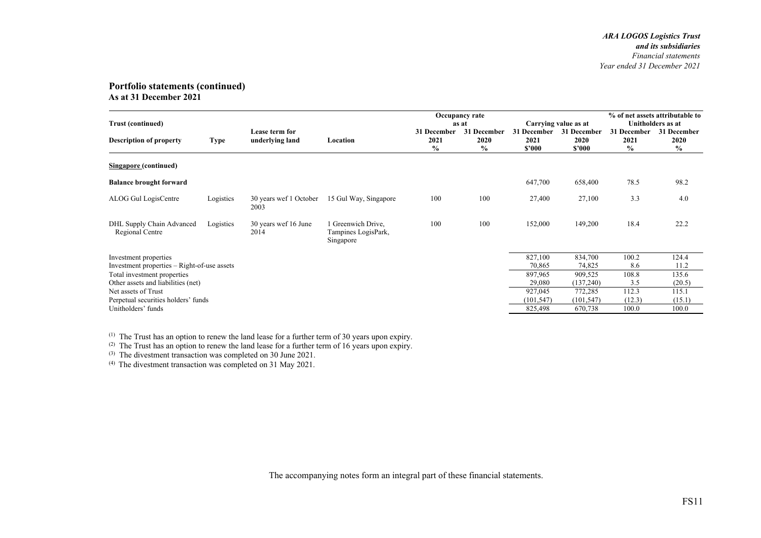## Portfolio statements (continued)
### As at 31 December 2021

| Trust (continued) | | | | Occupancy rate as at | | Carrying value as at | | % of net assets attributable to Unitholders as at | |
|---|---|---|---|---|---|---|---|---|---|
| **Description of property** | **Type** | **Lease term for underlying land** | **Location** | **31 December 2021 %** | **31 December 2020 %** | **31 December 2021 $'000** | **31 December 2020 $'000** | **31 December 2021 %** | **31 December 2020 %** |
| **Singapore (continued)** | | | | | | | | | |
| **Balance brought forward** | | | | | | 647,700 | 658,400 | 78.5 | 98.2 |
| ALOG Gul LogisCentre | Logistics | 30 years wef 1 October 2003 | 15 Gul Way, Singapore | 100 | 100 | 27,400 | 27,100 | 3.3 | 4.0 |
| DHL Supply Chain Advanced Regional Centre | Logistics | 30 years wef 16 June 2014 | 1 Greenwich Drive, Tampines LogisPark, Singapore | 100 | 100 | 152,000 | 149,200 | 18.4 | 22.2 |
| Investment properties | | | | | | 827,100 | 834,700 | 100.2 | 124.4 |
| Investment properties – Right-of-use assets | | | | | | 70,865 | 74,825 | 8.6 | 11.2 |
| Total investment properties | | | | | | 897,965 | 909,525 | 108.8 | 135.6 |
| Other assets and liabilities (net) | | | | | | 29,080 | (137,240) | 3.5 | (20.5) |
| Net assets of Trust | | | | | | 927,045 | 772,285 | 112.3 | 115.1 |
| Perpetual securities holders' funds | | | | | | (101,547) | (101,547) | (12.3) | (15.1) |
| Unitholders' funds | | | | | | 825,498 | 670,738 | 100.0 | 100.0 |

[1] The Trust has an option to renew the land lease for a further term of 30 years upon expiry.
[2] The Trust has an option to renew the land lease for a further term of 16 years upon expiry.
[3] The divestment transaction was completed on 30 June 2021.
[4] The divestment transaction was completed on 31 May 2021.

The accompanying notes form an integral part of these financial statements.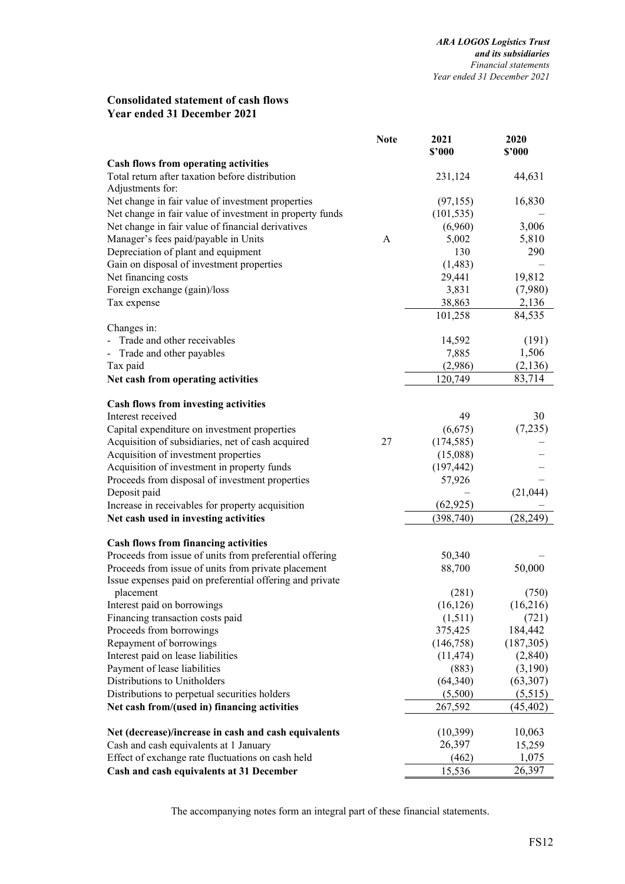## Consolidated statement of cash flows
## Year ended 31 December 2021

| | Note | 2021 $'000 | 2020 $'000 |
|---|---|---|---|
| **Cash flows from operating activities** | | | |
| Total return after taxation before distribution | | 231,124 | 44,631 |
| Adjustments for: | | | |
| Net change in fair value of investment properties | | (97,155) | 16,830 |
| Net change in fair value of investment in property funds | | (101,535) | – |
| Net change in fair value of financial derivatives | | (6,960) | 3,006 |
| Manager's fees paid/payable in Units | A | 5,002 | 5,810 |
| Depreciation of plant and equipment | | 130 | 290 |
| Gain on disposal of investment properties | | (1,483) | – |
| Net financing costs | | 29,441 | 19,812 |
| Foreign exchange (gain)/loss | | 3,831 | (7,980) |
| Tax expense | | 38,863 | 2,136 |
| | | 101,258 | 84,535 |
| Changes in: | | | |
| - Trade and other receivables | | 14,592 | (191) |
| - Trade and other payables | | 7,885 | 1,506 |
| Tax paid | | (2,986) | (2,136) |
| **Net cash from operating activities** | | 120,749 | 83,714 |
| | | | |
| **Cash flows from investing activities** | | | |
| Interest received | | 49 | 30 |
| Capital expenditure on investment properties | | (6,675) | (7,235) |
| Acquisition of subsidiaries, net of cash acquired | 27 | (174,585) | – |
| Acquisition of investment properties | | (15,088) | – |
| Acquisition of investment in property funds | | (197,442) | – |
| Proceeds from disposal of investment properties | | 57,926 | – |
| Deposit paid | | – | (21,044) |
| Increase in receivables for property acquisition | | (62,925) | – |
| **Net cash used in investing activities** | | (398,740) | (28,249) |
| | | | |
| **Cash flows from financing activities** | | | |
| Proceeds from issue of units from preferential offering | | 50,340 | – |
| Proceeds from issue of units from private placement | | 88,700 | 50,000 |
| Issue expenses paid on preferential offering and private placement | | (281) | (750) |
| Interest paid on borrowings | | (16,126) | (16,216) |
| Financing transaction costs paid | | (1,511) | (721) |
| Proceeds from borrowings | | 375,425 | 184,442 |
| Repayment of borrowings | | (146,758) | (187,305) |
| Interest paid on lease liabilities | | (11,474) | (2,840) |
| Payment of lease liabilities | | (883) | (3,190) |
| Distributions to Unitholders | | (64,340) | (63,307) |
| Distributions to perpetual securities holders | | (5,500) | (5,515) |
| **Net cash from/(used in) financing activities** | | 267,592 | (45,402) |
| | | | |
| **Net (decrease)/increase in cash and cash equivalents** | | (10,399) | 10,063 |
| Cash and cash equivalents at 1 January | | 26,397 | 15,259 |
| Effect of exchange rate fluctuations on cash held | | (462) | 1,075 |
| **Cash and cash equivalents at 31 December** | | 15,536 | 26,397 |

The accompanying notes form an integral part of these financial statements.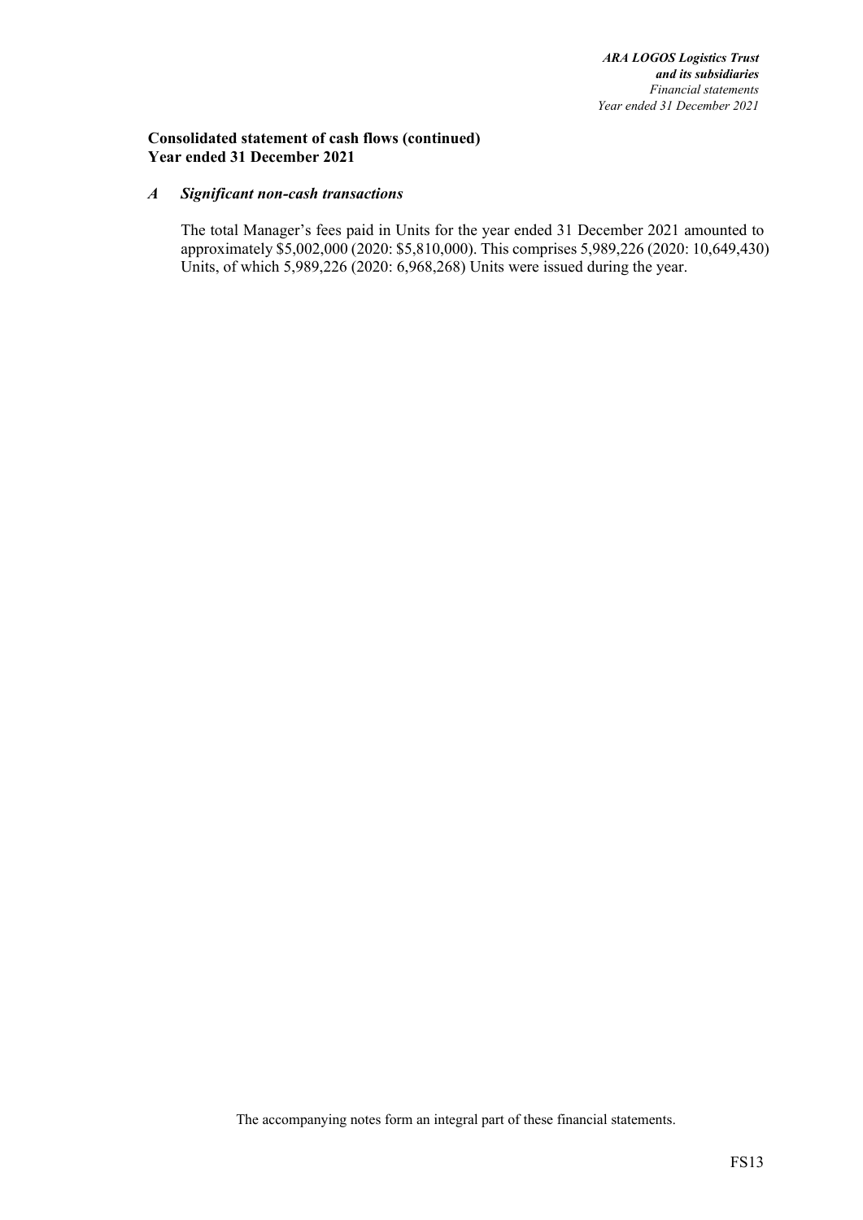## Consolidated statement of cash flows (continued)
## Year ended 31 December 2021

### *A Significant non-cash transactions*

The total Manager's fees paid in Units for the year ended 31 December 2021 amounted to approximately $5,002,000 (2020: $5,810,000). This comprises 5,989,226 (2020: 10,649,430) Units, of which 5,989,226 (2020: 6,968,268) Units were issued during the year.

The accompanying notes form an integral part of these financial statements.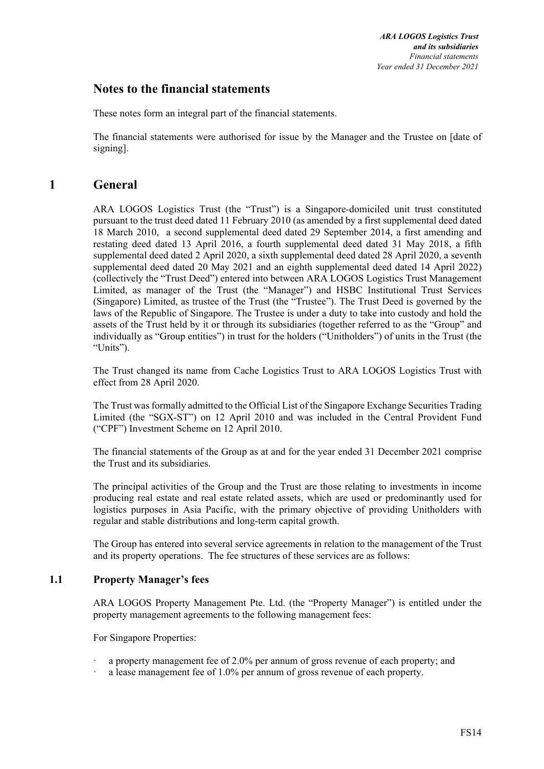# Notes to the financial statements

These notes form an integral part of the financial statements.

The financial statements were authorised for issue by the Manager and the Trustee on [date of signing].

## 1 General

ARA LOGOS Logistics Trust (the "Trust") is a Singapore-domiciled unit trust constituted pursuant to the trust deed dated 11 February 2010 (as amended by a first supplemental deed dated 18 March 2010, a second supplemental deed dated 29 September 2014, a first amending and restating deed dated 13 April 2016, a fourth supplemental deed dated 31 May 2018, a fifth supplemental deed dated 2 April 2020, a sixth supplemental deed dated 28 April 2020, a seventh supplemental deed dated 20 May 2021 and an eighth supplemental deed dated 14 April 2022) (collectively the "Trust Deed") entered into between ARA LOGOS Logistics Trust Management Limited, as manager of the Trust (the "Manager") and HSBC Institutional Trust Services (Singapore) Limited, as trustee of the Trust (the "Trustee"). The Trust Deed is governed by the laws of the Republic of Singapore. The Trustee is under a duty to take into custody and hold the assets of the Trust held by it or through its subsidiaries (together referred to as the "Group" and individually as "Group entities") in trust for the holders ("Unitholders") of units in the Trust (the "Units").

The Trust changed its name from Cache Logistics Trust to ARA LOGOS Logistics Trust with effect from 28 April 2020.

The Trust was formally admitted to the Official List of the Singapore Exchange Securities Trading Limited (the "SGX-ST") on 12 April 2010 and was included in the Central Provident Fund ("CPF") Investment Scheme on 12 April 2010.

The financial statements of the Group as at and for the year ended 31 December 2021 comprise the Trust and its subsidiaries.

The principal activities of the Group and the Trust are those relating to investments in income producing real estate and real estate related assets, which are used or predominantly used for logistics purposes in Asia Pacific, with the primary objective of providing Unitholders with regular and stable distributions and long-term capital growth.

The Group has entered into several service agreements in relation to the management of the Trust and its property operations. The fee structures of these services are as follows:

### 1.1 Property Manager's fees

ARA LOGOS Property Management Pte. Ltd. (the "Property Manager") is entitled under the property management agreements to the following management fees:

For Singapore Properties:

- a property management fee of 2.0% per annum of gross revenue of each property; and
- a lease management fee of 1.0% per annum of gross revenue of each property.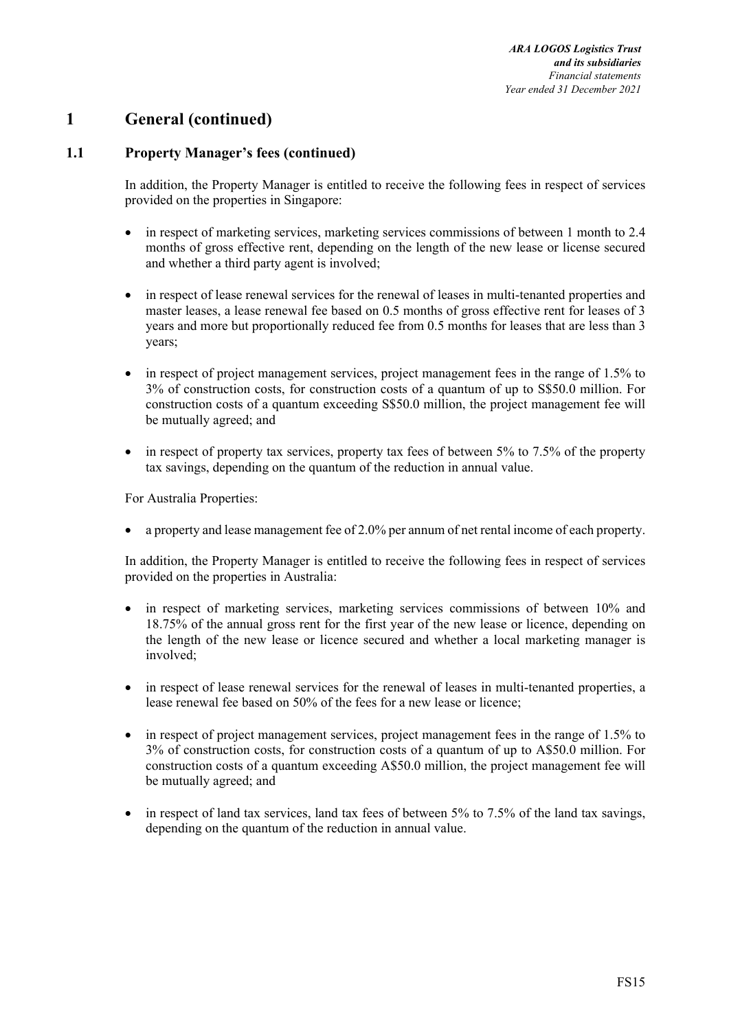# 1 General (continued)

## 1.1 Property Manager's fees (continued)

In addition, the Property Manager is entitled to receive the following fees in respect of services provided on the properties in Singapore:

- in respect of marketing services, marketing services commissions of between 1 month to 2.4 months of gross effective rent, depending on the length of the new lease or license secured and whether a third party agent is involved;
- in respect of lease renewal services for the renewal of leases in multi-tenanted properties and master leases, a lease renewal fee based on 0.5 months of gross effective rent for leases of 3 years and more but proportionally reduced fee from 0.5 months for leases that are less than 3 years;
- in respect of project management services, project management fees in the range of 1.5% to 3% of construction costs, for construction costs of a quantum of up to S$50.0 million. For construction costs of a quantum exceeding S$50.0 million, the project management fee will be mutually agreed; and
- in respect of property tax services, property tax fees of between 5% to 7.5% of the property tax savings, depending on the quantum of the reduction in annual value.

For Australia Properties:

- a property and lease management fee of 2.0% per annum of net rental income of each property.

In addition, the Property Manager is entitled to receive the following fees in respect of services provided on the properties in Australia:

- in respect of marketing services, marketing services commissions of between 10% and 18.75% of the annual gross rent for the first year of the new lease or licence, depending on the length of the new lease or licence secured and whether a local marketing manager is involved;
- in respect of lease renewal services for the renewal of leases in multi-tenanted properties, a lease renewal fee based on 50% of the fees for a new lease or licence;
- in respect of project management services, project management fees in the range of 1.5% to 3% of construction costs, for construction costs of a quantum of up to A$50.0 million. For construction costs of a quantum exceeding A$50.0 million, the project management fee will be mutually agreed; and
- in respect of land tax services, land tax fees of between 5% to 7.5% of the land tax savings, depending on the quantum of the reduction in annual value.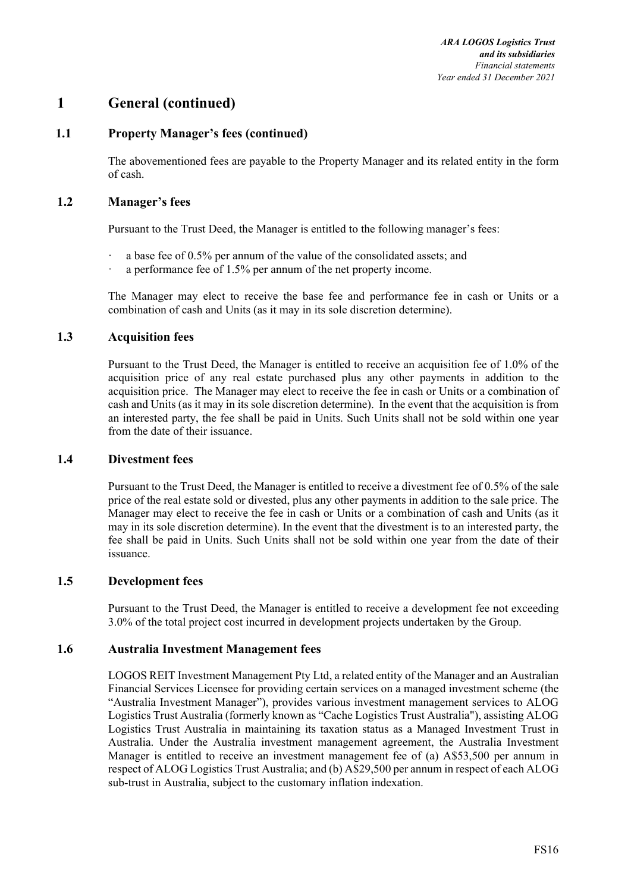# 1 General (continued)

## 1.1 Property Manager's fees (continued)

The abovementioned fees are payable to the Property Manager and its related entity in the form of cash.

## 1.2 Manager's fees

Pursuant to the Trust Deed, the Manager is entitled to the following manager's fees:

- a base fee of 0.5% per annum of the value of the consolidated assets; and
- a performance fee of 1.5% per annum of the net property income.

The Manager may elect to receive the base fee and performance fee in cash or Units or a combination of cash and Units (as it may in its sole discretion determine).

## 1.3 Acquisition fees

Pursuant to the Trust Deed, the Manager is entitled to receive an acquisition fee of 1.0% of the acquisition price of any real estate purchased plus any other payments in addition to the acquisition price. The Manager may elect to receive the fee in cash or Units or a combination of cash and Units (as it may in its sole discretion determine). In the event that the acquisition is from an interested party, the fee shall be paid in Units. Such Units shall not be sold within one year from the date of their issuance.

## 1.4 Divestment fees

Pursuant to the Trust Deed, the Manager is entitled to receive a divestment fee of 0.5% of the sale price of the real estate sold or divested, plus any other payments in addition to the sale price. The Manager may elect to receive the fee in cash or Units or a combination of cash and Units (as it may in its sole discretion determine). In the event that the divestment is to an interested party, the fee shall be paid in Units. Such Units shall not be sold within one year from the date of their issuance.

## 1.5 Development fees

Pursuant to the Trust Deed, the Manager is entitled to receive a development fee not exceeding 3.0% of the total project cost incurred in development projects undertaken by the Group.

## 1.6 Australia Investment Management fees

LOGOS REIT Investment Management Pty Ltd, a related entity of the Manager and an Australian Financial Services Licensee for providing certain services on a managed investment scheme (the "Australia Investment Manager"), provides various investment management services to ALOG Logistics Trust Australia (formerly known as "Cache Logistics Trust Australia"), assisting ALOG Logistics Trust Australia in maintaining its taxation status as a Managed Investment Trust in Australia. Under the Australia investment management agreement, the Australia Investment Manager is entitled to receive an investment management fee of (a) A$53,500 per annum in respect of ALOG Logistics Trust Australia; and (b) A$29,500 per annum in respect of each ALOG sub-trust in Australia, subject to the customary inflation indexation.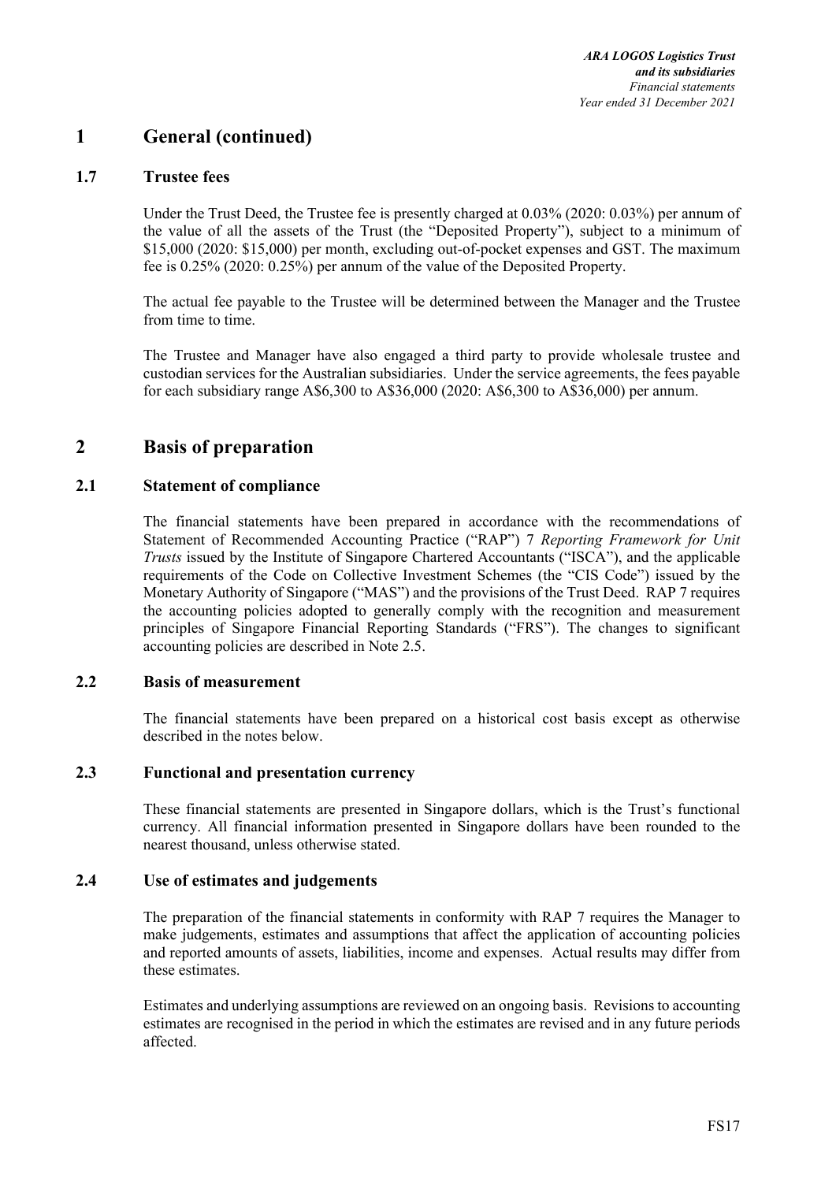# 1 General (continued)

## 1.7 Trustee fees

Under the Trust Deed, the Trustee fee is presently charged at 0.03% (2020: 0.03%) per annum of the value of all the assets of the Trust (the "Deposited Property"), subject to a minimum of $15,000 (2020: $15,000) per month, excluding out-of-pocket expenses and GST. The maximum fee is 0.25% (2020: 0.25%) per annum of the value of the Deposited Property.

The actual fee payable to the Trustee will be determined between the Manager and the Trustee from time to time.

The Trustee and Manager have also engaged a third party to provide wholesale trustee and custodian services for the Australian subsidiaries. Under the service agreements, the fees payable for each subsidiary range A$6,300 to A$36,000 (2020: A$6,300 to A$36,000) per annum.

# 2 Basis of preparation

## 2.1 Statement of compliance

The financial statements have been prepared in accordance with the recommendations of Statement of Recommended Accounting Practice ("RAP") 7 *Reporting Framework for Unit Trusts* issued by the Institute of Singapore Chartered Accountants ("ISCA"), and the applicable requirements of the Code on Collective Investment Schemes (the "CIS Code") issued by the Monetary Authority of Singapore ("MAS") and the provisions of the Trust Deed. RAP 7 requires the accounting policies adopted to generally comply with the recognition and measurement principles of Singapore Financial Reporting Standards ("FRS"). The changes to significant accounting policies are described in Note 2.5.

## 2.2 Basis of measurement

The financial statements have been prepared on a historical cost basis except as otherwise described in the notes below.

## 2.3 Functional and presentation currency

These financial statements are presented in Singapore dollars, which is the Trust's functional currency. All financial information presented in Singapore dollars have been rounded to the nearest thousand, unless otherwise stated.

## 2.4 Use of estimates and judgements

The preparation of the financial statements in conformity with RAP 7 requires the Manager to make judgements, estimates and assumptions that affect the application of accounting policies and reported amounts of assets, liabilities, income and expenses. Actual results may differ from these estimates.

Estimates and underlying assumptions are reviewed on an ongoing basis. Revisions to accounting estimates are recognised in the period in which the estimates are revised and in any future periods affected.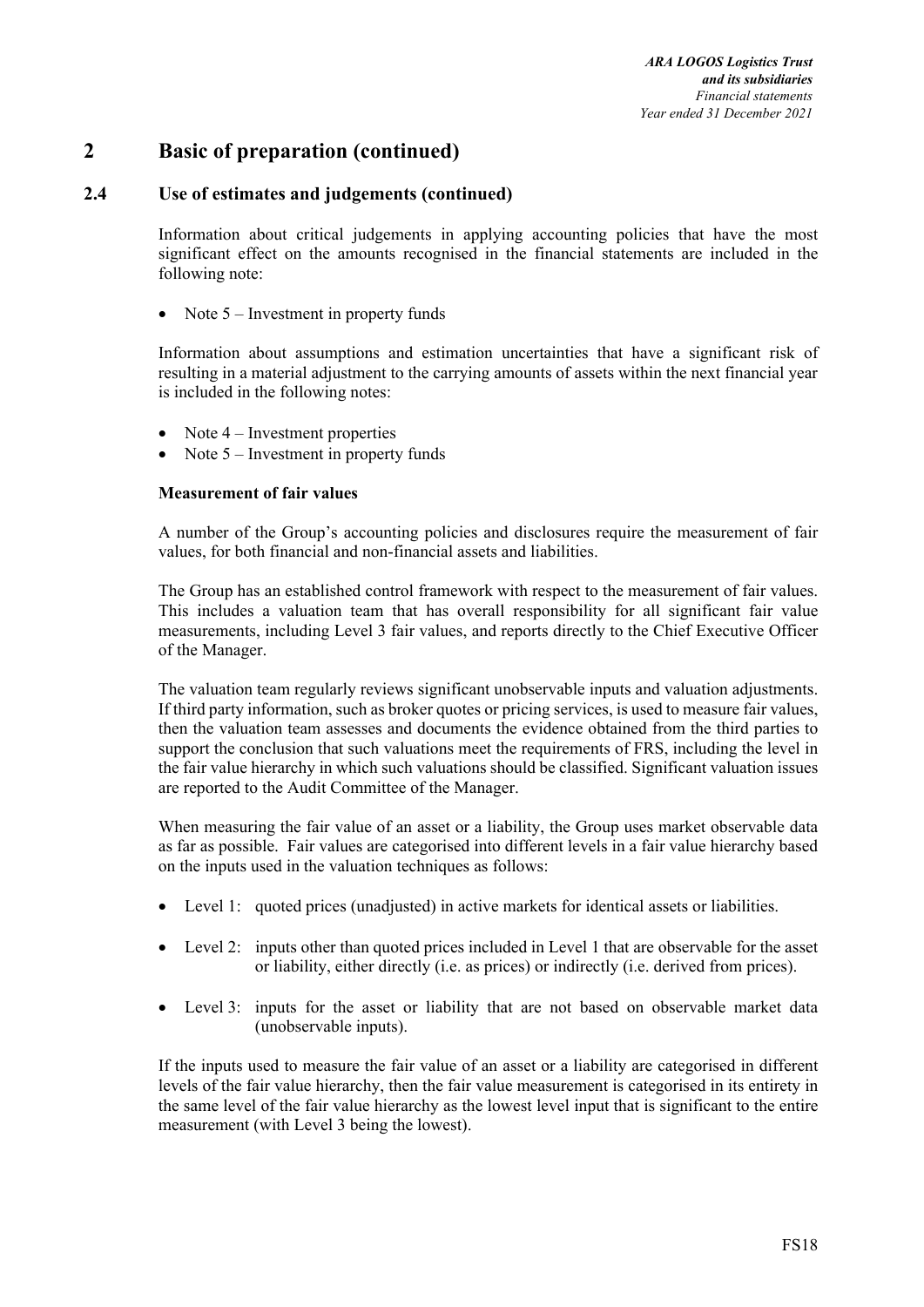# 2 Basic of preparation (continued)

## 2.4 Use of estimates and judgements (continued)

Information about critical judgements in applying accounting policies that have the most significant effect on the amounts recognised in the financial statements are included in the following note:

- Note 5 – Investment in property funds

Information about assumptions and estimation uncertainties that have a significant risk of resulting in a material adjustment to the carrying amounts of assets within the next financial year is included in the following notes:

- Note 4 – Investment properties
- Note 5 – Investment in property funds

**Measurement of fair values**

A number of the Group's accounting policies and disclosures require the measurement of fair values, for both financial and non-financial assets and liabilities.

The Group has an established control framework with respect to the measurement of fair values. This includes a valuation team that has overall responsibility for all significant fair value measurements, including Level 3 fair values, and reports directly to the Chief Executive Officer of the Manager.

The valuation team regularly reviews significant unobservable inputs and valuation adjustments. If third party information, such as broker quotes or pricing services, is used to measure fair values, then the valuation team assesses and documents the evidence obtained from the third parties to support the conclusion that such valuations meet the requirements of FRS, including the level in the fair value hierarchy in which such valuations should be classified. Significant valuation issues are reported to the Audit Committee of the Manager.

When measuring the fair value of an asset or a liability, the Group uses market observable data as far as possible. Fair values are categorised into different levels in a fair value hierarchy based on the inputs used in the valuation techniques as follows:

- Level 1: quoted prices (unadjusted) in active markets for identical assets or liabilities.
- Level 2: inputs other than quoted prices included in Level 1 that are observable for the asset or liability, either directly (i.e. as prices) or indirectly (i.e. derived from prices).
- Level 3: inputs for the asset or liability that are not based on observable market data (unobservable inputs).

If the inputs used to measure the fair value of an asset or a liability are categorised in different levels of the fair value hierarchy, then the fair value measurement is categorised in its entirety in the same level of the fair value hierarchy as the lowest level input that is significant to the entire measurement (with Level 3 being the lowest).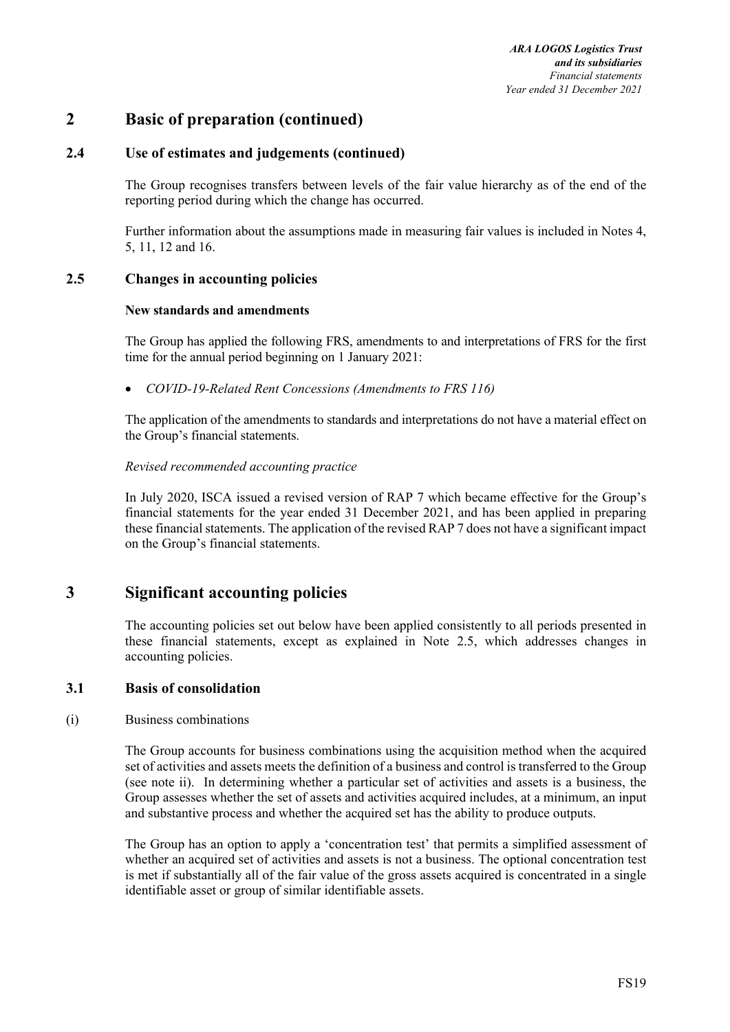# 2 Basic of preparation (continued)

## 2.4 Use of estimates and judgements (continued)

The Group recognises transfers between levels of the fair value hierarchy as of the end of the reporting period during which the change has occurred.

Further information about the assumptions made in measuring fair values is included in Notes 4, 5, 11, 12 and 16.

## 2.5 Changes in accounting policies

**New standards and amendments**

The Group has applied the following FRS, amendments to and interpretations of FRS for the first time for the annual period beginning on 1 January 2021:

- *COVID-19-Related Rent Concessions (Amendments to FRS 116)*

The application of the amendments to standards and interpretations do not have a material effect on the Group's financial statements.

*Revised recommended accounting practice*

In July 2020, ISCA issued a revised version of RAP 7 which became effective for the Group's financial statements for the year ended 31 December 2021, and has been applied in preparing these financial statements. The application of the revised RAP 7 does not have a significant impact on the Group's financial statements.

# 3 Significant accounting policies

The accounting policies set out below have been applied consistently to all periods presented in these financial statements, except as explained in Note 2.5, which addresses changes in accounting policies.

## 3.1 Basis of consolidation

(i) Business combinations

The Group accounts for business combinations using the acquisition method when the acquired set of activities and assets meets the definition of a business and control is transferred to the Group (see note ii). In determining whether a particular set of activities and assets is a business, the Group assesses whether the set of assets and activities acquired includes, at a minimum, an input and substantive process and whether the acquired set has the ability to produce outputs.

The Group has an option to apply a 'concentration test' that permits a simplified assessment of whether an acquired set of activities and assets is not a business. The optional concentration test is met if substantially all of the fair value of the gross assets acquired is concentrated in a single identifiable asset or group of similar identifiable assets.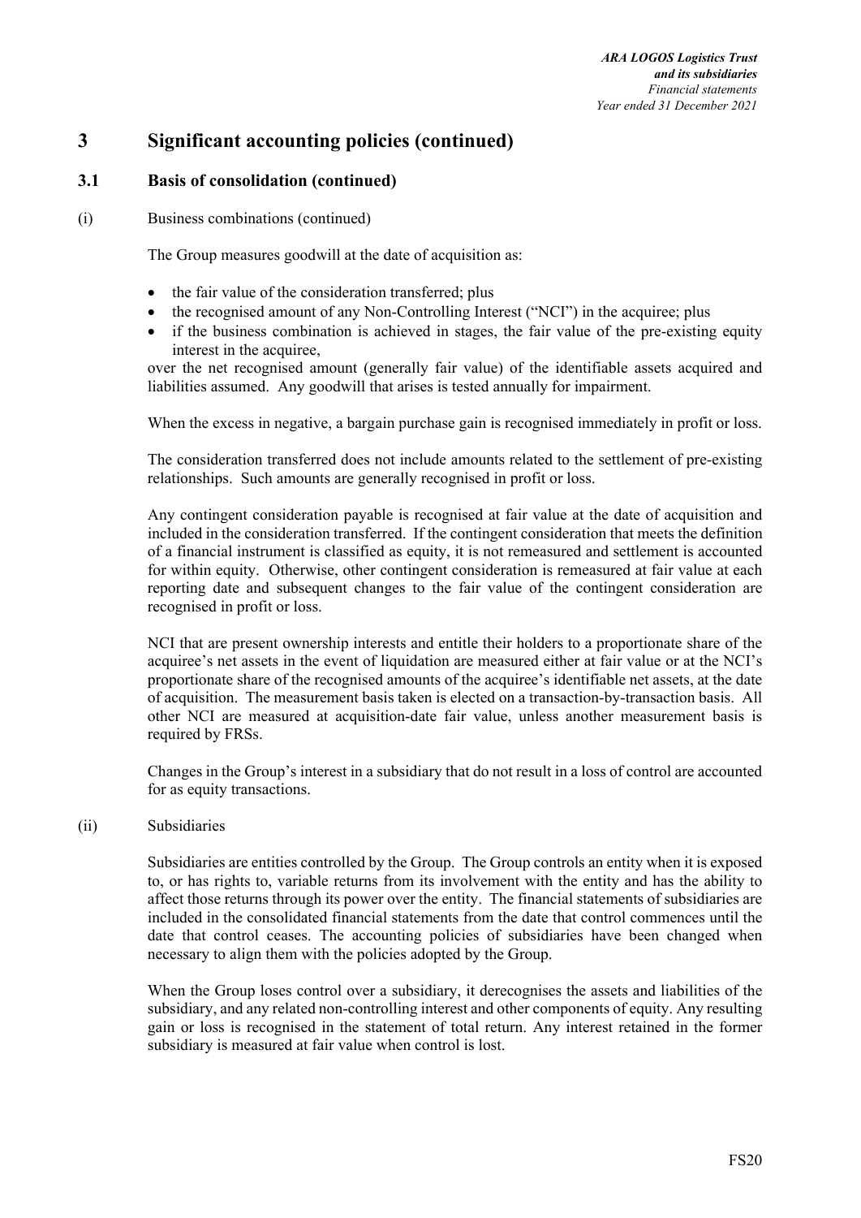# 3 Significant accounting policies (continued)

## 3.1 Basis of consolidation (continued)

(i) Business combinations (continued)

The Group measures goodwill at the date of acquisition as:

- the fair value of the consideration transferred; plus
- the recognised amount of any Non-Controlling Interest ("NCI") in the acquiree; plus
- if the business combination is achieved in stages, the fair value of the pre-existing equity interest in the acquiree,

over the net recognised amount (generally fair value) of the identifiable assets acquired and liabilities assumed. Any goodwill that arises is tested annually for impairment.

When the excess in negative, a bargain purchase gain is recognised immediately in profit or loss.

The consideration transferred does not include amounts related to the settlement of pre-existing relationships. Such amounts are generally recognised in profit or loss.

Any contingent consideration payable is recognised at fair value at the date of acquisition and included in the consideration transferred. If the contingent consideration that meets the definition of a financial instrument is classified as equity, it is not remeasured and settlement is accounted for within equity. Otherwise, other contingent consideration is remeasured at fair value at each reporting date and subsequent changes to the fair value of the contingent consideration are recognised in profit or loss.

NCI that are present ownership interests and entitle their holders to a proportionate share of the acquiree's net assets in the event of liquidation are measured either at fair value or at the NCI's proportionate share of the recognised amounts of the acquiree's identifiable net assets, at the date of acquisition. The measurement basis taken is elected on a transaction-by-transaction basis. All other NCI are measured at acquisition-date fair value, unless another measurement basis is required by FRSs.

Changes in the Group's interest in a subsidiary that do not result in a loss of control are accounted for as equity transactions.

(ii) Subsidiaries

Subsidiaries are entities controlled by the Group. The Group controls an entity when it is exposed to, or has rights to, variable returns from its involvement with the entity and has the ability to affect those returns through its power over the entity. The financial statements of subsidiaries are included in the consolidated financial statements from the date that control commences until the date that control ceases. The accounting policies of subsidiaries have been changed when necessary to align them with the policies adopted by the Group.

When the Group loses control over a subsidiary, it derecognises the assets and liabilities of the subsidiary, and any related non-controlling interest and other components of equity. Any resulting gain or loss is recognised in the statement of total return. Any interest retained in the former subsidiary is measured at fair value when control is lost.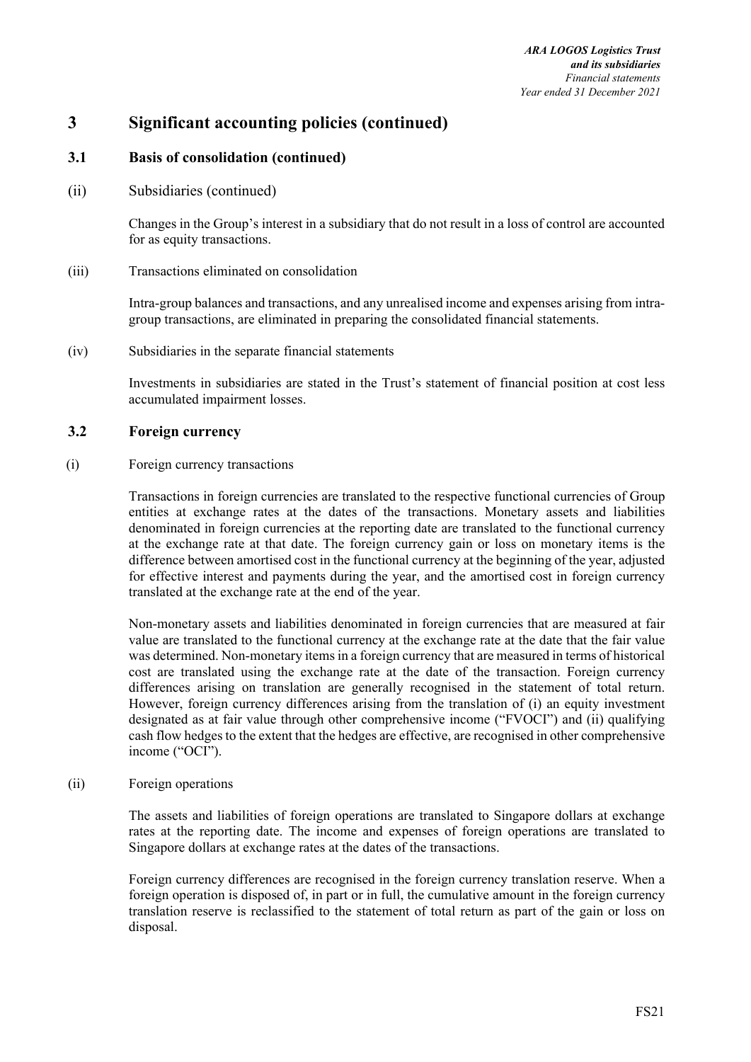# 3 Significant accounting policies (continued)

## 3.1 Basis of consolidation (continued)

(ii) Subsidiaries (continued)

Changes in the Group's interest in a subsidiary that do not result in a loss of control are accounted for as equity transactions.

(iii) Transactions eliminated on consolidation

Intra-group balances and transactions, and any unrealised income and expenses arising from intra-group transactions, are eliminated in preparing the consolidated financial statements.

(iv) Subsidiaries in the separate financial statements

Investments in subsidiaries are stated in the Trust's statement of financial position at cost less accumulated impairment losses.

## 3.2 Foreign currency

(i) Foreign currency transactions

Transactions in foreign currencies are translated to the respective functional currencies of Group entities at exchange rates at the dates of the transactions. Monetary assets and liabilities denominated in foreign currencies at the reporting date are translated to the functional currency at the exchange rate at that date. The foreign currency gain or loss on monetary items is the difference between amortised cost in the functional currency at the beginning of the year, adjusted for effective interest and payments during the year, and the amortised cost in foreign currency translated at the exchange rate at the end of the year.

Non-monetary assets and liabilities denominated in foreign currencies that are measured at fair value are translated to the functional currency at the exchange rate at the date that the fair value was determined. Non-monetary items in a foreign currency that are measured in terms of historical cost are translated using the exchange rate at the date of the transaction. Foreign currency differences arising on translation are generally recognised in the statement of total return. However, foreign currency differences arising from the translation of (i) an equity investment designated as at fair value through other comprehensive income ("FVOCI") and (ii) qualifying cash flow hedges to the extent that the hedges are effective, are recognised in other comprehensive income ("OCI").

(ii) Foreign operations

The assets and liabilities of foreign operations are translated to Singapore dollars at exchange rates at the reporting date. The income and expenses of foreign operations are translated to Singapore dollars at exchange rates at the dates of the transactions.

Foreign currency differences are recognised in the foreign currency translation reserve. When a foreign operation is disposed of, in part or in full, the cumulative amount in the foreign currency translation reserve is reclassified to the statement of total return as part of the gain or loss on disposal.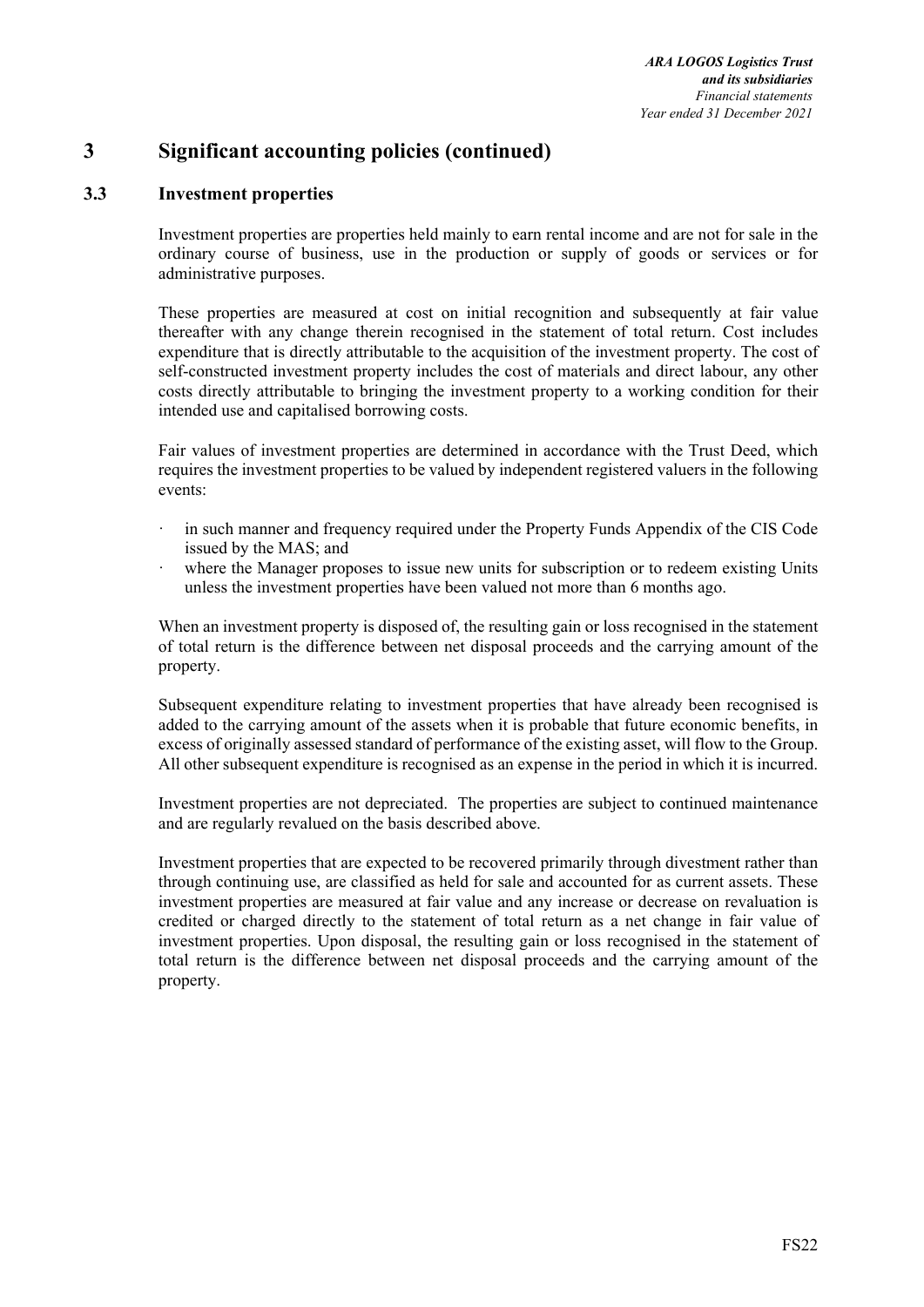# 3 Significant accounting policies (continued)

## 3.3 Investment properties

Investment properties are properties held mainly to earn rental income and are not for sale in the ordinary course of business, use in the production or supply of goods or services or for administrative purposes.

These properties are measured at cost on initial recognition and subsequently at fair value thereafter with any change therein recognised in the statement of total return. Cost includes expenditure that is directly attributable to the acquisition of the investment property. The cost of self-constructed investment property includes the cost of materials and direct labour, any other costs directly attributable to bringing the investment property to a working condition for their intended use and capitalised borrowing costs.

Fair values of investment properties are determined in accordance with the Trust Deed, which requires the investment properties to be valued by independent registered valuers in the following events:

- in such manner and frequency required under the Property Funds Appendix of the CIS Code issued by the MAS; and
- where the Manager proposes to issue new units for subscription or to redeem existing Units unless the investment properties have been valued not more than 6 months ago.

When an investment property is disposed of, the resulting gain or loss recognised in the statement of total return is the difference between net disposal proceeds and the carrying amount of the property.

Subsequent expenditure relating to investment properties that have already been recognised is added to the carrying amount of the assets when it is probable that future economic benefits, in excess of originally assessed standard of performance of the existing asset, will flow to the Group. All other subsequent expenditure is recognised as an expense in the period in which it is incurred.

Investment properties are not depreciated. The properties are subject to continued maintenance and are regularly revalued on the basis described above.

Investment properties that are expected to be recovered primarily through divestment rather than through continuing use, are classified as held for sale and accounted for as current assets. These investment properties are measured at fair value and any increase or decrease on revaluation is credited or charged directly to the statement of total return as a net change in fair value of investment properties. Upon disposal, the resulting gain or loss recognised in the statement of total return is the difference between net disposal proceeds and the carrying amount of the property.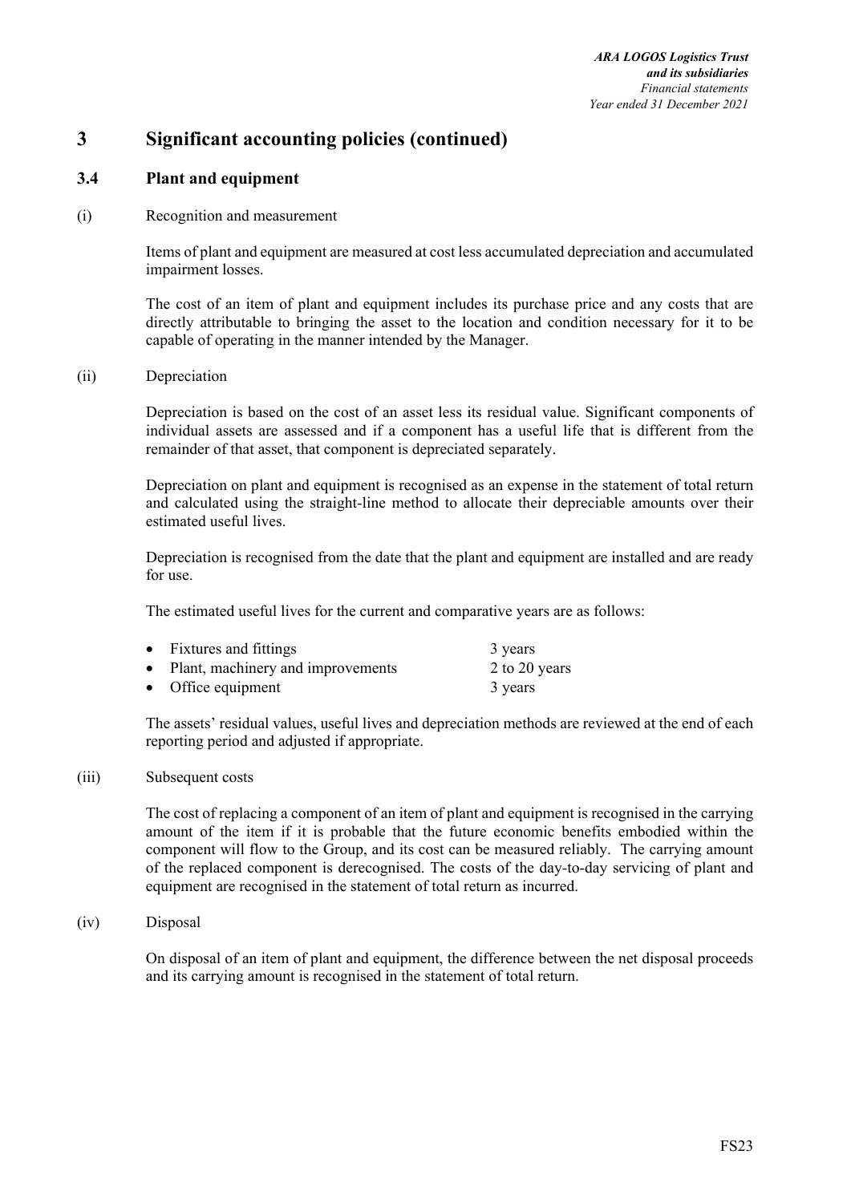# 3 Significant accounting policies (continued)

## 3.4 Plant and equipment

(i) Recognition and measurement

Items of plant and equipment are measured at cost less accumulated depreciation and accumulated impairment losses.

The cost of an item of plant and equipment includes its purchase price and any costs that are directly attributable to bringing the asset to the location and condition necessary for it to be capable of operating in the manner intended by the Manager.

(ii) Depreciation

Depreciation is based on the cost of an asset less its residual value. Significant components of individual assets are assessed and if a component has a useful life that is different from the remainder of that asset, that component is depreciated separately.

Depreciation on plant and equipment is recognised as an expense in the statement of total return and calculated using the straight-line method to allocate their depreciable amounts over their estimated useful lives.

Depreciation is recognised from the date that the plant and equipment are installed and are ready for use.

The estimated useful lives for the current and comparative years are as follows:

- Fixtures and fittings 3 years
- Plant, machinery and improvements 2 to 20 years
- Office equipment 3 years

The assets' residual values, useful lives and depreciation methods are reviewed at the end of each reporting period and adjusted if appropriate.

(iii) Subsequent costs

The cost of replacing a component of an item of plant and equipment is recognised in the carrying amount of the item if it is probable that the future economic benefits embodied within the component will flow to the Group, and its cost can be measured reliably. The carrying amount of the replaced component is derecognised. The costs of the day-to-day servicing of plant and equipment are recognised in the statement of total return as incurred.

(iv) Disposal

On disposal of an item of plant and equipment, the difference between the net disposal proceeds and its carrying amount is recognised in the statement of total return.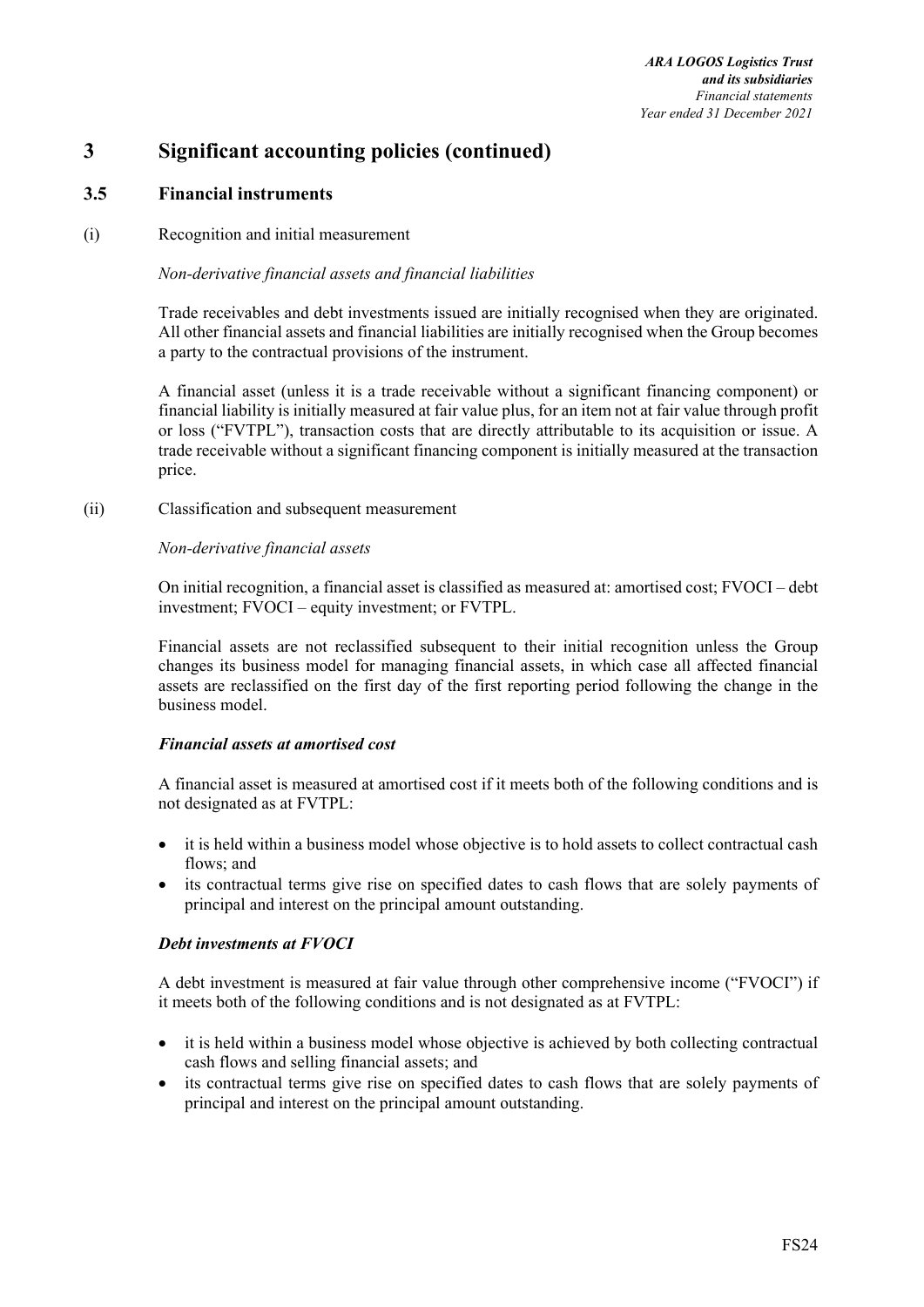# 3 Significant accounting policies (continued)

## 3.5 Financial instruments

(i) Recognition and initial measurement

*Non-derivative financial assets and financial liabilities*

Trade receivables and debt investments issued are initially recognised when they are originated. All other financial assets and financial liabilities are initially recognised when the Group becomes a party to the contractual provisions of the instrument.

A financial asset (unless it is a trade receivable without a significant financing component) or financial liability is initially measured at fair value plus, for an item not at fair value through profit or loss ("FVTPL"), transaction costs that are directly attributable to its acquisition or issue. A trade receivable without a significant financing component is initially measured at the transaction price.

(ii) Classification and subsequent measurement

*Non-derivative financial assets*

On initial recognition, a financial asset is classified as measured at: amortised cost; FVOCI – debt investment; FVOCI – equity investment; or FVTPL.

Financial assets are not reclassified subsequent to their initial recognition unless the Group changes its business model for managing financial assets, in which case all affected financial assets are reclassified on the first day of the first reporting period following the change in the business model.

***Financial assets at amortised cost***

A financial asset is measured at amortised cost if it meets both of the following conditions and is not designated as at FVTPL:

- it is held within a business model whose objective is to hold assets to collect contractual cash flows; and
- its contractual terms give rise on specified dates to cash flows that are solely payments of principal and interest on the principal amount outstanding.

***Debt investments at FVOCI***

A debt investment is measured at fair value through other comprehensive income ("FVOCI") if it meets both of the following conditions and is not designated as at FVTPL:

- it is held within a business model whose objective is achieved by both collecting contractual cash flows and selling financial assets; and
- its contractual terms give rise on specified dates to cash flows that are solely payments of principal and interest on the principal amount outstanding.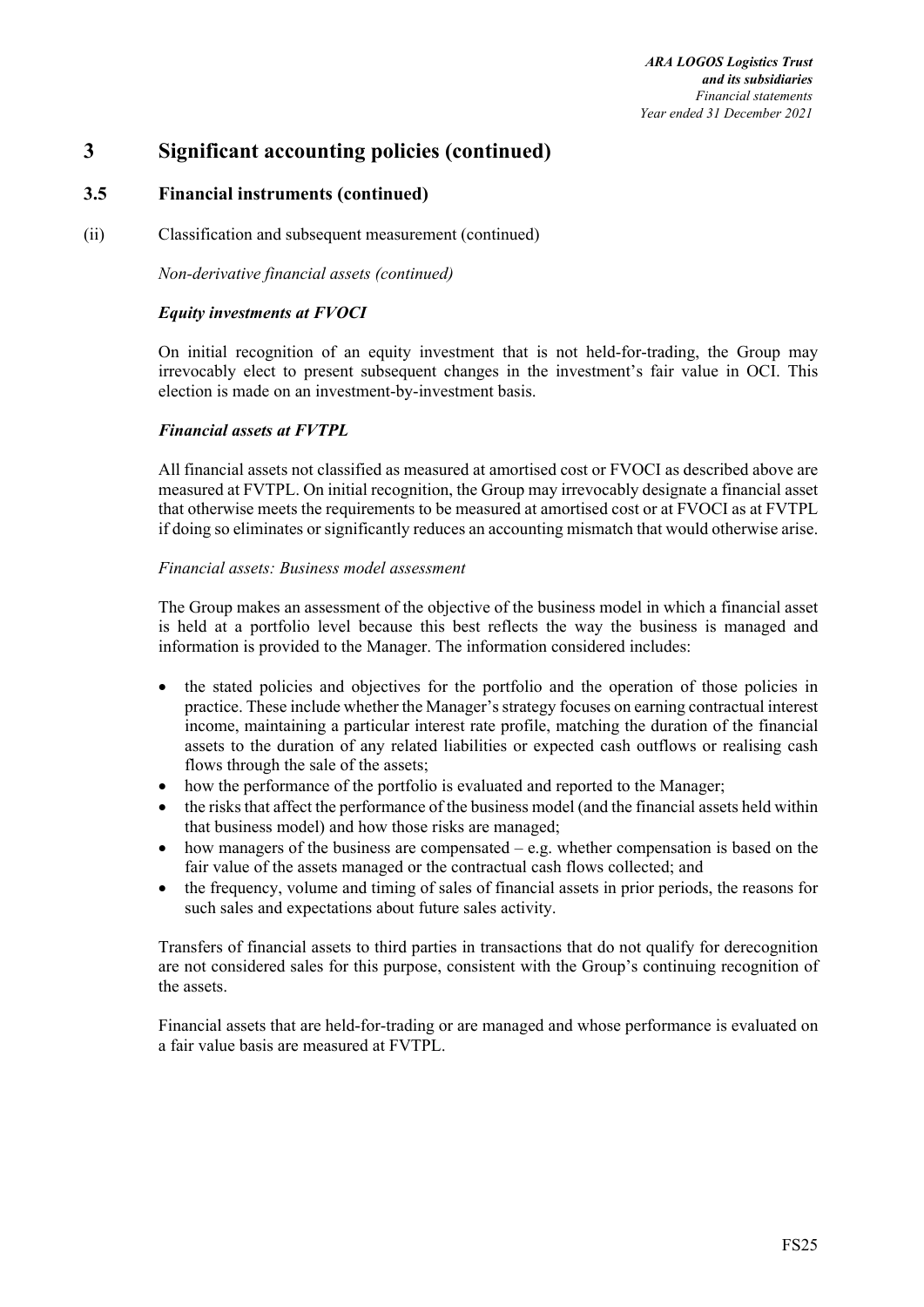# 3 Significant accounting policies (continued)

## 3.5 Financial instruments (continued)

(ii) Classification and subsequent measurement (continued)

*Non-derivative financial assets (continued)*

***Equity investments at FVOCI***

On initial recognition of an equity investment that is not held-for-trading, the Group may irrevocably elect to present subsequent changes in the investment's fair value in OCI. This election is made on an investment-by-investment basis.

***Financial assets at FVTPL***

All financial assets not classified as measured at amortised cost or FVOCI as described above are measured at FVTPL. On initial recognition, the Group may irrevocably designate a financial asset that otherwise meets the requirements to be measured at amortised cost or at FVOCI as at FVTPL if doing so eliminates or significantly reduces an accounting mismatch that would otherwise arise.

*Financial assets: Business model assessment*

The Group makes an assessment of the objective of the business model in which a financial asset is held at a portfolio level because this best reflects the way the business is managed and information is provided to the Manager. The information considered includes:

- the stated policies and objectives for the portfolio and the operation of those policies in practice. These include whether the Manager's strategy focuses on earning contractual interest income, maintaining a particular interest rate profile, matching the duration of the financial assets to the duration of any related liabilities or expected cash outflows or realising cash flows through the sale of the assets;
- how the performance of the portfolio is evaluated and reported to the Manager;
- the risks that affect the performance of the business model (and the financial assets held within that business model) and how those risks are managed;
- how managers of the business are compensated – e.g. whether compensation is based on the fair value of the assets managed or the contractual cash flows collected; and
- the frequency, volume and timing of sales of financial assets in prior periods, the reasons for such sales and expectations about future sales activity.

Transfers of financial assets to third parties in transactions that do not qualify for derecognition are not considered sales for this purpose, consistent with the Group's continuing recognition of the assets.

Financial assets that are held-for-trading or are managed and whose performance is evaluated on a fair value basis are measured at FVTPL.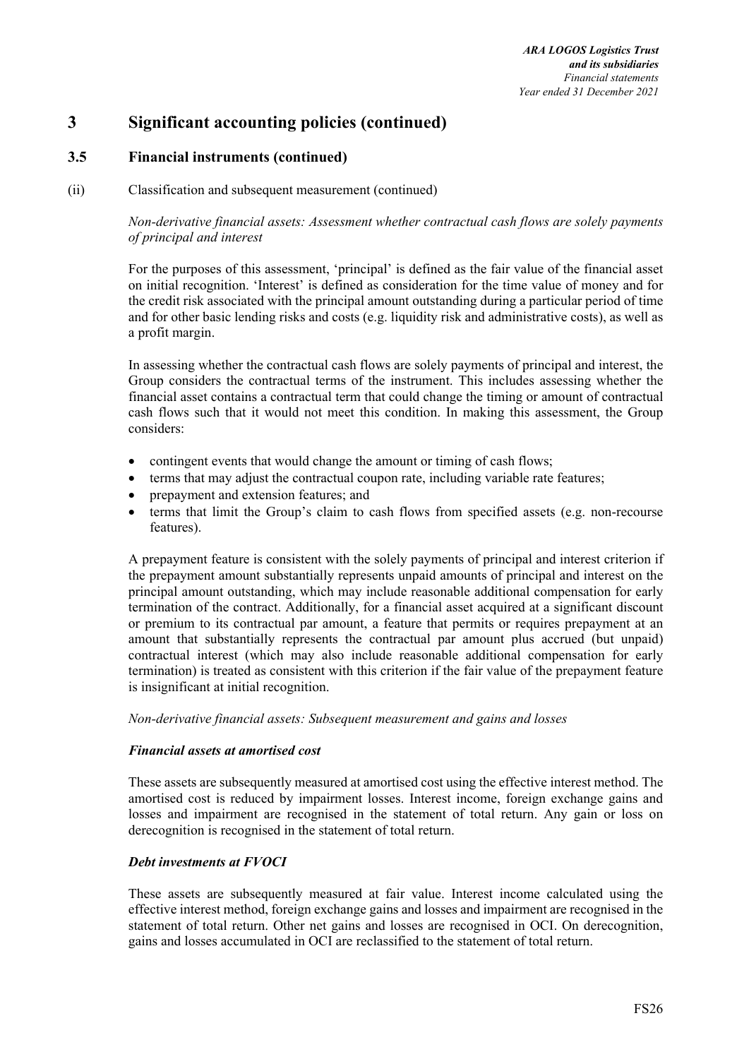# 3 Significant accounting policies (continued)

## 3.5 Financial instruments (continued)

(ii) Classification and subsequent measurement (continued)

*Non-derivative financial assets: Assessment whether contractual cash flows are solely payments of principal and interest*

For the purposes of this assessment, 'principal' is defined as the fair value of the financial asset on initial recognition. 'Interest' is defined as consideration for the time value of money and for the credit risk associated with the principal amount outstanding during a particular period of time and for other basic lending risks and costs (e.g. liquidity risk and administrative costs), as well as a profit margin.

In assessing whether the contractual cash flows are solely payments of principal and interest, the Group considers the contractual terms of the instrument. This includes assessing whether the financial asset contains a contractual term that could change the timing or amount of contractual cash flows such that it would not meet this condition. In making this assessment, the Group considers:

- contingent events that would change the amount or timing of cash flows;
- terms that may adjust the contractual coupon rate, including variable rate features;
- prepayment and extension features; and
- terms that limit the Group's claim to cash flows from specified assets (e.g. non-recourse features).

A prepayment feature is consistent with the solely payments of principal and interest criterion if the prepayment amount substantially represents unpaid amounts of principal and interest on the principal amount outstanding, which may include reasonable additional compensation for early termination of the contract. Additionally, for a financial asset acquired at a significant discount or premium to its contractual par amount, a feature that permits or requires prepayment at an amount that substantially represents the contractual par amount plus accrued (but unpaid) contractual interest (which may also include reasonable additional compensation for early termination) is treated as consistent with this criterion if the fair value of the prepayment feature is insignificant at initial recognition.

*Non-derivative financial assets: Subsequent measurement and gains and losses*

***Financial assets at amortised cost***

These assets are subsequently measured at amortised cost using the effective interest method. The amortised cost is reduced by impairment losses. Interest income, foreign exchange gains and losses and impairment are recognised in the statement of total return. Any gain or loss on derecognition is recognised in the statement of total return.

***Debt investments at FVOCI***

These assets are subsequently measured at fair value. Interest income calculated using the effective interest method, foreign exchange gains and losses and impairment are recognised in the statement of total return. Other net gains and losses are recognised in OCI. On derecognition, gains and losses accumulated in OCI are reclassified to the statement of total return.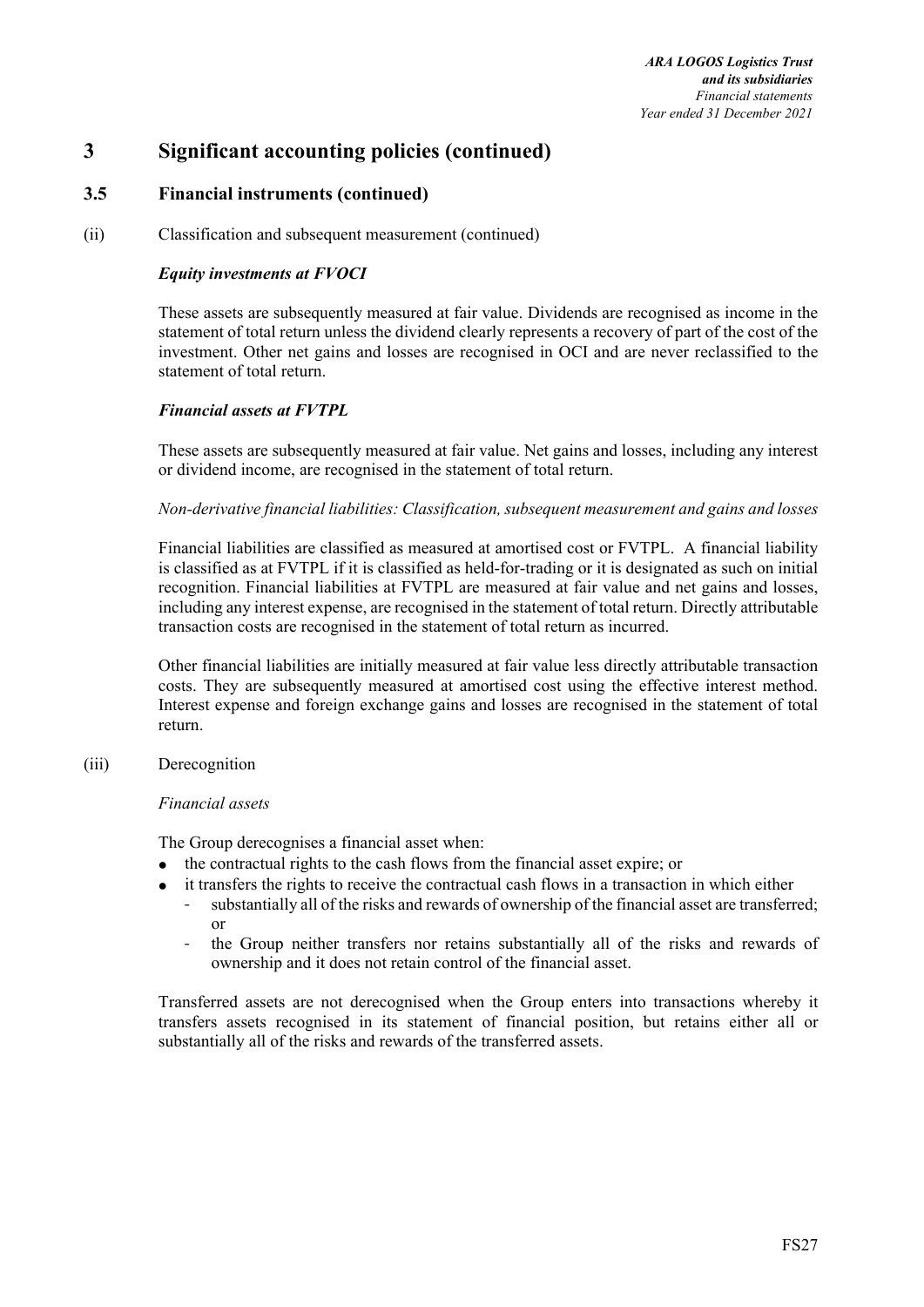# 3 Significant accounting policies (continued)

## 3.5 Financial instruments (continued)

(ii) Classification and subsequent measurement (continued)

***Equity investments at FVOCI***

These assets are subsequently measured at fair value. Dividends are recognised as income in the statement of total return unless the dividend clearly represents a recovery of part of the cost of the investment. Other net gains and losses are recognised in OCI and are never reclassified to the statement of total return.

***Financial assets at FVTPL***

These assets are subsequently measured at fair value. Net gains and losses, including any interest or dividend income, are recognised in the statement of total return.

*Non-derivative financial liabilities: Classification, subsequent measurement and gains and losses*

Financial liabilities are classified as measured at amortised cost or FVTPL. A financial liability is classified as at FVTPL if it is classified as held-for-trading or it is designated as such on initial recognition. Financial liabilities at FVTPL are measured at fair value and net gains and losses, including any interest expense, are recognised in the statement of total return. Directly attributable transaction costs are recognised in the statement of total return as incurred.

Other financial liabilities are initially measured at fair value less directly attributable transaction costs. They are subsequently measured at amortised cost using the effective interest method. Interest expense and foreign exchange gains and losses are recognised in the statement of total return.

(iii) Derecognition

*Financial assets*

The Group derecognises a financial asset when:

- the contractual rights to the cash flows from the financial asset expire; or
- it transfers the rights to receive the contractual cash flows in a transaction in which either
  - substantially all of the risks and rewards of ownership of the financial asset are transferred; or
  - the Group neither transfers nor retains substantially all of the risks and rewards of ownership and it does not retain control of the financial asset.

Transferred assets are not derecognised when the Group enters into transactions whereby it transfers assets recognised in its statement of financial position, but retains either all or substantially all of the risks and rewards of the transferred assets.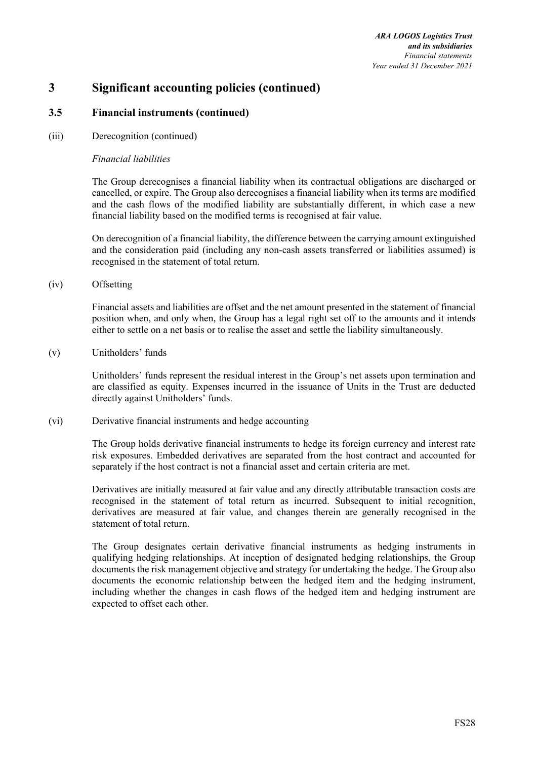# 3 Significant accounting policies (continued)

## 3.5 Financial instruments (continued)

(iii) Derecognition (continued)

*Financial liabilities*

The Group derecognises a financial liability when its contractual obligations are discharged or cancelled, or expire. The Group also derecognises a financial liability when its terms are modified and the cash flows of the modified liability are substantially different, in which case a new financial liability based on the modified terms is recognised at fair value.

On derecognition of a financial liability, the difference between the carrying amount extinguished and the consideration paid (including any non-cash assets transferred or liabilities assumed) is recognised in the statement of total return.

(iv) Offsetting

Financial assets and liabilities are offset and the net amount presented in the statement of financial position when, and only when, the Group has a legal right set off to the amounts and it intends either to settle on a net basis or to realise the asset and settle the liability simultaneously.

(v) Unitholders' funds

Unitholders' funds represent the residual interest in the Group's net assets upon termination and are classified as equity. Expenses incurred in the issuance of Units in the Trust are deducted directly against Unitholders' funds.

(vi) Derivative financial instruments and hedge accounting

The Group holds derivative financial instruments to hedge its foreign currency and interest rate risk exposures. Embedded derivatives are separated from the host contract and accounted for separately if the host contract is not a financial asset and certain criteria are met.

Derivatives are initially measured at fair value and any directly attributable transaction costs are recognised in the statement of total return as incurred. Subsequent to initial recognition, derivatives are measured at fair value, and changes therein are generally recognised in the statement of total return.

The Group designates certain derivative financial instruments as hedging instruments in qualifying hedging relationships. At inception of designated hedging relationships, the Group documents the risk management objective and strategy for undertaking the hedge. The Group also documents the economic relationship between the hedged item and the hedging instrument, including whether the changes in cash flows of the hedged item and hedging instrument are expected to offset each other.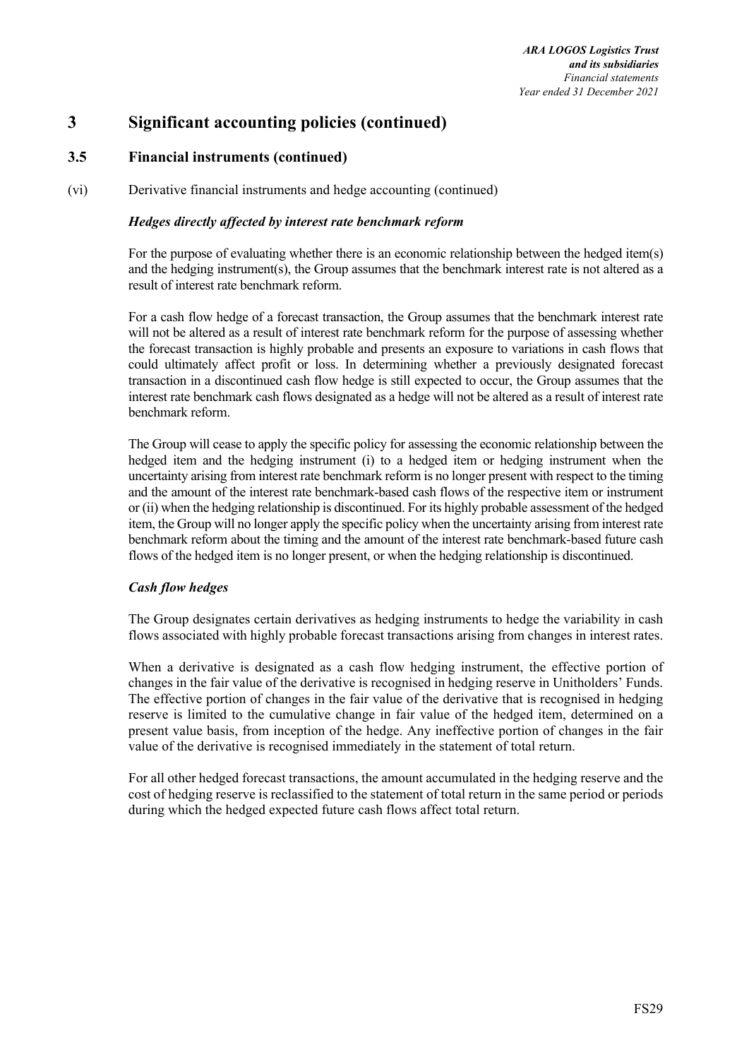# 3 Significant accounting policies (continued)

## 3.5 Financial instruments (continued)

(vi) Derivative financial instruments and hedge accounting (continued)

***Hedges directly affected by interest rate benchmark reform***

For the purpose of evaluating whether there is an economic relationship between the hedged item(s) and the hedging instrument(s), the Group assumes that the benchmark interest rate is not altered as a result of interest rate benchmark reform.

For a cash flow hedge of a forecast transaction, the Group assumes that the benchmark interest rate will not be altered as a result of interest rate benchmark reform for the purpose of assessing whether the forecast transaction is highly probable and presents an exposure to variations in cash flows that could ultimately affect profit or loss. In determining whether a previously designated forecast transaction in a discontinued cash flow hedge is still expected to occur, the Group assumes that the interest rate benchmark cash flows designated as a hedge will not be altered as a result of interest rate benchmark reform.

The Group will cease to apply the specific policy for assessing the economic relationship between the hedged item and the hedging instrument (i) to a hedged item or hedging instrument when the uncertainty arising from interest rate benchmark reform is no longer present with respect to the timing and the amount of the interest rate benchmark-based cash flows of the respective item or instrument or (ii) when the hedging relationship is discontinued. For its highly probable assessment of the hedged item, the Group will no longer apply the specific policy when the uncertainty arising from interest rate benchmark reform about the timing and the amount of the interest rate benchmark-based future cash flows of the hedged item is no longer present, or when the hedging relationship is discontinued.

***Cash flow hedges***

The Group designates certain derivatives as hedging instruments to hedge the variability in cash flows associated with highly probable forecast transactions arising from changes in interest rates.

When a derivative is designated as a cash flow hedging instrument, the effective portion of changes in the fair value of the derivative is recognised in hedging reserve in Unitholders' Funds. The effective portion of changes in the fair value of the derivative that is recognised in hedging reserve is limited to the cumulative change in fair value of the hedged item, determined on a present value basis, from inception of the hedge. Any ineffective portion of changes in the fair value of the derivative is recognised immediately in the statement of total return.

For all other hedged forecast transactions, the amount accumulated in the hedging reserve and the cost of hedging reserve is reclassified to the statement of total return in the same period or periods during which the hedged expected future cash flows affect total return.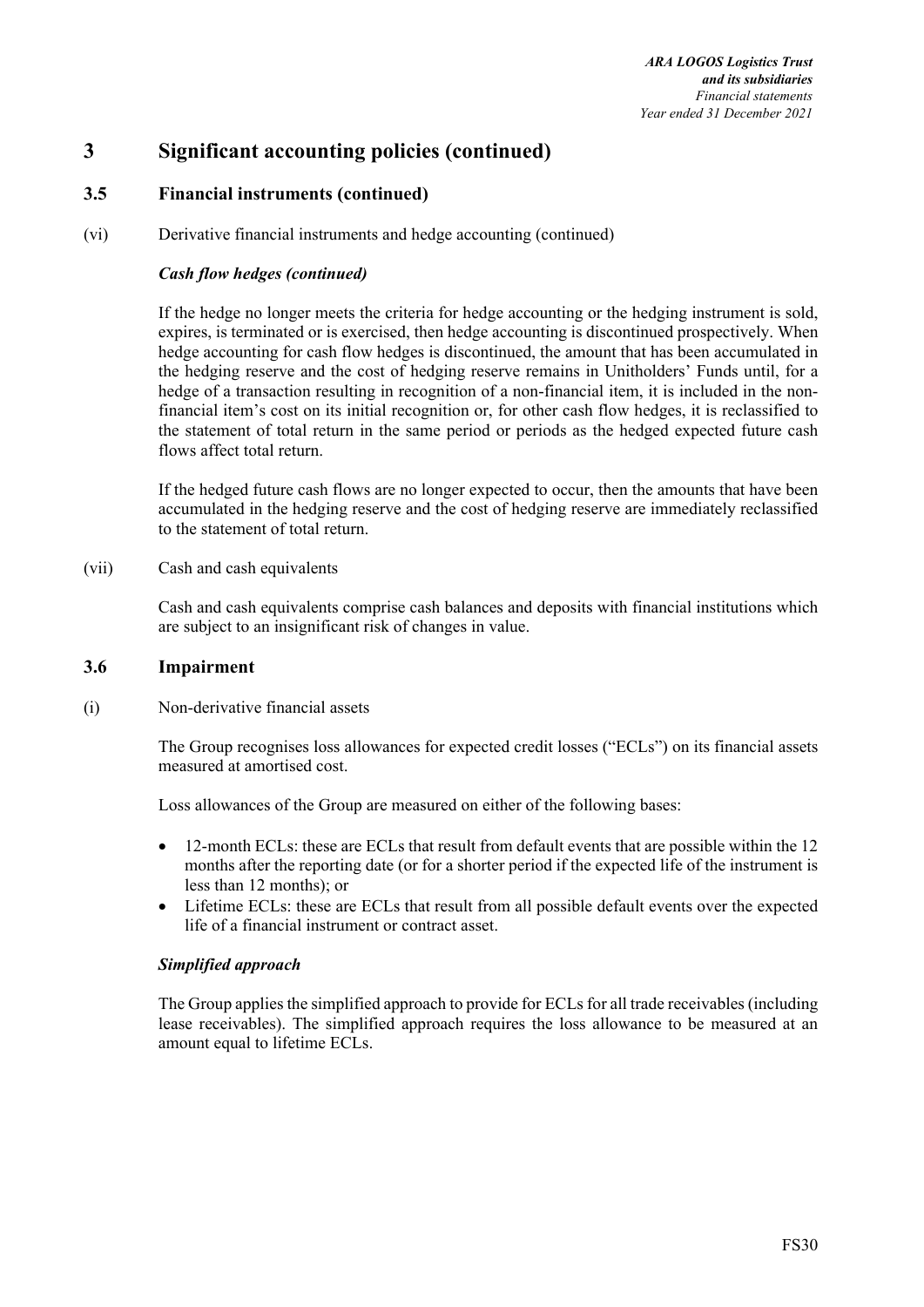# 3 Significant accounting policies (continued)

## 3.5 Financial instruments (continued)

(vi) Derivative financial instruments and hedge accounting (continued)

***Cash flow hedges (continued)***

If the hedge no longer meets the criteria for hedge accounting or the hedging instrument is sold, expires, is terminated or is exercised, then hedge accounting is discontinued prospectively. When hedge accounting for cash flow hedges is discontinued, the amount that has been accumulated in the hedging reserve and the cost of hedging reserve remains in Unitholders' Funds until, for a hedge of a transaction resulting in recognition of a non-financial item, it is included in the non-financial item's cost on its initial recognition or, for other cash flow hedges, it is reclassified to the statement of total return in the same period or periods as the hedged expected future cash flows affect total return.

If the hedged future cash flows are no longer expected to occur, then the amounts that have been accumulated in the hedging reserve and the cost of hedging reserve are immediately reclassified to the statement of total return.

(vii) Cash and cash equivalents

Cash and cash equivalents comprise cash balances and deposits with financial institutions which are subject to an insignificant risk of changes in value.

## 3.6 Impairment

(i) Non-derivative financial assets

The Group recognises loss allowances for expected credit losses ("ECLs") on its financial assets measured at amortised cost.

Loss allowances of the Group are measured on either of the following bases:

- 12-month ECLs: these are ECLs that result from default events that are possible within the 12 months after the reporting date (or for a shorter period if the expected life of the instrument is less than 12 months); or
- Lifetime ECLs: these are ECLs that result from all possible default events over the expected life of a financial instrument or contract asset.

***Simplified approach***

The Group applies the simplified approach to provide for ECLs for all trade receivables (including lease receivables). The simplified approach requires the loss allowance to be measured at an amount equal to lifetime ECLs.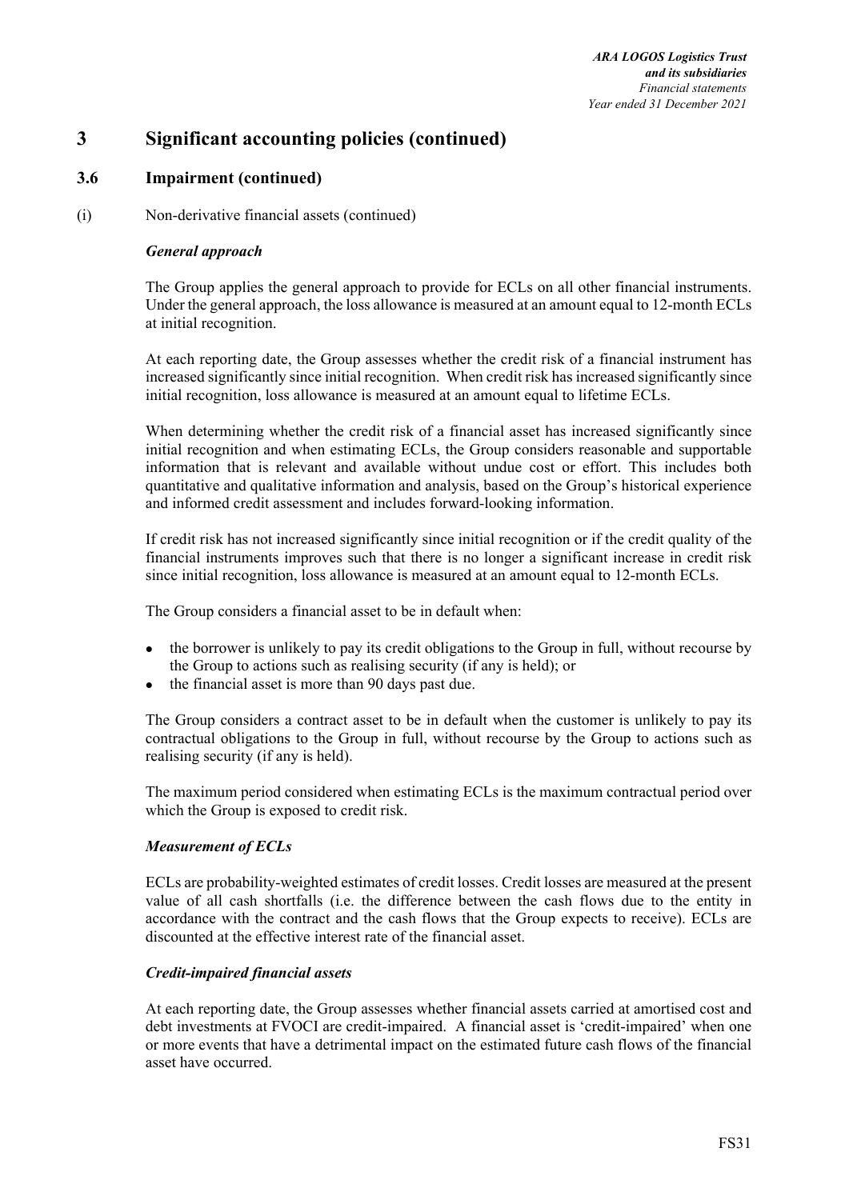# 3 Significant accounting policies (continued)

## 3.6 Impairment (continued)

(i) Non-derivative financial assets (continued)

***General approach***

The Group applies the general approach to provide for ECLs on all other financial instruments. Under the general approach, the loss allowance is measured at an amount equal to 12-month ECLs at initial recognition.

At each reporting date, the Group assesses whether the credit risk of a financial instrument has increased significantly since initial recognition. When credit risk has increased significantly since initial recognition, loss allowance is measured at an amount equal to lifetime ECLs.

When determining whether the credit risk of a financial asset has increased significantly since initial recognition and when estimating ECLs, the Group considers reasonable and supportable information that is relevant and available without undue cost or effort. This includes both quantitative and qualitative information and analysis, based on the Group's historical experience and informed credit assessment and includes forward-looking information.

If credit risk has not increased significantly since initial recognition or if the credit quality of the financial instruments improves such that there is no longer a significant increase in credit risk since initial recognition, loss allowance is measured at an amount equal to 12-month ECLs.

The Group considers a financial asset to be in default when:

- the borrower is unlikely to pay its credit obligations to the Group in full, without recourse by the Group to actions such as realising security (if any is held); or
- the financial asset is more than 90 days past due.

The Group considers a contract asset to be in default when the customer is unlikely to pay its contractual obligations to the Group in full, without recourse by the Group to actions such as realising security (if any is held).

The maximum period considered when estimating ECLs is the maximum contractual period over which the Group is exposed to credit risk.

***Measurement of ECLs***

ECLs are probability-weighted estimates of credit losses. Credit losses are measured at the present value of all cash shortfalls (i.e. the difference between the cash flows due to the entity in accordance with the contract and the cash flows that the Group expects to receive). ECLs are discounted at the effective interest rate of the financial asset.

***Credit-impaired financial assets***

At each reporting date, the Group assesses whether financial assets carried at amortised cost and debt investments at FVOCI are credit-impaired. A financial asset is 'credit-impaired' when one or more events that have a detrimental impact on the estimated future cash flows of the financial asset have occurred.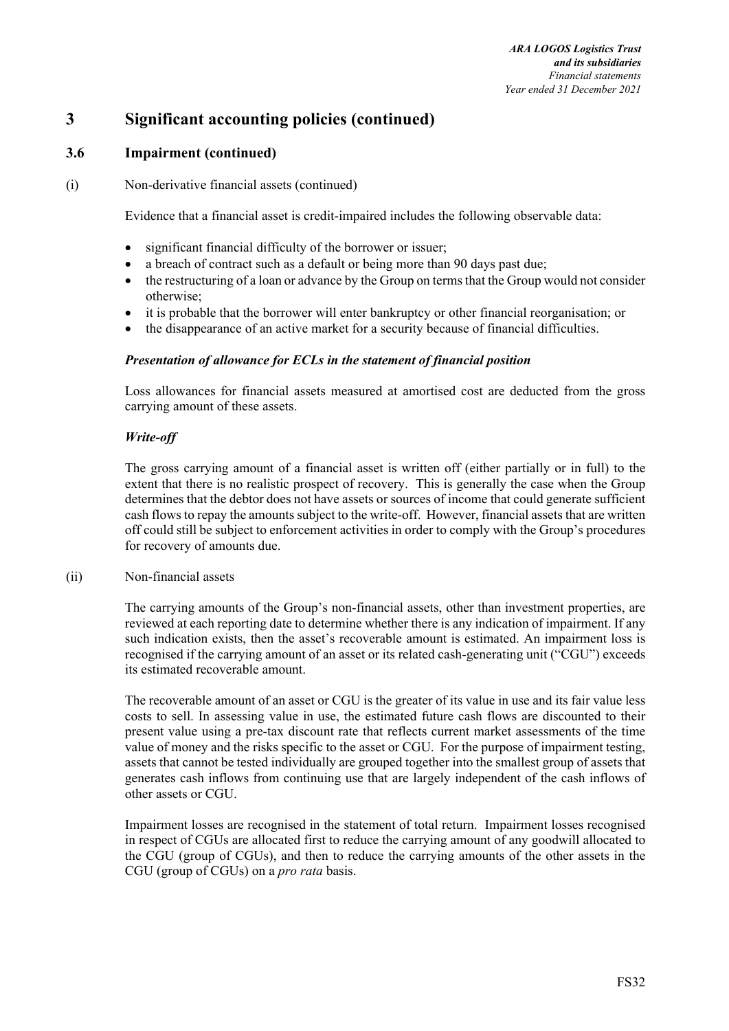# 3 Significant accounting policies (continued)

## 3.6 Impairment (continued)

(i) Non-derivative financial assets (continued)

Evidence that a financial asset is credit-impaired includes the following observable data:

- significant financial difficulty of the borrower or issuer;
- a breach of contract such as a default or being more than 90 days past due;
- the restructuring of a loan or advance by the Group on terms that the Group would not consider otherwise;
- it is probable that the borrower will enter bankruptcy or other financial reorganisation; or
- the disappearance of an active market for a security because of financial difficulties.

***Presentation of allowance for ECLs in the statement of financial position***

Loss allowances for financial assets measured at amortised cost are deducted from the gross carrying amount of these assets.

***Write-off***

The gross carrying amount of a financial asset is written off (either partially or in full) to the extent that there is no realistic prospect of recovery. This is generally the case when the Group determines that the debtor does not have assets or sources of income that could generate sufficient cash flows to repay the amounts subject to the write-off. However, financial assets that are written off could still be subject to enforcement activities in order to comply with the Group's procedures for recovery of amounts due.

(ii) Non-financial assets

The carrying amounts of the Group's non-financial assets, other than investment properties, are reviewed at each reporting date to determine whether there is any indication of impairment. If any such indication exists, then the asset's recoverable amount is estimated. An impairment loss is recognised if the carrying amount of an asset or its related cash-generating unit ("CGU") exceeds its estimated recoverable amount.

The recoverable amount of an asset or CGU is the greater of its value in use and its fair value less costs to sell. In assessing value in use, the estimated future cash flows are discounted to their present value using a pre-tax discount rate that reflects current market assessments of the time value of money and the risks specific to the asset or CGU. For the purpose of impairment testing, assets that cannot be tested individually are grouped together into the smallest group of assets that generates cash inflows from continuing use that are largely independent of the cash inflows of other assets or CGU.

Impairment losses are recognised in the statement of total return. Impairment losses recognised in respect of CGUs are allocated first to reduce the carrying amount of any goodwill allocated to the CGU (group of CGUs), and then to reduce the carrying amounts of the other assets in the CGU (group of CGUs) on a *pro rata* basis.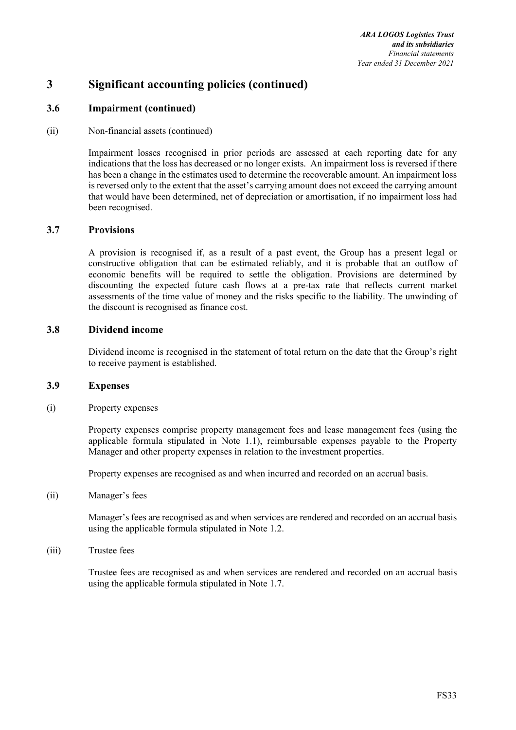# 3 Significant accounting policies (continued)

## 3.6 Impairment (continued)

(ii) Non-financial assets (continued)

Impairment losses recognised in prior periods are assessed at each reporting date for any indications that the loss has decreased or no longer exists. An impairment loss is reversed if there has been a change in the estimates used to determine the recoverable amount. An impairment loss is reversed only to the extent that the asset's carrying amount does not exceed the carrying amount that would have been determined, net of depreciation or amortisation, if no impairment loss had been recognised.

## 3.7 Provisions

A provision is recognised if, as a result of a past event, the Group has a present legal or constructive obligation that can be estimated reliably, and it is probable that an outflow of economic benefits will be required to settle the obligation. Provisions are determined by discounting the expected future cash flows at a pre-tax rate that reflects current market assessments of the time value of money and the risks specific to the liability. The unwinding of the discount is recognised as finance cost.

## 3.8 Dividend income

Dividend income is recognised in the statement of total return on the date that the Group's right to receive payment is established.

## 3.9 Expenses

(i) Property expenses

Property expenses comprise property management fees and lease management fees (using the applicable formula stipulated in Note 1.1), reimbursable expenses payable to the Property Manager and other property expenses in relation to the investment properties.

Property expenses are recognised as and when incurred and recorded on an accrual basis.

(ii) Manager's fees

Manager's fees are recognised as and when services are rendered and recorded on an accrual basis using the applicable formula stipulated in Note 1.2.

(iii) Trustee fees

Trustee fees are recognised as and when services are rendered and recorded on an accrual basis using the applicable formula stipulated in Note 1.7.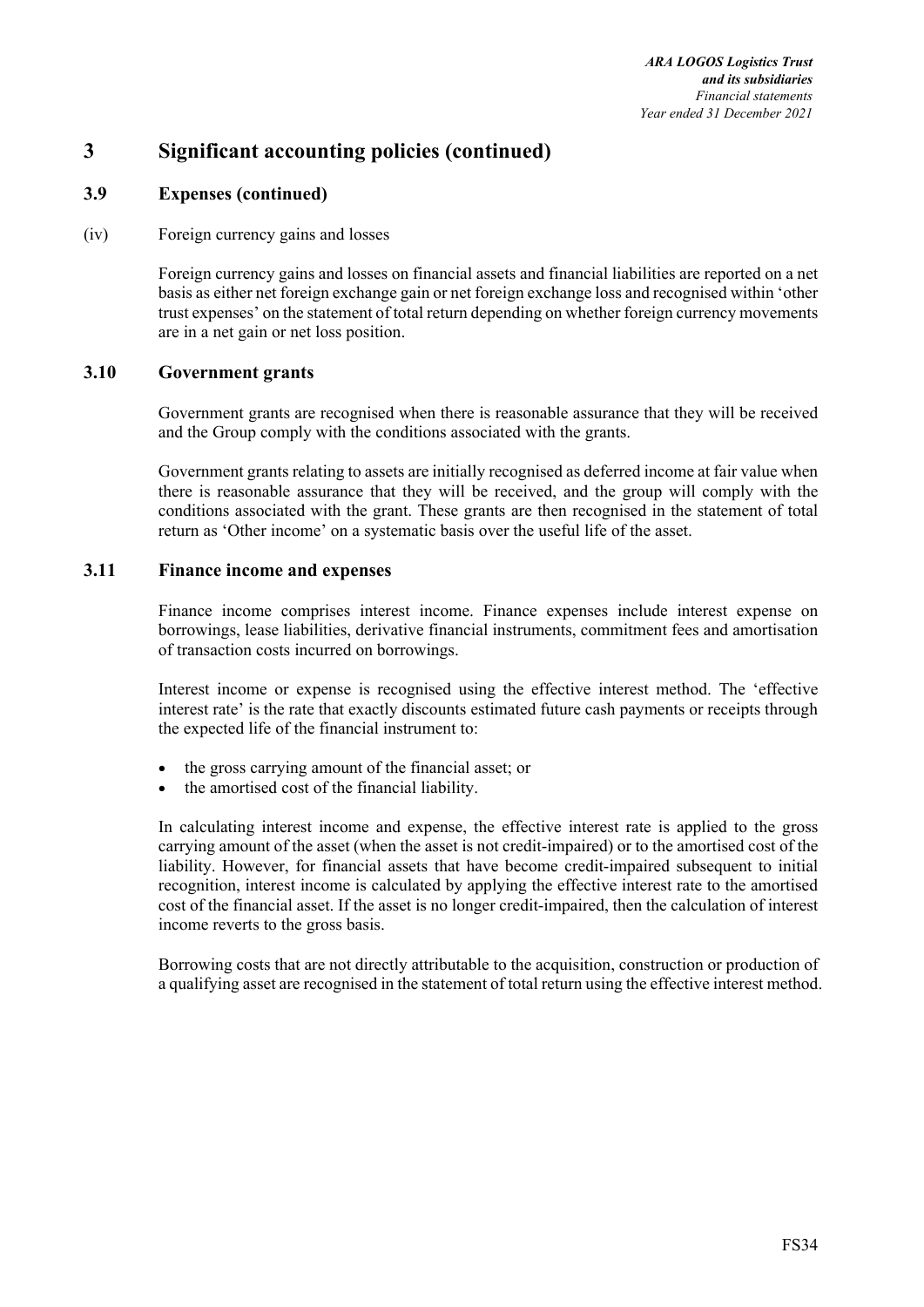# 3 Significant accounting policies (continued)

## 3.9 Expenses (continued)

(iv) Foreign currency gains and losses

Foreign currency gains and losses on financial assets and financial liabilities are reported on a net basis as either net foreign exchange gain or net foreign exchange loss and recognised within 'other trust expenses' on the statement of total return depending on whether foreign currency movements are in a net gain or net loss position.

## 3.10 Government grants

Government grants are recognised when there is reasonable assurance that they will be received and the Group comply with the conditions associated with the grants.

Government grants relating to assets are initially recognised as deferred income at fair value when there is reasonable assurance that they will be received, and the group will comply with the conditions associated with the grant. These grants are then recognised in the statement of total return as 'Other income' on a systematic basis over the useful life of the asset.

## 3.11 Finance income and expenses

Finance income comprises interest income. Finance expenses include interest expense on borrowings, lease liabilities, derivative financial instruments, commitment fees and amortisation of transaction costs incurred on borrowings.

Interest income or expense is recognised using the effective interest method. The 'effective interest rate' is the rate that exactly discounts estimated future cash payments or receipts through the expected life of the financial instrument to:

- the gross carrying amount of the financial asset; or
- the amortised cost of the financial liability.

In calculating interest income and expense, the effective interest rate is applied to the gross carrying amount of the asset (when the asset is not credit-impaired) or to the amortised cost of the liability. However, for financial assets that have become credit-impaired subsequent to initial recognition, interest income is calculated by applying the effective interest rate to the amortised cost of the financial asset. If the asset is no longer credit-impaired, then the calculation of interest income reverts to the gross basis.

Borrowing costs that are not directly attributable to the acquisition, construction or production of a qualifying asset are recognised in the statement of total return using the effective interest method.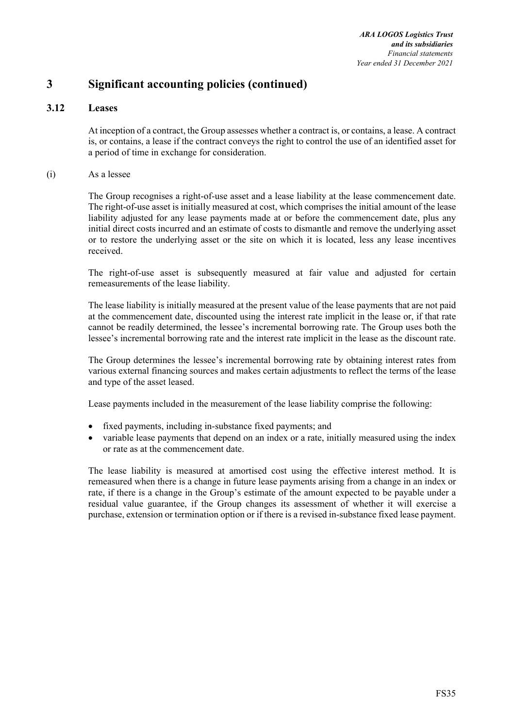# 3 Significant accounting policies (continued)

## 3.12 Leases

At inception of a contract, the Group assesses whether a contract is, or contains, a lease. A contract is, or contains, a lease if the contract conveys the right to control the use of an identified asset for a period of time in exchange for consideration.

(i) As a lessee

The Group recognises a right-of-use asset and a lease liability at the lease commencement date. The right-of-use asset is initially measured at cost, which comprises the initial amount of the lease liability adjusted for any lease payments made at or before the commencement date, plus any initial direct costs incurred and an estimate of costs to dismantle and remove the underlying asset or to restore the underlying asset or the site on which it is located, less any lease incentives received.

The right-of-use asset is subsequently measured at fair value and adjusted for certain remeasurements of the lease liability.

The lease liability is initially measured at the present value of the lease payments that are not paid at the commencement date, discounted using the interest rate implicit in the lease or, if that rate cannot be readily determined, the lessee's incremental borrowing rate. The Group uses both the lessee's incremental borrowing rate and the interest rate implicit in the lease as the discount rate.

The Group determines the lessee's incremental borrowing rate by obtaining interest rates from various external financing sources and makes certain adjustments to reflect the terms of the lease and type of the asset leased.

Lease payments included in the measurement of the lease liability comprise the following:

- fixed payments, including in-substance fixed payments; and
- variable lease payments that depend on an index or a rate, initially measured using the index or rate as at the commencement date.

The lease liability is measured at amortised cost using the effective interest method. It is remeasured when there is a change in future lease payments arising from a change in an index or rate, if there is a change in the Group's estimate of the amount expected to be payable under a residual value guarantee, if the Group changes its assessment of whether it will exercise a purchase, extension or termination option or if there is a revised in-substance fixed lease payment.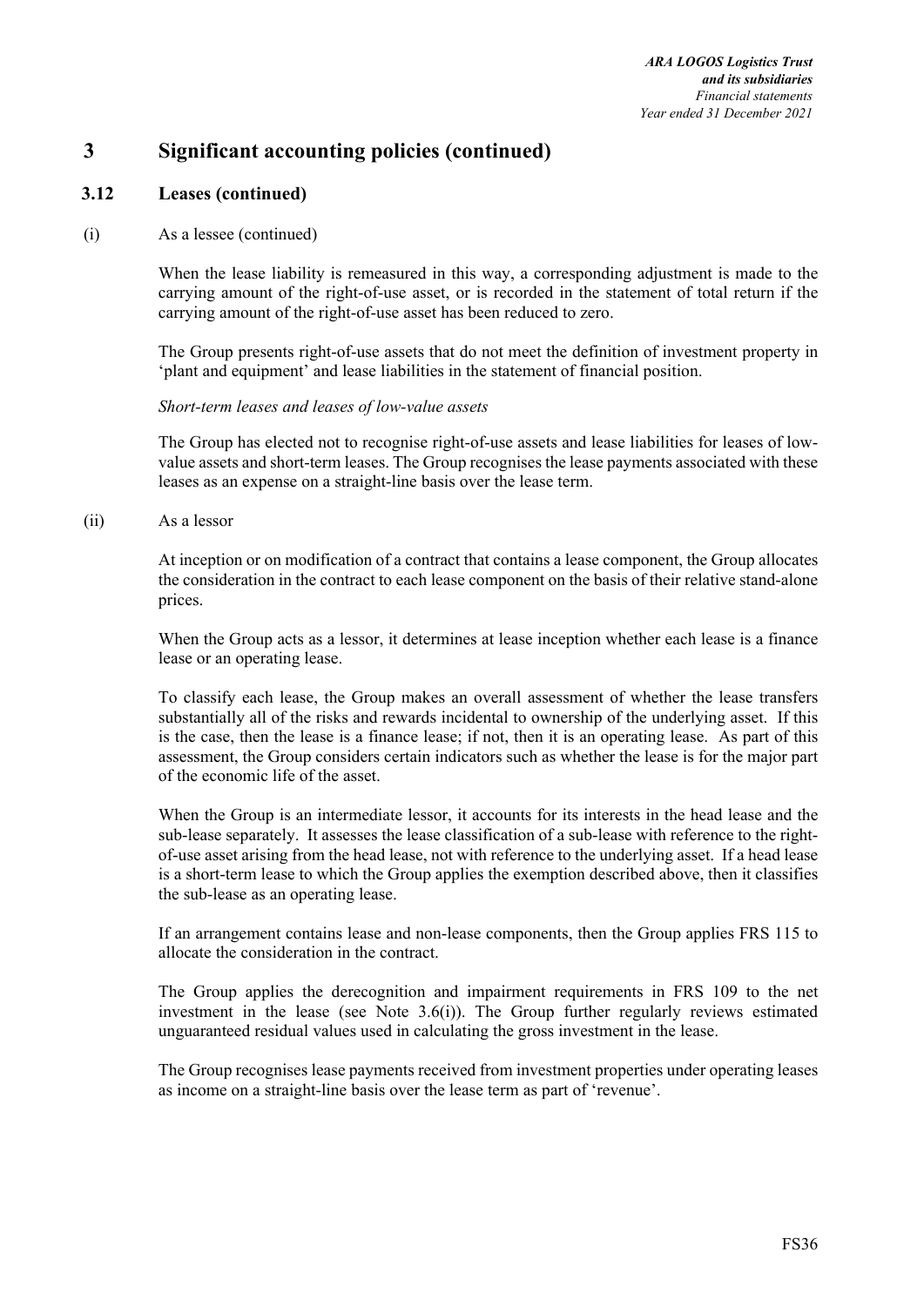## 3 Significant accounting policies (continued)

### 3.12 Leases (continued)

(i) As a lessee (continued)

When the lease liability is remeasured in this way, a corresponding adjustment is made to the carrying amount of the right-of-use asset, or is recorded in the statement of total return if the carrying amount of the right-of-use asset has been reduced to zero.

The Group presents right-of-use assets that do not meet the definition of investment property in 'plant and equipment' and lease liabilities in the statement of financial position.

*Short-term leases and leases of low-value assets*

The Group has elected not to recognise right-of-use assets and lease liabilities for leases of low-value assets and short-term leases. The Group recognises the lease payments associated with these leases as an expense on a straight-line basis over the lease term.

(ii) As a lessor

At inception or on modification of a contract that contains a lease component, the Group allocates the consideration in the contract to each lease component on the basis of their relative stand-alone prices.

When the Group acts as a lessor, it determines at lease inception whether each lease is a finance lease or an operating lease.

To classify each lease, the Group makes an overall assessment of whether the lease transfers substantially all of the risks and rewards incidental to ownership of the underlying asset. If this is the case, then the lease is a finance lease; if not, then it is an operating lease. As part of this assessment, the Group considers certain indicators such as whether the lease is for the major part of the economic life of the asset.

When the Group is an intermediate lessor, it accounts for its interests in the head lease and the sub-lease separately. It assesses the lease classification of a sub-lease with reference to the right-of-use asset arising from the head lease, not with reference to the underlying asset. If a head lease is a short-term lease to which the Group applies the exemption described above, then it classifies the sub-lease as an operating lease.

If an arrangement contains lease and non-lease components, then the Group applies FRS 115 to allocate the consideration in the contract.

The Group applies the derecognition and impairment requirements in FRS 109 to the net investment in the lease (see Note 3.6(i)). The Group further regularly reviews estimated unguaranteed residual values used in calculating the gross investment in the lease.

The Group recognises lease payments received from investment properties under operating leases as income on a straight-line basis over the lease term as part of 'revenue'.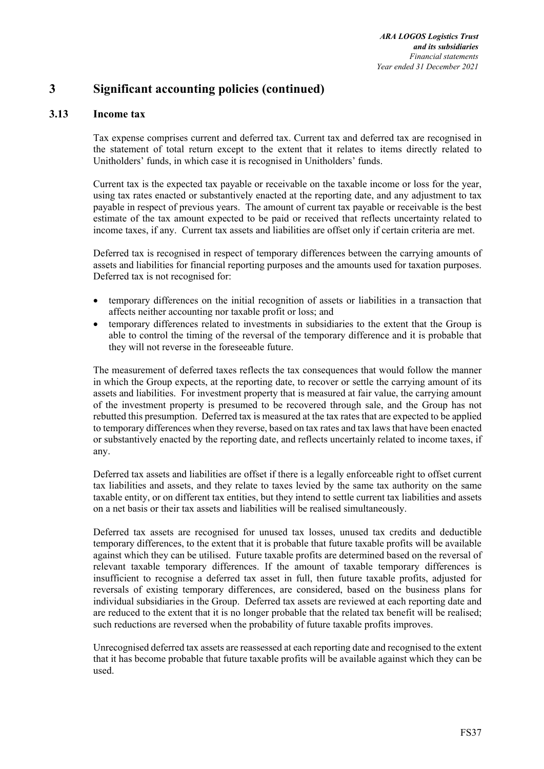# 3 Significant accounting policies (continued)

## 3.13 Income tax

Tax expense comprises current and deferred tax. Current tax and deferred tax are recognised in the statement of total return except to the extent that it relates to items directly related to Unitholders' funds, in which case it is recognised in Unitholders' funds.

Current tax is the expected tax payable or receivable on the taxable income or loss for the year, using tax rates enacted or substantively enacted at the reporting date, and any adjustment to tax payable in respect of previous years. The amount of current tax payable or receivable is the best estimate of the tax amount expected to be paid or received that reflects uncertainty related to income taxes, if any. Current tax assets and liabilities are offset only if certain criteria are met.

Deferred tax is recognised in respect of temporary differences between the carrying amounts of assets and liabilities for financial reporting purposes and the amounts used for taxation purposes. Deferred tax is not recognised for:

- temporary differences on the initial recognition of assets or liabilities in a transaction that affects neither accounting nor taxable profit or loss; and
- temporary differences related to investments in subsidiaries to the extent that the Group is able to control the timing of the reversal of the temporary difference and it is probable that they will not reverse in the foreseeable future.

The measurement of deferred taxes reflects the tax consequences that would follow the manner in which the Group expects, at the reporting date, to recover or settle the carrying amount of its assets and liabilities. For investment property that is measured at fair value, the carrying amount of the investment property is presumed to be recovered through sale, and the Group has not rebutted this presumption. Deferred tax is measured at the tax rates that are expected to be applied to temporary differences when they reverse, based on tax rates and tax laws that have been enacted or substantively enacted by the reporting date, and reflects uncertainly related to income taxes, if any.

Deferred tax assets and liabilities are offset if there is a legally enforceable right to offset current tax liabilities and assets, and they relate to taxes levied by the same tax authority on the same taxable entity, or on different tax entities, but they intend to settle current tax liabilities and assets on a net basis or their tax assets and liabilities will be realised simultaneously.

Deferred tax assets are recognised for unused tax losses, unused tax credits and deductible temporary differences, to the extent that it is probable that future taxable profits will be available against which they can be utilised. Future taxable profits are determined based on the reversal of relevant taxable temporary differences. If the amount of taxable temporary differences is insufficient to recognise a deferred tax asset in full, then future taxable profits, adjusted for reversals of existing temporary differences, are considered, based on the business plans for individual subsidiaries in the Group. Deferred tax assets are reviewed at each reporting date and are reduced to the extent that it is no longer probable that the related tax benefit will be realised; such reductions are reversed when the probability of future taxable profits improves.

Unrecognised deferred tax assets are reassessed at each reporting date and recognised to the extent that it has become probable that future taxable profits will be available against which they can be used.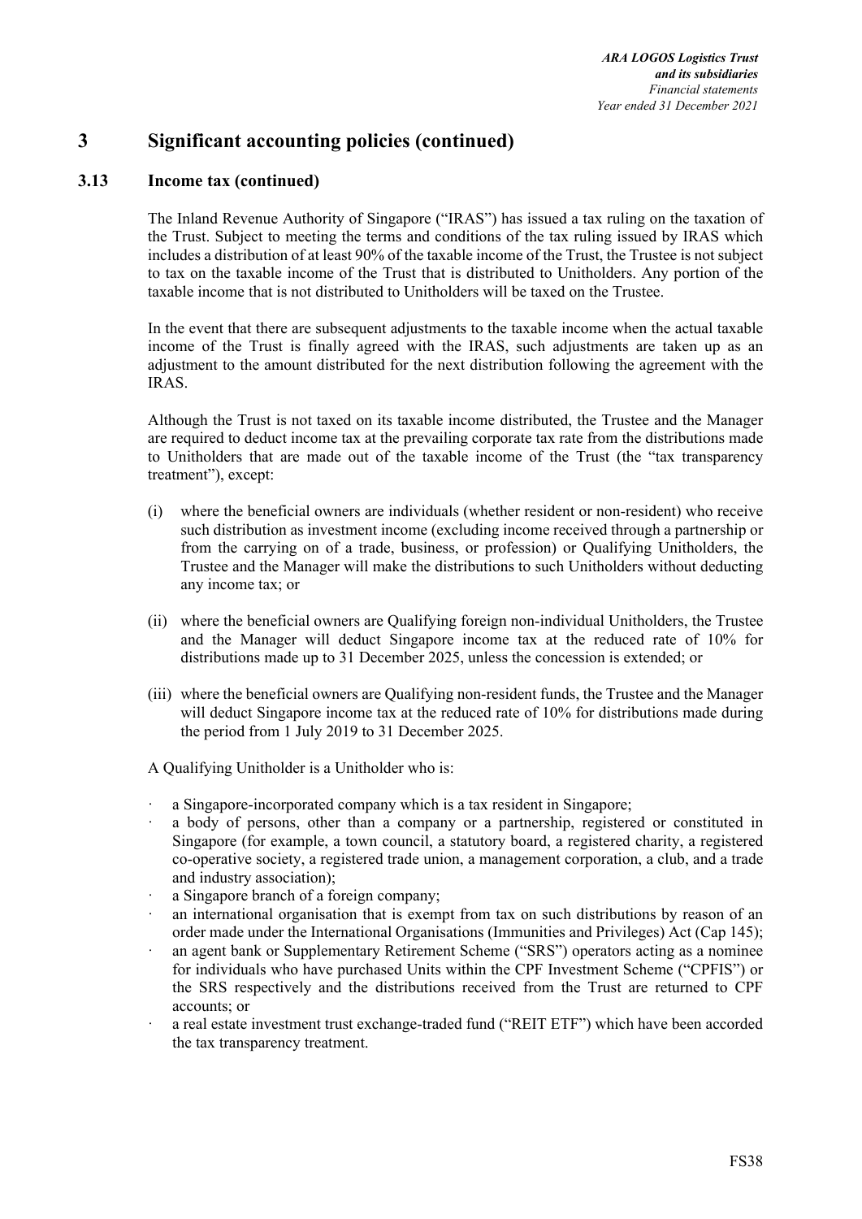# 3 Significant accounting policies (continued)

## 3.13 Income tax (continued)

The Inland Revenue Authority of Singapore ("IRAS") has issued a tax ruling on the taxation of the Trust. Subject to meeting the terms and conditions of the tax ruling issued by IRAS which includes a distribution of at least 90% of the taxable income of the Trust, the Trustee is not subject to tax on the taxable income of the Trust that is distributed to Unitholders. Any portion of the taxable income that is not distributed to Unitholders will be taxed on the Trustee.

In the event that there are subsequent adjustments to the taxable income when the actual taxable income of the Trust is finally agreed with the IRAS, such adjustments are taken up as an adjustment to the amount distributed for the next distribution following the agreement with the IRAS.

Although the Trust is not taxed on its taxable income distributed, the Trustee and the Manager are required to deduct income tax at the prevailing corporate tax rate from the distributions made to Unitholders that are made out of the taxable income of the Trust (the "tax transparency treatment"), except:

(i) where the beneficial owners are individuals (whether resident or non-resident) who receive such distribution as investment income (excluding income received through a partnership or from the carrying on of a trade, business, or profession) or Qualifying Unitholders, the Trustee and the Manager will make the distributions to such Unitholders without deducting any income tax; or

(ii) where the beneficial owners are Qualifying foreign non-individual Unitholders, the Trustee and the Manager will deduct Singapore income tax at the reduced rate of 10% for distributions made up to 31 December 2025, unless the concession is extended; or

(iii) where the beneficial owners are Qualifying non-resident funds, the Trustee and the Manager will deduct Singapore income tax at the reduced rate of 10% for distributions made during the period from 1 July 2019 to 31 December 2025.

A Qualifying Unitholder is a Unitholder who is:

- a Singapore-incorporated company which is a tax resident in Singapore;
- a body of persons, other than a company or a partnership, registered or constituted in Singapore (for example, a town council, a statutory board, a registered charity, a registered co-operative society, a registered trade union, a management corporation, a club, and a trade and industry association);
- a Singapore branch of a foreign company;
- an international organisation that is exempt from tax on such distributions by reason of an order made under the International Organisations (Immunities and Privileges) Act (Cap 145);
- an agent bank or Supplementary Retirement Scheme ("SRS") operators acting as a nominee for individuals who have purchased Units within the CPF Investment Scheme ("CPFIS") or the SRS respectively and the distributions received from the Trust are returned to CPF accounts; or
- a real estate investment trust exchange-traded fund ("REIT ETF") which have been accorded the tax transparency treatment.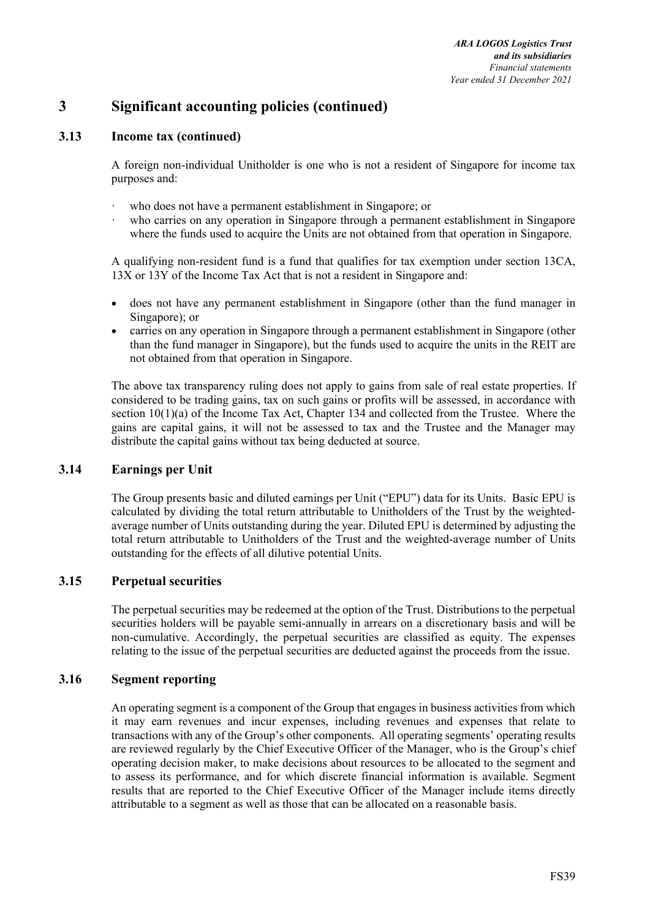# 3 Significant accounting policies (continued)

## 3.13 Income tax (continued)

A foreign non-individual Unitholder is one who is not a resident of Singapore for income tax purposes and:

- who does not have a permanent establishment in Singapore; or
- who carries on any operation in Singapore through a permanent establishment in Singapore where the funds used to acquire the Units are not obtained from that operation in Singapore.

A qualifying non-resident fund is a fund that qualifies for tax exemption under section 13CA, 13X or 13Y of the Income Tax Act that is not a resident in Singapore and:

- does not have any permanent establishment in Singapore (other than the fund manager in Singapore); or
- carries on any operation in Singapore through a permanent establishment in Singapore (other than the fund manager in Singapore), but the funds used to acquire the units in the REIT are not obtained from that operation in Singapore.

The above tax transparency ruling does not apply to gains from sale of real estate properties. If considered to be trading gains, tax on such gains or profits will be assessed, in accordance with section 10(1)(a) of the Income Tax Act, Chapter 134 and collected from the Trustee. Where the gains are capital gains, it will not be assessed to tax and the Trustee and the Manager may distribute the capital gains without tax being deducted at source.

## 3.14 Earnings per Unit

The Group presents basic and diluted earnings per Unit ("EPU") data for its Units. Basic EPU is calculated by dividing the total return attributable to Unitholders of the Trust by the weighted-average number of Units outstanding during the year. Diluted EPU is determined by adjusting the total return attributable to Unitholders of the Trust and the weighted-average number of Units outstanding for the effects of all dilutive potential Units.

## 3.15 Perpetual securities

The perpetual securities may be redeemed at the option of the Trust. Distributions to the perpetual securities holders will be payable semi-annually in arrears on a discretionary basis and will be non-cumulative. Accordingly, the perpetual securities are classified as equity. The expenses relating to the issue of the perpetual securities are deducted against the proceeds from the issue.

## 3.16 Segment reporting

An operating segment is a component of the Group that engages in business activities from which it may earn revenues and incur expenses, including revenues and expenses that relate to transactions with any of the Group's other components. All operating segments' operating results are reviewed regularly by the Chief Executive Officer of the Manager, who is the Group's chief operating decision maker, to make decisions about resources to be allocated to the segment and to assess its performance, and for which discrete financial information is available. Segment results that are reported to the Chief Executive Officer of the Manager include items directly attributable to a segment as well as those that can be allocated on a reasonable basis.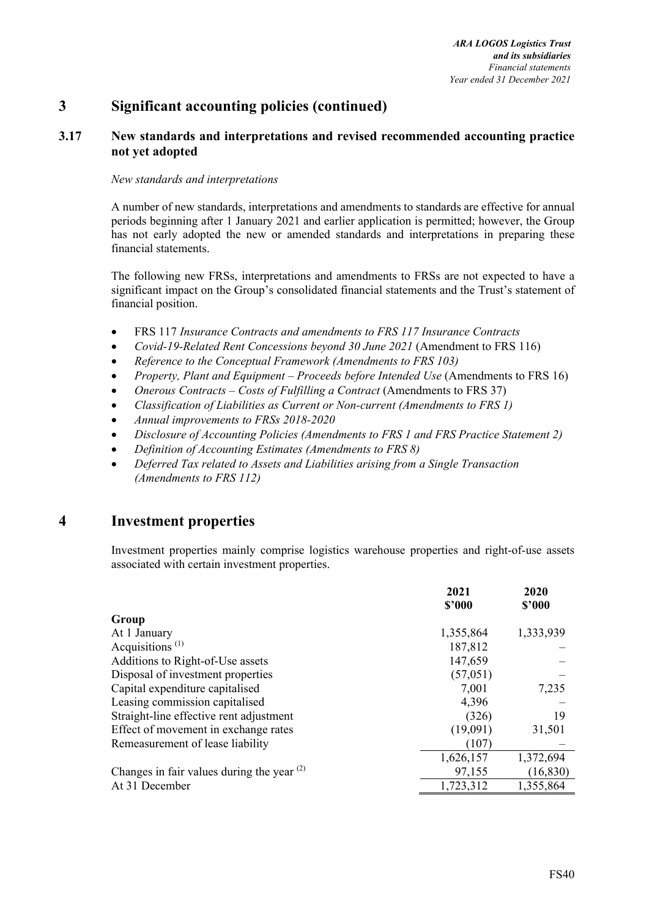# 3 Significant accounting policies (continued)

## 3.17 New standards and interpretations and revised recommended accounting practice not yet adopted

*New standards and interpretations*

A number of new standards, interpretations and amendments to standards are effective for annual periods beginning after 1 January 2021 and earlier application is permitted; however, the Group has not early adopted the new or amended standards and interpretations in preparing these financial statements.

The following new FRSs, interpretations and amendments to FRSs are not expected to have a significant impact on the Group's consolidated financial statements and the Trust's statement of financial position.

- FRS 117 *Insurance Contracts and amendments to FRS 117 Insurance Contracts*
- *Covid-19-Related Rent Concessions beyond 30 June 2021* (Amendment to FRS 116)
- *Reference to the Conceptual Framework (Amendments to FRS 103)*
- *Property, Plant and Equipment – Proceeds before Intended Use* (Amendments to FRS 16)
- *Onerous Contracts – Costs of Fulfilling a Contract* (Amendments to FRS 37)
- *Classification of Liabilities as Current or Non-current (Amendments to FRS 1)*
- *Annual improvements to FRSs 2018-2020*
- *Disclosure of Accounting Policies (Amendments to FRS 1 and FRS Practice Statement 2)*
- *Definition of Accounting Estimates (Amendments to FRS 8)*
- *Deferred Tax related to Assets and Liabilities arising from a Single Transaction (Amendments to FRS 112)*

# 4 Investment properties

Investment properties mainly comprise logistics warehouse properties and right-of-use assets associated with certain investment properties.

| | 2021<br>$'000 | 2020<br>$'000 |
|---|---|---|
| **Group** | | |
| At 1 January | 1,355,864 | 1,333,939 |
| Acquisitions [(1)] | 187,812 | – |
| Additions to Right-of-Use assets | 147,659 | – |
| Disposal of investment properties | (57,051) | – |
| Capital expenditure capitalised | 7,001 | 7,235 |
| Leasing commission capitalised | 4,396 | – |
| Straight-line effective rent adjustment | (326) | 19 |
| Effect of movement in exchange rates | (19,091) | 31,501 |
| Remeasurement of lease liability | (107) | – |
| | 1,626,157 | 1,372,694 |
| Changes in fair values during the year [(2)] | 97,155 | (16,830) |
| At 31 December | 1,723,312 | 1,355,864 |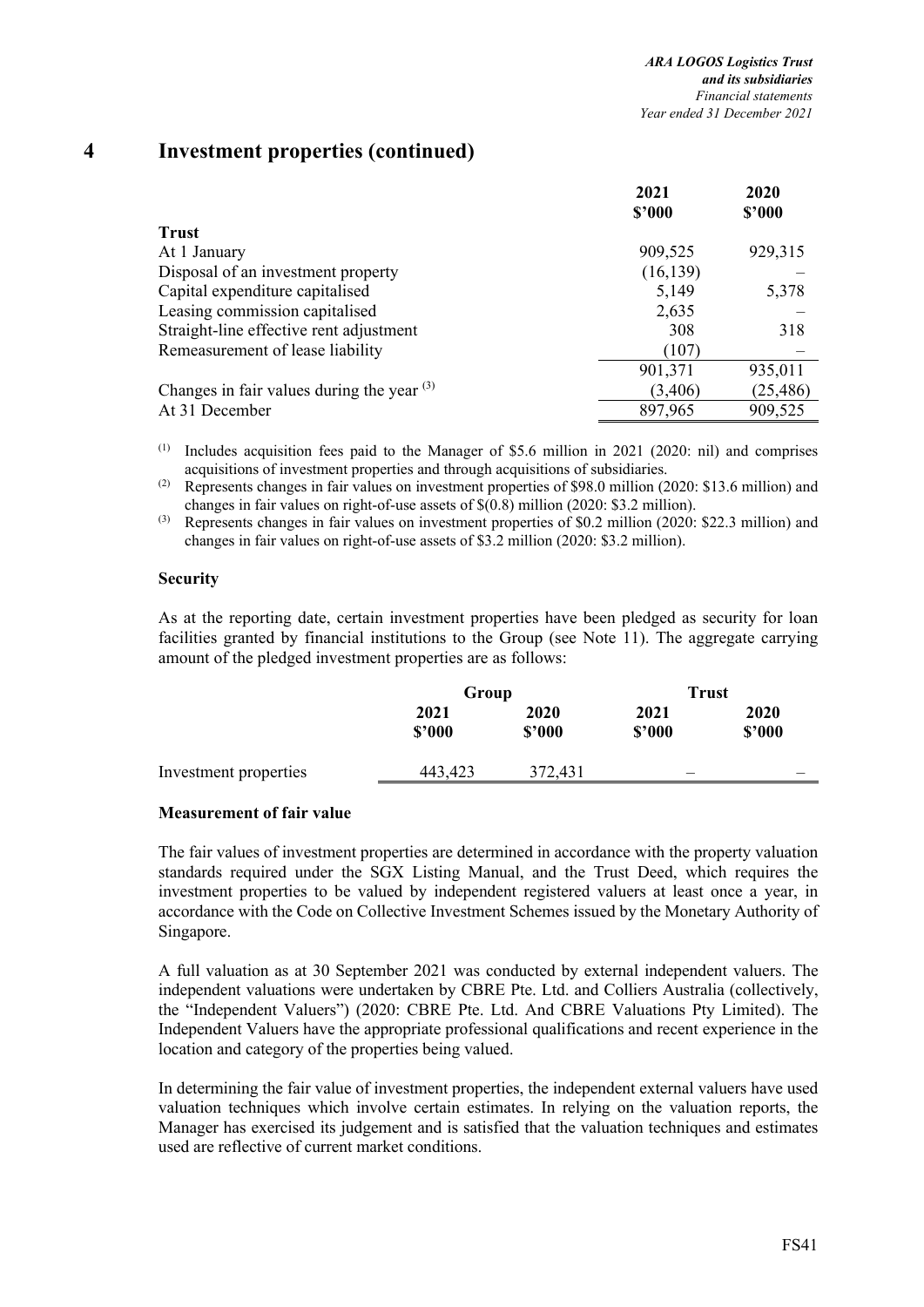# 4 Investment properties (continued)

| | 2021 $'000 | 2020 $'000 |
|---|---|---|
| **Trust** | | |
| At 1 January | 909,525 | 929,315 |
| Disposal of an investment property | (16,139) | – |
| Capital expenditure capitalised | 5,149 | 5,378 |
| Leasing commission capitalised | 2,635 | – |
| Straight-line effective rent adjustment | 308 | 318 |
| Remeasurement of lease liability | (107) | – |
| | 901,371 | 935,011 |
| Changes in fair values during the year [(3)] | (3,406) | (25,486) |
| At 31 December | 897,965 | 909,525 |

(1) Includes acquisition fees paid to the Manager of $5.6 million in 2021 (2020: nil) and comprises acquisitions of investment properties and through acquisitions of subsidiaries.

(2) Represents changes in fair values on investment properties of $98.0 million (2020: $13.6 million) and changes in fair values on right-of-use assets of $(0.8) million (2020: $3.2 million).

(3) Represents changes in fair values on investment properties of $0.2 million (2020: $22.3 million) and changes in fair values on right-of-use assets of $3.2 million (2020: $3.2 million).

### Security

As at the reporting date, certain investment properties have been pledged as security for loan facilities granted by financial institutions to the Group (see Note 11). The aggregate carrying amount of the pledged investment properties are as follows:

| | Group | | Trust | |
|---|---|---|---|---|
| | 2021 $'000 | 2020 $'000 | 2021 $'000 | 2020 $'000 |
| Investment properties | 443,423 | 372,431 | – | – |

### Measurement of fair value

The fair values of investment properties are determined in accordance with the property valuation standards required under the SGX Listing Manual, and the Trust Deed, which requires the investment properties to be valued by independent registered valuers at least once a year, in accordance with the Code on Collective Investment Schemes issued by the Monetary Authority of Singapore.

A full valuation as at 30 September 2021 was conducted by external independent valuers. The independent valuations were undertaken by CBRE Pte. Ltd. and Colliers Australia (collectively, the "Independent Valuers") (2020: CBRE Pte. Ltd. And CBRE Valuations Pty Limited). The Independent Valuers have the appropriate professional qualifications and recent experience in the location and category of the properties being valued.

In determining the fair value of investment properties, the independent external valuers have used valuation techniques which involve certain estimates. In relying on the valuation reports, the Manager has exercised its judgement and is satisfied that the valuation techniques and estimates used are reflective of current market conditions.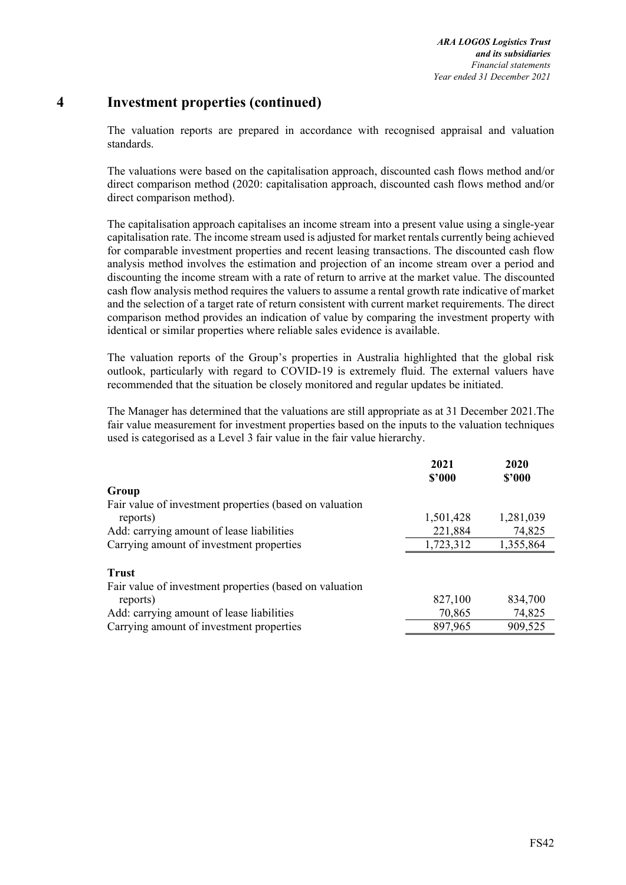# 4 Investment properties (continued)

The valuation reports are prepared in accordance with recognised appraisal and valuation standards.

The valuations were based on the capitalisation approach, discounted cash flows method and/or direct comparison method (2020: capitalisation approach, discounted cash flows method and/or direct comparison method).

The capitalisation approach capitalises an income stream into a present value using a single-year capitalisation rate. The income stream used is adjusted for market rentals currently being achieved for comparable investment properties and recent leasing transactions. The discounted cash flow analysis method involves the estimation and projection of an income stream over a period and discounting the income stream with a rate of return to arrive at the market value. The discounted cash flow analysis method requires the valuers to assume a rental growth rate indicative of market and the selection of a target rate of return consistent with current market requirements. The direct comparison method provides an indication of value by comparing the investment property with identical or similar properties where reliable sales evidence is available.

The valuation reports of the Group's properties in Australia highlighted that the global risk outlook, particularly with regard to COVID-19 is extremely fluid. The external valuers have recommended that the situation be closely monitored and regular updates be initiated.

The Manager has determined that the valuations are still appropriate as at 31 December 2021.The fair value measurement for investment properties based on the inputs to the valuation techniques used is categorised as a Level 3 fair value in the fair value hierarchy.

| | 2021<br>$'000 | 2020<br>$'000 |
|---|---|---|
| **Group** | | |
| Fair value of investment properties (based on valuation reports) | 1,501,428 | 1,281,039 |
| Add: carrying amount of lease liabilities | 221,884 | 74,825 |
| Carrying amount of investment properties | 1,723,312 | 1,355,864 |
| | | |
| **Trust** | | |
| Fair value of investment properties (based on valuation reports) | 827,100 | 834,700 |
| Add: carrying amount of lease liabilities | 70,865 | 74,825 |
| Carrying amount of investment properties | 897,965 | 909,525 |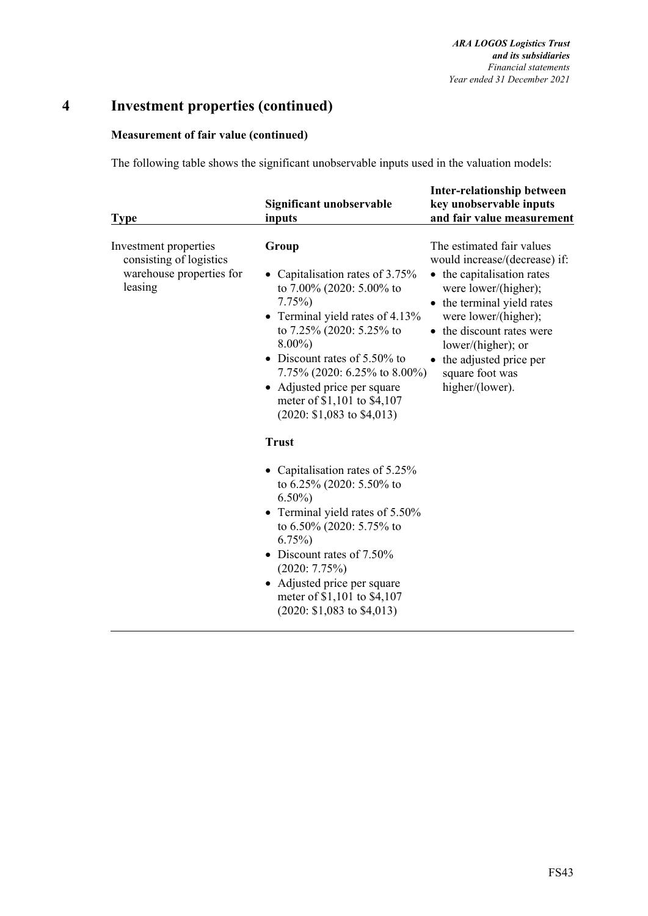# 4 Investment properties (continued)

**Measurement of fair value (continued)**

The following table shows the significant unobservable inputs used in the valuation models:

| Type | Significant unobservable inputs | Inter-relationship between key unobservable inputs and fair value measurement |
|---|---|---|
| Investment properties consisting of logistics warehouse properties for leasing | **Group**<br>• Capitalisation rates of 3.75% to 7.00% (2020: 5.00% to 7.75%)<br>• Terminal yield rates of 4.13% to 7.25% (2020: 5.25% to 8.00%)<br>• Discount rates of 5.50% to 7.75% (2020: 6.25% to 8.00%)<br>• Adjusted price per square meter of \$1,101 to \$4,107 (2020: \$1,083 to \$4,013)<br><br>**Trust**<br>• Capitalisation rates of 5.25% to 6.25% (2020: 5.50% to 6.50%)<br>• Terminal yield rates of 5.50% to 6.50% (2020: 5.75% to 6.75%)<br>• Discount rates of 7.50% (2020: 7.75%)<br>• Adjusted price per square meter of \$1,101 to \$4,107 (2020: \$1,083 to \$4,013) | The estimated fair values would increase/(decrease) if:<br>• the capitalisation rates were lower/(higher);<br>• the terminal yield rates were lower/(higher);<br>• the discount rates were lower/(higher); or<br>• the adjusted price per square foot was higher/(lower). |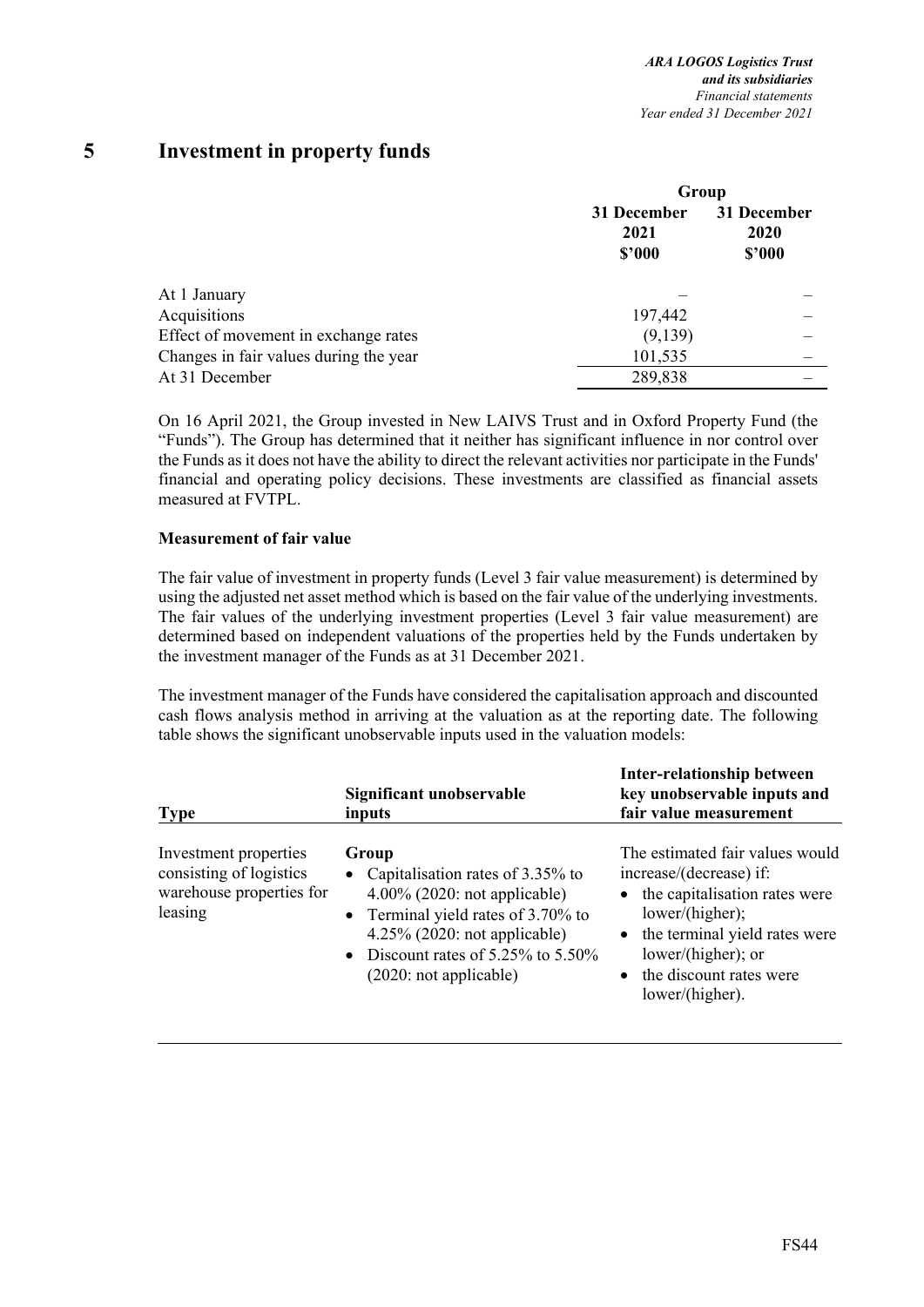# 5 Investment in property funds

| | Group | |
|---|---|---|
| | 31 December 2021 $'000 | 31 December 2020 $'000 |
| At 1 January | – | – |
| Acquisitions | 197,442 | – |
| Effect of movement in exchange rates | (9,139) | – |
| Changes in fair values during the year | 101,535 | – |
| At 31 December | 289,838 | – |

On 16 April 2021, the Group invested in New LAIVS Trust and in Oxford Property Fund (the "Funds"). The Group has determined that it neither has significant influence in nor control over the Funds as it does not have the ability to direct the relevant activities nor participate in the Funds' financial and operating policy decisions. These investments are classified as financial assets measured at FVTPL.

**Measurement of fair value**

The fair value of investment in property funds (Level 3 fair value measurement) is determined by using the adjusted net asset method which is based on the fair value of the underlying investments. The fair values of the underlying investment properties (Level 3 fair value measurement) are determined based on independent valuations of the properties held by the Funds undertaken by the investment manager of the Funds as at 31 December 2021.

The investment manager of the Funds have considered the capitalisation approach and discounted cash flows analysis method in arriving at the valuation as at the reporting date. The following table shows the significant unobservable inputs used in the valuation models:

| Type | Significant unobservable inputs | Inter-relationship between key unobservable inputs and fair value measurement |
|---|---|---|
| Investment properties consisting of logistics warehouse properties for leasing | **Group**<br>• Capitalisation rates of 3.35% to 4.00% (2020: not applicable)<br>• Terminal yield rates of 3.70% to 4.25% (2020: not applicable)<br>• Discount rates of 5.25% to 5.50% (2020: not applicable) | The estimated fair values would increase/(decrease) if:<br>• the capitalisation rates were lower/(higher);<br>• the terminal yield rates were lower/(higher); or<br>• the discount rates were lower/(higher). |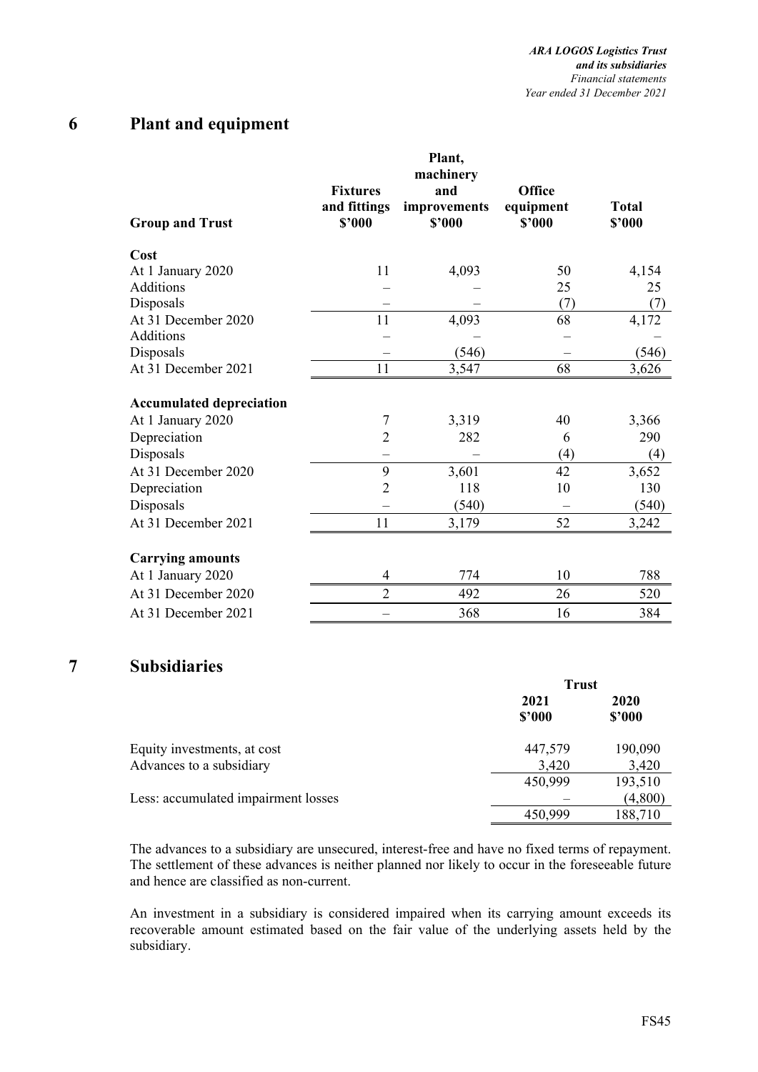## 6 Plant and equipment

| Group and Trust | Fixtures and fittings $'000 | Plant, machinery and improvements $'000 | Office equipment $'000 | Total $'000 |
|---|---|---|---|---|
| **Cost** | | | | |
| At 1 January 2020 | 11 | 4,093 | 50 | 4,154 |
| Additions | – | – | 25 | 25 |
| Disposals | – | – | (7) | (7) |
| At 31 December 2020 | 11 | 4,093 | 68 | 4,172 |
| Additions | – | – | – | – |
| Disposals | – | (546) | – | (546) |
| At 31 December 2021 | 11 | 3,547 | 68 | 3,626 |
| **Accumulated depreciation** | | | | |
| At 1 January 2020 | 7 | 3,319 | 40 | 3,366 |
| Depreciation | 2 | 282 | 6 | 290 |
| Disposals | – | – | (4) | (4) |
| At 31 December 2020 | 9 | 3,601 | 42 | 3,652 |
| Depreciation | 2 | 118 | 10 | 130 |
| Disposals | – | (540) | – | (540) |
| At 31 December 2021 | 11 | 3,179 | 52 | 3,242 |
| **Carrying amounts** | | | | |
| At 1 January 2020 | 4 | 774 | 10 | 788 |
| At 31 December 2020 | 2 | 492 | 26 | 520 |
| At 31 December 2021 | – | 368 | 16 | 384 |

## 7 Subsidiaries

| | Trust | |
|---|---|---|
| | 2021 $'000 | 2020 $'000 |
| Equity investments, at cost | 447,579 | 190,090 |
| Advances to a subsidiary | 3,420 | 3,420 |
| | 450,999 | 193,510 |
| Less: accumulated impairment losses | – | (4,800) |
| | 450,999 | 188,710 |

The advances to a subsidiary are unsecured, interest-free and have no fixed terms of repayment. The settlement of these advances is neither planned nor likely to occur in the foreseeable future and hence are classified as non-current.

An investment in a subsidiary is considered impaired when its carrying amount exceeds its recoverable amount estimated based on the fair value of the underlying assets held by the subsidiary.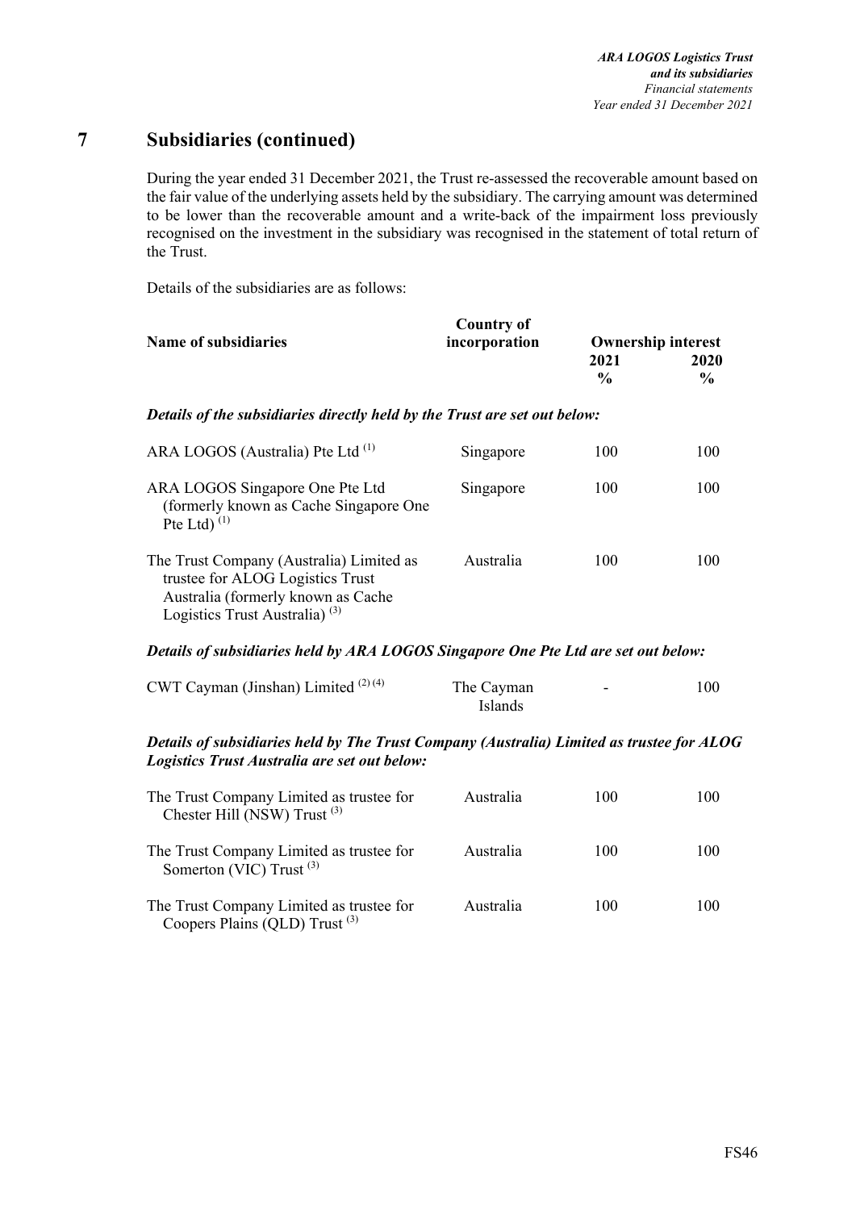# 7 Subsidiaries (continued)

During the year ended 31 December 2021, the Trust re-assessed the recoverable amount based on the fair value of the underlying assets held by the subsidiary. The carrying amount was determined to be lower than the recoverable amount and a write-back of the impairment loss previously recognised on the investment in the subsidiary was recognised in the statement of total return of the Trust.

Details of the subsidiaries are as follows:

| Name of subsidiaries | Country of incorporation | Ownership interest | |
|---|---|---|---|
| | | 2021 % | 2020 % |
| ***Details of the subsidiaries directly held by the Trust are set out below:*** | | | |
| ARA LOGOS (Australia) Pte Ltd [(1)] | Singapore | 100 | 100 |
| ARA LOGOS Singapore One Pte Ltd (formerly known as Cache Singapore One Pte Ltd) [(1)] | Singapore | 100 | 100 |
| The Trust Company (Australia) Limited as trustee for ALOG Logistics Trust Australia (formerly known as Cache Logistics Trust Australia) [(3)] | Australia | 100 | 100 |
| ***Details of subsidiaries held by ARA LOGOS Singapore One Pte Ltd are set out below:*** | | | |
| CWT Cayman (Jinshan) Limited [(2) (4)] | The Cayman Islands | - | 100 |
| ***Details of subsidiaries held by The Trust Company (Australia) Limited as trustee for ALOG Logistics Trust Australia are set out below:*** | | | |
| The Trust Company Limited as trustee for Chester Hill (NSW) Trust [(3)] | Australia | 100 | 100 |
| The Trust Company Limited as trustee for Somerton (VIC) Trust [(3)] | Australia | 100 | 100 |
| The Trust Company Limited as trustee for Coopers Plains (QLD) Trust [(3)] | Australia | 100 | 100 |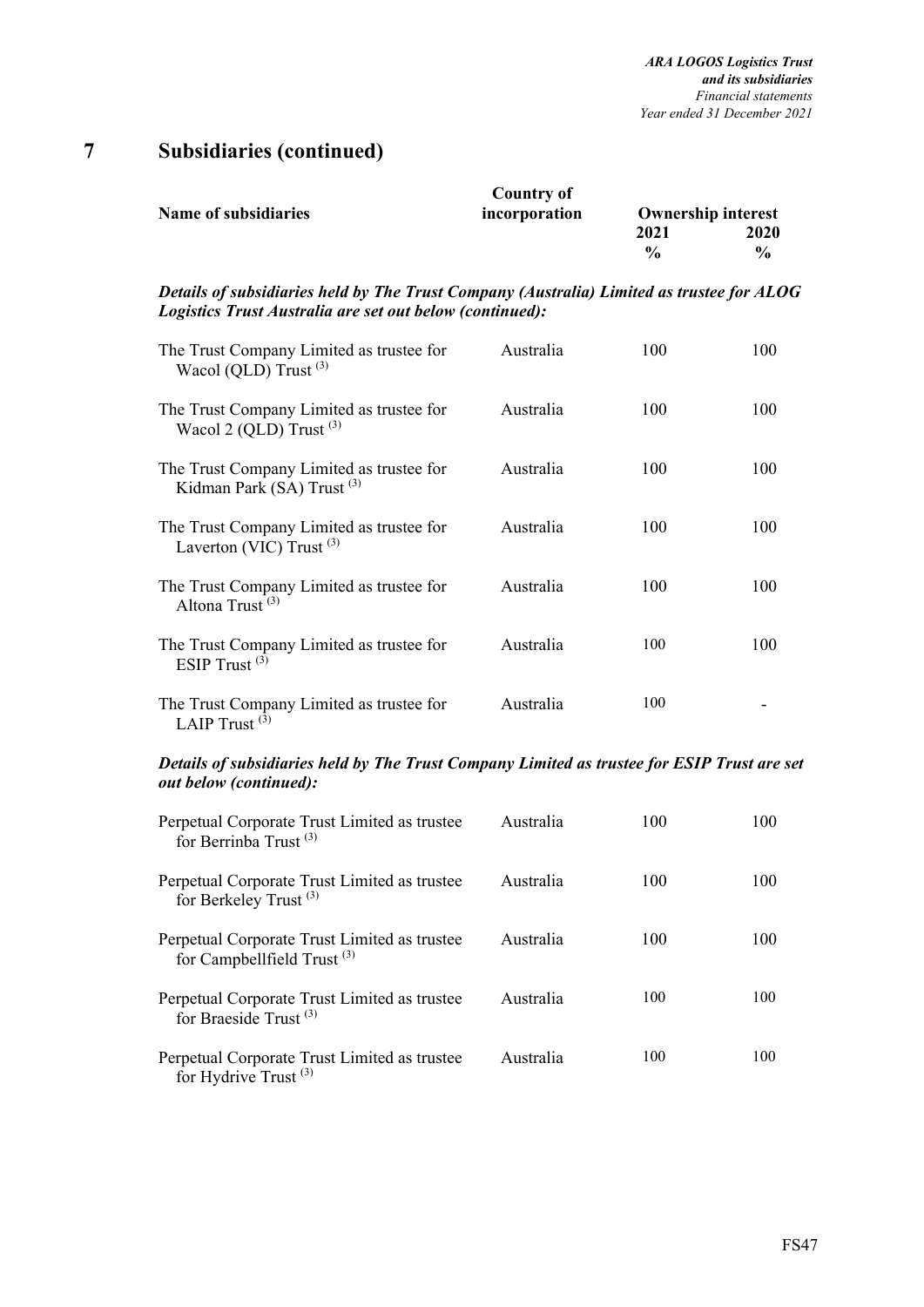# 7 Subsidiaries (continued)

| Name of subsidiaries | Country of incorporation | Ownership interest | |
|---|---|---|---|
| | | 2021 | 2020 |
| | | % | % |
| ***Details of subsidiaries held by The Trust Company (Australia) Limited as trustee for ALOG Logistics Trust Australia are set out below (continued):*** | | | |
| The Trust Company Limited as trustee for Wacol (QLD) Trust (3) | Australia | 100 | 100 |
| The Trust Company Limited as trustee for Wacol 2 (QLD) Trust (3) | Australia | 100 | 100 |
| The Trust Company Limited as trustee for Kidman Park (SA) Trust (3) | Australia | 100 | 100 |
| The Trust Company Limited as trustee for Laverton (VIC) Trust (3) | Australia | 100 | 100 |
| The Trust Company Limited as trustee for Altona Trust (3) | Australia | 100 | 100 |
| The Trust Company Limited as trustee for ESIP Trust (3) | Australia | 100 | 100 |
| The Trust Company Limited as trustee for LAIP Trust (3) | Australia | 100 | - |
| ***Details of subsidiaries held by The Trust Company Limited as trustee for ESIP Trust are set out below (continued):*** | | | |
| Perpetual Corporate Trust Limited as trustee for Berrinba Trust (3) | Australia | 100 | 100 |
| Perpetual Corporate Trust Limited as trustee for Berkeley Trust (3) | Australia | 100 | 100 |
| Perpetual Corporate Trust Limited as trustee for Campbellfield Trust (3) | Australia | 100 | 100 |
| Perpetual Corporate Trust Limited as trustee for Braeside Trust (3) | Australia | 100 | 100 |
| Perpetual Corporate Trust Limited as trustee for Hydrive Trust (3) | Australia | 100 | 100 |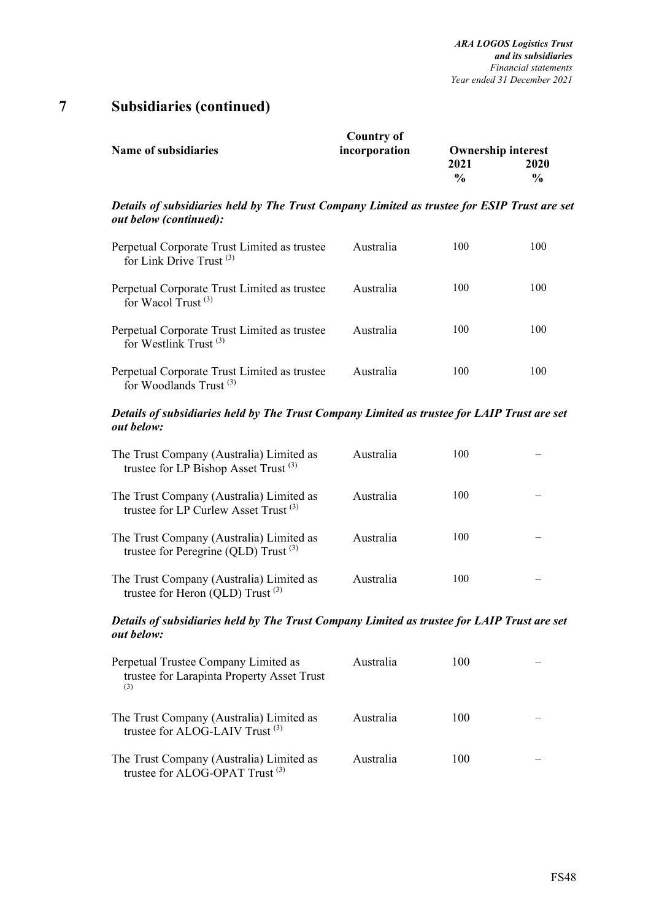## 7 Subsidiaries (continued)

| Name of subsidiaries | Country of incorporation | Ownership interest 2021 % | Ownership interest 2020 % |
|---|---|---|---|
| ***Details of subsidiaries held by The Trust Company Limited as trustee for ESIP Trust are set out below (continued):*** | | | |
| Perpetual Corporate Trust Limited as trustee for Link Drive Trust (3) | Australia | 100 | 100 |
| Perpetual Corporate Trust Limited as trustee for Wacol Trust (3) | Australia | 100 | 100 |
| Perpetual Corporate Trust Limited as trustee for Westlink Trust (3) | Australia | 100 | 100 |
| Perpetual Corporate Trust Limited as trustee for Woodlands Trust (3) | Australia | 100 | 100 |
| ***Details of subsidiaries held by The Trust Company Limited as trustee for LAIP Trust are set out below:*** | | | |
| The Trust Company (Australia) Limited as trustee for LP Bishop Asset Trust (3) | Australia | 100 | – |
| The Trust Company (Australia) Limited as trustee for LP Curlew Asset Trust (3) | Australia | 100 | – |
| The Trust Company (Australia) Limited as trustee for Peregrine (QLD) Trust (3) | Australia | 100 | – |
| The Trust Company (Australia) Limited as trustee for Heron (QLD) Trust (3) | Australia | 100 | – |
| ***Details of subsidiaries held by The Trust Company Limited as trustee for LAIP Trust are set out below:*** | | | |
| Perpetual Trustee Company Limited as trustee for Larapinta Property Asset Trust (3) | Australia | 100 | – |
| The Trust Company (Australia) Limited as trustee for ALOG-LAIV Trust (3) | Australia | 100 | – |
| The Trust Company (Australia) Limited as trustee for ALOG-OPAT Trust (3) | Australia | 100 | – |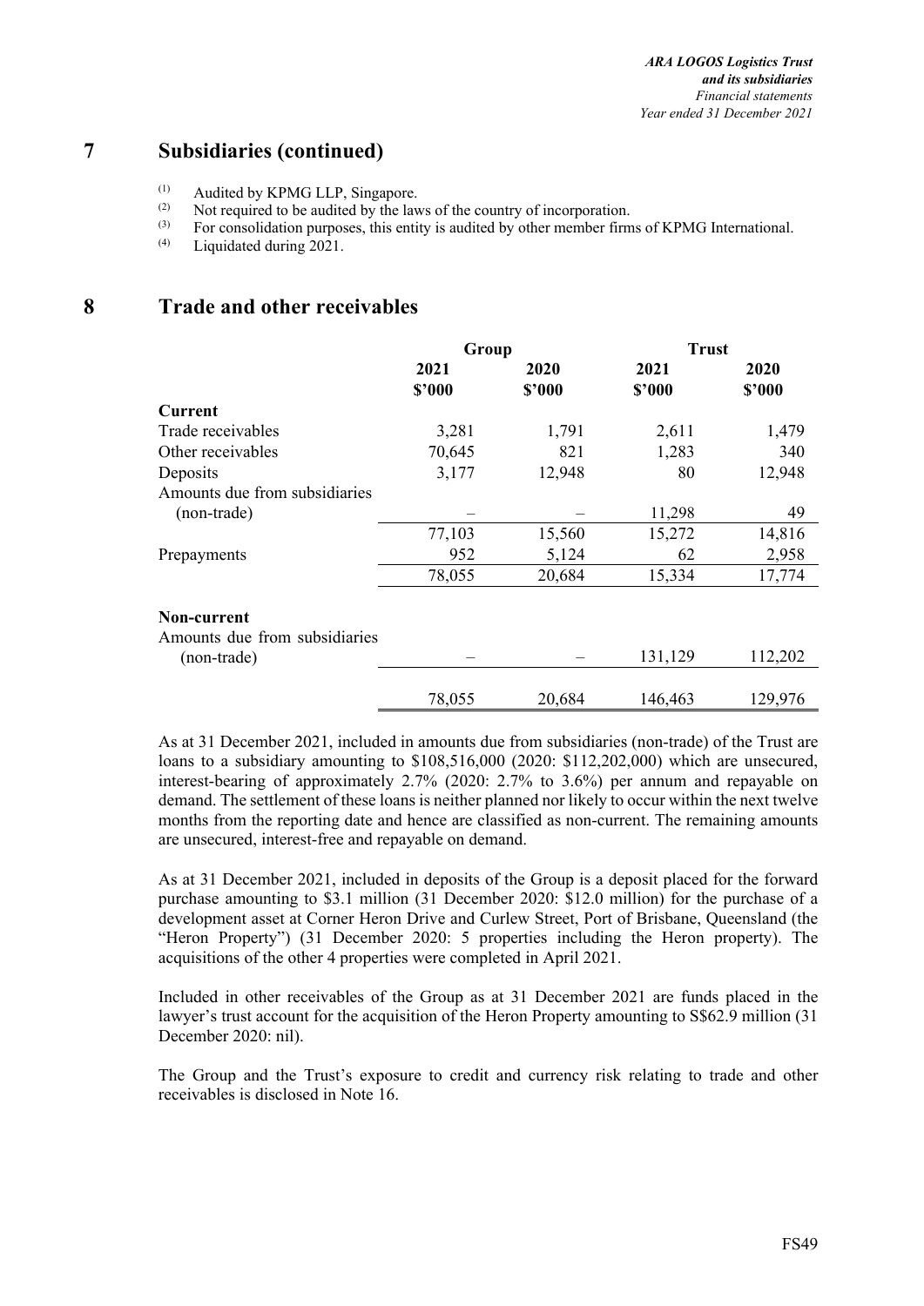## 7 Subsidiaries (continued)

[(1)] Audited by KPMG LLP, Singapore.
[(2)] Not required to be audited by the laws of the country of incorporation.
[(3)] For consolidation purposes, this entity is audited by other member firms of KPMG International.
[(4)] Liquidated during 2021.

## 8 Trade and other receivables

| | Group | | Trust | |
|---|---|---|---|---|
| | 2021 | 2020 | 2021 | 2020 |
| | $'000 | $'000 | $'000 | $'000 |
| **Current** | | | | |
| Trade receivables | 3,281 | 1,791 | 2,611 | 1,479 |
| Other receivables | 70,645 | 821 | 1,283 | 340 |
| Deposits | 3,177 | 12,948 | 80 | 12,948 |
| Amounts due from subsidiaries (non-trade) | – | – | 11,298 | 49 |
| | 77,103 | 15,560 | 15,272 | 14,816 |
| Prepayments | 952 | 5,124 | 62 | 2,958 |
| | 78,055 | 20,684 | 15,334 | 17,774 |
| **Non-current** | | | | |
| Amounts due from subsidiaries (non-trade) | – | – | 131,129 | 112,202 |
| | 78,055 | 20,684 | 146,463 | 129,976 |

As at 31 December 2021, included in amounts due from subsidiaries (non-trade) of the Trust are loans to a subsidiary amounting to $108,516,000 (2020: $112,202,000) which are unsecured, interest-bearing of approximately 2.7% (2020: 2.7% to 3.6%) per annum and repayable on demand. The settlement of these loans is neither planned nor likely to occur within the next twelve months from the reporting date and hence are classified as non-current. The remaining amounts are unsecured, interest-free and repayable on demand.

As at 31 December 2021, included in deposits of the Group is a deposit placed for the forward purchase amounting to $3.1 million (31 December 2020: $12.0 million) for the purchase of a development asset at Corner Heron Drive and Curlew Street, Port of Brisbane, Queensland (the "Heron Property") (31 December 2020: 5 properties including the Heron property). The acquisitions of the other 4 properties were completed in April 2021.

Included in other receivables of the Group as at 31 December 2021 are funds placed in the lawyer's trust account for the acquisition of the Heron Property amounting to S$62.9 million (31 December 2020: nil).

The Group and the Trust's exposure to credit and currency risk relating to trade and other receivables is disclosed in Note 16.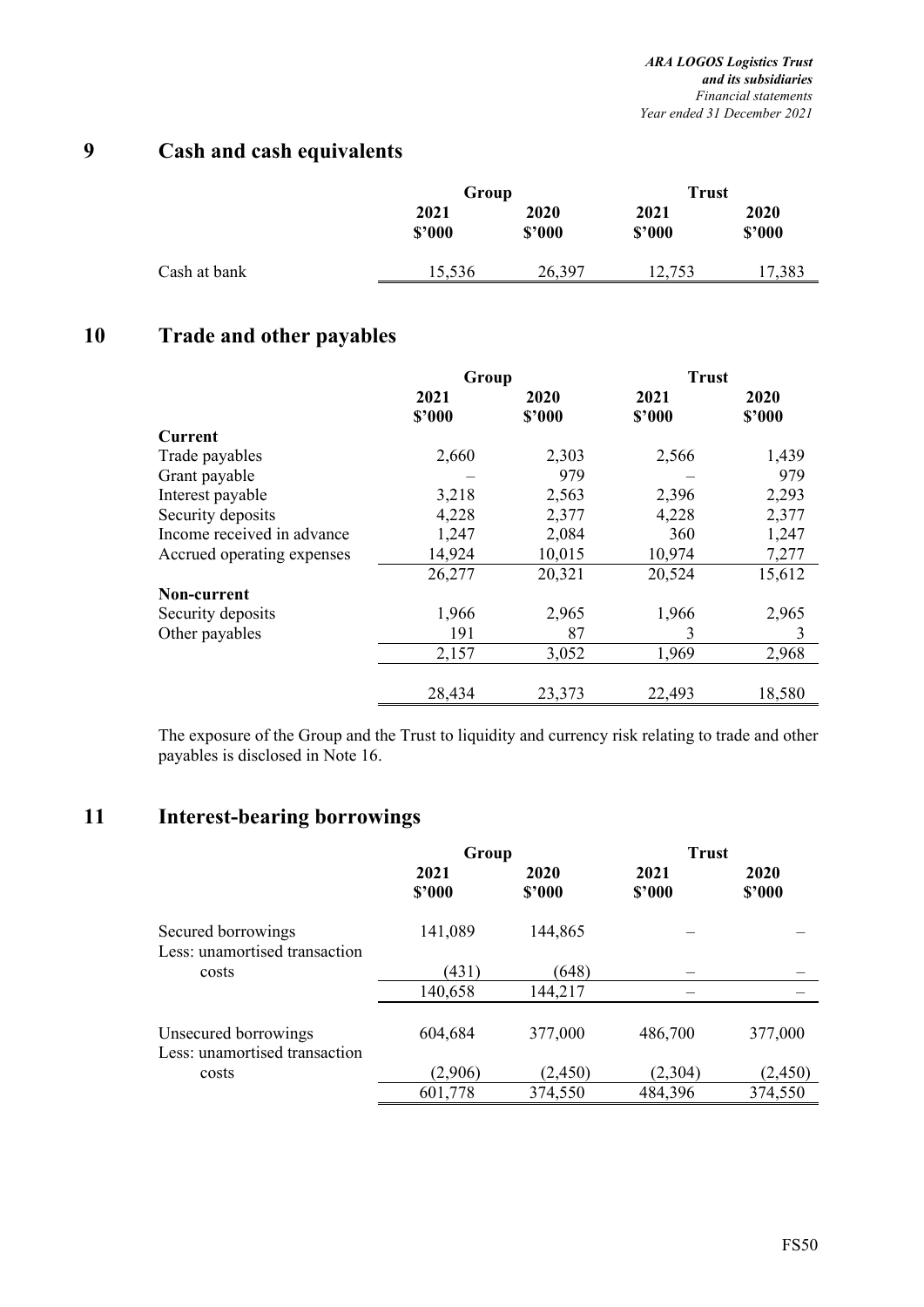## 9 Cash and cash equivalents

| | Group | | Trust | |
|---|---|---|---|---|
| | 2021 | 2020 | 2021 | 2020 |
| | $'000 | $'000 | $'000 | $'000 |
| Cash at bank | 15,536 | 26,397 | 12,753 | 17,383 |

## 10 Trade and other payables

| | Group | | Trust | |
|---|---|---|---|---|
| | 2021 | 2020 | 2021 | 2020 |
| | $'000 | $'000 | $'000 | $'000 |
| **Current** | | | | |
| Trade payables | 2,660 | 2,303 | 2,566 | 1,439 |
| Grant payable | – | 979 | – | 979 |
| Interest payable | 3,218 | 2,563 | 2,396 | 2,293 |
| Security deposits | 4,228 | 2,377 | 4,228 | 2,377 |
| Income received in advance | 1,247 | 2,084 | 360 | 1,247 |
| Accrued operating expenses | 14,924 | 10,015 | 10,974 | 7,277 |
| | 26,277 | 20,321 | 20,524 | 15,612 |
| **Non-current** | | | | |
| Security deposits | 1,966 | 2,965 | 1,966 | 2,965 |
| Other payables | 191 | 87 | 3 | 3 |
| | 2,157 | 3,052 | 1,969 | 2,968 |
| | 28,434 | 23,373 | 22,493 | 18,580 |

The exposure of the Group and the Trust to liquidity and currency risk relating to trade and other payables is disclosed in Note 16.

## 11 Interest-bearing borrowings

| | Group | | Trust | |
|---|---|---|---|---|
| | 2021 | 2020 | 2021 | 2020 |
| | $'000 | $'000 | $'000 | $'000 |
| Secured borrowings | 141,089 | 144,865 | – | – |
| Less: unamortised transaction costs | (431) | (648) | – | – |
| | 140,658 | 144,217 | – | – |
| Unsecured borrowings | 604,684 | 377,000 | 486,700 | 377,000 |
| Less: unamortised transaction costs | (2,906) | (2,450) | (2,304) | (2,450) |
| | 601,778 | 374,550 | 484,396 | 374,550 |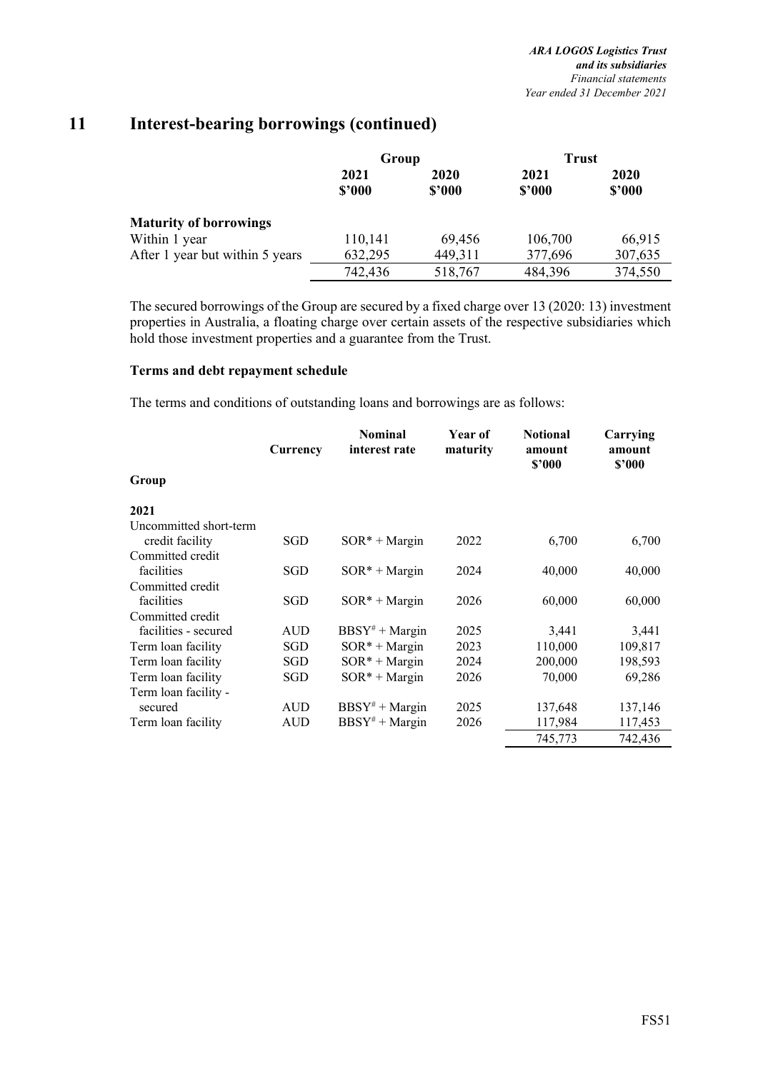## 11 Interest-bearing borrowings (continued)

| | Group | | Trust | |
|---|---|---|---|---|
| | 2021 $'000 | 2020 $'000 | 2021 $'000 | 2020 $'000 |
| **Maturity of borrowings** | | | | |
| Within 1 year | 110,141 | 69,456 | 106,700 | 66,915 |
| After 1 year but within 5 years | 632,295 | 449,311 | 377,696 | 307,635 |
| | 742,436 | 518,767 | 484,396 | 374,550 |

The secured borrowings of the Group are secured by a fixed charge over 13 (2020: 13) investment properties in Australia, a floating charge over certain assets of the respective subsidiaries which hold those investment properties and a guarantee from the Trust.

**Terms and debt repayment schedule**

The terms and conditions of outstanding loans and borrowings are as follows:

| | Currency | Nominal interest rate | Year of maturity | Notional amount $'000 | Carrying amount $'000 |
|---|---|---|---|---|---|
| **Group** | | | | | |
| **2021** | | | | | |
| Uncommitted short-term credit facility | SGD | SOR* + Margin | 2022 | 6,700 | 6,700 |
| Committed credit facilities | SGD | SOR* + Margin | 2024 | 40,000 | 40,000 |
| Committed credit facilities | SGD | SOR* + Margin | 2026 | 60,000 | 60,000 |
| Committed credit facilities - secured | AUD | BBSY# + Margin | 2025 | 3,441 | 3,441 |
| Term loan facility | SGD | SOR* + Margin | 2023 | 110,000 | 109,817 |
| Term loan facility | SGD | SOR* + Margin | 2024 | 200,000 | 198,593 |
| Term loan facility | SGD | SOR* + Margin | 2026 | 70,000 | 69,286 |
| Term loan facility - secured | AUD | BBSY# + Margin | 2025 | 137,648 | 137,146 |
| Term loan facility | AUD | BBSY# + Margin | 2026 | 117,984 | 117,453 |
| | | | | 745,773 | 742,436 |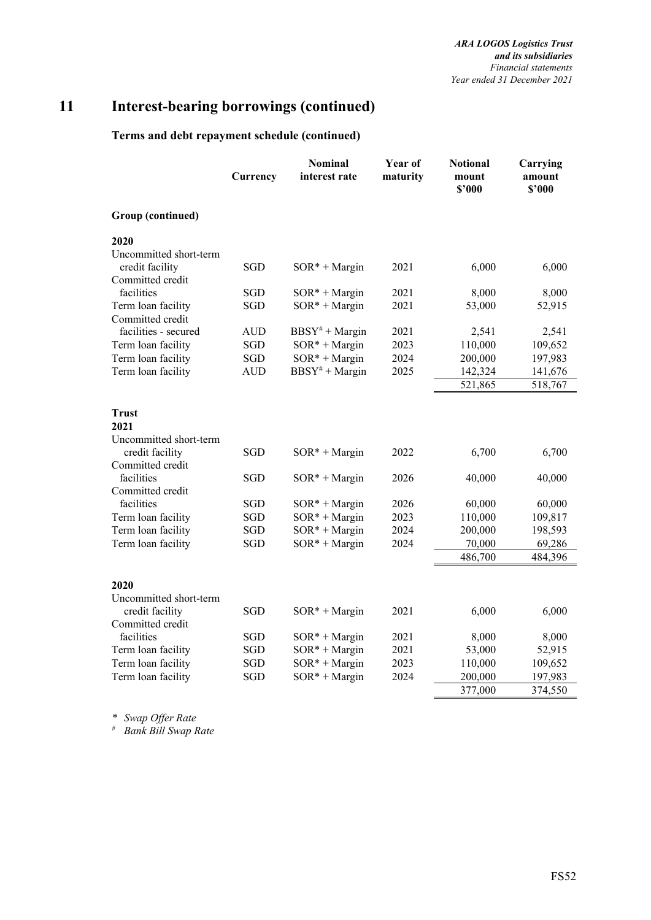# 11 Interest-bearing borrowings (continued)

### Terms and debt repayment schedule (continued)

| | Currency | Nominal interest rate | Year of maturity | Notional mount $'000 | Carrying amount $'000 |
|---|---|---|---|---|---|
| **Group (continued)** | | | | | |
| **2020** | | | | | |
| Uncommitted short-term credit facility | SGD | SOR* + Margin | 2021 | 6,000 | 6,000 |
| Committed credit facilities | SGD | SOR* + Margin | 2021 | 8,000 | 8,000 |
| Term loan facility | SGD | SOR* + Margin | 2021 | 53,000 | 52,915 |
| Committed credit facilities - secured | AUD | BBSY# + Margin | 2021 | 2,541 | 2,541 |
| Term loan facility | SGD | SOR* + Margin | 2023 | 110,000 | 109,652 |
| Term loan facility | SGD | SOR* + Margin | 2024 | 200,000 | 197,983 |
| Term loan facility | AUD | BBSY# + Margin | 2025 | 142,324 | 141,676 |
| | | | | 521,865 | 518,767 |
| **Trust** | | | | | |
| **2021** | | | | | |
| Uncommitted short-term credit facility | SGD | SOR* + Margin | 2022 | 6,700 | 6,700 |
| Committed credit facilities | SGD | SOR* + Margin | 2026 | 40,000 | 40,000 |
| Committed credit facilities | SGD | SOR* + Margin | 2026 | 60,000 | 60,000 |
| Term loan facility | SGD | SOR* + Margin | 2023 | 110,000 | 109,817 |
| Term loan facility | SGD | SOR* + Margin | 2024 | 200,000 | 198,593 |
| Term loan facility | SGD | SOR* + Margin | 2024 | 70,000 | 69,286 |
| | | | | 486,700 | 484,396 |
| **2020** | | | | | |
| Uncommitted short-term credit facility | SGD | SOR* + Margin | 2021 | 6,000 | 6,000 |
| Committed credit facilities | SGD | SOR* + Margin | 2021 | 8,000 | 8,000 |
| Term loan facility | SGD | SOR* + Margin | 2021 | 53,000 | 52,915 |
| Term loan facility | SGD | SOR* + Margin | 2023 | 110,000 | 109,652 |
| Term loan facility | SGD | SOR* + Margin | 2024 | 200,000 | 197,983 |
| | | | | 377,000 | 374,550 |

\* *Swap Offer Rate*

\# *Bank Bill Swap Rate*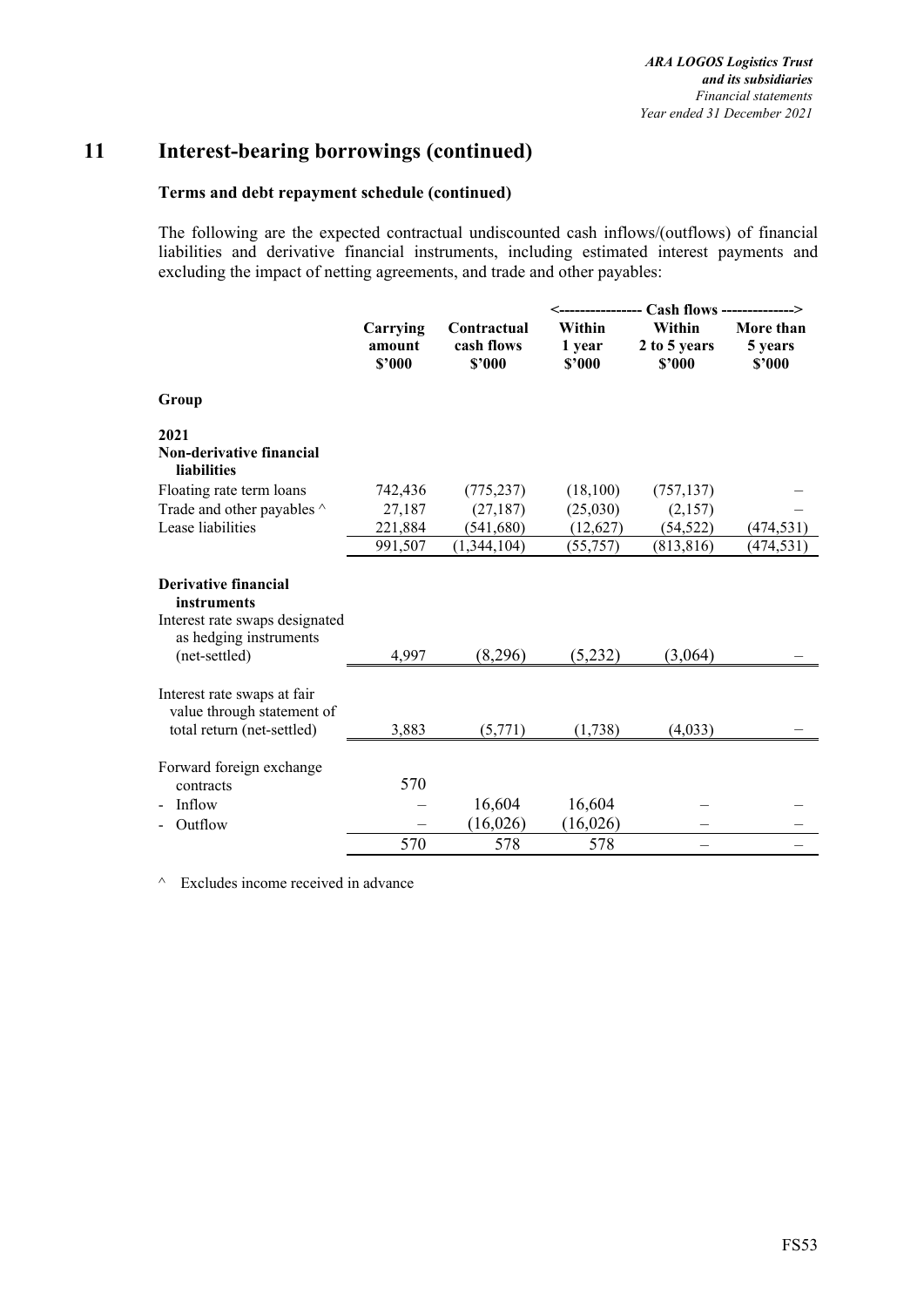# 11 Interest-bearing borrowings (continued)

### Terms and debt repayment schedule (continued)

The following are the expected contractual undiscounted cash inflows/(outflows) of financial liabilities and derivative financial instruments, including estimated interest payments and excluding the impact of netting agreements, and trade and other payables:

| | Carrying amount $'000 | Contractual cash flows $'000 | <---- Cash flows ---- Within 1 year $'000 | Within 2 to 5 years $'000 | More than 5 years $'000 ----> |
|---|---|---|---|---|---|
| **Group** | | | | | |
| **2021** | | | | | |
| **Non-derivative financial liabilities** | | | | | |
| Floating rate term loans | 742,436 | (775,237) | (18,100) | (757,137) | – |
| Trade and other payables ^ | 27,187 | (27,187) | (25,030) | (2,157) | – |
| Lease liabilities | 221,884 | (541,680) | (12,627) | (54,522) | (474,531) |
| | 991,507 | (1,344,104) | (55,757) | (813,816) | (474,531) |
| **Derivative financial instruments** | | | | | |
| Interest rate swaps designated as hedging instruments (net-settled) | 4,997 | (8,296) | (5,232) | (3,064) | – |
| Interest rate swaps at fair value through statement of total return (net-settled) | 3,883 | (5,771) | (1,738) | (4,033) | – |
| Forward foreign exchange contracts | 570 | | | | |
| - Inflow | – | 16,604 | 16,604 | – | – |
| - Outflow | – | (16,026) | (16,026) | – | – |
| | 570 | 578 | 578 | – | – |

^ Excludes income received in advance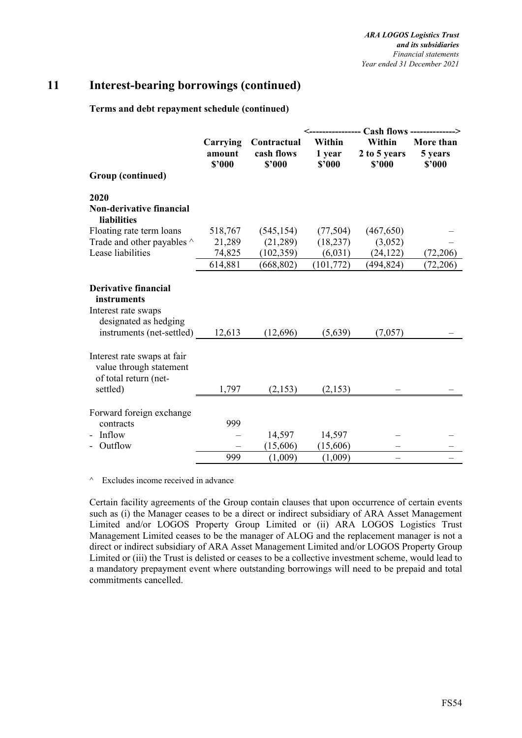## 11 Interest-bearing borrowings (continued)

**Terms and debt repayment schedule (continued)**

| | Carrying amount $'000 | Contractual cash flows $'000 | <---- Cash flows ---- Within 1 year $'000 | Within 2 to 5 years $'000 | More than 5 years ----> $'000 |
|---|---|---|---|---|---|
| **Group (continued)** | | | | | |
| **2020** | | | | | |
| **Non-derivative financial liabilities** | | | | | |
| Floating rate term loans | 518,767 | (545,154) | (77,504) | (467,650) | – |
| Trade and other payables ^ | 21,289 | (21,289) | (18,237) | (3,052) | – |
| Lease liabilities | 74,825 | (102,359) | (6,031) | (24,122) | (72,206) |
| | 614,881 | (668,802) | (101,772) | (494,824) | (72,206) |
| **Derivative financial instruments** | | | | | |
| Interest rate swaps designated as hedging instruments (net-settled) | 12,613 | (12,696) | (5,639) | (7,057) | – |
| Interest rate swaps at fair value through statement of total return (net-settled) | 1,797 | (2,153) | (2,153) | – | – |
| Forward foreign exchange contracts | 999 | | | | |
| - Inflow | – | 14,597 | 14,597 | – | – |
| - Outflow | – | (15,606) | (15,606) | – | – |
| | 999 | (1,009) | (1,009) | – | – |

^ Excludes income received in advance

Certain facility agreements of the Group contain clauses that upon occurrence of certain events such as (i) the Manager ceases to be a direct or indirect subsidiary of ARA Asset Management Limited and/or LOGOS Property Group Limited or (ii) ARA LOGOS Logistics Trust Management Limited ceases to be the manager of ALOG and the replacement manager is not a direct or indirect subsidiary of ARA Asset Management Limited and/or LOGOS Property Group Limited or (iii) the Trust is delisted or ceases to be a collective investment scheme, would lead to a mandatory prepayment event where outstanding borrowings will need to be prepaid and total commitments cancelled.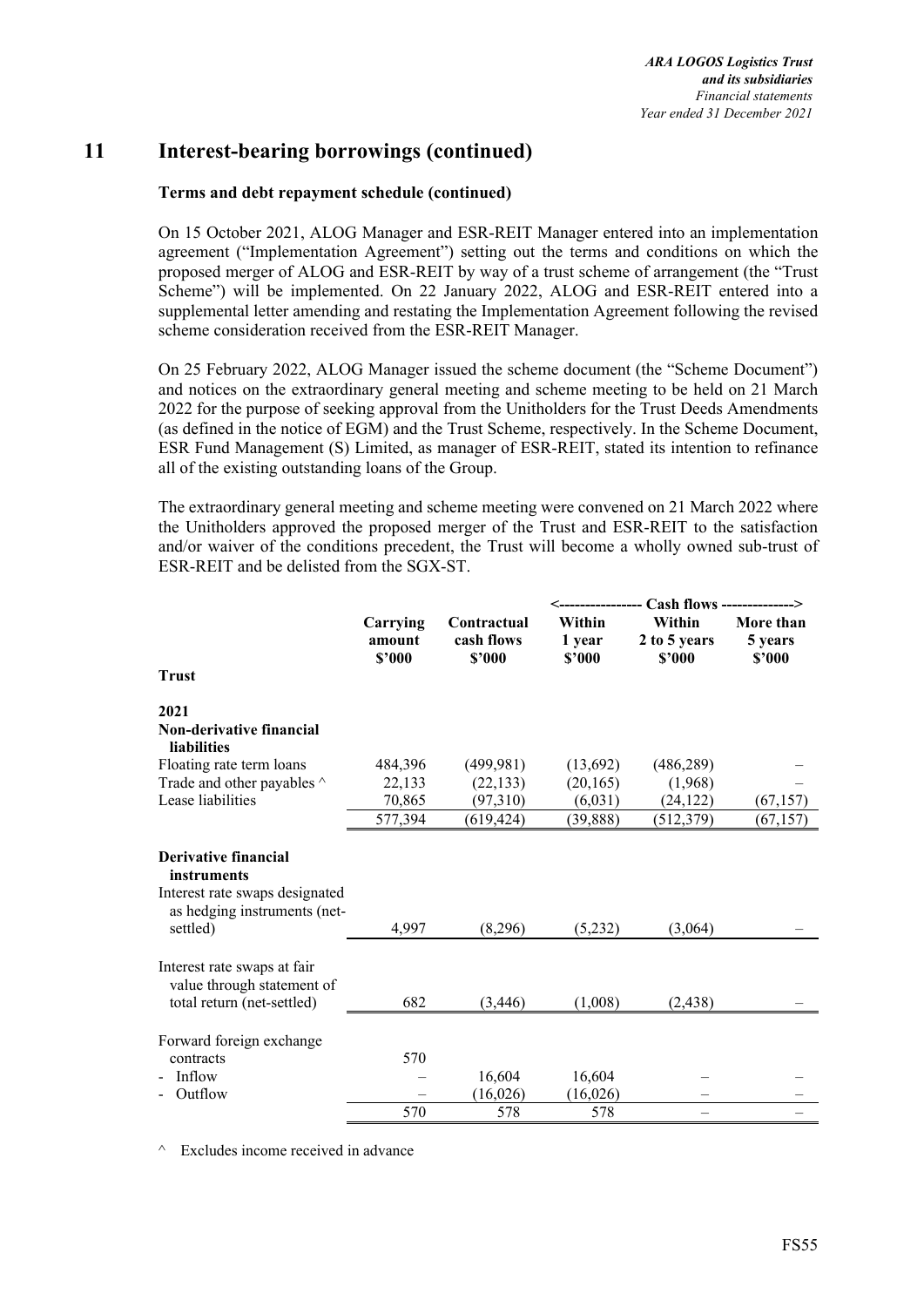# 11 Interest-bearing borrowings (continued)

**Terms and debt repayment schedule (continued)**

On 15 October 2021, ALOG Manager and ESR-REIT Manager entered into an implementation agreement ("Implementation Agreement") setting out the terms and conditions on which the proposed merger of ALOG and ESR-REIT by way of a trust scheme of arrangement (the "Trust Scheme") will be implemented. On 22 January 2022, ALOG and ESR-REIT entered into a supplemental letter amending and restating the Implementation Agreement following the revised scheme consideration received from the ESR-REIT Manager.

On 25 February 2022, ALOG Manager issued the scheme document (the "Scheme Document") and notices on the extraordinary general meeting and scheme meeting to be held on 21 March 2022 for the purpose of seeking approval from the Unitholders for the Trust Deeds Amendments (as defined in the notice of EGM) and the Trust Scheme, respectively. In the Scheme Document, ESR Fund Management (S) Limited, as manager of ESR-REIT, stated its intention to refinance all of the existing outstanding loans of the Group.

The extraordinary general meeting and scheme meeting were convened on 21 March 2022 where the Unitholders approved the proposed merger of the Trust and ESR-REIT to the satisfaction and/or waiver of the conditions precedent, the Trust will become a wholly owned sub-trust of ESR-REIT and be delisted from the SGX-ST.

| | | | <---------------- Cash flows --------------> | | |
|---|---|---|---|---|---|
| **Trust** | **Carrying amount $'000** | **Contractual cash flows $'000** | **Within 1 year $'000** | **Within 2 to 5 years $'000** | **More than 5 years $'000** |
| **2021** | | | | | |
| **Non-derivative financial liabilities** | | | | | |
| Floating rate term loans | 484,396 | (499,981) | (13,692) | (486,289) | – |
| Trade and other payables ^ | 22,133 | (22,133) | (20,165) | (1,968) | – |
| Lease liabilities | 70,865 | (97,310) | (6,031) | (24,122) | (67,157) |
| | 577,394 | (619,424) | (39,888) | (512,379) | (67,157) |
| **Derivative financial instruments** | | | | | |
| Interest rate swaps designated as hedging instruments (net-settled) | 4,997 | (8,296) | (5,232) | (3,064) | – |
| Interest rate swaps at fair value through statement of total return (net-settled) | 682 | (3,446) | (1,008) | (2,438) | – |
| Forward foreign exchange contracts | 570 | | | | |
| - Inflow | – | 16,604 | 16,604 | – | – |
| - Outflow | – | (16,026) | (16,026) | – | – |
| | 570 | 578 | 578 | – | – |

^ Excludes income received in advance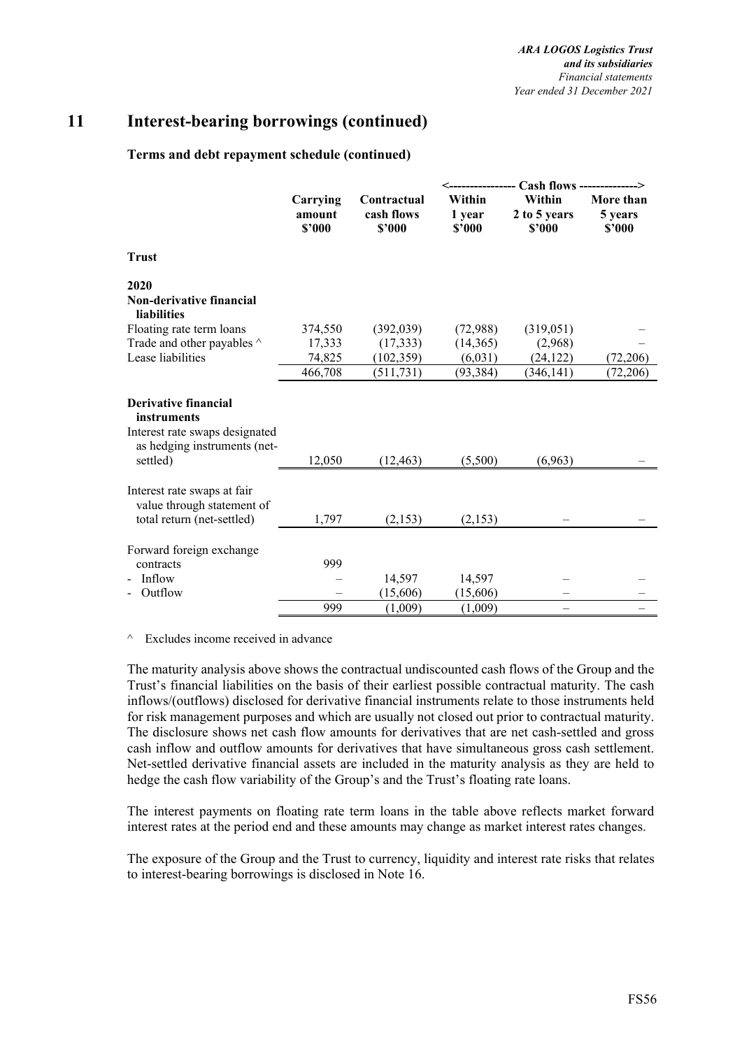# 11 Interest-bearing borrowings (continued)

**Terms and debt repayment schedule (continued)**

| | Carrying amount $'000 | Contractual cash flows $'000 | <---- Cash flows ----> Within 1 year $'000 | Within 2 to 5 years $'000 | More than 5 years $'000 |
|---|---|---|---|---|---|
| **Trust** | | | | | |
| **2020** | | | | | |
| **Non-derivative financial liabilities** | | | | | |
| Floating rate term loans | 374,550 | (392,039) | (72,988) | (319,051) | – |
| Trade and other payables ^ | 17,333 | (17,333) | (14,365) | (2,968) | – |
| Lease liabilities | 74,825 | (102,359) | (6,031) | (24,122) | (72,206) |
| | 466,708 | (511,731) | (93,384) | (346,141) | (72,206) |
| **Derivative financial instruments** | | | | | |
| Interest rate swaps designated as hedging instruments (net-settled) | 12,050 | (12,463) | (5,500) | (6,963) | – |
| Interest rate swaps at fair value through statement of total return (net-settled) | 1,797 | (2,153) | (2,153) | – | – |
| Forward foreign exchange contracts | 999 | | | | |
| - Inflow | – | 14,597 | 14,597 | – | – |
| - Outflow | – | (15,606) | (15,606) | – | – |
| | 999 | (1,009) | (1,009) | – | – |

^ Excludes income received in advance

The maturity analysis above shows the contractual undiscounted cash flows of the Group and the Trust's financial liabilities on the basis of their earliest possible contractual maturity. The cash inflows/(outflows) disclosed for derivative financial instruments relate to those instruments held for risk management purposes and which are usually not closed out prior to contractual maturity. The disclosure shows net cash flow amounts for derivatives that are net cash-settled and gross cash inflow and outflow amounts for derivatives that have simultaneous gross cash settlement. Net-settled derivative financial assets are included in the maturity analysis as they are held to hedge the cash flow variability of the Group's and the Trust's floating rate loans.

The interest payments on floating rate term loans in the table above reflects market forward interest rates at the period end and these amounts may change as market interest rates changes.

The exposure of the Group and the Trust to currency, liquidity and interest rate risks that relates to interest-bearing borrowings is disclosed in Note 16.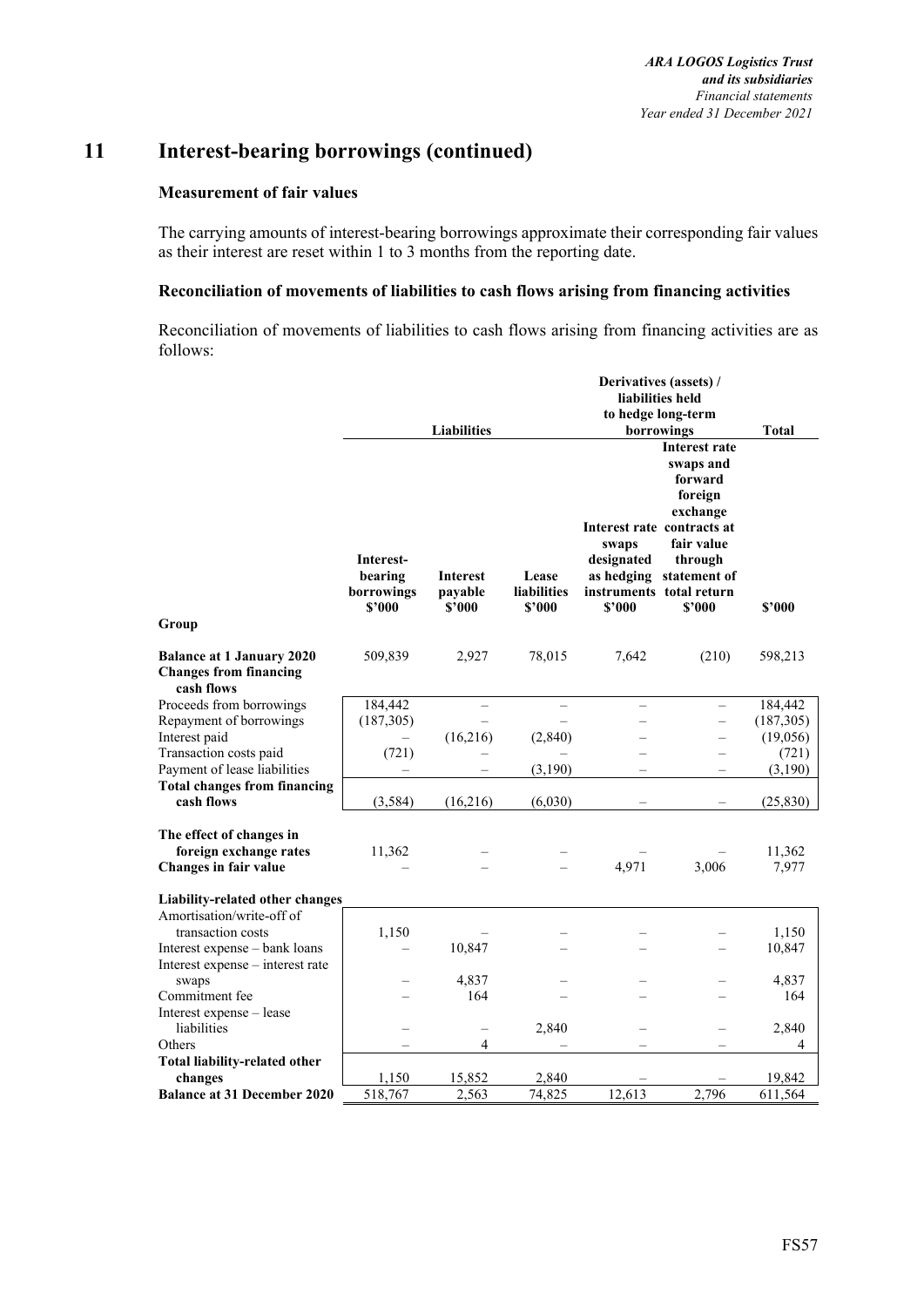## 11 Interest-bearing borrowings (continued)

### Measurement of fair values

The carrying amounts of interest-bearing borrowings approximate their corresponding fair values as their interest are reset within 1 to 3 months from the reporting date.

### Reconciliation of movements of liabilities to cash flows arising from financing activities

Reconciliation of movements of liabilities to cash flows arising from financing activities are as follows:

| | Liabilities | | | Derivatives (assets) / liabilities held to hedge long-term borrowings | | Total |
|---|---|---|---|---|---|---|
| | Interest-bearing borrowings $'000 | Interest payable $'000 | Lease liabilities $'000 | Interest rate swaps designated as hedging instruments $'000 | Interest rate swaps and forward foreign exchange contracts at fair value through statement of total return $'000 | $'000 |
| **Group** | | | | | | |
| **Balance at 1 January 2020** | 509,839 | 2,927 | 78,015 | 7,642 | (210) | 598,213 |
| **Changes from financing cash flows** | | | | | | |
| Proceeds from borrowings | 184,442 | – | – | – | – | 184,442 |
| Repayment of borrowings | (187,305) | – | – | – | – | (187,305) |
| Interest paid | – | (16,216) | (2,840) | – | – | (19,056) |
| Transaction costs paid | (721) | – | – | – | – | (721) |
| Payment of lease liabilities | – | – | (3,190) | – | – | (3,190) |
| **Total changes from financing cash flows** | (3,584) | (16,216) | (6,030) | – | – | (25,830) |
| **The effect of changes in foreign exchange rates** | 11,362 | – | – | – | – | 11,362 |
| **Changes in fair value** | – | – | – | 4,971 | 3,006 | 7,977 |
| **Liability-related other changes** | | | | | | |
| Amortisation/write-off of transaction costs | 1,150 | – | – | – | – | 1,150 |
| Interest expense – bank loans | – | 10,847 | – | – | – | 10,847 |
| Interest expense – interest rate swaps | – | 4,837 | – | – | – | 4,837 |
| Commitment fee | – | 164 | – | – | – | 164 |
| Interest expense – lease liabilities | – | – | 2,840 | – | – | 2,840 |
| Others | – | 4 | – | – | – | 4 |
| **Total liability-related other changes** | 1,150 | 15,852 | 2,840 | – | – | 19,842 |
| **Balance at 31 December 2020** | 518,767 | 2,563 | 74,825 | 12,613 | 2,796 | 611,564 |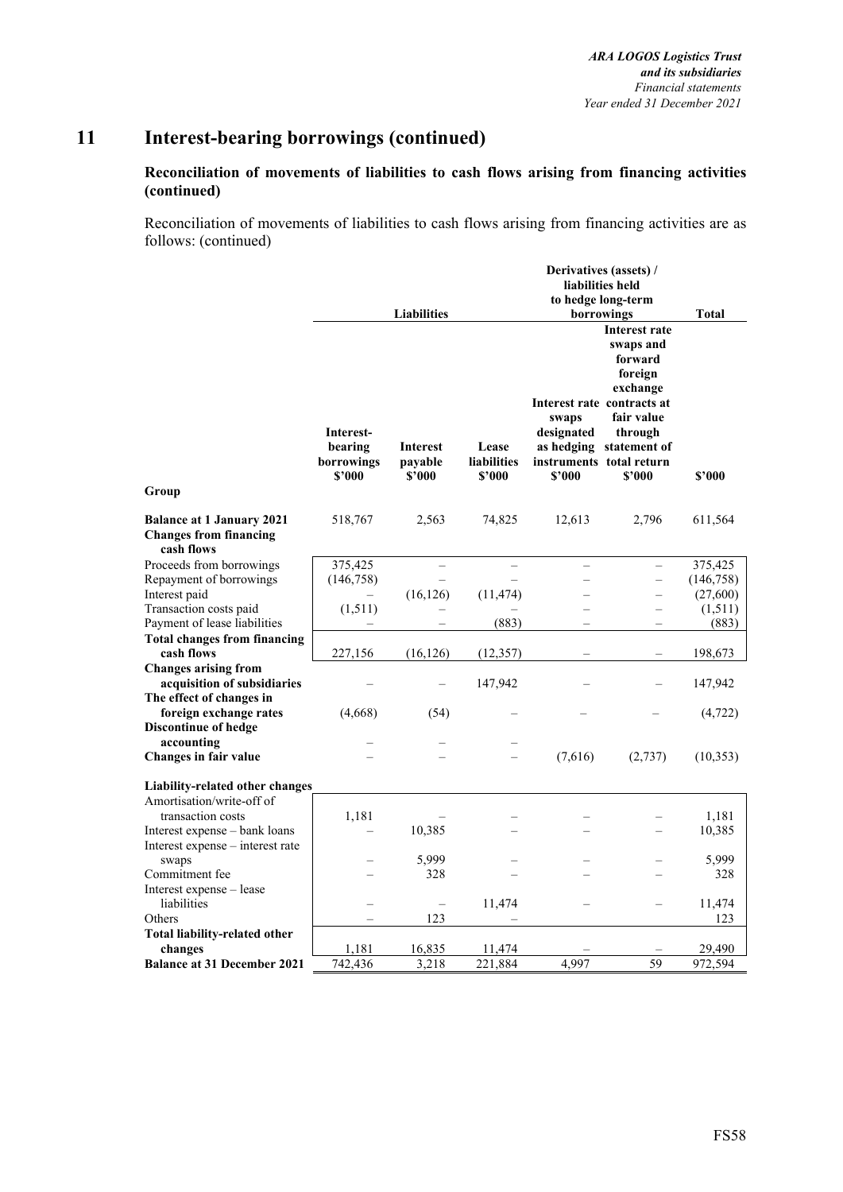# 11 Interest-bearing borrowings (continued)

**Reconciliation of movements of liabilities to cash flows arising from financing activities (continued)**

Reconciliation of movements of liabilities to cash flows arising from financing activities are as follows: (continued)

| | Liabilities | | | Derivatives (assets) / liabilities held to hedge long-term borrowings | | Total |
|---|---|---|---|---|---|---|
| Group | Interest-bearing borrowings $'000 | Interest payable $'000 | Lease liabilities $'000 | Interest rate swaps designated as hedging instruments $'000 | Interest rate swaps and forward foreign exchange contracts at fair value through statement of total return $'000 | $'000 |
| **Balance at 1 January 2021** | 518,767 | 2,563 | 74,825 | 12,613 | 2,796 | 611,564 |
| **Changes from financing cash flows** | | | | | | |
| Proceeds from borrowings | 375,425 | – | – | – | – | 375,425 |
| Repayment of borrowings | (146,758) | – | – | – | – | (146,758) |
| Interest paid | – | (16,126) | (11,474) | – | – | (27,600) |
| Transaction costs paid | (1,511) | – | – | – | – | (1,511) |
| Payment of lease liabilities | – | – | (883) | – | – | (883) |
| **Total changes from financing cash flows** | 227,156 | (16,126) | (12,357) | – | – | 198,673 |
| **Changes arising from acquisition of subsidiaries** | – | – | 147,942 | – | – | 147,942 |
| **The effect of changes in foreign exchange rates** | (4,668) | (54) | – | – | – | (4,722) |
| **Discontinue of hedge accounting** | – | – | – | | | |
| **Changes in fair value** | – | – | – | (7,616) | (2,737) | (10,353) |
| **Liability-related other changes** | | | | | | |
| Amortisation/write-off of transaction costs | 1,181 | – | – | – | – | 1,181 |
| Interest expense – bank loans | – | 10,385 | – | – | – | 10,385 |
| Interest expense – interest rate swaps | – | 5,999 | – | – | – | 5,999 |
| Commitment fee | – | 328 | – | – | – | 328 |
| Interest expense – lease liabilities | – | – | 11,474 | – | – | 11,474 |
| Others | – | 123 | – | | | 123 |
| **Total liability-related other changes** | 1,181 | 16,835 | 11,474 | – | – | 29,490 |
| **Balance at 31 December 2021** | 742,436 | 3,218 | 221,884 | 4,997 | 59 | 972,594 |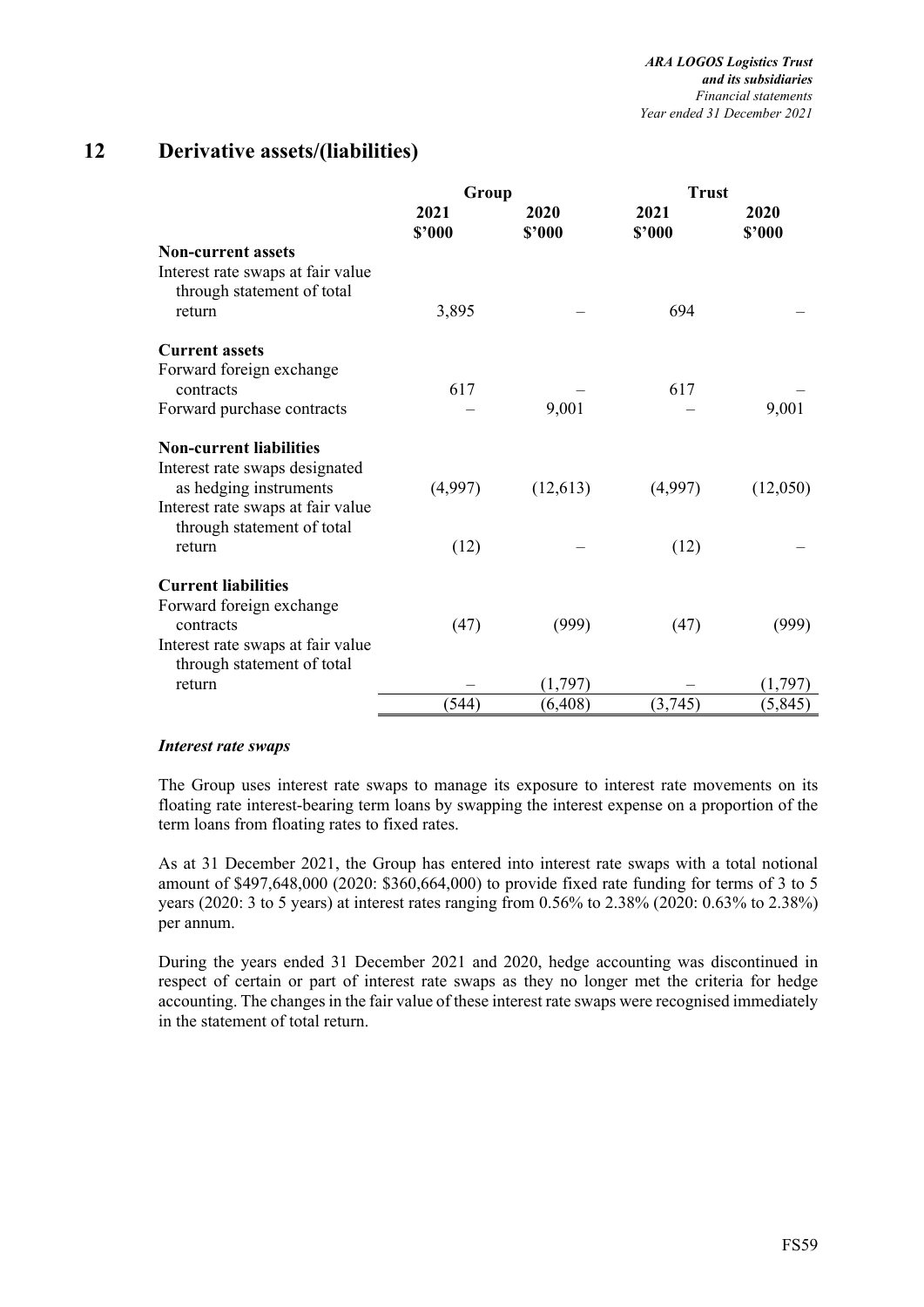## 12 Derivative assets/(liabilities)

| | Group | | Trust | |
|---|---|---|---|---|
| | 2021<br>$'000 | 2020<br>$'000 | 2021<br>$'000 | 2020<br>$'000 |
| **Non-current assets** | | | | |
| Interest rate swaps at fair value through statement of total return | 3,895 | – | 694 | – |
| **Current assets** | | | | |
| Forward foreign exchange contracts | 617 | – | 617 | – |
| Forward purchase contracts | – | 9,001 | – | 9,001 |
| **Non-current liabilities** | | | | |
| Interest rate swaps designated as hedging instruments | (4,997) | (12,613) | (4,997) | (12,050) |
| Interest rate swaps at fair value through statement of total return | (12) | – | (12) | – |
| **Current liabilities** | | | | |
| Forward foreign exchange contracts | (47) | (999) | (47) | (999) |
| Interest rate swaps at fair value through statement of total return | – | (1,797) | – | (1,797) |
| | (544) | (6,408) | (3,745) | (5,845) |

***Interest rate swaps***

The Group uses interest rate swaps to manage its exposure to interest rate movements on its floating rate interest-bearing term loans by swapping the interest expense on a proportion of the term loans from floating rates to fixed rates.

As at 31 December 2021, the Group has entered into interest rate swaps with a total notional amount of $497,648,000 (2020: $360,664,000) to provide fixed rate funding for terms of 3 to 5 years (2020: 3 to 5 years) at interest rates ranging from 0.56% to 2.38% (2020: 0.63% to 2.38%) per annum.

During the years ended 31 December 2021 and 2020, hedge accounting was discontinued in respect of certain or part of interest rate swaps as they no longer met the criteria for hedge accounting. The changes in the fair value of these interest rate swaps were recognised immediately in the statement of total return.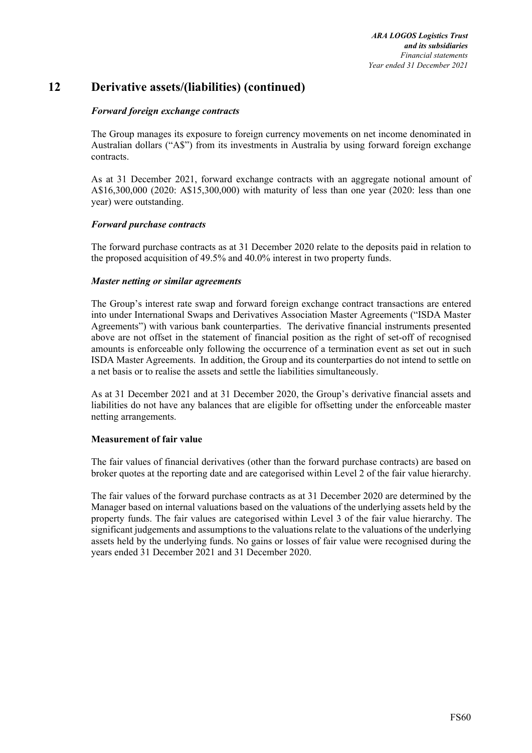## 12 Derivative assets/(liabilities) (continued)

***Forward foreign exchange contracts***

The Group manages its exposure to foreign currency movements on net income denominated in Australian dollars ("A$") from its investments in Australia by using forward foreign exchange contracts.

As at 31 December 2021, forward exchange contracts with an aggregate notional amount of A$16,300,000 (2020: A$15,300,000) with maturity of less than one year (2020: less than one year) were outstanding.

***Forward purchase contracts***

The forward purchase contracts as at 31 December 2020 relate to the deposits paid in relation to the proposed acquisition of 49.5% and 40.0% interest in two property funds.

***Master netting or similar agreements***

The Group's interest rate swap and forward foreign exchange contract transactions are entered into under International Swaps and Derivatives Association Master Agreements ("ISDA Master Agreements") with various bank counterparties. The derivative financial instruments presented above are not offset in the statement of financial position as the right of set-off of recognised amounts is enforceable only following the occurrence of a termination event as set out in such ISDA Master Agreements. In addition, the Group and its counterparties do not intend to settle on a net basis or to realise the assets and settle the liabilities simultaneously.

As at 31 December 2021 and at 31 December 2020, the Group's derivative financial assets and liabilities do not have any balances that are eligible for offsetting under the enforceable master netting arrangements.

**Measurement of fair value**

The fair values of financial derivatives (other than the forward purchase contracts) are based on broker quotes at the reporting date and are categorised within Level 2 of the fair value hierarchy.

The fair values of the forward purchase contracts as at 31 December 2020 are determined by the Manager based on internal valuations based on the valuations of the underlying assets held by the property funds. The fair values are categorised within Level 3 of the fair value hierarchy. The significant judgements and assumptions to the valuations relate to the valuations of the underlying assets held by the underlying funds. No gains or losses of fair value were recognised during the years ended 31 December 2021 and 31 December 2020.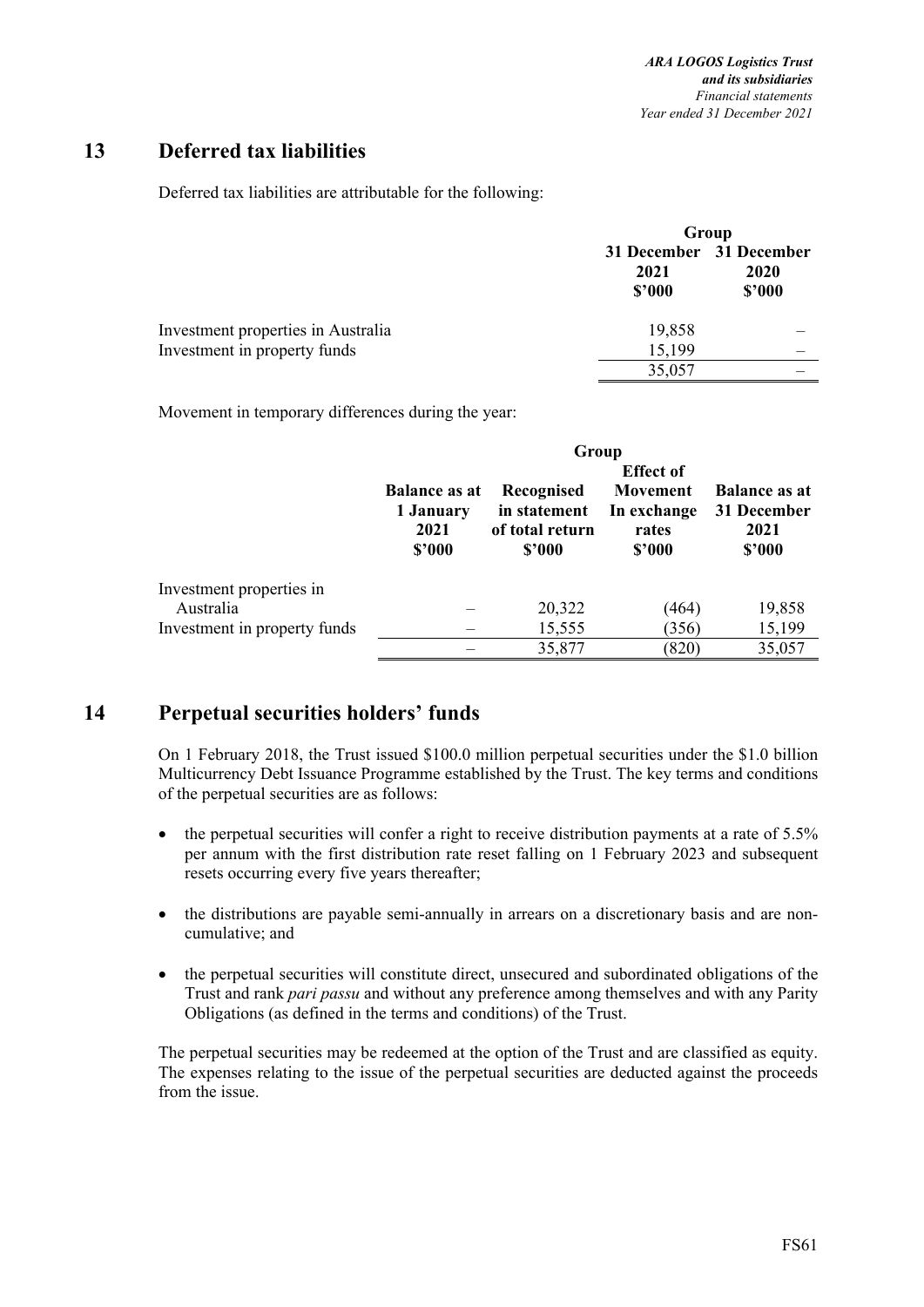## 13 Deferred tax liabilities

Deferred tax liabilities are attributable for the following:

| | Group | |
|---|---|---|
| | 31 December 2021 $'000 | 31 December 2020 $'000 |
| Investment properties in Australia | 19,858 | – |
| Investment in property funds | 15,199 | – |
| | 35,057 | – |

Movement in temporary differences during the year:

| | Group | | | |
|---|---|---|---|---|
| | Balance as at 1 January 2021 $'000 | Recognised in statement of total return $'000 | Effect of Movement In exchange rates $'000 | Balance as at 31 December 2021 $'000 |
| Investment properties in Australia | – | 20,322 | (464) | 19,858 |
| Investment in property funds | – | 15,555 | (356) | 15,199 |
| | – | 35,877 | (820) | 35,057 |

## 14 Perpetual securities holders' funds

On 1 February 2018, the Trust issued $100.0 million perpetual securities under the $1.0 billion Multicurrency Debt Issuance Programme established by the Trust. The key terms and conditions of the perpetual securities are as follows:

- the perpetual securities will confer a right to receive distribution payments at a rate of 5.5% per annum with the first distribution rate reset falling on 1 February 2023 and subsequent resets occurring every five years thereafter;
- the distributions are payable semi-annually in arrears on a discretionary basis and are non-cumulative; and
- the perpetual securities will constitute direct, unsecured and subordinated obligations of the Trust and rank *pari passu* and without any preference among themselves and with any Parity Obligations (as defined in the terms and conditions) of the Trust.

The perpetual securities may be redeemed at the option of the Trust and are classified as equity. The expenses relating to the issue of the perpetual securities are deducted against the proceeds from the issue.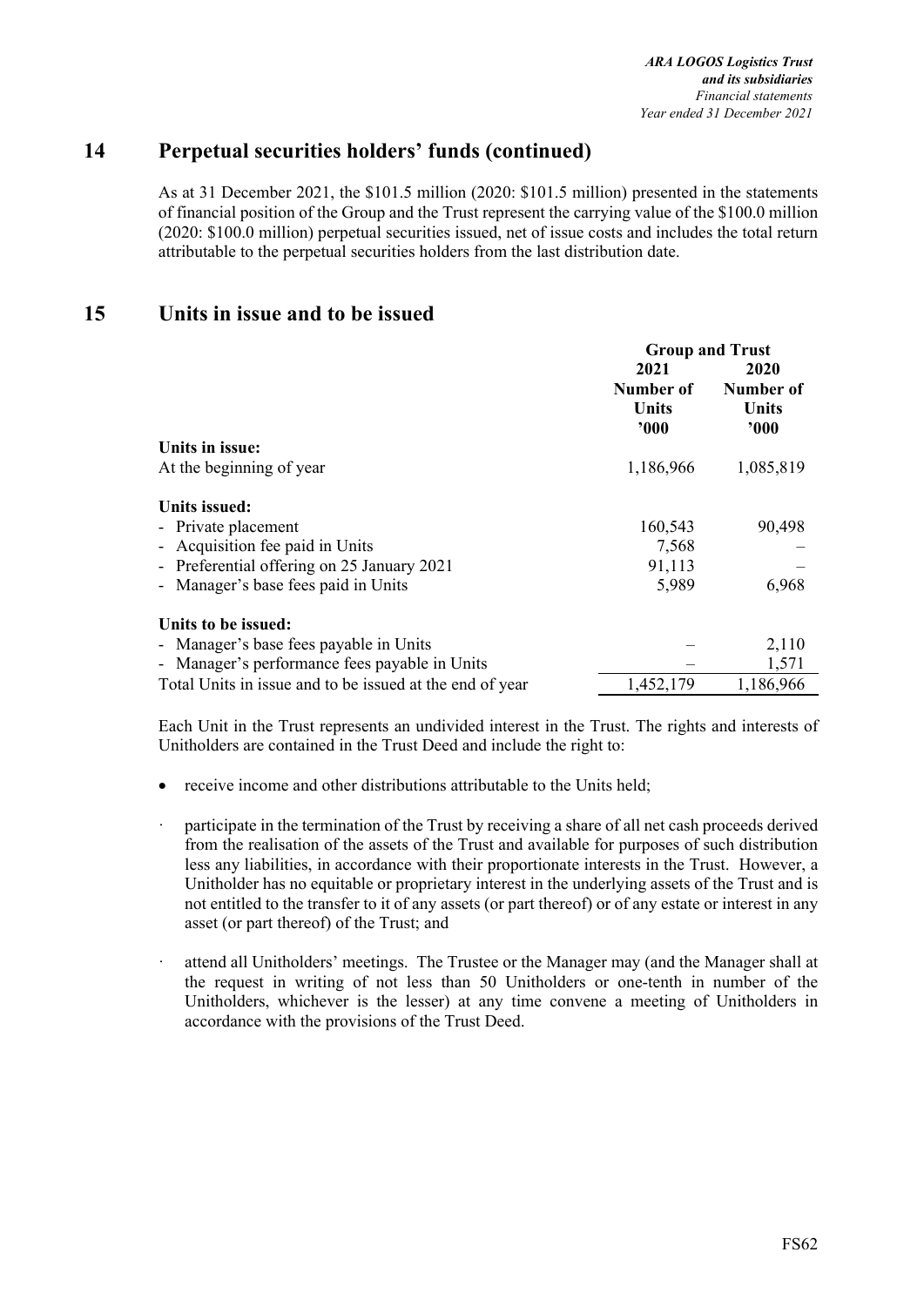## 14 Perpetual securities holders' funds (continued)

As at 31 December 2021, the \$101.5 million (2020: \$101.5 million) presented in the statements of financial position of the Group and the Trust represent the carrying value of the \$100.0 million (2020: \$100.0 million) perpetual securities issued, net of issue costs and includes the total return attributable to the perpetual securities holders from the last distribution date.

## 15 Units in issue and to be issued

| | Group and Trust | |
|---|---|---|
| | 2021 Number of Units '000 | 2020 Number of Units '000 |
| **Units in issue:** | | |
| At the beginning of year | 1,186,966 | 1,085,819 |
| **Units issued:** | | |
| - Private placement | 160,543 | 90,498 |
| - Acquisition fee paid in Units | 7,568 | – |
| - Preferential offering on 25 January 2021 | 91,113 | – |
| - Manager's base fees paid in Units | 5,989 | 6,968 |
| **Units to be issued:** | | |
| - Manager's base fees payable in Units | – | 2,110 |
| - Manager's performance fees payable in Units | – | 1,571 |
| Total Units in issue and to be issued at the end of year | 1,452,179 | 1,186,966 |

Each Unit in the Trust represents an undivided interest in the Trust. The rights and interests of Unitholders are contained in the Trust Deed and include the right to:

- receive income and other distributions attributable to the Units held;
- participate in the termination of the Trust by receiving a share of all net cash proceeds derived from the realisation of the assets of the Trust and available for purposes of such distribution less any liabilities, in accordance with their proportionate interests in the Trust. However, a Unitholder has no equitable or proprietary interest in the underlying assets of the Trust and is not entitled to the transfer to it of any assets (or part thereof) or of any estate or interest in any asset (or part thereof) of the Trust; and
- attend all Unitholders' meetings. The Trustee or the Manager may (and the Manager shall at the request in writing of not less than 50 Unitholders or one-tenth in number of the Unitholders, whichever is the lesser) at any time convene a meeting of Unitholders in accordance with the provisions of the Trust Deed.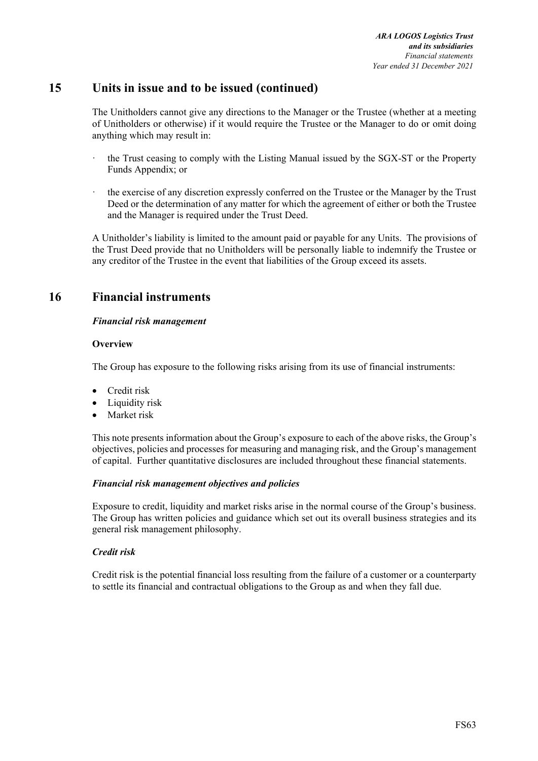## 15 Units in issue and to be issued (continued)

The Unitholders cannot give any directions to the Manager or the Trustee (whether at a meeting of Unitholders or otherwise) if it would require the Trustee or the Manager to do or omit doing anything which may result in:

- the Trust ceasing to comply with the Listing Manual issued by the SGX-ST or the Property Funds Appendix; or
- the exercise of any discretion expressly conferred on the Trustee or the Manager by the Trust Deed or the determination of any matter for which the agreement of either or both the Trustee and the Manager is required under the Trust Deed.

A Unitholder's liability is limited to the amount paid or payable for any Units. The provisions of the Trust Deed provide that no Unitholders will be personally liable to indemnify the Trustee or any creditor of the Trustee in the event that liabilities of the Group exceed its assets.

## 16 Financial instruments

***Financial risk management***

**Overview**

The Group has exposure to the following risks arising from its use of financial instruments:

- Credit risk
- Liquidity risk
- Market risk

This note presents information about the Group's exposure to each of the above risks, the Group's objectives, policies and processes for measuring and managing risk, and the Group's management of capital. Further quantitative disclosures are included throughout these financial statements.

***Financial risk management objectives and policies***

Exposure to credit, liquidity and market risks arise in the normal course of the Group's business. The Group has written policies and guidance which set out its overall business strategies and its general risk management philosophy.

***Credit risk***

Credit risk is the potential financial loss resulting from the failure of a customer or a counterparty to settle its financial and contractual obligations to the Group as and when they fall due.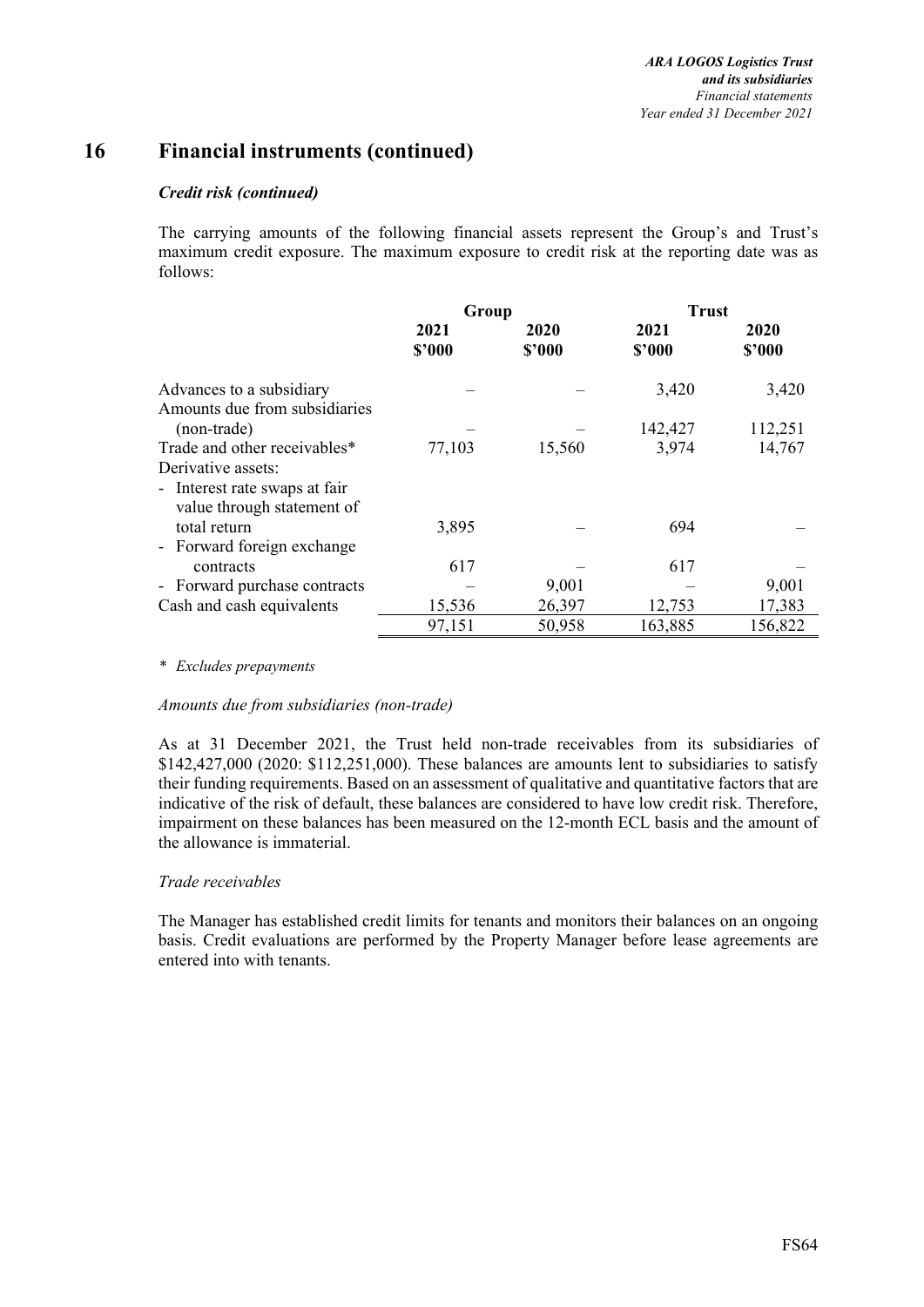## 16 Financial instruments (continued)

### *Credit risk (continued)*

The carrying amounts of the following financial assets represent the Group's and Trust's maximum credit exposure. The maximum exposure to credit risk at the reporting date was as follows:

| | Group | | Trust | |
|---|---|---|---|---|
| | 2021 $'000 | 2020 $'000 | 2021 $'000 | 2020 $'000 |
| Advances to a subsidiary | – | – | 3,420 | 3,420 |
| Amounts due from subsidiaries (non-trade) | – | – | 142,427 | 112,251 |
| Trade and other receivables* | 77,103 | 15,560 | 3,974 | 14,767 |
| Derivative assets: | | | | |
| - Interest rate swaps at fair value through statement of total return | 3,895 | – | 694 | – |
| - Forward foreign exchange contracts | 617 | – | 617 | – |
| - Forward purchase contracts | – | 9,001 | – | 9,001 |
| Cash and cash equivalents | 15,536 | 26,397 | 12,753 | 17,383 |
| | 97,151 | 50,958 | 163,885 | 156,822 |

\* *Excludes prepayments*

*Amounts due from subsidiaries (non-trade)*

As at 31 December 2021, the Trust held non-trade receivables from its subsidiaries of $142,427,000 (2020: $112,251,000). These balances are amounts lent to subsidiaries to satisfy their funding requirements. Based on an assessment of qualitative and quantitative factors that are indicative of the risk of default, these balances are considered to have low credit risk. Therefore, impairment on these balances has been measured on the 12-month ECL basis and the amount of the allowance is immaterial.

*Trade receivables*

The Manager has established credit limits for tenants and monitors their balances on an ongoing basis. Credit evaluations are performed by the Property Manager before lease agreements are entered into with tenants.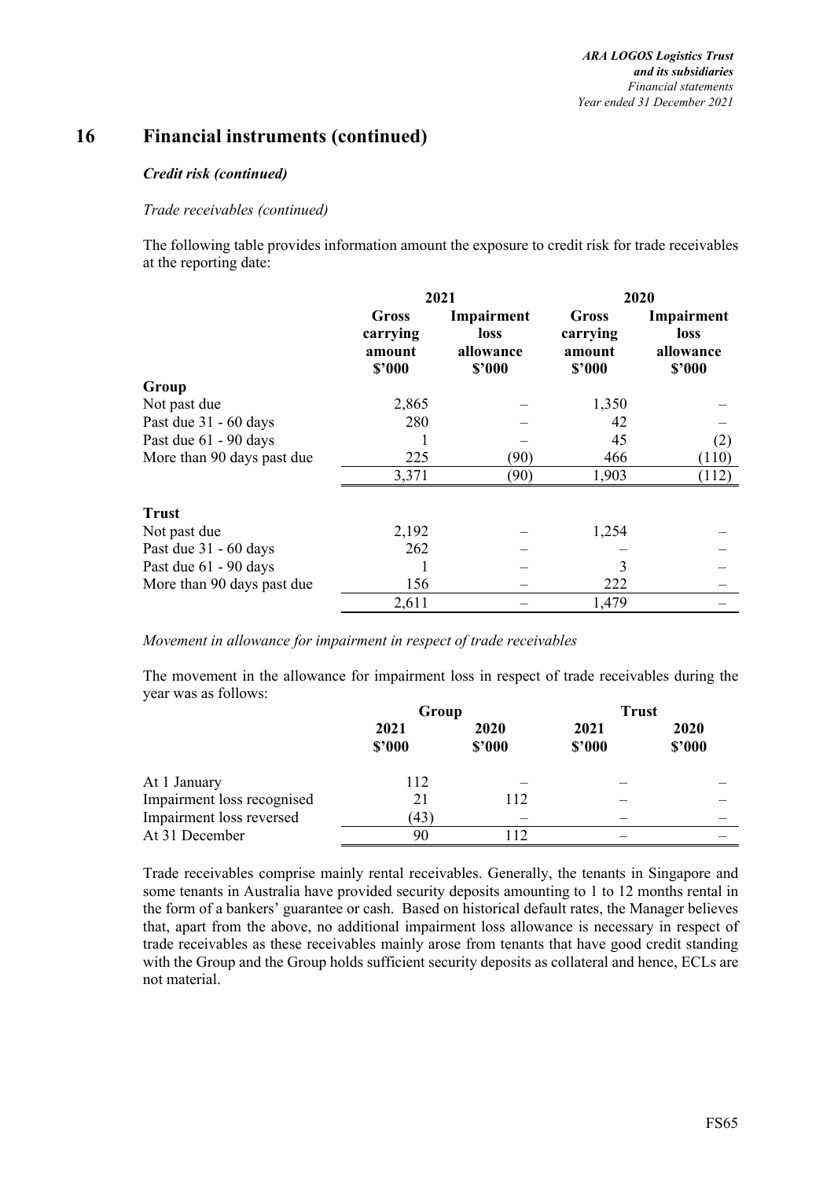# 16 Financial instruments (continued)

### *Credit risk (continued)*

*Trade receivables (continued)*

The following table provides information amount the exposure to credit risk for trade receivables at the reporting date:

| | 2021 | | 2020 | |
|---|---|---|---|---|
| | **Gross carrying amount $'000** | **Impairment loss allowance $'000** | **Gross carrying amount $'000** | **Impairment loss allowance $'000** |
| **Group** | | | | |
| Not past due | 2,865 | – | 1,350 | – |
| Past due 31 - 60 days | 280 | – | 42 | – |
| Past due 61 - 90 days | 1 | – | 45 | (2) |
| More than 90 days past due | 225 | (90) | 466 | (110) |
| | 3,371 | (90) | 1,903 | (112) |
| **Trust** | | | | |
| Not past due | 2,192 | – | 1,254 | – |
| Past due 31 - 60 days | 262 | – | – | – |
| Past due 61 - 90 days | 1 | – | 3 | – |
| More than 90 days past due | 156 | – | 222 | – |
| | 2,611 | – | 1,479 | – |

*Movement in allowance for impairment in respect of trade receivables*

The movement in the allowance for impairment loss in respect of trade receivables during the year was as follows:

| | Group | | Trust | |
|---|---|---|---|---|
| | **2021 $'000** | **2020 $'000** | **2021 $'000** | **2020 $'000** |
| At 1 January | 112 | – | – | – |
| Impairment loss recognised | 21 | 112 | – | – |
| Impairment loss reversed | (43) | – | – | – |
| At 31 December | 90 | 112 | – | – |

Trade receivables comprise mainly rental receivables. Generally, the tenants in Singapore and some tenants in Australia have provided security deposits amounting to 1 to 12 months rental in the form of a bankers' guarantee or cash. Based on historical default rates, the Manager believes that, apart from the above, no additional impairment loss allowance is necessary in respect of trade receivables as these receivables mainly arose from tenants that have good credit standing with the Group and the Group holds sufficient security deposits as collateral and hence, ECLs are not material.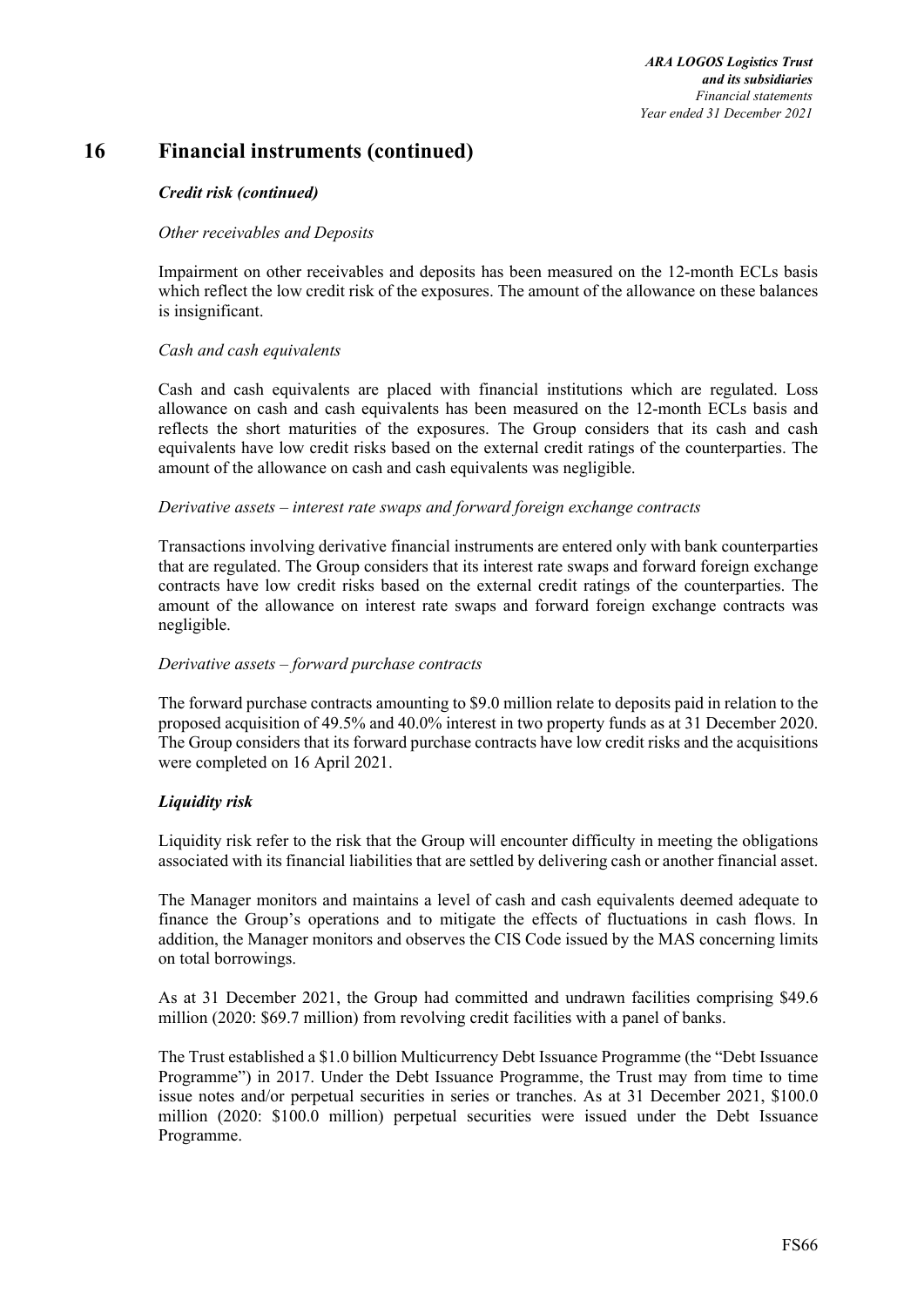# 16 Financial instruments (continued)

***Credit risk (continued)***

*Other receivables and Deposits*

Impairment on other receivables and deposits has been measured on the 12-month ECLs basis which reflect the low credit risk of the exposures. The amount of the allowance on these balances is insignificant.

*Cash and cash equivalents*

Cash and cash equivalents are placed with financial institutions which are regulated. Loss allowance on cash and cash equivalents has been measured on the 12-month ECLs basis and reflects the short maturities of the exposures. The Group considers that its cash and cash equivalents have low credit risks based on the external credit ratings of the counterparties. The amount of the allowance on cash and cash equivalents was negligible.

*Derivative assets – interest rate swaps and forward foreign exchange contracts*

Transactions involving derivative financial instruments are entered only with bank counterparties that are regulated. The Group considers that its interest rate swaps and forward foreign exchange contracts have low credit risks based on the external credit ratings of the counterparties. The amount of the allowance on interest rate swaps and forward foreign exchange contracts was negligible.

*Derivative assets – forward purchase contracts*

The forward purchase contracts amounting to $9.0 million relate to deposits paid in relation to the proposed acquisition of 49.5% and 40.0% interest in two property funds as at 31 December 2020. The Group considers that its forward purchase contracts have low credit risks and the acquisitions were completed on 16 April 2021.

***Liquidity risk***

Liquidity risk refer to the risk that the Group will encounter difficulty in meeting the obligations associated with its financial liabilities that are settled by delivering cash or another financial asset.

The Manager monitors and maintains a level of cash and cash equivalents deemed adequate to finance the Group's operations and to mitigate the effects of fluctuations in cash flows. In addition, the Manager monitors and observes the CIS Code issued by the MAS concerning limits on total borrowings.

As at 31 December 2021, the Group had committed and undrawn facilities comprising $49.6 million (2020: $69.7 million) from revolving credit facilities with a panel of banks.

The Trust established a $1.0 billion Multicurrency Debt Issuance Programme (the "Debt Issuance Programme") in 2017. Under the Debt Issuance Programme, the Trust may from time to time issue notes and/or perpetual securities in series or tranches. As at 31 December 2021, $100.0 million (2020: $100.0 million) perpetual securities were issued under the Debt Issuance Programme.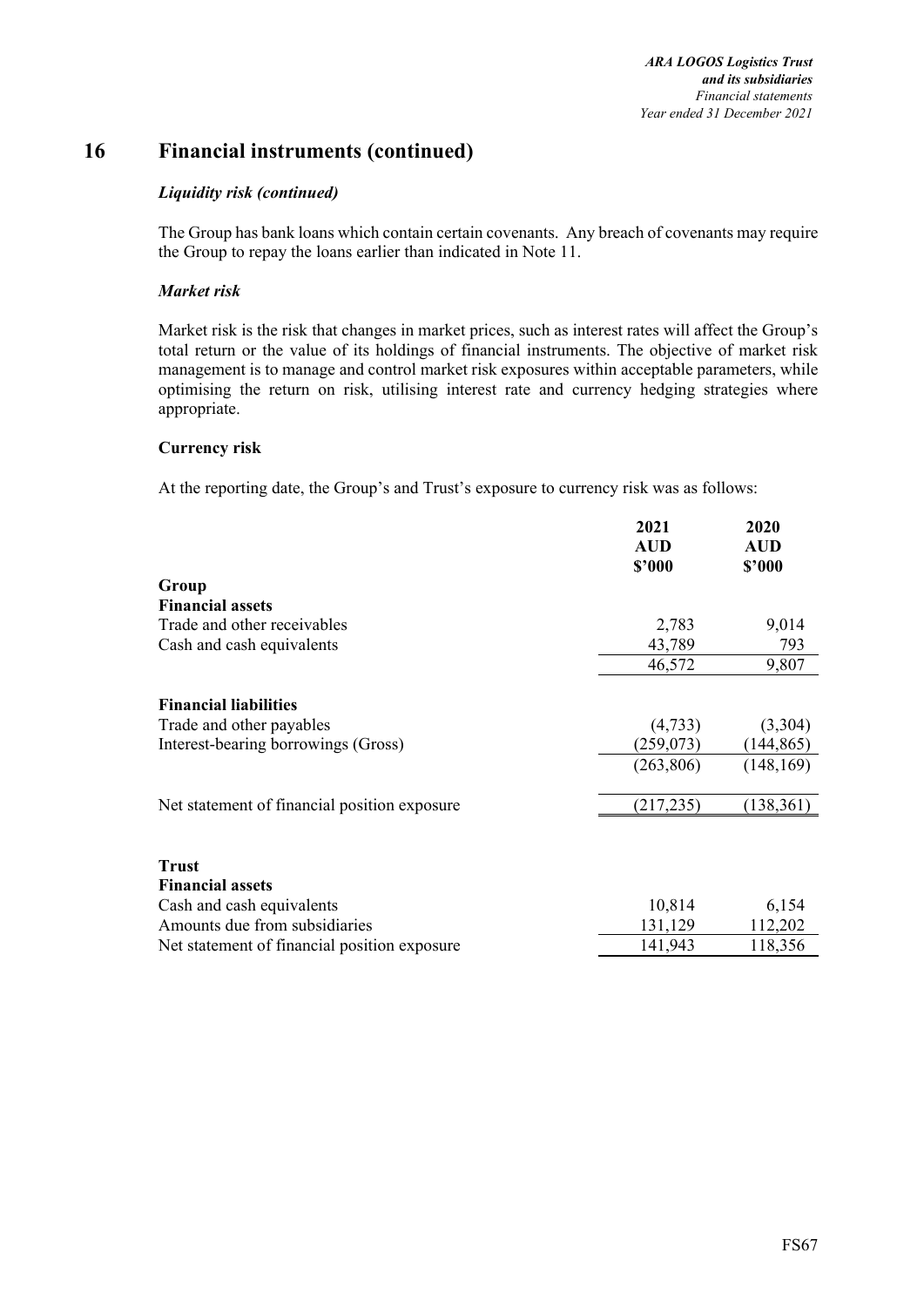# 16 Financial instruments (continued)

### *Liquidity risk (continued)*

The Group has bank loans which contain certain covenants. Any breach of covenants may require the Group to repay the loans earlier than indicated in Note 11.

### *Market risk*

Market risk is the risk that changes in market prices, such as interest rates will affect the Group's total return or the value of its holdings of financial instruments. The objective of market risk management is to manage and control market risk exposures within acceptable parameters, while optimising the return on risk, utilising interest rate and currency hedging strategies where appropriate.

### Currency risk

At the reporting date, the Group's and Trust's exposure to currency risk was as follows:

| | 2021 AUD $'000 | 2020 AUD $'000 |
|---|---|---|
| **Group** | | |
| **Financial assets** | | |
| Trade and other receivables | 2,783 | 9,014 |
| Cash and cash equivalents | 43,789 | 793 |
| | 46,572 | 9,807 |
| **Financial liabilities** | | |
| Trade and other payables | (4,733) | (3,304) |
| Interest-bearing borrowings (Gross) | (259,073) | (144,865) |
| | (263,806) | (148,169) |
| Net statement of financial position exposure | (217,235) | (138,361) |
| **Trust** | | |
| **Financial assets** | | |
| Cash and cash equivalents | 10,814 | 6,154 |
| Amounts due from subsidiaries | 131,129 | 112,202 |
| Net statement of financial position exposure | 141,943 | 118,356 |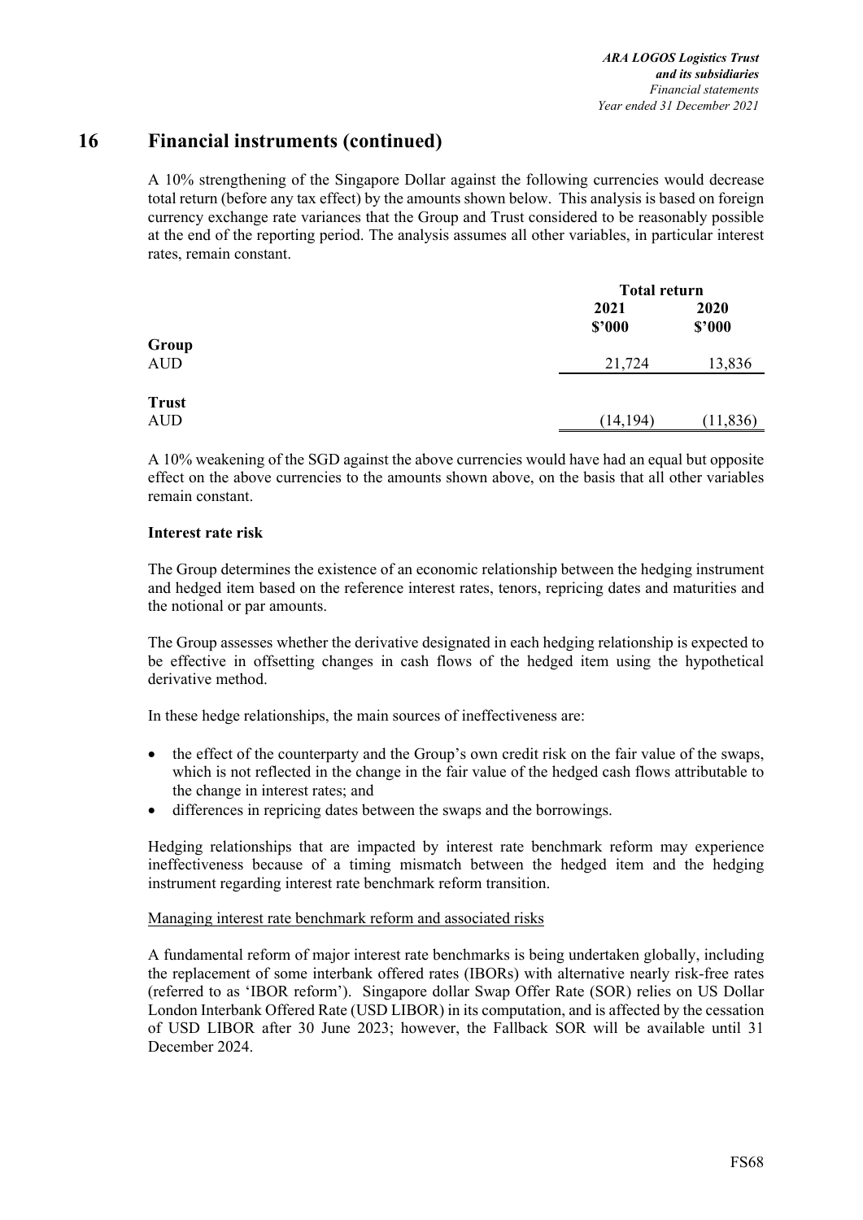# 16 Financial instruments (continued)

A 10% strengthening of the Singapore Dollar against the following currencies would decrease total return (before any tax effect) by the amounts shown below. This analysis is based on foreign currency exchange rate variances that the Group and Trust considered to be reasonably possible at the end of the reporting period. The analysis assumes all other variables, in particular interest rates, remain constant.

| | Total return | |
|---|---|---|
| | 2021<br>$'000 | 2020<br>$'000 |
| **Group** | | |
| AUD | 21,724 | 13,836 |
| **Trust** | | |
| AUD | (14,194) | (11,836) |

A 10% weakening of the SGD against the above currencies would have had an equal but opposite effect on the above currencies to the amounts shown above, on the basis that all other variables remain constant.

**Interest rate risk**

The Group determines the existence of an economic relationship between the hedging instrument and hedged item based on the reference interest rates, tenors, repricing dates and maturities and the notional or par amounts.

The Group assesses whether the derivative designated in each hedging relationship is expected to be effective in offsetting changes in cash flows of the hedged item using the hypothetical derivative method.

In these hedge relationships, the main sources of ineffectiveness are:

- the effect of the counterparty and the Group's own credit risk on the fair value of the swaps, which is not reflected in the change in the fair value of the hedged cash flows attributable to the change in interest rates; and
- differences in repricing dates between the swaps and the borrowings.

Hedging relationships that are impacted by interest rate benchmark reform may experience ineffectiveness because of a timing mismatch between the hedged item and the hedging instrument regarding interest rate benchmark reform transition.

Managing interest rate benchmark reform and associated risks

A fundamental reform of major interest rate benchmarks is being undertaken globally, including the replacement of some interbank offered rates (IBORs) with alternative nearly risk-free rates (referred to as 'IBOR reform'). Singapore dollar Swap Offer Rate (SOR) relies on US Dollar London Interbank Offered Rate (USD LIBOR) in its computation, and is affected by the cessation of USD LIBOR after 30 June 2023; however, the Fallback SOR will be available until 31 December 2024.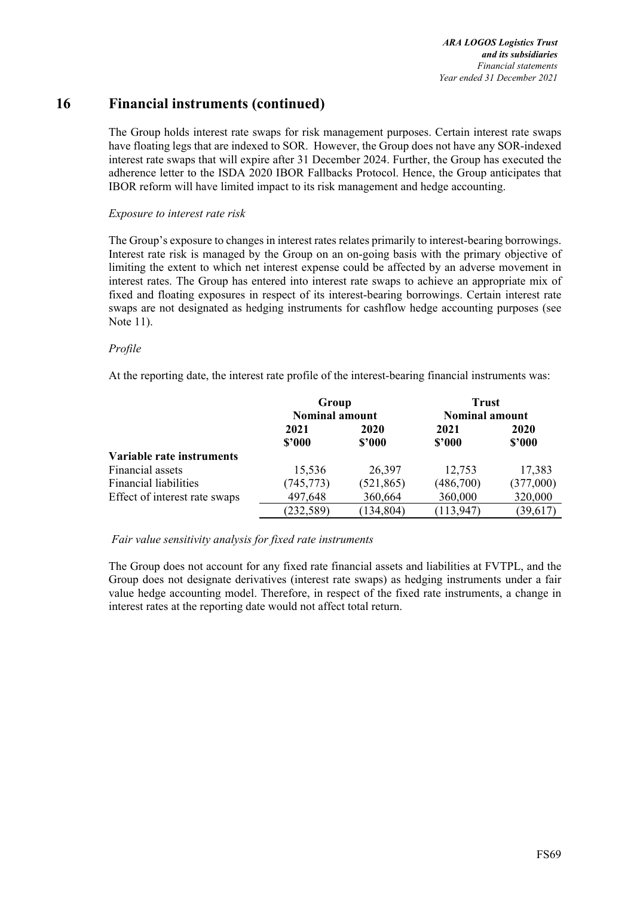## 16 Financial instruments (continued)

The Group holds interest rate swaps for risk management purposes. Certain interest rate swaps have floating legs that are indexed to SOR. However, the Group does not have any SOR-indexed interest rate swaps that will expire after 31 December 2024. Further, the Group has executed the adherence letter to the ISDA 2020 IBOR Fallbacks Protocol. Hence, the Group anticipates that IBOR reform will have limited impact to its risk management and hedge accounting.

*Exposure to interest rate risk*

The Group's exposure to changes in interest rates relates primarily to interest-bearing borrowings. Interest rate risk is managed by the Group on an on-going basis with the primary objective of limiting the extent to which net interest expense could be affected by an adverse movement in interest rates. The Group has entered into interest rate swaps to achieve an appropriate mix of fixed and floating exposures in respect of its interest-bearing borrowings. Certain interest rate swaps are not designated as hedging instruments for cashflow hedge accounting purposes (see Note 11).

*Profile*

At the reporting date, the interest rate profile of the interest-bearing financial instruments was:

| | Group Nominal amount | | Trust Nominal amount | |
|---|---|---|---|---|
| | 2021 $'000 | 2020 $'000 | 2021 $'000 | 2020 $'000 |
| **Variable rate instruments** | | | | |
| Financial assets | 15,536 | 26,397 | 12,753 | 17,383 |
| Financial liabilities | (745,773) | (521,865) | (486,700) | (377,000) |
| Effect of interest rate swaps | 497,648 | 360,664 | 360,000 | 320,000 |
| | (232,589) | (134,804) | (113,947) | (39,617) |

*Fair value sensitivity analysis for fixed rate instruments*

The Group does not account for any fixed rate financial assets and liabilities at FVTPL, and the Group does not designate derivatives (interest rate swaps) as hedging instruments under a fair value hedge accounting model. Therefore, in respect of the fixed rate instruments, a change in interest rates at the reporting date would not affect total return.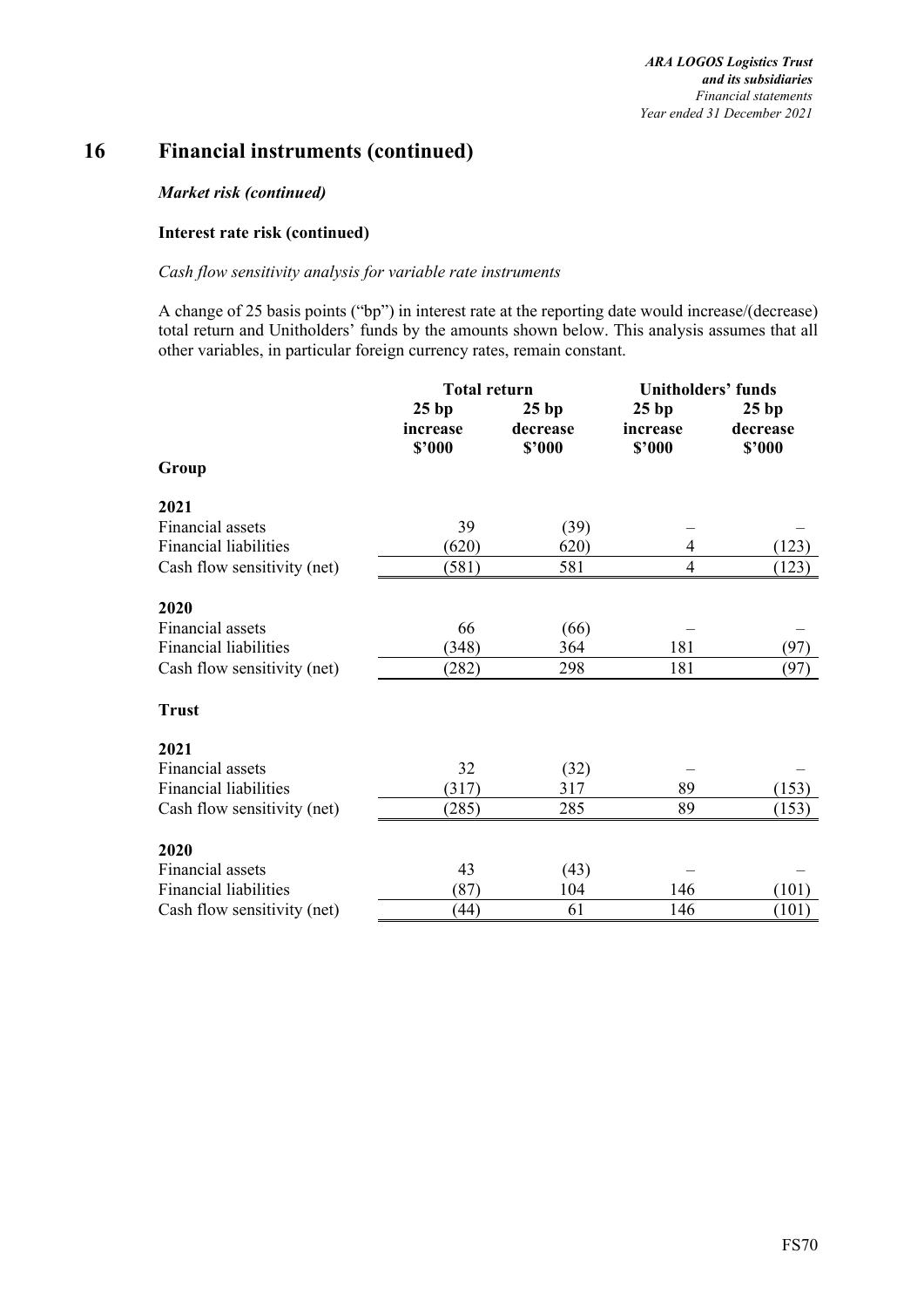## 16 Financial instruments (continued)

***Market risk (continued)***

**Interest rate risk (continued)**

*Cash flow sensitivity analysis for variable rate instruments*

A change of 25 basis points ("bp") in interest rate at the reporting date would increase/(decrease) total return and Unitholders' funds by the amounts shown below. This analysis assumes that all other variables, in particular foreign currency rates, remain constant.

| | Total return | | Unitholders' funds | |
|---|---|---|---|---|
| | 25 bp increase $'000 | 25 bp decrease $'000 | 25 bp increase $'000 | 25 bp decrease $'000 |
| **Group** | | | | |
| **2021** | | | | |
| Financial assets | 39 | (39) | – | – |
| Financial liabilities | (620) | 620) | 4 | (123) |
| Cash flow sensitivity (net) | (581) | 581 | 4 | (123) |
| **2020** | | | | |
| Financial assets | 66 | (66) | – | – |
| Financial liabilities | (348) | 364 | 181 | (97) |
| Cash flow sensitivity (net) | (282) | 298 | 181 | (97) |
| **Trust** | | | | |
| **2021** | | | | |
| Financial assets | 32 | (32) | – | – |
| Financial liabilities | (317) | 317 | 89 | (153) |
| Cash flow sensitivity (net) | (285) | 285 | 89 | (153) |
| **2020** | | | | |
| Financial assets | 43 | (43) | – | – |
| Financial liabilities | (87) | 104 | 146 | (101) |
| Cash flow sensitivity (net) | (44) | 61 | 146 | (101) |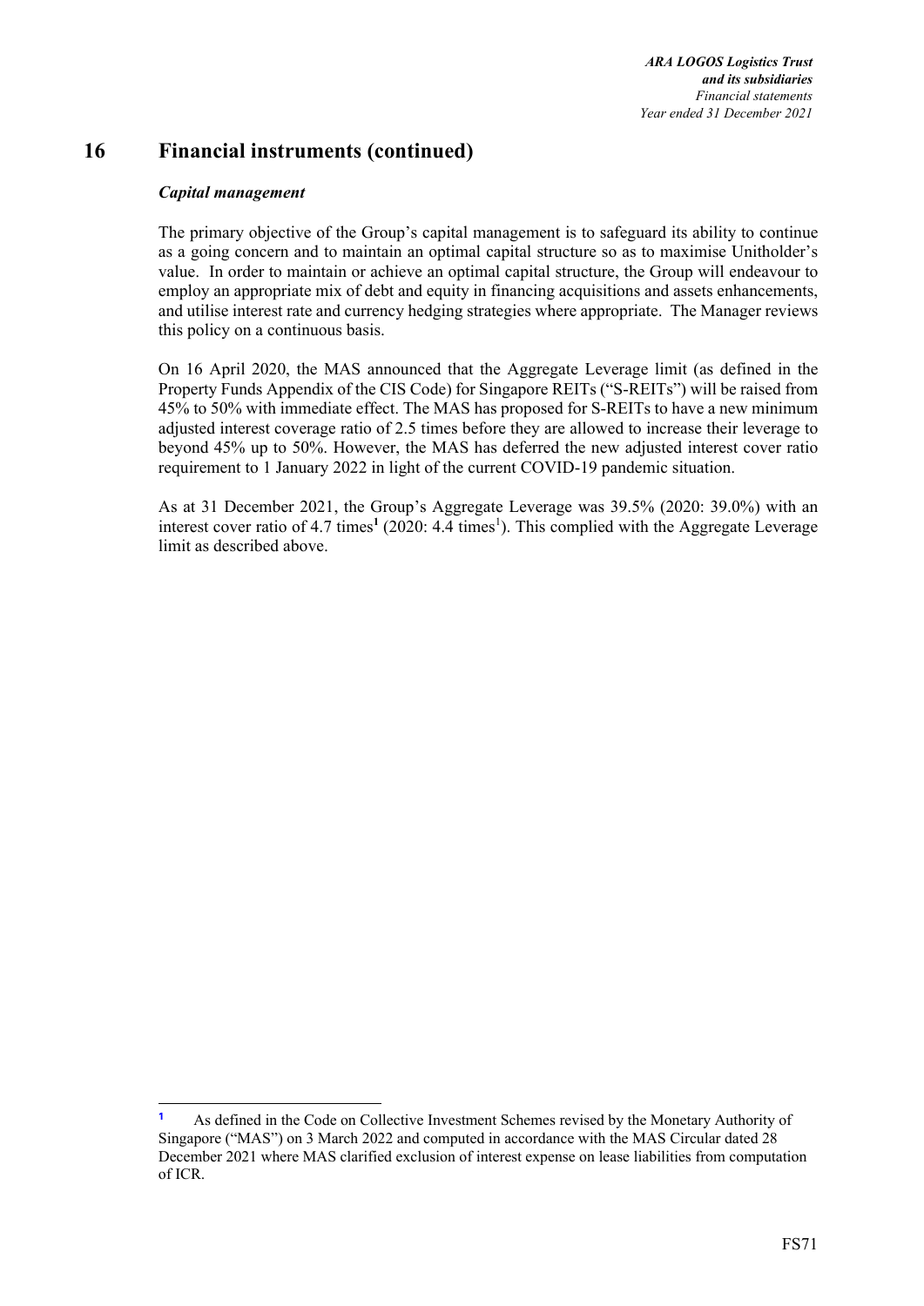## 16 Financial instruments (continued)

### *Capital management*

The primary objective of the Group's capital management is to safeguard its ability to continue as a going concern and to maintain an optimal capital structure so as to maximise Unitholder's value. In order to maintain or achieve an optimal capital structure, the Group will endeavour to employ an appropriate mix of debt and equity in financing acquisitions and assets enhancements, and utilise interest rate and currency hedging strategies where appropriate. The Manager reviews this policy on a continuous basis.

On 16 April 2020, the MAS announced that the Aggregate Leverage limit (as defined in the Property Funds Appendix of the CIS Code) for Singapore REITs ("S-REITs") will be raised from 45% to 50% with immediate effect. The MAS has proposed for S-REITs to have a new minimum adjusted interest coverage ratio of 2.5 times before they are allowed to increase their leverage to beyond 45% up to 50%. However, the MAS has deferred the new adjusted interest cover ratio requirement to 1 January 2022 in light of the current COVID-19 pandemic situation.

As at 31 December 2021, the Group's Aggregate Leverage was 39.5% (2020: 39.0%) with an interest cover ratio of 4.7 times[1] (2020: 4.4 times[1]). This complied with the Aggregate Leverage limit as described above.

---

[1] As defined in the Code on Collective Investment Schemes revised by the Monetary Authority of Singapore ("MAS") on 3 March 2022 and computed in accordance with the MAS Circular dated 28 December 2021 where MAS clarified exclusion of interest expense on lease liabilities from computation of ICR.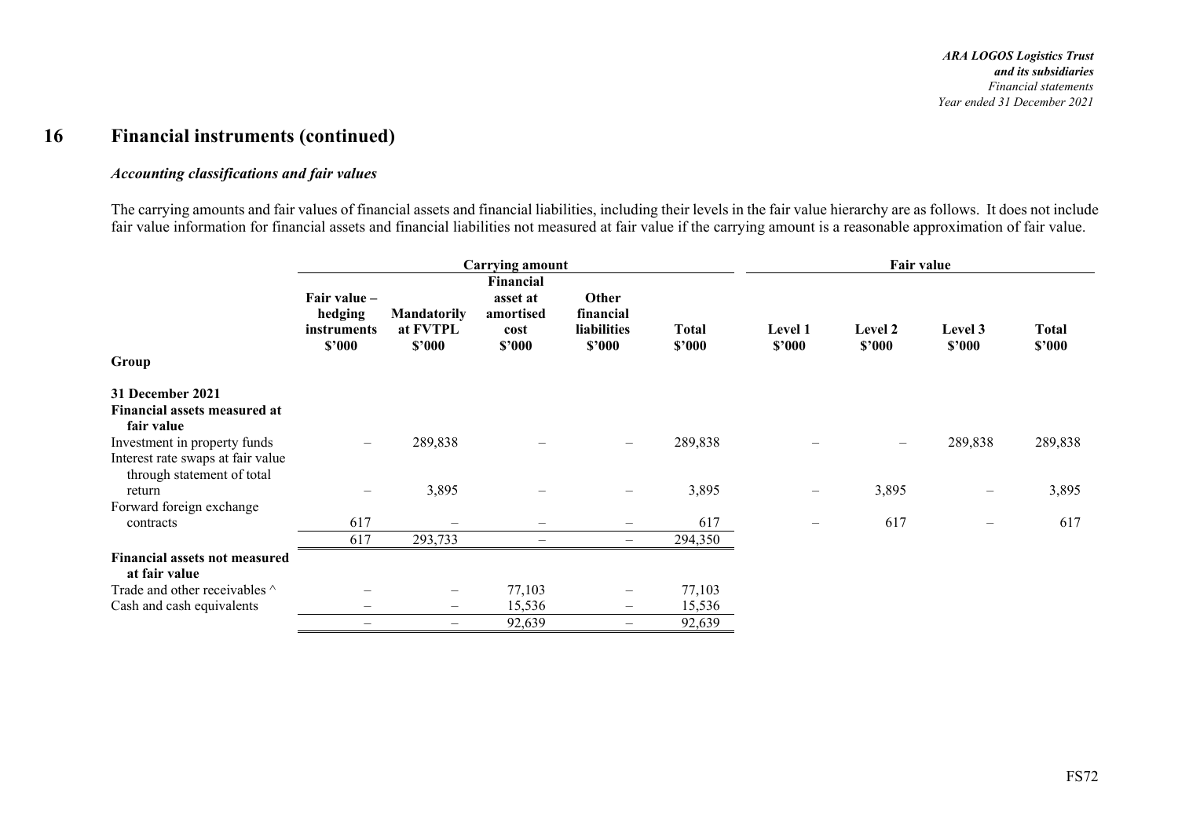# 16 Financial instruments (continued)

### *Accounting classifications and fair values*

The carrying amounts and fair values of financial assets and financial liabilities, including their levels in the fair value hierarchy are as follows. It does not include fair value information for financial assets and financial liabilities not measured at fair value if the carrying amount is a reasonable approximation of fair value.

| | Carrying amount | | | | | Fair value | | | |
|---|---|---|---|---|---|---|---|---|---|
| | **Fair value – hedging instruments $'000** | **Mandatorily at FVTPL $'000** | **Financial asset at amortised cost $'000** | **Other financial liabilities $'000** | **Total $'000** | **Level 1 $'000** | **Level 2 $'000** | **Level 3 $'000** | **Total $'000** |
| **Group** | | | | | | | | | |
| **31 December 2021** | | | | | | | | | |
| **Financial assets measured at fair value** | | | | | | | | | |
| Investment in property funds | – | 289,838 | – | – | 289,838 | – | – | 289,838 | 289,838 |
| Interest rate swaps at fair value through statement of total return | – | 3,895 | – | – | 3,895 | – | 3,895 | – | 3,895 |
| Forward foreign exchange contracts | 617 | – | – | – | 617 | – | 617 | – | 617 |
| | 617 | 293,733 | – | – | 294,350 | | | | |
| **Financial assets not measured at fair value** | | | | | | | | | |
| Trade and other receivables ^ | – | – | 77,103 | – | 77,103 | | | | |
| Cash and cash equivalents | – | – | 15,536 | – | 15,536 | | | | |
| | – | – | 92,639 | – | 92,639 | | | | |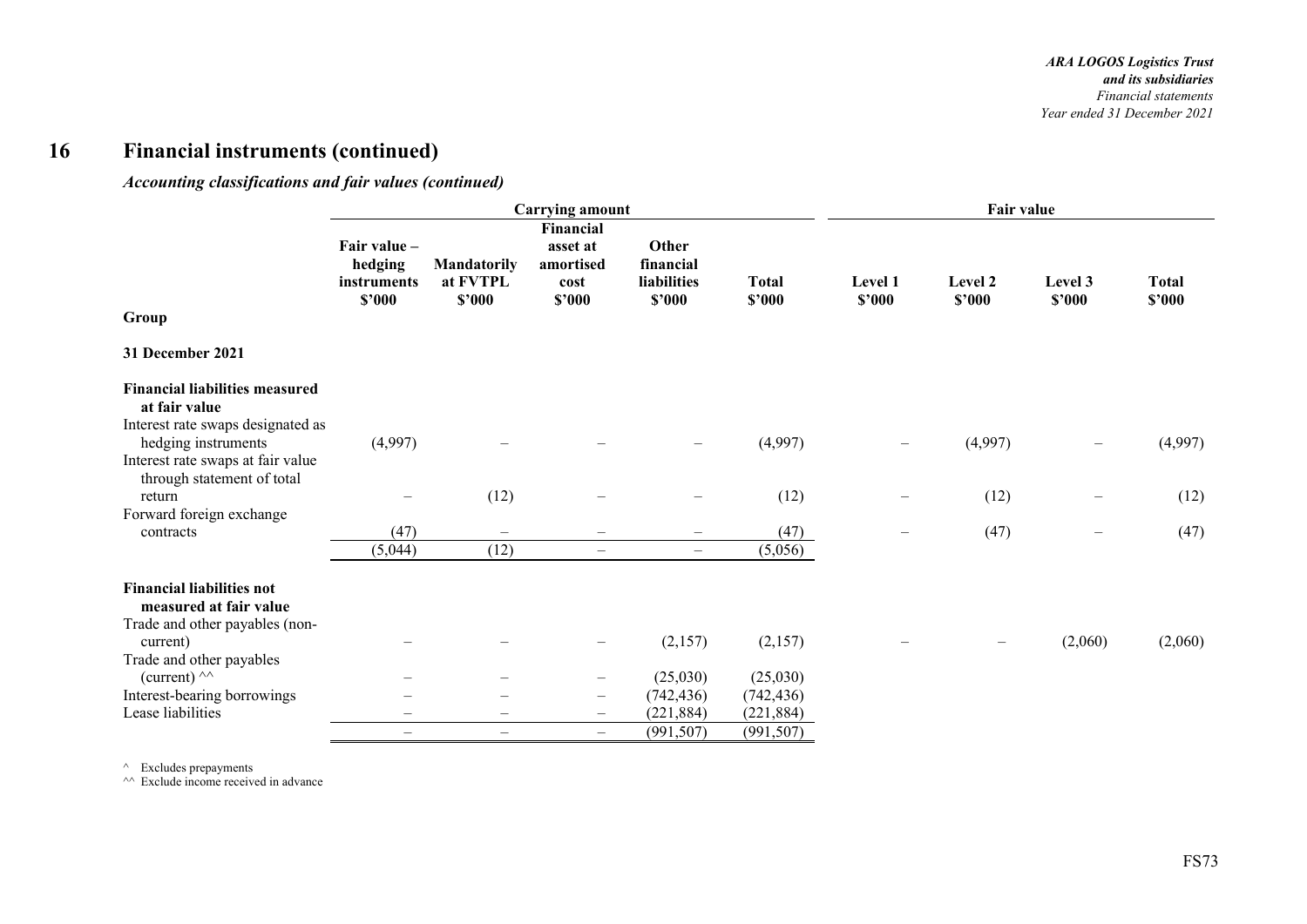## 16 Financial instruments (continued)

### *Accounting classifications and fair values (continued)*

| | Carrying amount | | | | | Fair value | | | |
|---|---|---|---|---|---|---|---|---|---|
| **Group** | **Fair value – hedging instruments $'000** | **Mandatorily at FVTPL $'000** | **Financial asset at amortised cost $'000** | **Other financial liabilities $'000** | **Total $'000** | **Level 1 $'000** | **Level 2 $'000** | **Level 3 $'000** | **Total $'000** |
| **31 December 2021** | | | | | | | | | |
| **Financial liabilities measured at fair value** | | | | | | | | | |
| Interest rate swaps designated as hedging instruments | (4,997) | – | – | – | (4,997) | – | (4,997) | – | (4,997) |
| Interest rate swaps at fair value through statement of total return | – | (12) | – | – | (12) | – | (12) | – | (12) |
| Forward foreign exchange contracts | (47) | – | – | – | (47) | – | (47) | – | (47) |
| | (5,044) | (12) | – | – | (5,056) | | | | |
| **Financial liabilities not measured at fair value** | | | | | | | | | |
| Trade and other payables (non-current) | – | – | – | (2,157) | (2,157) | – | – | (2,060) | (2,060) |
| Trade and other payables (current) ^^ | – | – | – | (25,030) | (25,030) | | | | |
| Interest-bearing borrowings | – | – | – | (742,436) | (742,436) | | | | |
| Lease liabilities | – | – | – | (221,884) | (221,884) | | | | |
| | – | – | – | (991,507) | (991,507) | | | | |

^ Excludes prepayments
^^ Exclude income received in advance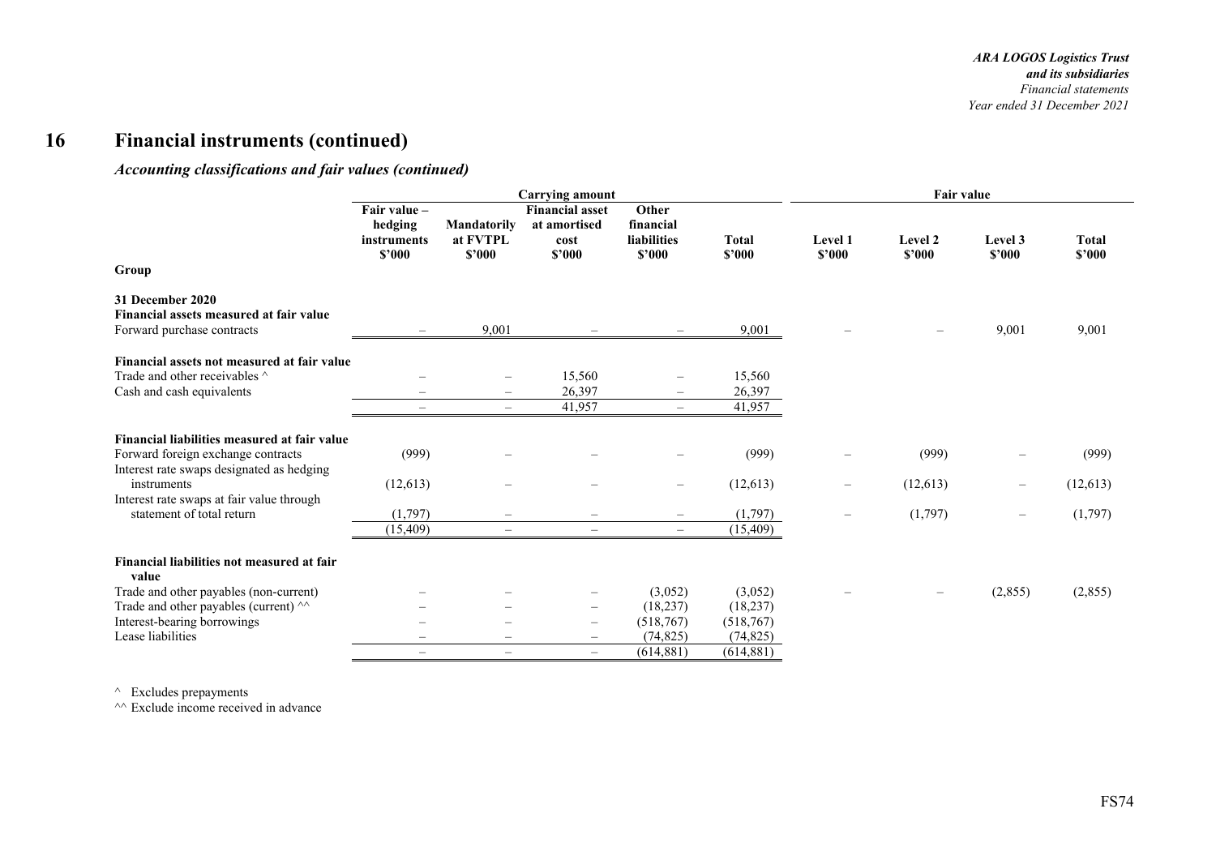# 16 Financial instruments (continued)

### *Accounting classifications and fair values (continued)*

| | Carrying amount | | | | | Fair value | | | |
|---|---|---|---|---|---|---|---|---|---|
| | Fair value – hedging instruments $'000 | Mandatorily at FVTPL $'000 | Financial asset at amortised cost $'000 | Other financial liabilities $'000 | Total $'000 | Level 1 $'000 | Level 2 $'000 | Level 3 $'000 | Total $'000 |
| **Group** | | | | | | | | | |
| **31 December 2020** | | | | | | | | | |
| **Financial assets measured at fair value** | | | | | | | | | |
| Forward purchase contracts | – | 9,001 | – | – | 9,001 | – | – | 9,001 | 9,001 |
| **Financial assets not measured at fair value** | | | | | | | | | |
| Trade and other receivables ^ | – | – | 15,560 | – | 15,560 | | | | |
| Cash and cash equivalents | – | – | 26,397 | – | 26,397 | | | | |
| | – | – | 41,957 | – | 41,957 | | | | |
| **Financial liabilities measured at fair value** | | | | | | | | | |
| Forward foreign exchange contracts | (999) | – | – | – | (999) | – | (999) | – | (999) |
| Interest rate swaps designated as hedging instruments | (12,613) | – | – | – | (12,613) | – | (12,613) | – | (12,613) |
| Interest rate swaps at fair value through statement of total return | (1,797) | – | – | – | (1,797) | – | (1,797) | – | (1,797) |
| | (15,409) | – | – | – | (15,409) | | | | |
| **Financial liabilities not measured at fair value** | | | | | | | | | |
| Trade and other payables (non-current) | – | – | – | (3,052) | (3,052) | – | – | (2,855) | (2,855) |
| Trade and other payables (current) ^^ | – | – | – | (18,237) | (18,237) | | | | |
| Interest-bearing borrowings | – | – | – | (518,767) | (518,767) | | | | |
| Lease liabilities | – | – | – | (74,825) | (74,825) | | | | |
| | – | – | – | (614,881) | (614,881) | | | | |

^ Excludes prepayments

^^ Exclude income received in advance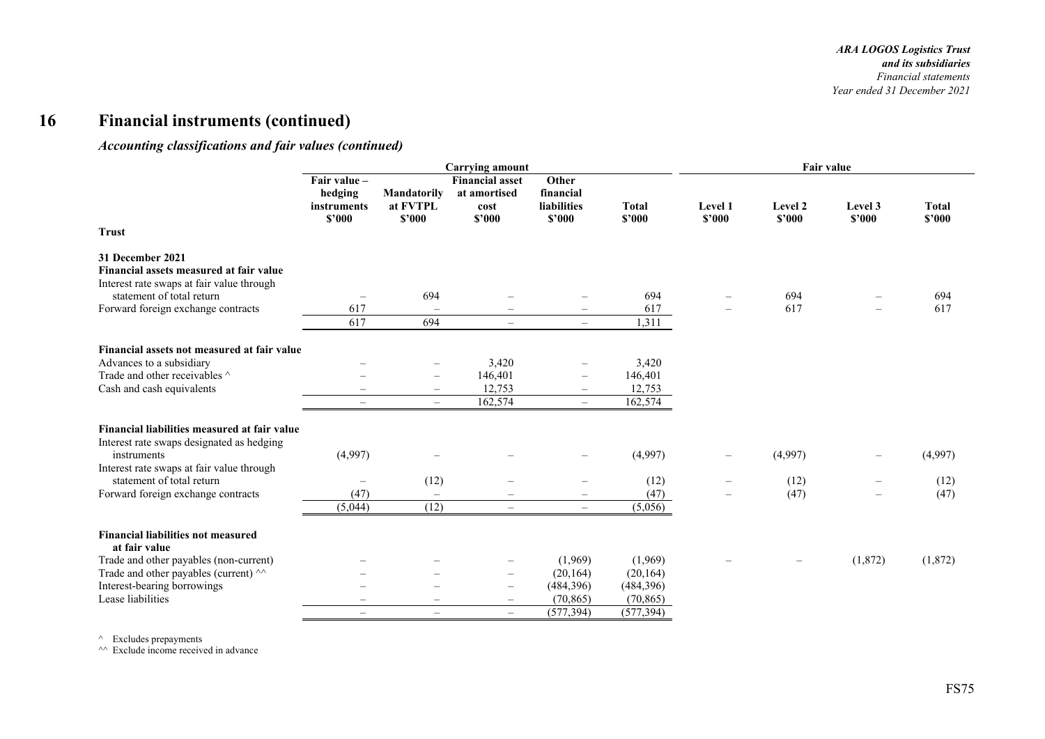# 16 Financial instruments (continued)

### *Accounting classifications and fair values (continued)*

| | Carrying amount | | | | | Fair value | | | |
|---|---|---|---|---|---|---|---|---|---|
| | Fair value – hedging instruments $'000 | Mandatorily at FVTPL $'000 | Financial asset at amortised cost $'000 | Other financial liabilities $'000 | Total $'000 | Level 1 $'000 | Level 2 $'000 | Level 3 $'000 | Total $'000 |
| **Trust** | | | | | | | | | |
| **31 December 2021** | | | | | | | | | |
| **Financial assets measured at fair value** | | | | | | | | | |
| Interest rate swaps at fair value through statement of total return | – | 694 | – | – | 694 | – | 694 | – | 694 |
| Forward foreign exchange contracts | 617 | – | – | – | 617 | – | 617 | – | 617 |
| | 617 | 694 | – | – | 1,311 | | | | |
| **Financial assets not measured at fair value** | | | | | | | | | |
| Advances to a subsidiary | – | – | 3,420 | – | 3,420 | | | | |
| Trade and other receivables ^ | – | – | 146,401 | – | 146,401 | | | | |
| Cash and cash equivalents | – | – | 12,753 | – | 12,753 | | | | |
| | – | – | 162,574 | – | 162,574 | | | | |
| **Financial liabilities measured at fair value** | | | | | | | | | |
| Interest rate swaps designated as hedging instruments | (4,997) | – | – | – | (4,997) | – | (4,997) | – | (4,997) |
| Interest rate swaps at fair value through statement of total return | – | (12) | – | – | (12) | – | (12) | – | (12) |
| Forward foreign exchange contracts | (47) | – | – | – | (47) | – | (47) | – | (47) |
| | (5,044) | (12) | – | – | (5,056) | | | | |
| **Financial liabilities not measured at fair value** | | | | | | | | | |
| Trade and other payables (non-current) | – | – | – | (1,969) | (1,969) | – | – | (1,872) | (1,872) |
| Trade and other payables (current) ^^ | – | – | – | (20,164) | (20,164) | | | | |
| Interest-bearing borrowings | – | – | – | (484,396) | (484,396) | | | | |
| Lease liabilities | – | – | – | (70,865) | (70,865) | | | | |
| | – | – | – | (577,394) | (577,394) | | | | |

^ Excludes prepayments
^^ Exclude income received in advance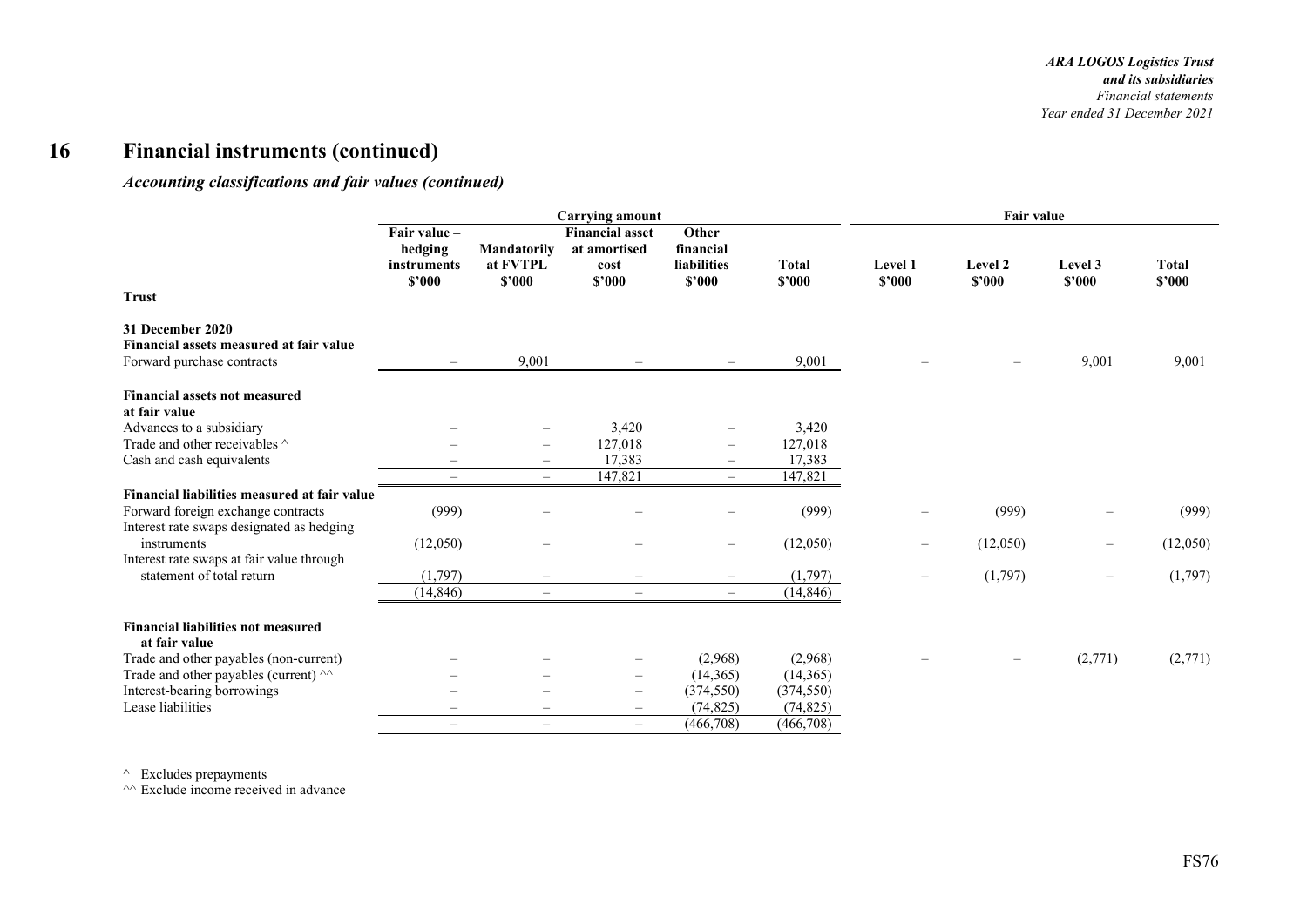# 16 Financial instruments (continued)

## *Accounting classifications and fair values (continued)*

| | Carrying amount | | | | | Fair value | | | |
|---|---|---|---|---|---|---|---|---|---|
| | Fair value – hedging instruments $'000 | Mandatorily at FVTPL $'000 | Financial asset at amortised cost $'000 | Other financial liabilities $'000 | Total $'000 | Level 1 $'000 | Level 2 $'000 | Level 3 $'000 | Total $'000 |
| **Trust** | | | | | | | | | |
| **31 December 2020** | | | | | | | | | |
| **Financial assets measured at fair value** | | | | | | | | | |
| Forward purchase contracts | – | 9,001 | – | – | 9,001 | – | – | 9,001 | 9,001 |
| **Financial assets not measured at fair value** | | | | | | | | | |
| Advances to a subsidiary | – | – | 3,420 | – | 3,420 | | | | |
| Trade and other receivables ^ | – | – | 127,018 | – | 127,018 | | | | |
| Cash and cash equivalents | – | – | 17,383 | – | 17,383 | | | | |
| | – | – | 147,821 | – | 147,821 | | | | |
| **Financial liabilities measured at fair value** | | | | | | | | | |
| Forward foreign exchange contracts | (999) | – | – | – | (999) | – | (999) | – | (999) |
| Interest rate swaps designated as hedging instruments | (12,050) | – | – | – | (12,050) | – | (12,050) | – | (12,050) |
| Interest rate swaps at fair value through statement of total return | (1,797) | – | – | – | (1,797) | – | (1,797) | – | (1,797) |
| | (14,846) | – | – | – | (14,846) | | | | |
| **Financial liabilities not measured at fair value** | | | | | | | | | |
| Trade and other payables (non-current) | – | – | – | (2,968) | (2,968) | – | – | (2,771) | (2,771) |
| Trade and other payables (current) ^^ | – | – | – | (14,365) | (14,365) | | | | |
| Interest-bearing borrowings | – | – | – | (374,550) | (374,550) | | | | |
| Lease liabilities | – | – | – | (74,825) | (74,825) | | | | |
| | – | – | – | (466,708) | (466,708) | | | | |

^ Excludes prepayments

^^ Exclude income received in advance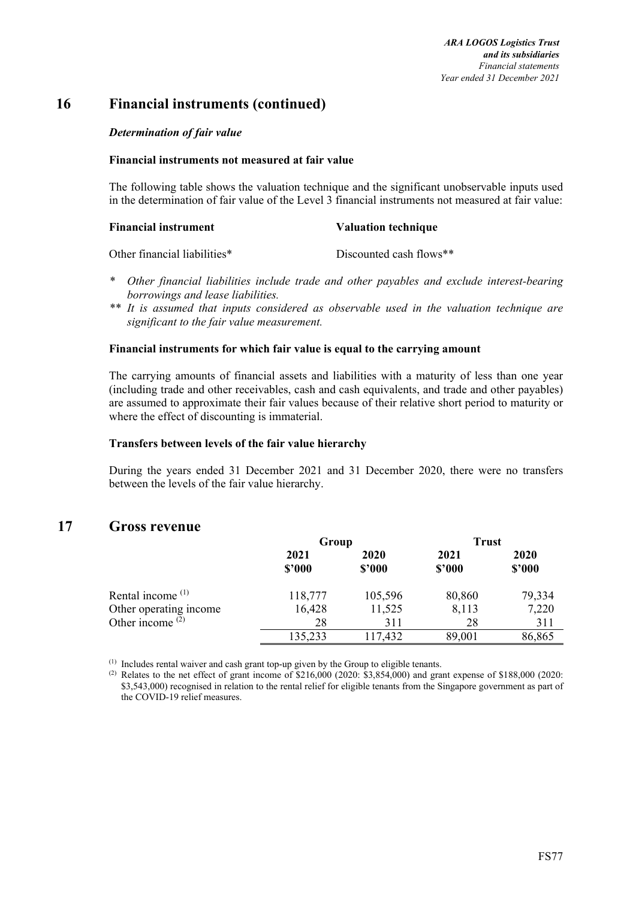## 16 Financial instruments (continued)

### *Determination of fair value*

**Financial instruments not measured at fair value**

The following table shows the valuation technique and the significant unobservable inputs used in the determination of fair value of the Level 3 financial instruments not measured at fair value:

| Financial instrument | Valuation technique |
|---|---|
| Other financial liabilities* | Discounted cash flows** |

\* *Other financial liabilities include trade and other payables and exclude interest-bearing borrowings and lease liabilities.*

\*\* *It is assumed that inputs considered as observable used in the valuation technique are significant to the fair value measurement.*

**Financial instruments for which fair value is equal to the carrying amount**

The carrying amounts of financial assets and liabilities with a maturity of less than one year (including trade and other receivables, cash and cash equivalents, and trade and other payables) are assumed to approximate their fair values because of their relative short period to maturity or where the effect of discounting is immaterial.

**Transfers between levels of the fair value hierarchy**

During the years ended 31 December 2021 and 31 December 2020, there were no transfers between the levels of the fair value hierarchy.

## 17 Gross revenue

| | Group | | Trust | |
|---|---|---|---|---|
| | 2021 | 2020 | 2021 | 2020 |
| | $'000 | $'000 | $'000 | $'000 |
| Rental income (1) | 118,777 | 105,596 | 80,860 | 79,334 |
| Other operating income | 16,428 | 11,525 | 8,113 | 7,220 |
| Other income (2) | 28 | 311 | 28 | 311 |
| | 135,233 | 117,432 | 89,001 | 86,865 |

(1) Includes rental waiver and cash grant top-up given by the Group to eligible tenants.

(2) Relates to the net effect of grant income of $216,000 (2020: $3,854,000) and grant expense of $188,000 (2020: $3,543,000) recognised in relation to the rental relief for eligible tenants from the Singapore government as part of the COVID-19 relief measures.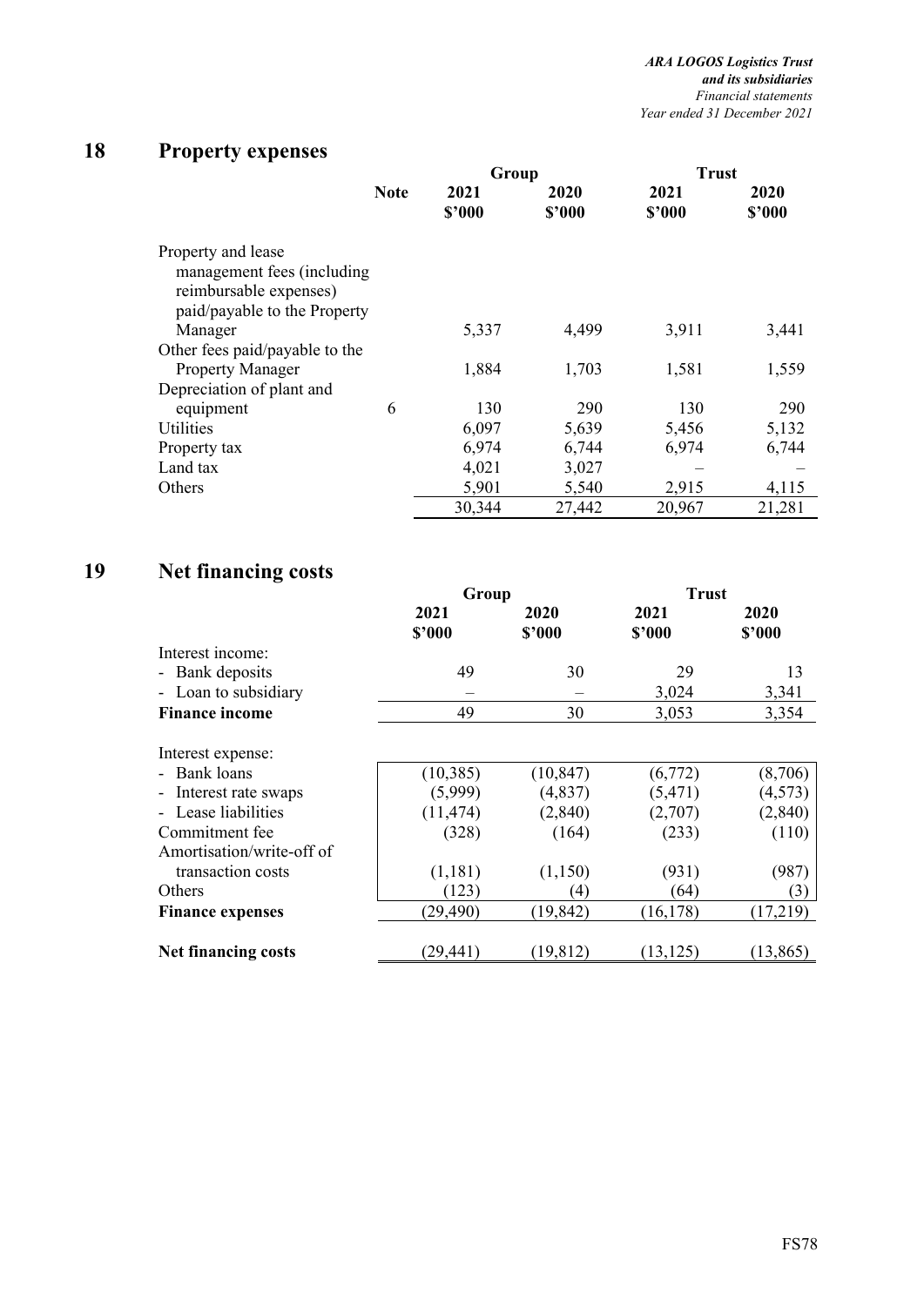## 18 Property expenses

| | Note | Group 2021 $'000 | Group 2020 $'000 | Trust 2021 $'000 | Trust 2020 $'000 |
|---|---|---|---|---|---|
| Property and lease management fees (including reimbursable expenses) paid/payable to the Property Manager | | 5,337 | 4,499 | 3,911 | 3,441 |
| Other fees paid/payable to the Property Manager | | 1,884 | 1,703 | 1,581 | 1,559 |
| Depreciation of plant and equipment | 6 | 130 | 290 | 130 | 290 |
| Utilities | | 6,097 | 5,639 | 5,456 | 5,132 |
| Property tax | | 6,974 | 6,744 | 6,974 | 6,744 |
| Land tax | | 4,021 | 3,027 | – | – |
| Others | | 5,901 | 5,540 | 2,915 | 4,115 |
| | | 30,344 | 27,442 | 20,967 | 21,281 |

## 19 Net financing costs

| | Group 2021 $'000 | Group 2020 $'000 | Trust 2021 $'000 | Trust 2020 $'000 |
|---|---|---|---|---|
| Interest income: | | | | |
| - Bank deposits | 49 | 30 | 29 | 13 |
| - Loan to subsidiary | – | – | 3,024 | 3,341 |
| **Finance income** | 49 | 30 | 3,053 | 3,354 |
| | | | | |
| Interest expense: | | | | |
| - Bank loans | (10,385) | (10,847) | (6,772) | (8,706) |
| - Interest rate swaps | (5,999) | (4,837) | (5,471) | (4,573) |
| - Lease liabilities | (11,474) | (2,840) | (2,707) | (2,840) |
| Commitment fee | (328) | (164) | (233) | (110) |
| Amortisation/write-off of transaction costs | (1,181) | (1,150) | (931) | (987) |
| Others | (123) | (4) | (64) | (3) |
| **Finance expenses** | (29,490) | (19,842) | (16,178) | (17,219) |
| | | | | |
| **Net financing costs** | (29,441) | (19,812) | (13,125) | (13,865) |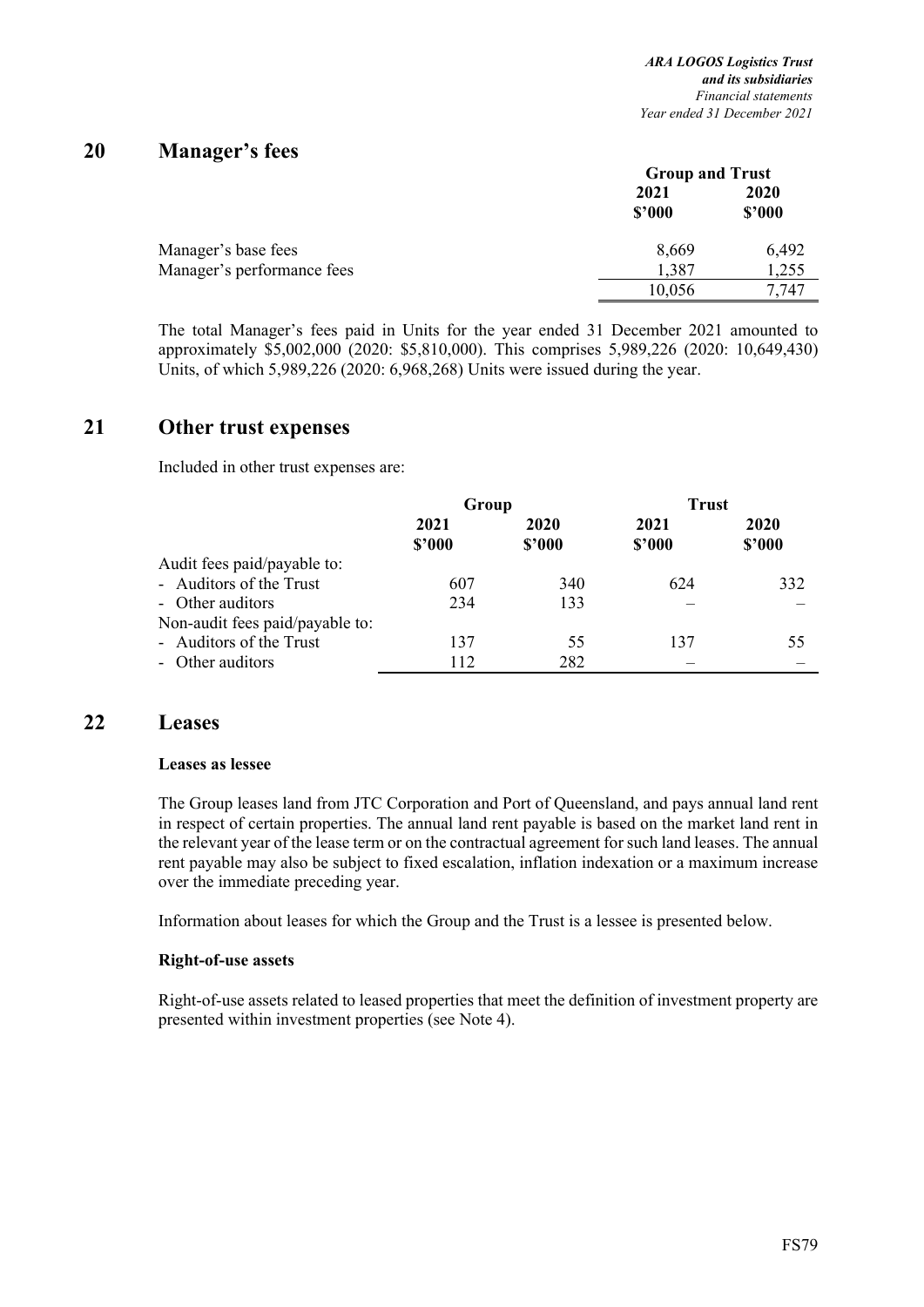## 20 Manager's fees

| | Group and Trust | |
|---|---|---|
| | 2021 | 2020 |
| | \$'000 | \$'000 |
| Manager's base fees | 8,669 | 6,492 |
| Manager's performance fees | 1,387 | 1,255 |
| | 10,056 | 7,747 |

The total Manager's fees paid in Units for the year ended 31 December 2021 amounted to approximately \$5,002,000 (2020: \$5,810,000). This comprises 5,989,226 (2020: 10,649,430) Units, of which 5,989,226 (2020: 6,968,268) Units were issued during the year.

## 21 Other trust expenses

Included in other trust expenses are:

| | Group | | Trust | |
|---|---|---|---|---|
| | 2021 | 2020 | 2021 | 2020 |
| | \$'000 | \$'000 | \$'000 | \$'000 |
| Audit fees paid/payable to: | | | | |
| - Auditors of the Trust | 607 | 340 | 624 | 332 |
| - Other auditors | 234 | 133 | – | – |
| Non-audit fees paid/payable to: | | | | |
| - Auditors of the Trust | 137 | 55 | 137 | 55 |
| - Other auditors | 112 | 282 | – | – |

## 22 Leases

**Leases as lessee**

The Group leases land from JTC Corporation and Port of Queensland, and pays annual land rent in respect of certain properties. The annual land rent payable is based on the market land rent in the relevant year of the lease term or on the contractual agreement for such land leases. The annual rent payable may also be subject to fixed escalation, inflation indexation or a maximum increase over the immediate preceding year.

Information about leases for which the Group and the Trust is a lessee is presented below.

**Right-of-use assets**

Right-of-use assets related to leased properties that meet the definition of investment property are presented within investment properties (see Note 4).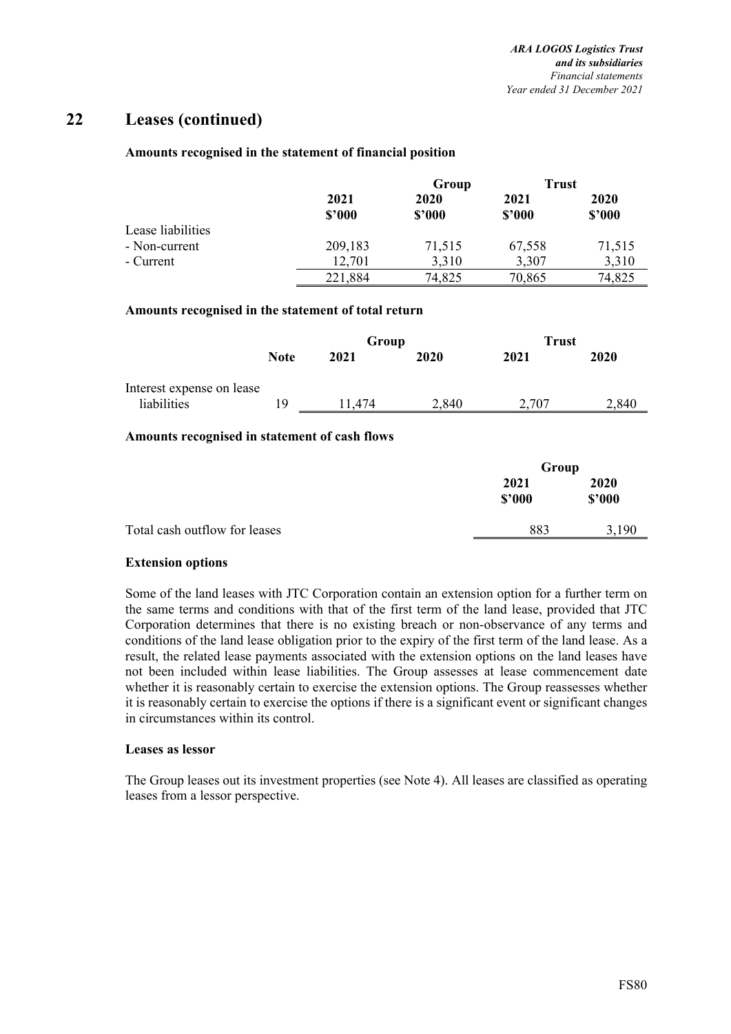## 22 Leases (continued)

**Amounts recognised in the statement of financial position**

| | Group | | Trust | |
|---|---|---|---|---|
| | 2021 | 2020 | 2021 | 2020 |
| | $'000 | $'000 | $'000 | $'000 |
| Lease liabilities | | | | |
| - Non-current | 209,183 | 71,515 | 67,558 | 71,515 |
| - Current | 12,701 | 3,310 | 3,307 | 3,310 |
| | 221,884 | 74,825 | 70,865 | 74,825 |

**Amounts recognised in the statement of total return**

| | Note | Group | | Trust | |
|---|---|---|---|---|---|
| | | 2021 | 2020 | 2021 | 2020 |
| Interest expense on lease liabilities | 19 | 11,474 | 2,840 | 2,707 | 2,840 |

**Amounts recognised in statement of cash flows**

| | Group | |
|---|---|---|
| | 2021 | 2020 |
| | $'000 | $'000 |
| Total cash outflow for leases | 883 | 3,190 |

**Extension options**

Some of the land leases with JTC Corporation contain an extension option for a further term on the same terms and conditions with that of the first term of the land lease, provided that JTC Corporation determines that there is no existing breach or non-observance of any terms and conditions of the land lease obligation prior to the expiry of the first term of the land lease. As a result, the related lease payments associated with the extension options on the land leases have not been included within lease liabilities. The Group assesses at lease commencement date whether it is reasonably certain to exercise the extension options. The Group reassesses whether it is reasonably certain to exercise the options if there is a significant event or significant changes in circumstances within its control.

**Leases as lessor**

The Group leases out its investment properties (see Note 4). All leases are classified as operating leases from a lessor perspective.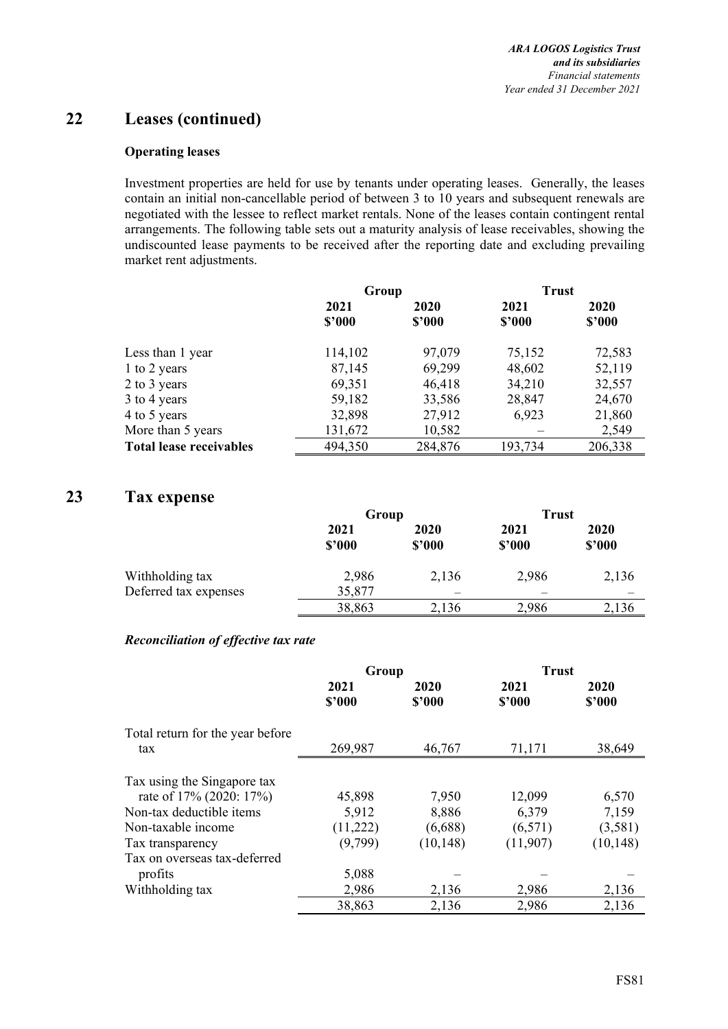## 22 Leases (continued)

### Operating leases

Investment properties are held for use by tenants under operating leases. Generally, the leases contain an initial non-cancellable period of between 3 to 10 years and subsequent renewals are negotiated with the lessee to reflect market rentals. None of the leases contain contingent rental arrangements. The following table sets out a maturity analysis of lease receivables, showing the undiscounted lease payments to be received after the reporting date and excluding prevailing market rent adjustments.

| | Group | | Trust | |
|---|---|---|---|---|
| | 2021<br>$'000 | 2020<br>$'000 | 2021<br>$'000 | 2020<br>$'000 |
| Less than 1 year | 114,102 | 97,079 | 75,152 | 72,583 |
| 1 to 2 years | 87,145 | 69,299 | 48,602 | 52,119 |
| 2 to 3 years | 69,351 | 46,418 | 34,210 | 32,557 |
| 3 to 4 years | 59,182 | 33,586 | 28,847 | 24,670 |
| 4 to 5 years | 32,898 | 27,912 | 6,923 | 21,860 |
| More than 5 years | 131,672 | 10,582 | – | 2,549 |
| **Total lease receivables** | 494,350 | 284,876 | 193,734 | 206,338 |

## 23 Tax expense

| | Group | | Trust | |
|---|---|---|---|---|
| | 2021<br>$'000 | 2020<br>$'000 | 2021<br>$'000 | 2020<br>$'000 |
| Withholding tax | 2,986 | 2,136 | 2,986 | 2,136 |
| Deferred tax expenses | 35,877 | – | – | – |
| | 38,863 | 2,136 | 2,986 | 2,136 |

***Reconciliation of effective tax rate***

| | Group | | Trust | |
|---|---|---|---|---|
| | 2021<br>$'000 | 2020<br>$'000 | 2021<br>$'000 | 2020<br>$'000 |
| Total return for the year before tax | 269,987 | 46,767 | 71,171 | 38,649 |
| Tax using the Singapore tax rate of 17% (2020: 17%) | 45,898 | 7,950 | 12,099 | 6,570 |
| Non-tax deductible items | 5,912 | 8,886 | 6,379 | 7,159 |
| Non-taxable income | (11,222) | (6,688) | (6,571) | (3,581) |
| Tax transparency | (9,799) | (10,148) | (11,907) | (10,148) |
| Tax on overseas tax-deferred profits | 5,088 | – | – | – |
| Withholding tax | 2,986 | 2,136 | 2,986 | 2,136 |
| | 38,863 | 2,136 | 2,986 | 2,136 |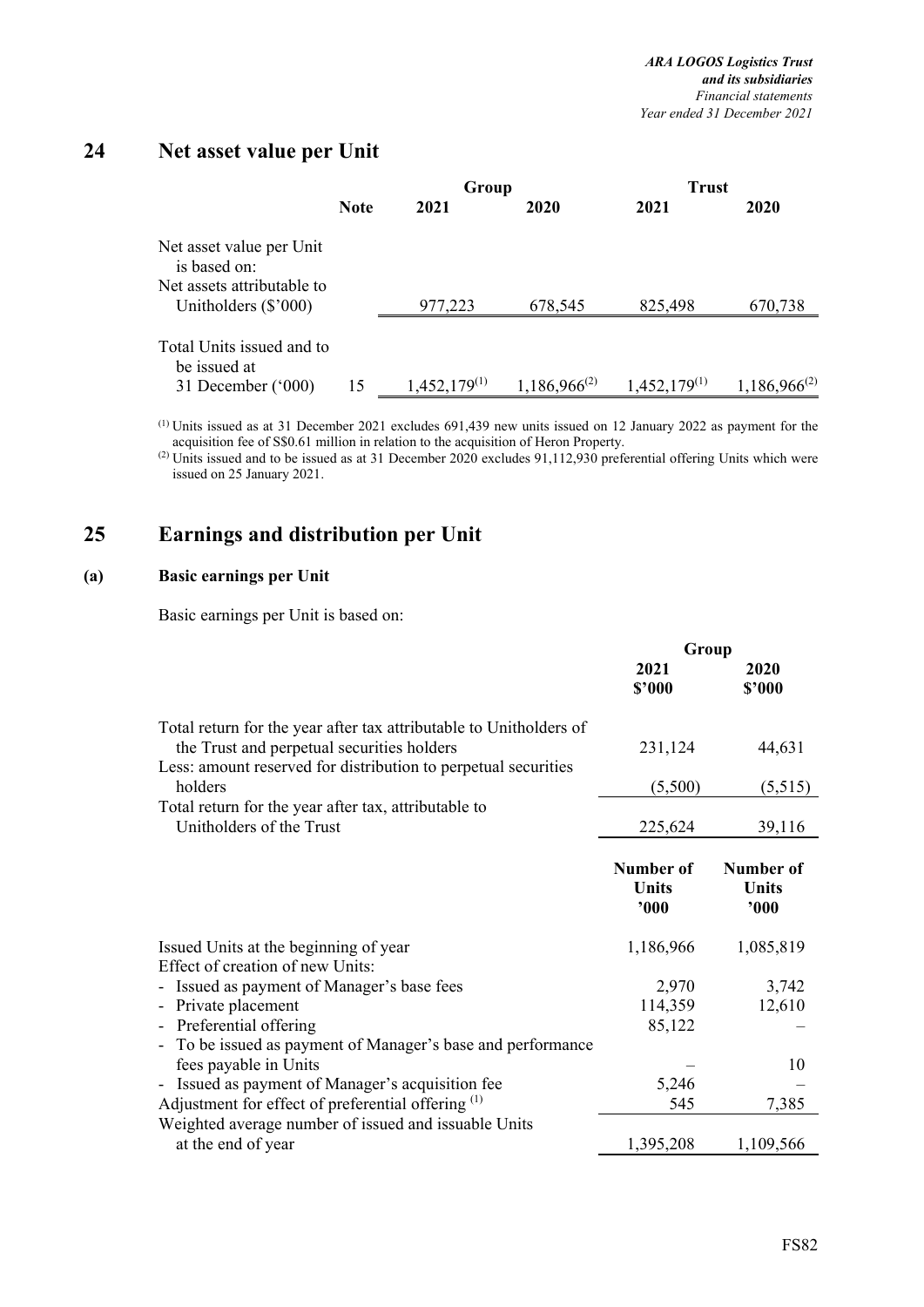## 24 Net asset value per Unit

| | Note | Group 2021 | Group 2020 | Trust 2021 | Trust 2020 |
|---|---|---|---|---|---|
| Net asset value per Unit is based on: | | | | | |
| Net assets attributable to Unitholders ($'000) | | 977,223 | 678,545 | 825,498 | 670,738 |
| Total Units issued and to be issued at 31 December ('000) | 15 | 1,452,179[(1)] | 1,186,966[(2)] | 1,452,179[(1)] | 1,186,966[(2)] |

[(1)] Units issued as at 31 December 2021 excludes 691,439 new units issued on 12 January 2022 as payment for the acquisition fee of S$0.61 million in relation to the acquisition of Heron Property.

[(2)] Units issued and to be issued as at 31 December 2020 excludes 91,112,930 preferential offering Units which were issued on 25 January 2021.

## 25 Earnings and distribution per Unit

### (a) Basic earnings per Unit

Basic earnings per Unit is based on:

| | Group 2021 $'000 | Group 2020 $'000 |
|---|---|---|
| Total return for the year after tax attributable to Unitholders of the Trust and perpetual securities holders | 231,124 | 44,631 |
| Less: amount reserved for distribution to perpetual securities holders | (5,500) | (5,515) |
| Total return for the year after tax, attributable to Unitholders of the Trust | 225,624 | 39,116 |

| | Number of Units '000 (2021) | Number of Units '000 (2020) |
|---|---|---|
| Issued Units at the beginning of year | 1,186,966 | 1,085,819 |
| Effect of creation of new Units: | | |
| - Issued as payment of Manager's base fees | 2,970 | 3,742 |
| - Private placement | 114,359 | 12,610 |
| - Preferential offering | 85,122 | – |
| - To be issued as payment of Manager's base and performance fees payable in Units | – | 10 |
| - Issued as payment of Manager's acquisition fee | 5,246 | – |
| Adjustment for effect of preferential offering [(1)] | 545 | 7,385 |
| Weighted average number of issued and issuable Units at the end of year | 1,395,208 | 1,109,566 |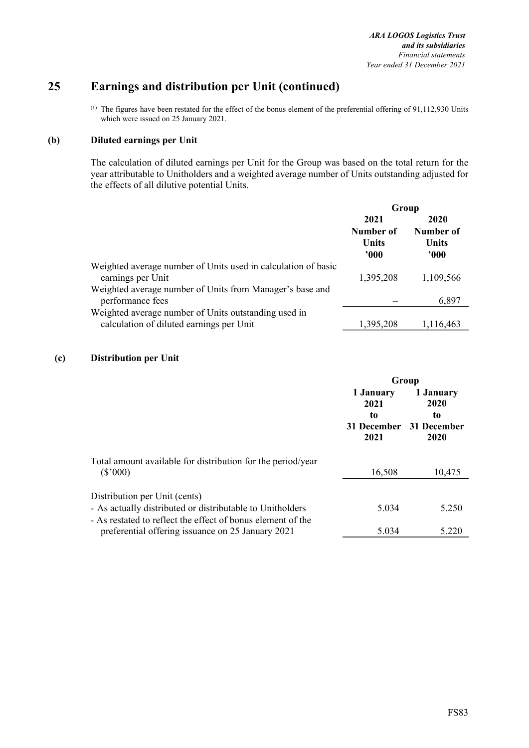## 25 Earnings and distribution per Unit (continued)

(1) The figures have been restated for the effect of the bonus element of the preferential offering of 91,112,930 Units which were issued on 25 January 2021.

### (b) Diluted earnings per Unit

The calculation of diluted earnings per Unit for the Group was based on the total return for the year attributable to Unitholders and a weighted average number of Units outstanding adjusted for the effects of all dilutive potential Units.

| | Group | |
|---|---|---|
| | 2021 Number of Units '000 | 2020 Number of Units '000 |
| Weighted average number of Units used in calculation of basic earnings per Unit | 1,395,208 | 1,109,566 |
| Weighted average number of Units from Manager's base and performance fees | – | 6,897 |
| Weighted average number of Units outstanding used in calculation of diluted earnings per Unit | 1,395,208 | 1,116,463 |

### (c) Distribution per Unit

| | Group | |
|---|---|---|
| | 1 January 2021 to 31 December 2021 | 1 January 2020 to 31 December 2020 |
| Total amount available for distribution for the period/year ($'000) | 16,508 | 10,475 |
| Distribution per Unit (cents) | | |
| - As actually distributed or distributable to Unitholders | 5.034 | 5.250 |
| - As restated to reflect the effect of bonus element of the preferential offering issuance on 25 January 2021 | 5.034 | 5.220 |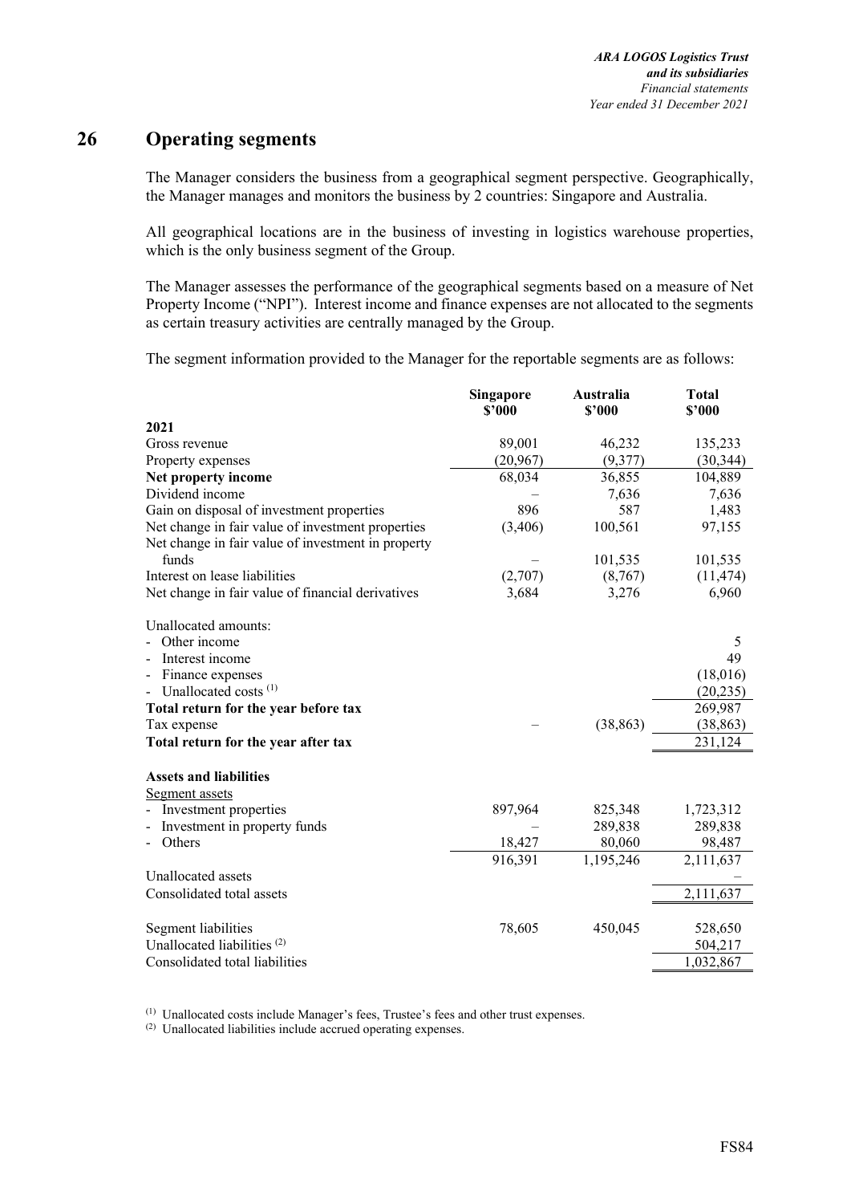# 26 Operating segments

The Manager considers the business from a geographical segment perspective. Geographically, the Manager manages and monitors the business by 2 countries: Singapore and Australia.

All geographical locations are in the business of investing in logistics warehouse properties, which is the only business segment of the Group.

The Manager assesses the performance of the geographical segments based on a measure of Net Property Income ("NPI"). Interest income and finance expenses are not allocated to the segments as certain treasury activities are centrally managed by the Group.

The segment information provided to the Manager for the reportable segments are as follows:

| | Singapore $'000 | Australia $'000 | Total $'000 |
|---|---|---|---|
| **2021** | | | |
| Gross revenue | 89,001 | 46,232 | 135,233 |
| Property expenses | (20,967) | (9,377) | (30,344) |
| **Net property income** | 68,034 | 36,855 | 104,889 |
| Dividend income | – | 7,636 | 7,636 |
| Gain on disposal of investment properties | 896 | 587 | 1,483 |
| Net change in fair value of investment properties | (3,406) | 100,561 | 97,155 |
| Net change in fair value of investment in property funds | – | 101,535 | 101,535 |
| Interest on lease liabilities | (2,707) | (8,767) | (11,474) |
| Net change in fair value of financial derivatives | 3,684 | 3,276 | 6,960 |
| | | | |
| Unallocated amounts: | | | |
| - Other income | | | 5 |
| - Interest income | | | 49 |
| - Finance expenses | | | (18,016) |
| - Unallocated costs [(1)] | | | (20,235) |
| **Total return for the year before tax** | | | 269,987 |
| Tax expense | – | (38,863) | (38,863) |
| **Total return for the year after tax** | | | 231,124 |
| | | | |
| **Assets and liabilities** | | | |
| Segment assets | | | |
| - Investment properties | 897,964 | 825,348 | 1,723,312 |
| - Investment in property funds | – | 289,838 | 289,838 |
| - Others | 18,427 | 80,060 | 98,487 |
| | 916,391 | 1,195,246 | 2,111,637 |
| Unallocated assets | | | – |
| Consolidated total assets | | | 2,111,637 |
| | | | |
| Segment liabilities | 78,605 | 450,045 | 528,650 |
| Unallocated liabilities [(2)] | | | 504,217 |
| Consolidated total liabilities | | | 1,032,867 |

[(1)] Unallocated costs include Manager's fees, Trustee's fees and other trust expenses.
[(2)] Unallocated liabilities include accrued operating expenses.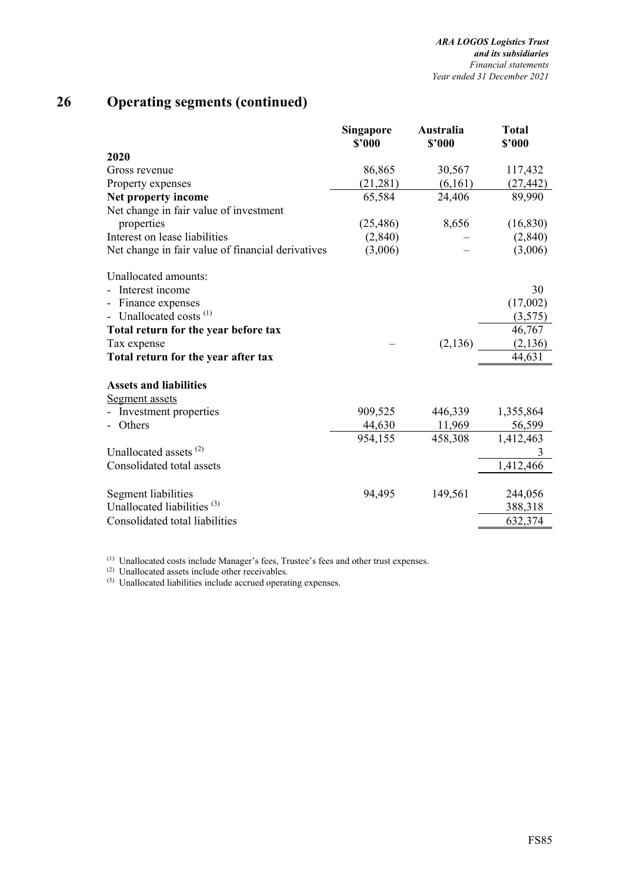# 26 Operating segments (continued)

| | Singapore $'000 | Australia $'000 | Total $'000 |
|---|---|---|---|
| **2020** | | | |
| Gross revenue | 86,865 | 30,567 | 117,432 |
| Property expenses | (21,281) | (6,161) | (27,442) |
| **Net property income** | 65,584 | 24,406 | 89,990 |
| Net change in fair value of investment properties | (25,486) | 8,656 | (16,830) |
| Interest on lease liabilities | (2,840) | – | (2,840) |
| Net change in fair value of financial derivatives | (3,006) | – | (3,006) |
| | | | |
| Unallocated amounts: | | | |
| - Interest income | | | 30 |
| - Finance expenses | | | (17,002) |
| - Unallocated costs [(1)] | | | (3,575) |
| **Total return for the year before tax** | | | 46,767 |
| Tax expense | – | (2,136) | (2,136) |
| **Total return for the year after tax** | | | 44,631 |
| | | | |
| **Assets and liabilities** | | | |
| Segment assets | | | |
| - Investment properties | 909,525 | 446,339 | 1,355,864 |
| - Others | 44,630 | 11,969 | 56,599 |
| | 954,155 | 458,308 | 1,412,463 |
| Unallocated assets [(2)] | | | 3 |
| Consolidated total assets | | | 1,412,466 |
| | | | |
| Segment liabilities | 94,495 | 149,561 | 244,056 |
| Unallocated liabilities [(3)] | | | 388,318 |
| Consolidated total liabilities | | | 632,374 |

[(1)] Unallocated costs include Manager's fees, Trustee's fees and other trust expenses.
[(2)] Unallocated assets include other receivables.
[(3)] Unallocated liabilities include accrued operating expenses.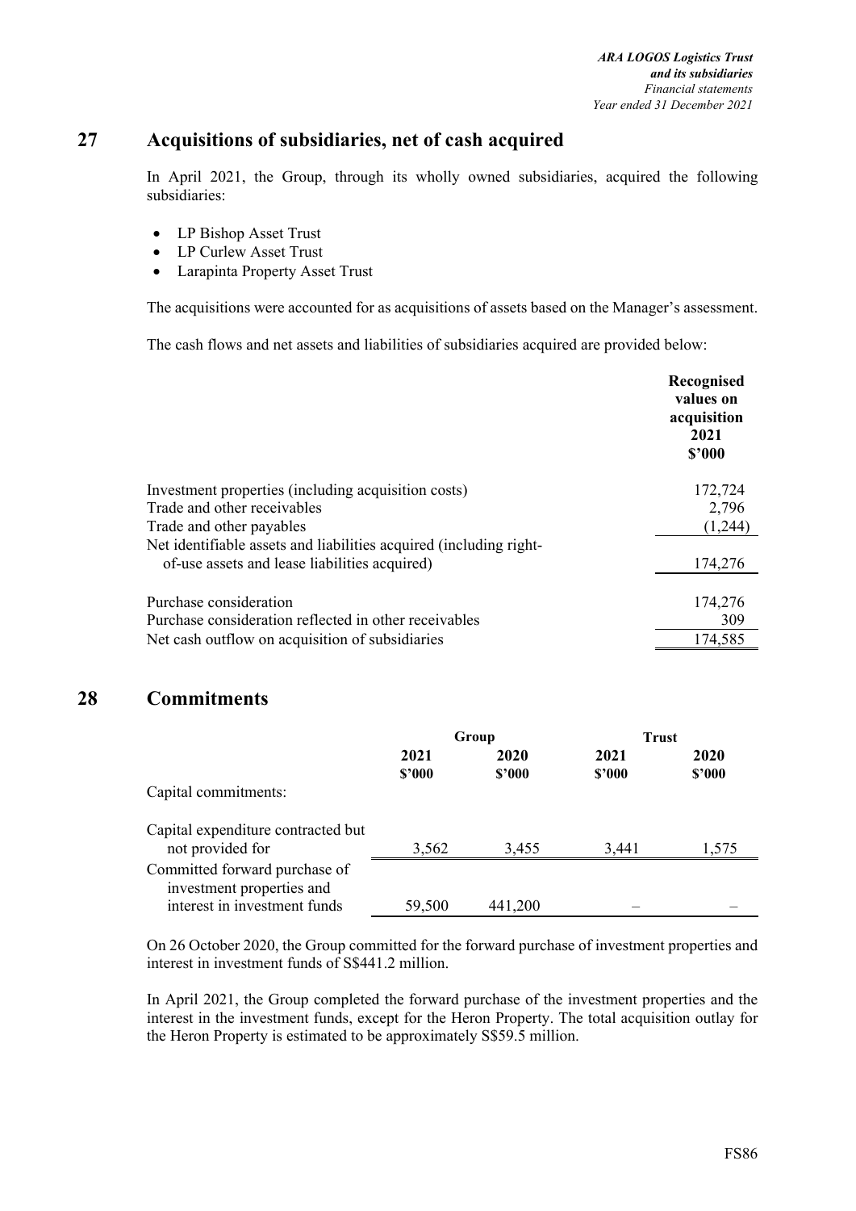## 27 Acquisitions of subsidiaries, net of cash acquired

In April 2021, the Group, through its wholly owned subsidiaries, acquired the following subsidiaries:

- LP Bishop Asset Trust
- LP Curlew Asset Trust
- Larapinta Property Asset Trust

The acquisitions were accounted for as acquisitions of assets based on the Manager's assessment.

The cash flows and net assets and liabilities of subsidiaries acquired are provided below:

| | Recognised values on acquisition 2021 $'000 |
|---|---|
| Investment properties (including acquisition costs) | 172,724 |
| Trade and other receivables | 2,796 |
| Trade and other payables | (1,244) |
| Net identifiable assets and liabilities acquired (including right-of-use assets and lease liabilities acquired) | 174,276 |
| | |
| Purchase consideration | 174,276 |
| Purchase consideration reflected in other receivables | 309 |
| Net cash outflow on acquisition of subsidiaries | 174,585 |

## 28 Commitments

| | Group | | Trust | |
|---|---|---|---|---|
| | 2021 $'000 | 2020 $'000 | 2021 $'000 | 2020 $'000 |
| Capital commitments: | | | | |
| Capital expenditure contracted but not provided for | 3,562 | 3,455 | 3,441 | 1,575 |
| Committed forward purchase of investment properties and interest in investment funds | 59,500 | 441,200 | – | – |

On 26 October 2020, the Group committed for the forward purchase of investment properties and interest in investment funds of S$441.2 million.

In April 2021, the Group completed the forward purchase of the investment properties and the interest in the investment funds, except for the Heron Property. The total acquisition outlay for the Heron Property is estimated to be approximately S$59.5 million.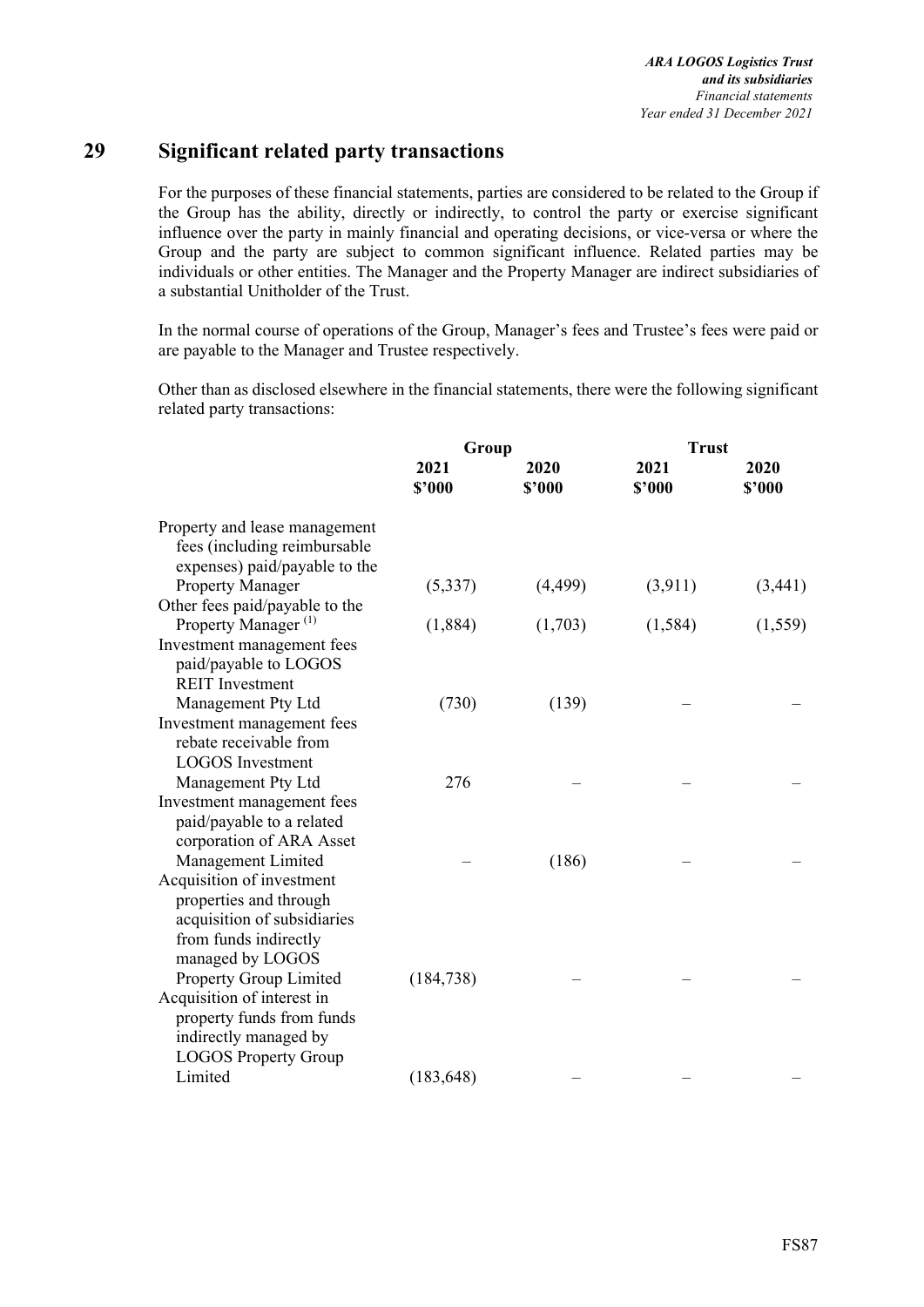## 29 Significant related party transactions

For the purposes of these financial statements, parties are considered to be related to the Group if the Group has the ability, directly or indirectly, to control the party or exercise significant influence over the party in mainly financial and operating decisions, or vice-versa or where the Group and the party are subject to common significant influence. Related parties may be individuals or other entities. The Manager and the Property Manager are indirect subsidiaries of a substantial Unitholder of the Trust.

In the normal course of operations of the Group, Manager's fees and Trustee's fees were paid or are payable to the Manager and Trustee respectively.

Other than as disclosed elsewhere in the financial statements, there were the following significant related party transactions:

| | Group | | Trust | |
|---|---|---|---|---|
| | 2021 $'000 | 2020 $'000 | 2021 $'000 | 2020 $'000 |
| Property and lease management fees (including reimbursable expenses) paid/payable to the Property Manager | (5,337) | (4,499) | (3,911) | (3,441) |
| Other fees paid/payable to the Property Manager [(1)] | (1,884) | (1,703) | (1,584) | (1,559) |
| Investment management fees paid/payable to LOGOS REIT Investment Management Pty Ltd | (730) | (139) | – | – |
| Investment management fees rebate receivable from LOGOS Investment Management Pty Ltd | 276 | – | – | – |
| Investment management fees paid/payable to a related corporation of ARA Asset Management Limited | – | (186) | – | – |
| Acquisition of investment properties and through acquisition of subsidiaries from funds indirectly managed by LOGOS Property Group Limited | (184,738) | – | – | – |
| Acquisition of interest in property funds from funds indirectly managed by LOGOS Property Group Limited | (183,648) | – | – | – |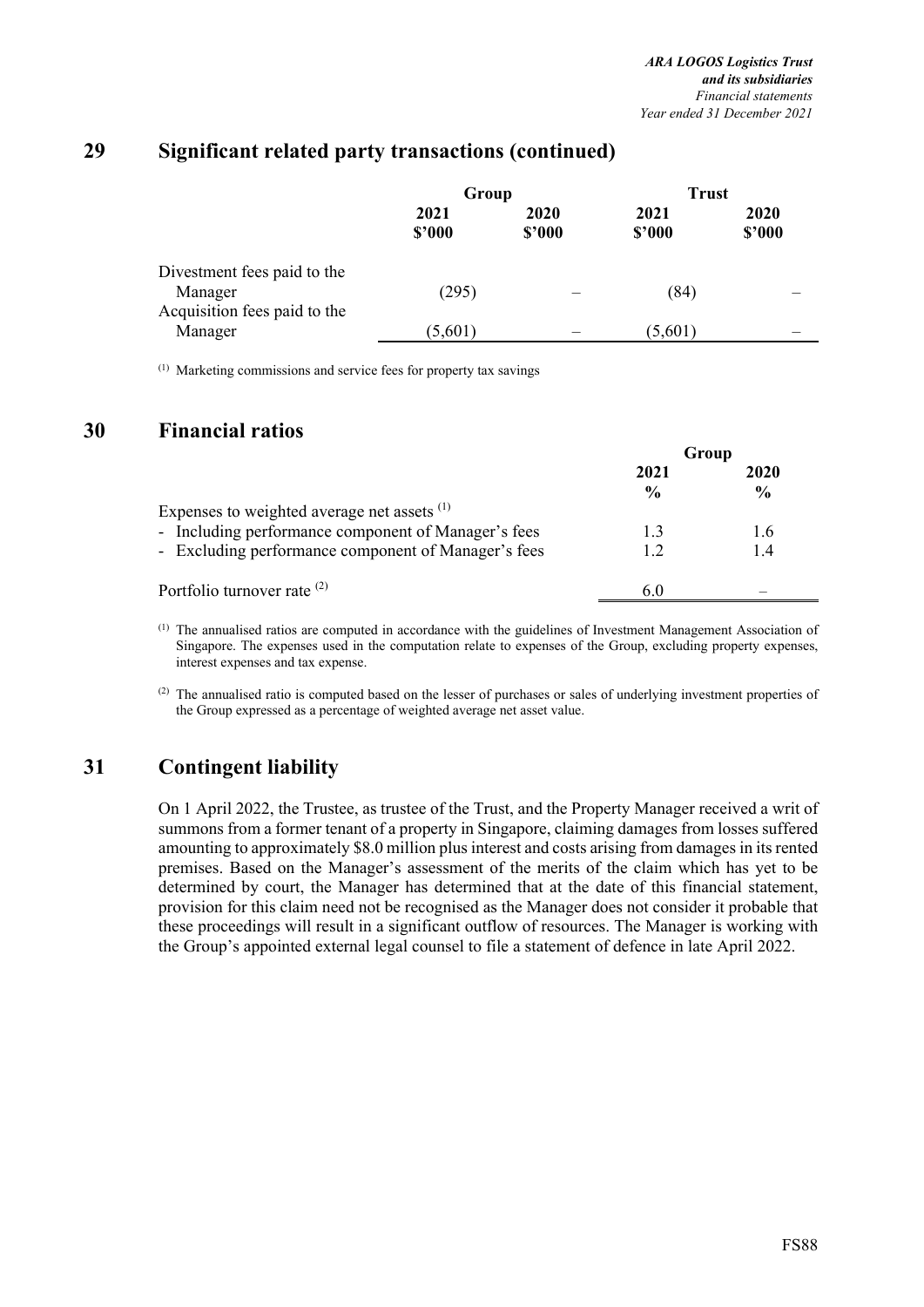## 29 Significant related party transactions (continued)

| | Group | | Trust | |
|---|---|---|---|---|
| | 2021<br>$'000 | 2020<br>$'000 | 2021<br>$'000 | 2020<br>$'000 |
| Divestment fees paid to the Manager | (295) | – | (84) | – |
| Acquisition fees paid to the Manager | (5,601) | – | (5,601) | – |

(1) Marketing commissions and service fees for property tax savings

## 30 Financial ratios

| | Group | |
|---|---|---|
| | 2021<br>% | 2020<br>% |
| Expenses to weighted average net assets (1) | | |
| - Including performance component of Manager's fees | 1.3 | 1.6 |
| - Excluding performance component of Manager's fees | 1.2 | 1.4 |
| Portfolio turnover rate (2) | 6.0 | – |

(1) The annualised ratios are computed in accordance with the guidelines of Investment Management Association of Singapore. The expenses used in the computation relate to expenses of the Group, excluding property expenses, interest expenses and tax expense.

(2) The annualised ratio is computed based on the lesser of purchases or sales of underlying investment properties of the Group expressed as a percentage of weighted average net asset value.

## 31 Contingent liability

On 1 April 2022, the Trustee, as trustee of the Trust, and the Property Manager received a writ of summons from a former tenant of a property in Singapore, claiming damages from losses suffered amounting to approximately $8.0 million plus interest and costs arising from damages in its rented premises. Based on the Manager's assessment of the merits of the claim which has yet to be determined by court, the Manager has determined that at the date of this financial statement, provision for this claim need not be recognised as the Manager does not consider it probable that these proceedings will result in a significant outflow of resources. The Manager is working with the Group's appointed external legal counsel to file a statement of defence in late April 2022.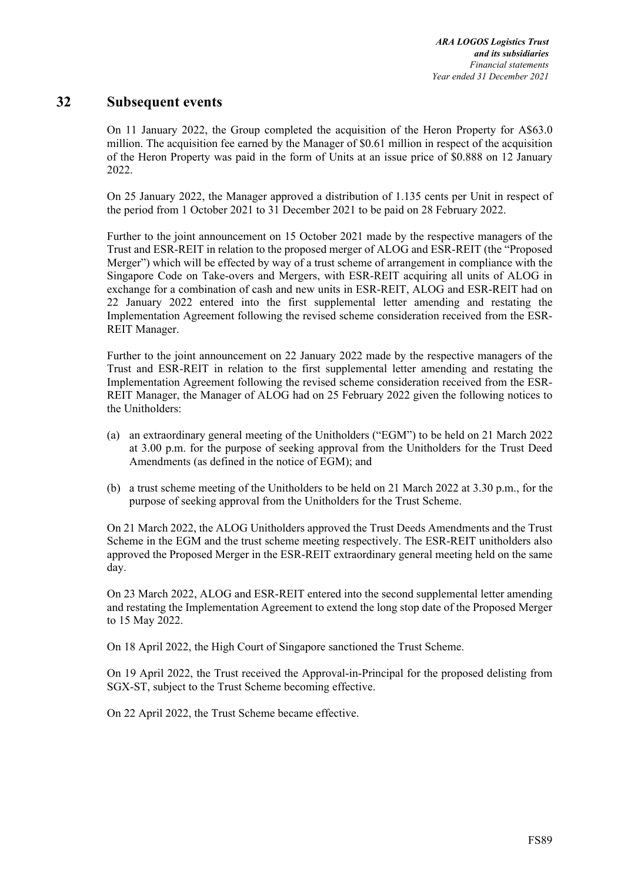## 32 Subsequent events

On 11 January 2022, the Group completed the acquisition of the Heron Property for A$63.0 million. The acquisition fee earned by the Manager of $0.61 million in respect of the acquisition of the Heron Property was paid in the form of Units at an issue price of $0.888 on 12 January 2022.

On 25 January 2022, the Manager approved a distribution of 1.135 cents per Unit in respect of the period from 1 October 2021 to 31 December 2021 to be paid on 28 February 2022.

Further to the joint announcement on 15 October 2021 made by the respective managers of the Trust and ESR-REIT in relation to the proposed merger of ALOG and ESR-REIT (the "Proposed Merger") which will be effected by way of a trust scheme of arrangement in compliance with the Singapore Code on Take-overs and Mergers, with ESR-REIT acquiring all units of ALOG in exchange for a combination of cash and new units in ESR-REIT, ALOG and ESR-REIT had on 22 January 2022 entered into the first supplemental letter amending and restating the Implementation Agreement following the revised scheme consideration received from the ESR-REIT Manager.

Further to the joint announcement on 22 January 2022 made by the respective managers of the Trust and ESR-REIT in relation to the first supplemental letter amending and restating the Implementation Agreement following the revised scheme consideration received from the ESR-REIT Manager, the Manager of ALOG had on 25 February 2022 given the following notices to the Unitholders:

(a) an extraordinary general meeting of the Unitholders ("EGM") to be held on 21 March 2022 at 3.00 p.m. for the purpose of seeking approval from the Unitholders for the Trust Deed Amendments (as defined in the notice of EGM); and

(b) a trust scheme meeting of the Unitholders to be held on 21 March 2022 at 3.30 p.m., for the purpose of seeking approval from the Unitholders for the Trust Scheme.

On 21 March 2022, the ALOG Unitholders approved the Trust Deeds Amendments and the Trust Scheme in the EGM and the trust scheme meeting respectively. The ESR-REIT unitholders also approved the Proposed Merger in the ESR-REIT extraordinary general meeting held on the same day.

On 23 March 2022, ALOG and ESR-REIT entered into the second supplemental letter amending and restating the Implementation Agreement to extend the long stop date of the Proposed Merger to 15 May 2022.

On 18 April 2022, the High Court of Singapore sanctioned the Trust Scheme.

On 19 April 2022, the Trust received the Approval-in-Principal for the proposed delisting from SGX-ST, subject to the Trust Scheme becoming effective.

On 22 April 2022, the Trust Scheme became effective.